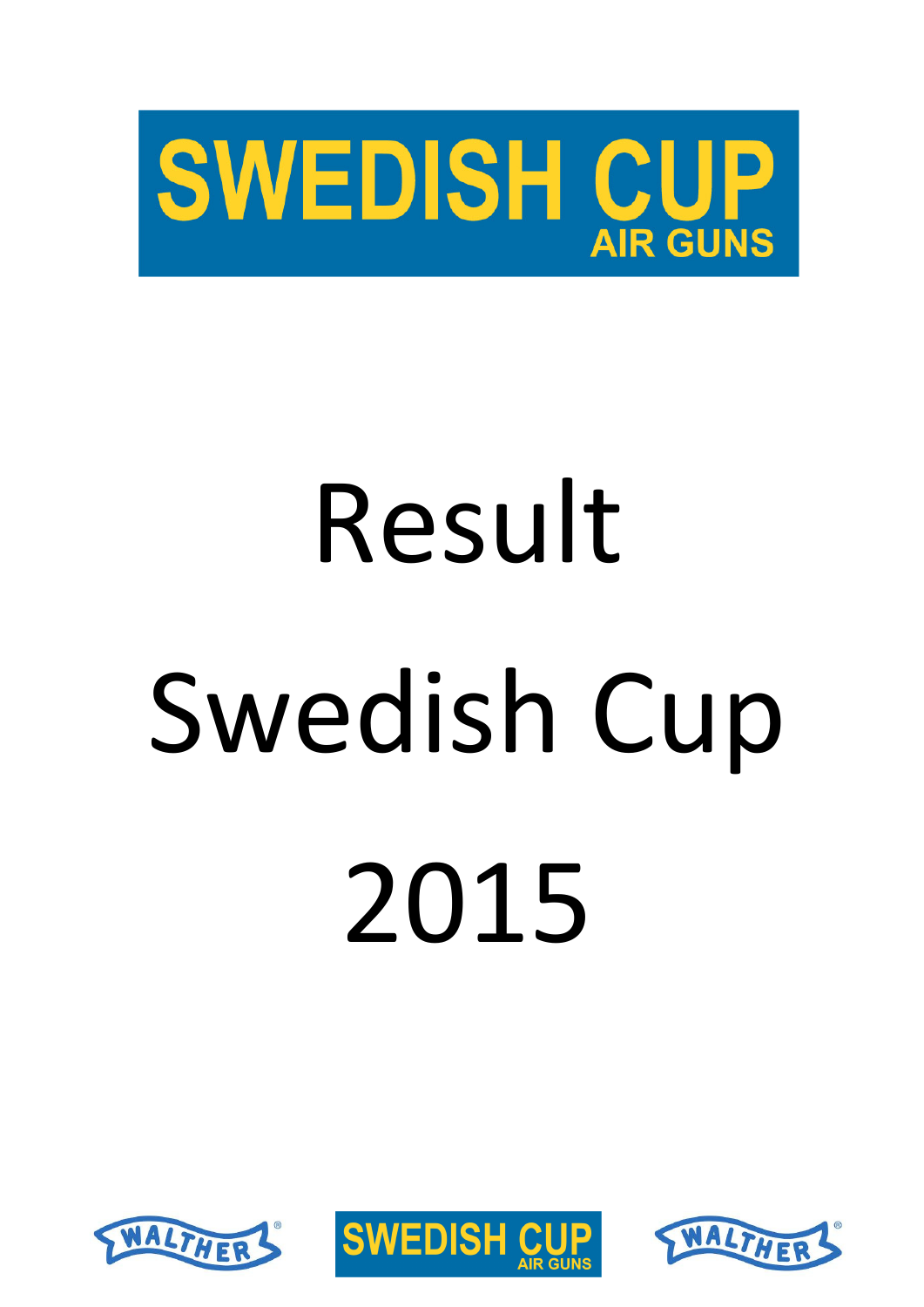# SWEDISH CUP
AIR GUNS

# Result

# Swedish Cup

# 2015

WALTHER SWEDISH CUP AIR GUNS WALTHER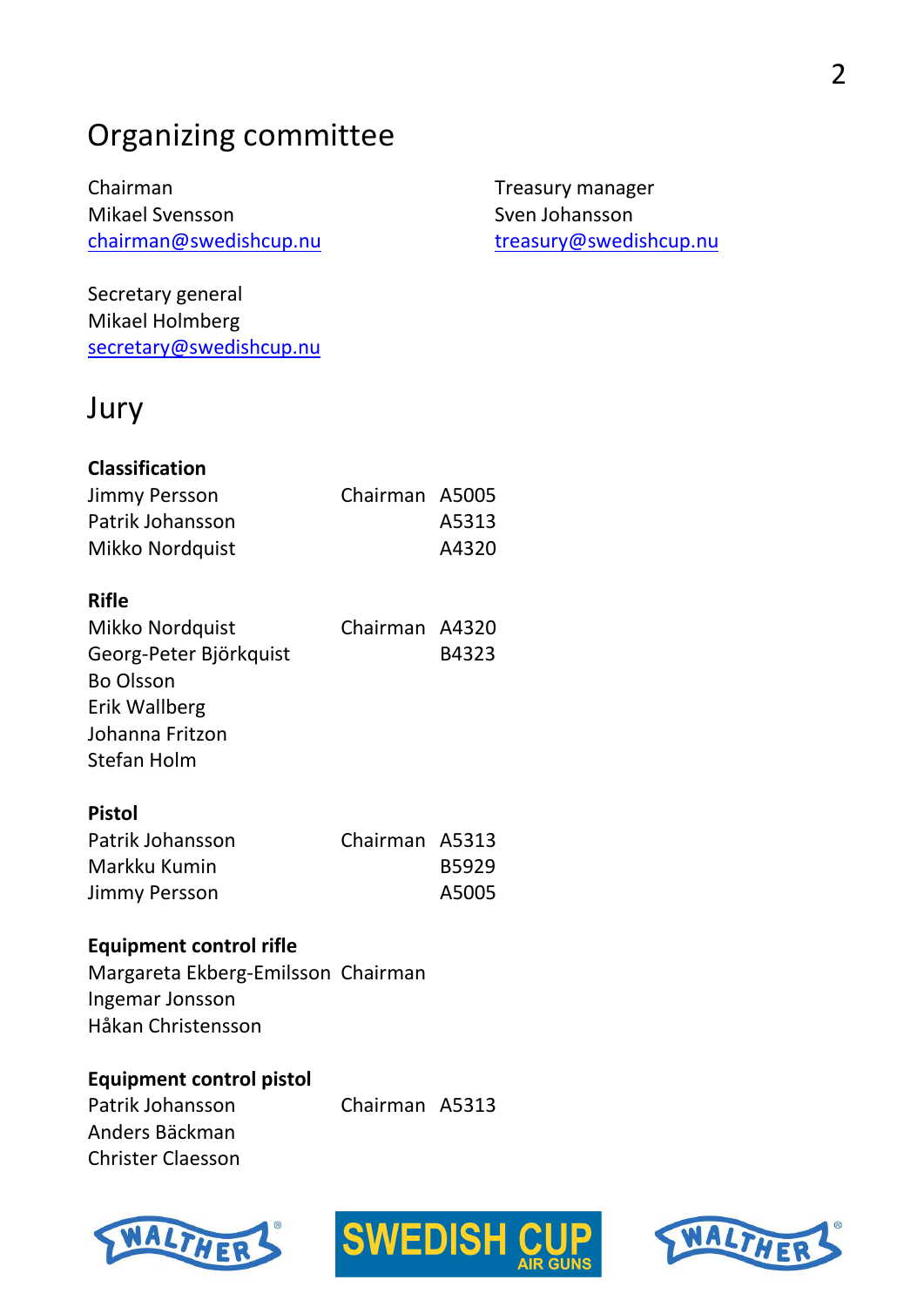# Organizing committee

Chairman
Mikael Svensson
chairman@swedishcup.nu

Treasury manager
Sven Johansson
treasury@swedishcup.nu

Secretary general
Mikael Holmberg
secretary@swedishcup.nu

# Jury

**Classification**

| | | |
|---|---|---|
| Jimmy Persson | Chairman | A5005 |
| Patrik Johansson | | A5313 |
| Mikko Nordquist | | A4320 |

**Rifle**

| | | |
|---|---|---|
| Mikko Nordquist | Chairman | A4320 |
| Georg-Peter Björkquist | | B4323 |
| Bo Olsson | | |
| Erik Wallberg | | |
| Johanna Fritzon | | |
| Stefan Holm | | |

**Pistol**

| | | |
|---|---|---|
| Patrik Johansson | Chairman | A5313 |
| Markku Kumin | | B5929 |
| Jimmy Persson | | A5005 |

**Equipment control rifle**

| | |
|---|---|
| Margareta Ekberg-Emilsson | Chairman |
| Ingemar Jonsson | |
| Håkan Christensson | |

**Equipment control pistol**

| | | |
|---|---|---|
| Patrik Johansson | Chairman | A5313 |
| Anders Bäckman | | |
| Christer Claesson | | |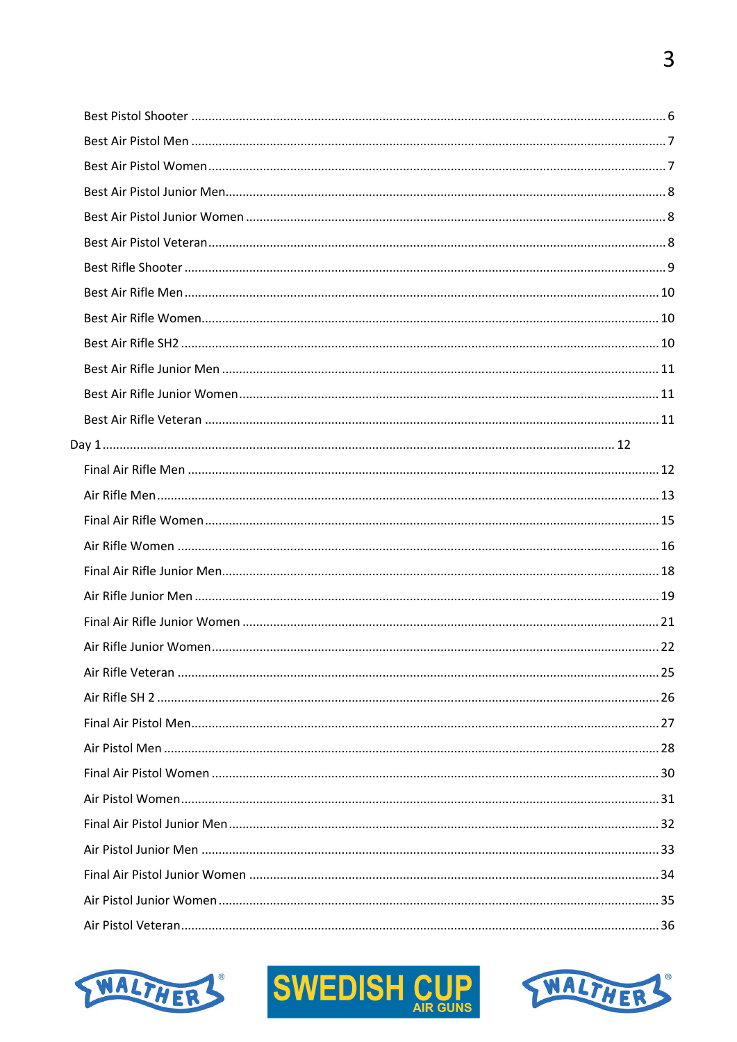Best Pistol Shooter ........................................................................................................................ 6

Best Air Pistol Men ......................................................................................................................... 7

Best Air Pistol Women ..................................................................................................................... 7

Best Air Pistol Junior Men ............................................................................................................... 8

Best Air Pistol Junior Women ........................................................................................................... 8

Best Air Pistol Veteran ..................................................................................................................... 8

Best Rifle Shooter ............................................................................................................................ 9

Best Air Rifle Men .......................................................................................................................... 10

Best Air Rifle Women ...................................................................................................................... 10

Best Air Rifle SH2 ........................................................................................................................... 10

Best Air Rifle Junior Men ................................................................................................................ 11

Best Air Rifle Junior Women ............................................................................................................ 11

Best Air Rifle Veteran ..................................................................................................................... 11

Day 1 ................................................................................................................................................ 12

Final Air Rifle Men .......................................................................................................................... 12

Air Rifle Men ................................................................................................................................... 13

Final Air Rifle Women ..................................................................................................................... 15

Air Rifle Women .............................................................................................................................. 16

Final Air Rifle Junior Men ................................................................................................................ 18

Air Rifle Junior Men ........................................................................................................................ 19

Final Air Rifle Junior Women ........................................................................................................... 21

Air Rifle Junior Women ................................................................................................................... 22

Air Rifle Veteran ............................................................................................................................. 25

Air Rifle SH 2 ................................................................................................................................... 26

Final Air Pistol Men ......................................................................................................................... 27

Air Pistol Men ................................................................................................................................. 28

Final Air Pistol Women .................................................................................................................... 30

Air Pistol Women ............................................................................................................................ 31

Final Air Pistol Junior Men ............................................................................................................... 32

Air Pistol Junior Men ....................................................................................................................... 33

Final Air Pistol Junior Women .......................................................................................................... 34

Air Pistol Junior Women .................................................................................................................. 35

Air Pistol Veteran ............................................................................................................................ 36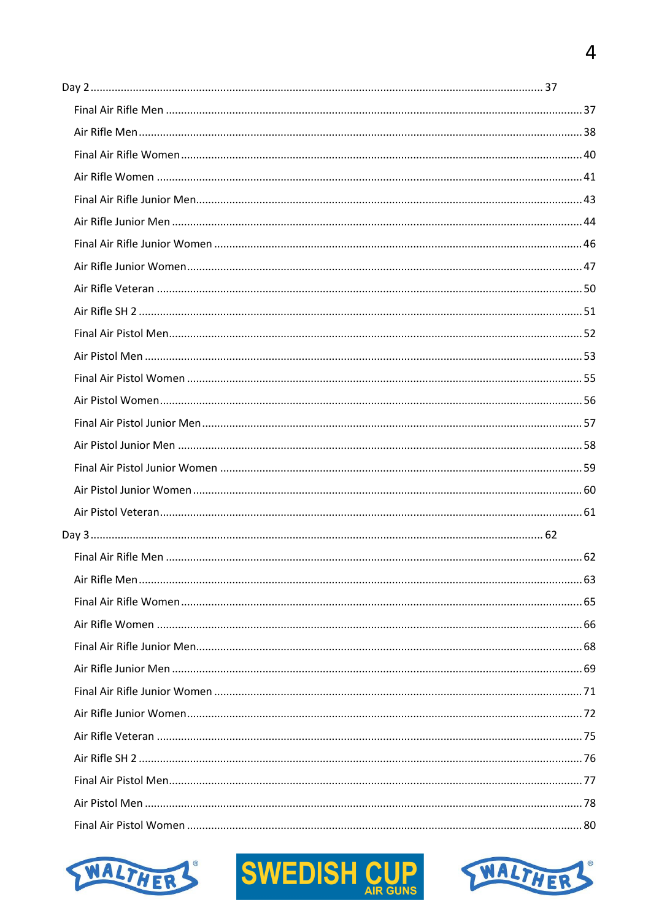Day 2 ............................................................ 37

- Final Air Rifle Men ............................................................ 37
- Air Rifle Men ............................................................ 38
- Final Air Rifle Women ............................................................ 40
- Air Rifle Women ............................................................ 41
- Final Air Rifle Junior Men ............................................................ 43
- Air Rifle Junior Men ............................................................ 44
- Final Air Rifle Junior Women ............................................................ 46
- Air Rifle Junior Women ............................................................ 47
- Air Rifle Veteran ............................................................ 50
- Air Rifle SH 2 ............................................................ 51
- Final Air Pistol Men ............................................................ 52
- Air Pistol Men ............................................................ 53
- Final Air Pistol Women ............................................................ 55
- Air Pistol Women ............................................................ 56
- Final Air Pistol Junior Men ............................................................ 57
- Air Pistol Junior Men ............................................................ 58
- Final Air Pistol Junior Women ............................................................ 59
- Air Pistol Junior Women ............................................................ 60
- Air Pistol Veteran ............................................................ 61

Day 3 ............................................................ 62

- Final Air Rifle Men ............................................................ 62
- Air Rifle Men ............................................................ 63
- Final Air Rifle Women ............................................................ 65
- Air Rifle Women ............................................................ 66
- Final Air Rifle Junior Men ............................................................ 68
- Air Rifle Junior Men ............................................................ 69
- Final Air Rifle Junior Women ............................................................ 71
- Air Rifle Junior Women ............................................................ 72
- Air Rifle Veteran ............................................................ 75
- Air Rifle SH 2 ............................................................ 76
- Final Air Pistol Men ............................................................ 77
- Air Pistol Men ............................................................ 78
- Final Air Pistol Women ............................................................ 80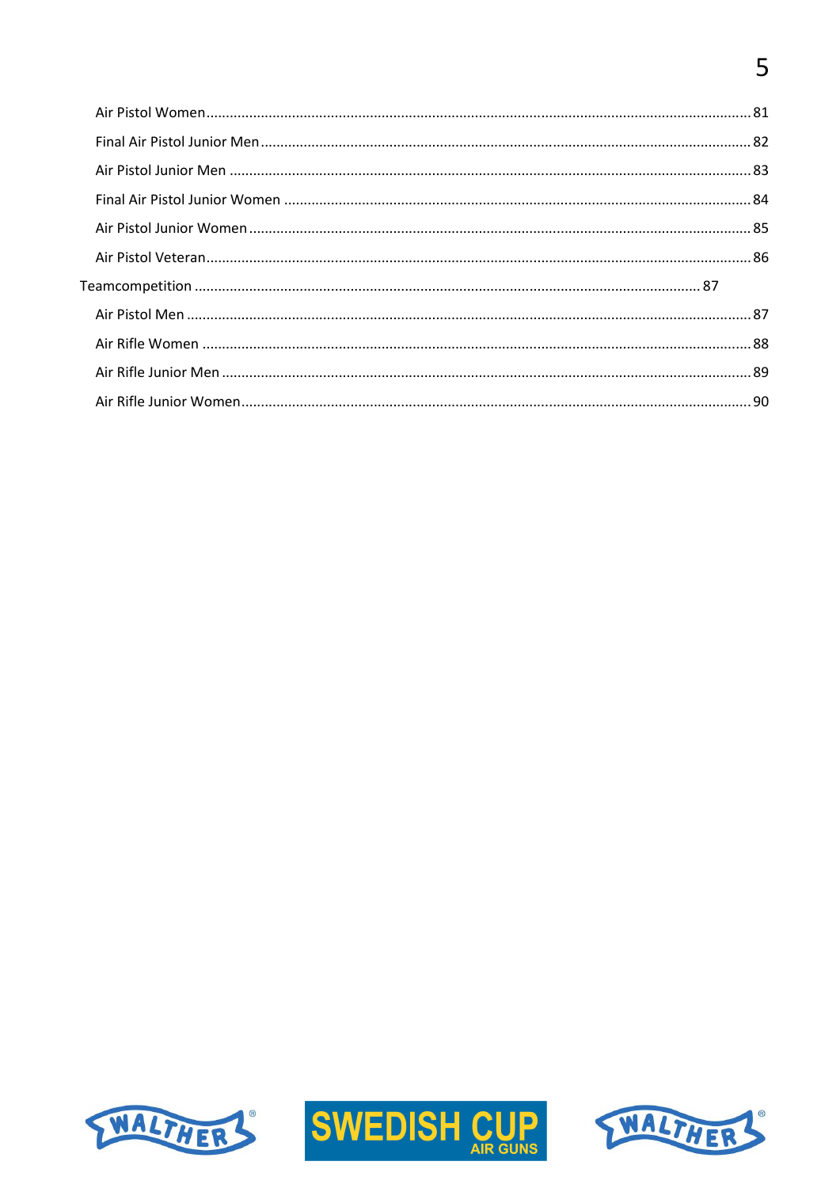- Air Pistol Women ........................................ 81
- Final Air Pistol Junior Men ........................................ 82
- Air Pistol Junior Men ........................................ 83
- Final Air Pistol Junior Women ........................................ 84
- Air Pistol Junior Women ........................................ 85
- Air Pistol Veteran ........................................ 86

Teamcompetition ........................................ 87

- Air Pistol Men ........................................ 87
- Air Rifle Women ........................................ 88
- Air Rifle Junior Men ........................................ 89
- Air Rifle Junior Women ........................................ 90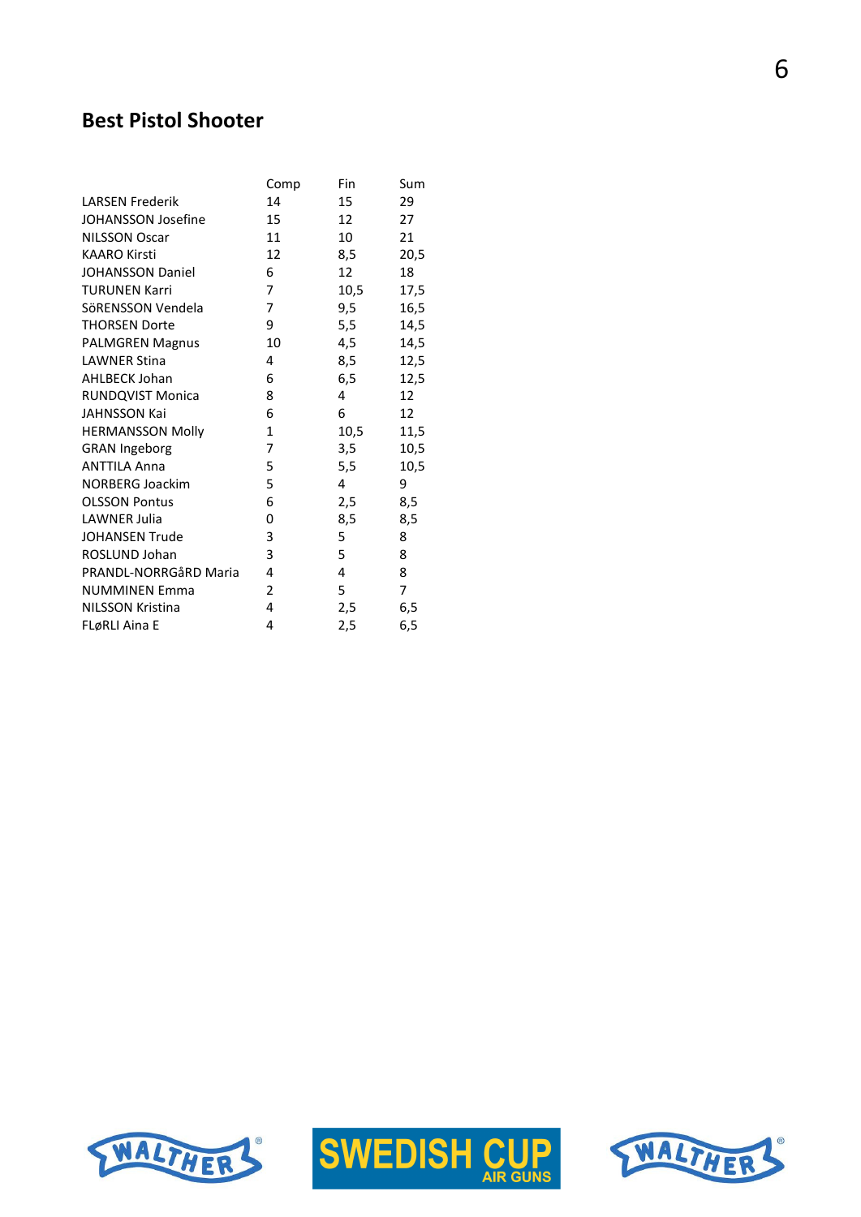## Best Pistol Shooter

| | Comp | Fin | Sum |
|---|---|---|---|
| LARSEN Frederik | 14 | 15 | 29 |
| JOHANSSON Josefine | 15 | 12 | 27 |
| NILSSON Oscar | 11 | 10 | 21 |
| KAARO Kirsti | 12 | 8,5 | 20,5 |
| JOHANSSON Daniel | 6 | 12 | 18 |
| TURUNEN Karri | 7 | 10,5 | 17,5 |
| SöRENSSON Vendela | 7 | 9,5 | 16,5 |
| THORSEN Dorte | 9 | 5,5 | 14,5 |
| PALMGREN Magnus | 10 | 4,5 | 14,5 |
| LAWNER Stina | 4 | 8,5 | 12,5 |
| AHLBECK Johan | 6 | 6,5 | 12,5 |
| RUNDQVIST Monica | 8 | 4 | 12 |
| JAHNSSON Kai | 6 | 6 | 12 |
| HERMANSSON Molly | 1 | 10,5 | 11,5 |
| GRAN Ingeborg | 7 | 3,5 | 10,5 |
| ANTTILA Anna | 5 | 5,5 | 10,5 |
| NORBERG Joackim | 5 | 4 | 9 |
| OLSSON Pontus | 6 | 2,5 | 8,5 |
| LAWNER Julia | 0 | 8,5 | 8,5 |
| JOHANSEN Trude | 3 | 5 | 8 |
| ROSLUND Johan | 3 | 5 | 8 |
| PRANDL-NORRGåRD Maria | 4 | 4 | 8 |
| NUMMINEN Emma | 2 | 5 | 7 |
| NILSSON Kristina | 4 | 2,5 | 6,5 |
| FLøRLI Aina E | 4 | 2,5 | 6,5 |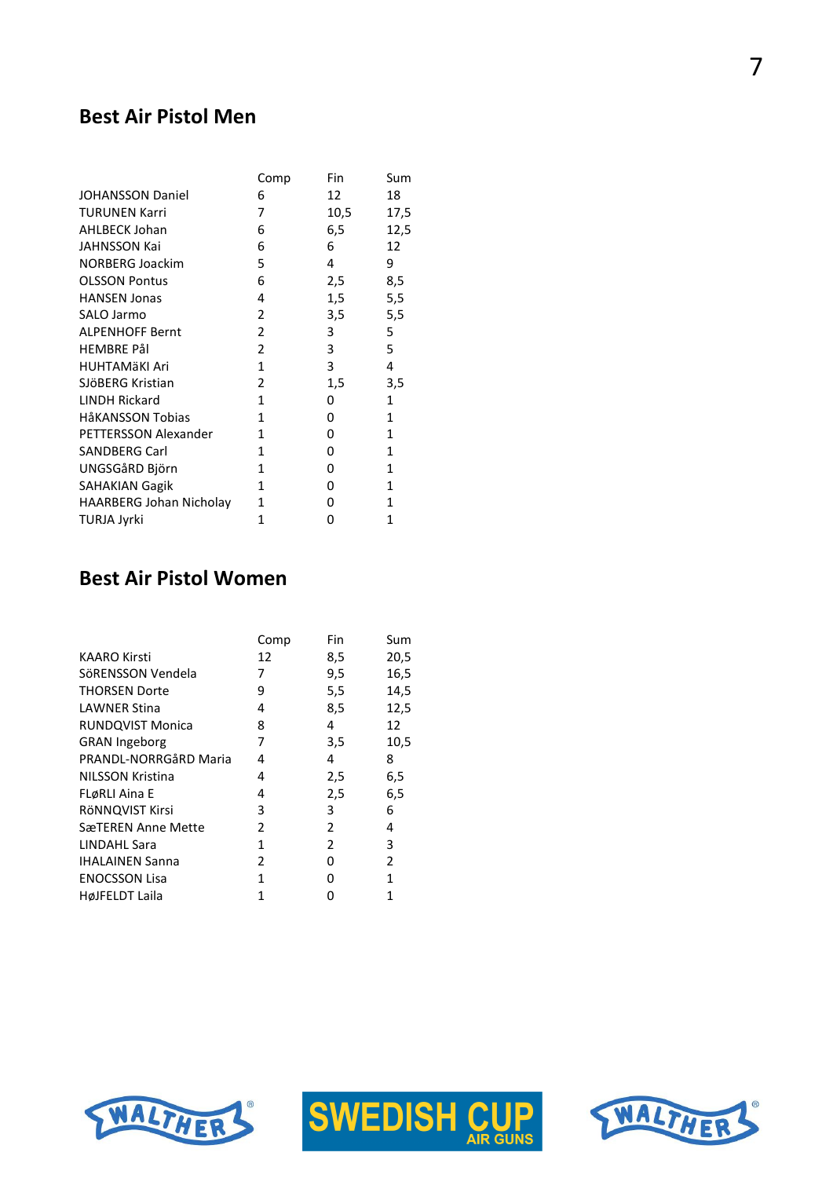## Best Air Pistol Men

| | Comp | Fin | Sum |
|---|---|---|---|
| JOHANSSON Daniel | 6 | 12 | 18 |
| TURUNEN Karri | 7 | 10,5 | 17,5 |
| AHLBECK Johan | 6 | 6,5 | 12,5 |
| JAHNSSON Kai | 6 | 6 | 12 |
| NORBERG Joackim | 5 | 4 | 9 |
| OLSSON Pontus | 6 | 2,5 | 8,5 |
| HANSEN Jonas | 4 | 1,5 | 5,5 |
| SALO Jarmo | 2 | 3,5 | 5,5 |
| ALPENHOFF Bernt | 2 | 3 | 5 |
| HEMBRE Pål | 2 | 3 | 5 |
| HUHTAMäKI Ari | 1 | 3 | 4 |
| SJöBERG Kristian | 2 | 1,5 | 3,5 |
| LINDH Rickard | 1 | 0 | 1 |
| HåKANSSON Tobias | 1 | 0 | 1 |
| PETTERSSON Alexander | 1 | 0 | 1 |
| SANDBERG Carl | 1 | 0 | 1 |
| UNGSGåRD Björn | 1 | 0 | 1 |
| SAHAKIAN Gagik | 1 | 0 | 1 |
| HAARBERG Johan Nicholay | 1 | 0 | 1 |
| TURJA Jyrki | 1 | 0 | 1 |

## Best Air Pistol Women

| | Comp | Fin | Sum |
|---|---|---|---|
| KAARO Kirsti | 12 | 8,5 | 20,5 |
| SöRENSSON Vendela | 7 | 9,5 | 16,5 |
| THORSEN Dorte | 9 | 5,5 | 14,5 |
| LAWNER Stina | 4 | 8,5 | 12,5 |
| RUNDQVIST Monica | 8 | 4 | 12 |
| GRAN Ingeborg | 7 | 3,5 | 10,5 |
| PRANDL-NORRGåRD Maria | 4 | 4 | 8 |
| NILSSON Kristina | 4 | 2,5 | 6,5 |
| FLøRLI Aina E | 4 | 2,5 | 6,5 |
| RöNNQVIST Kirsi | 3 | 3 | 6 |
| SæTEREN Anne Mette | 2 | 2 | 4 |
| LINDAHL Sara | 1 | 2 | 3 |
| IHALAINEN Sanna | 2 | 0 | 2 |
| ENOCSSON Lisa | 1 | 0 | 1 |
| HøJFELDT Laila | 1 | 0 | 1 |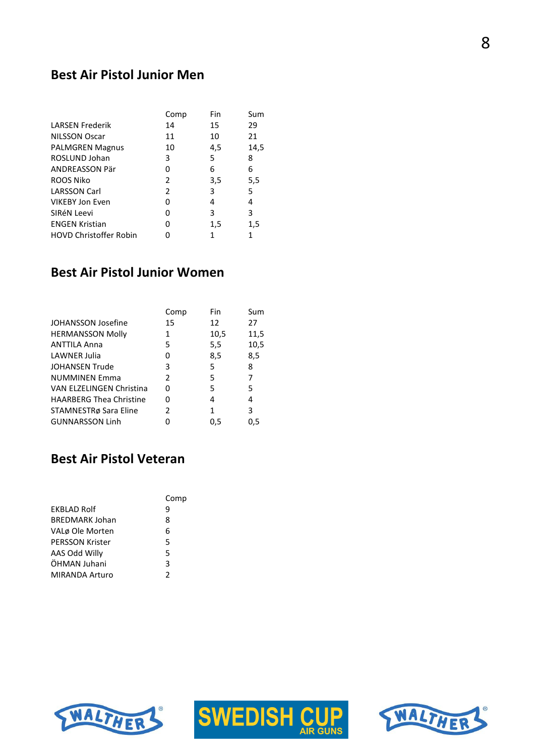## Best Air Pistol Junior Men

| | Comp | Fin | Sum |
|---|---|---|---|
| LARSEN Frederik | 14 | 15 | 29 |
| NILSSON Oscar | 11 | 10 | 21 |
| PALMGREN Magnus | 10 | 4,5 | 14,5 |
| ROSLUND Johan | 3 | 5 | 8 |
| ANDREASSON Pär | 0 | 6 | 6 |
| ROOS Niko | 2 | 3,5 | 5,5 |
| LARSSON Carl | 2 | 3 | 5 |
| VIKEBY Jon Even | 0 | 4 | 4 |
| SIRéN Leevi | 0 | 3 | 3 |
| ENGEN Kristian | 0 | 1,5 | 1,5 |
| HOVD Christoffer Robin | 0 | 1 | 1 |

## Best Air Pistol Junior Women

| | Comp | Fin | Sum |
|---|---|---|---|
| JOHANSSON Josefine | 15 | 12 | 27 |
| HERMANSSON Molly | 1 | 10,5 | 11,5 |
| ANTTILA Anna | 5 | 5,5 | 10,5 |
| LAWNER Julia | 0 | 8,5 | 8,5 |
| JOHANSEN Trude | 3 | 5 | 8 |
| NUMMINEN Emma | 2 | 5 | 7 |
| VAN ELZELINGEN Christina | 0 | 5 | 5 |
| HAARBERG Thea Christine | 0 | 4 | 4 |
| STAMNESTRø Sara Eline | 2 | 1 | 3 |
| GUNNARSSON Linh | 0 | 0,5 | 0,5 |

## Best Air Pistol Veteran

| | Comp |
|---|---|
| EKBLAD Rolf | 9 |
| BREDMARK Johan | 8 |
| VALø Ole Morten | 6 |
| PERSSON Krister | 5 |
| AAS Odd Willy | 5 |
| ÖHMAN Juhani | 3 |
| MIRANDA Arturo | 2 |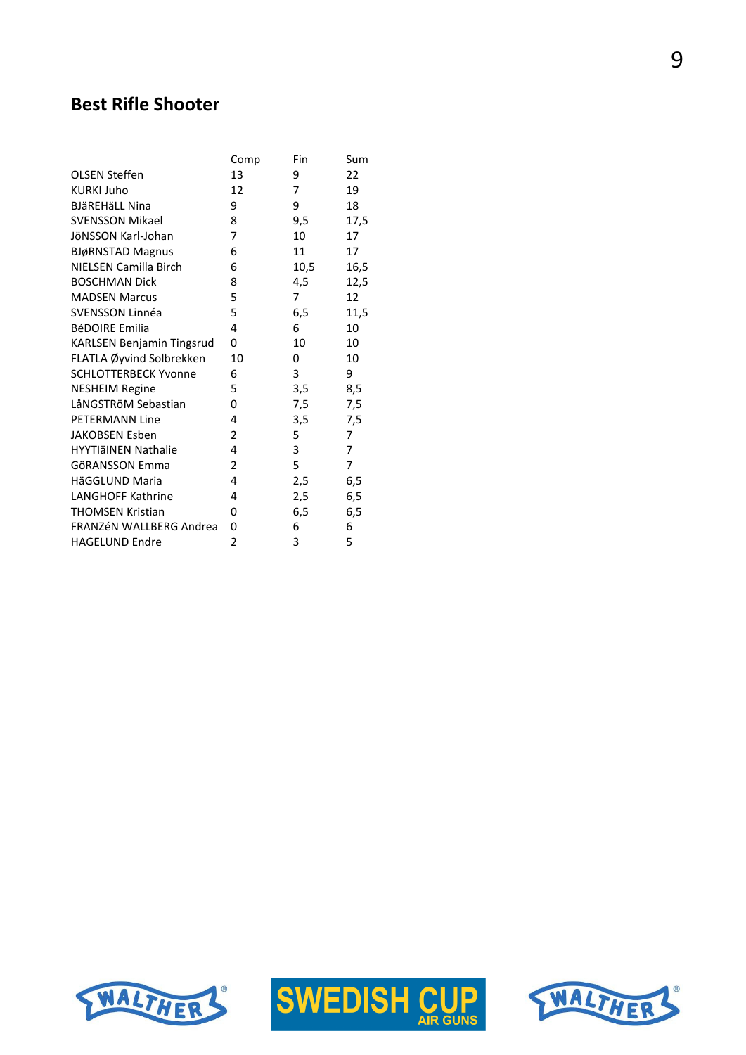## Best Rifle Shooter

| | Comp | Fin | Sum |
|---|---|---|---|
| OLSEN Steffen | 13 | 9 | 22 |
| KURKI Juho | 12 | 7 | 19 |
| BJäREHäLL Nina | 9 | 9 | 18 |
| SVENSSON Mikael | 8 | 9,5 | 17,5 |
| JöNSSON Karl-Johan | 7 | 10 | 17 |
| BJøRNSTAD Magnus | 6 | 11 | 17 |
| NIELSEN Camilla Birch | 6 | 10,5 | 16,5 |
| BOSCHMAN Dick | 8 | 4,5 | 12,5 |
| MADSEN Marcus | 5 | 7 | 12 |
| SVENSSON Linnéa | 5 | 6,5 | 11,5 |
| BéDOIRE Emilia | 4 | 6 | 10 |
| KARLSEN Benjamin Tingsrud | 0 | 10 | 10 |
| FLATLA Øyvind Solbrekken | 10 | 0 | 10 |
| SCHLOTTERBECK Yvonne | 6 | 3 | 9 |
| NESHEIM Regine | 5 | 3,5 | 8,5 |
| LåNGSTRöM Sebastian | 0 | 7,5 | 7,5 |
| PETERMANN Line | 4 | 3,5 | 7,5 |
| JAKOBSEN Esben | 2 | 5 | 7 |
| HYYTIäINEN Nathalie | 4 | 3 | 7 |
| GöRANSSON Emma | 2 | 5 | 7 |
| HäGGLUND Maria | 4 | 2,5 | 6,5 |
| LANGHOFF Kathrine | 4 | 2,5 | 6,5 |
| THOMSEN Kristian | 0 | 6,5 | 6,5 |
| FRANZéN WALLBERG Andrea | 0 | 6 | 6 |
| HAGELUND Endre | 2 | 3 | 5 |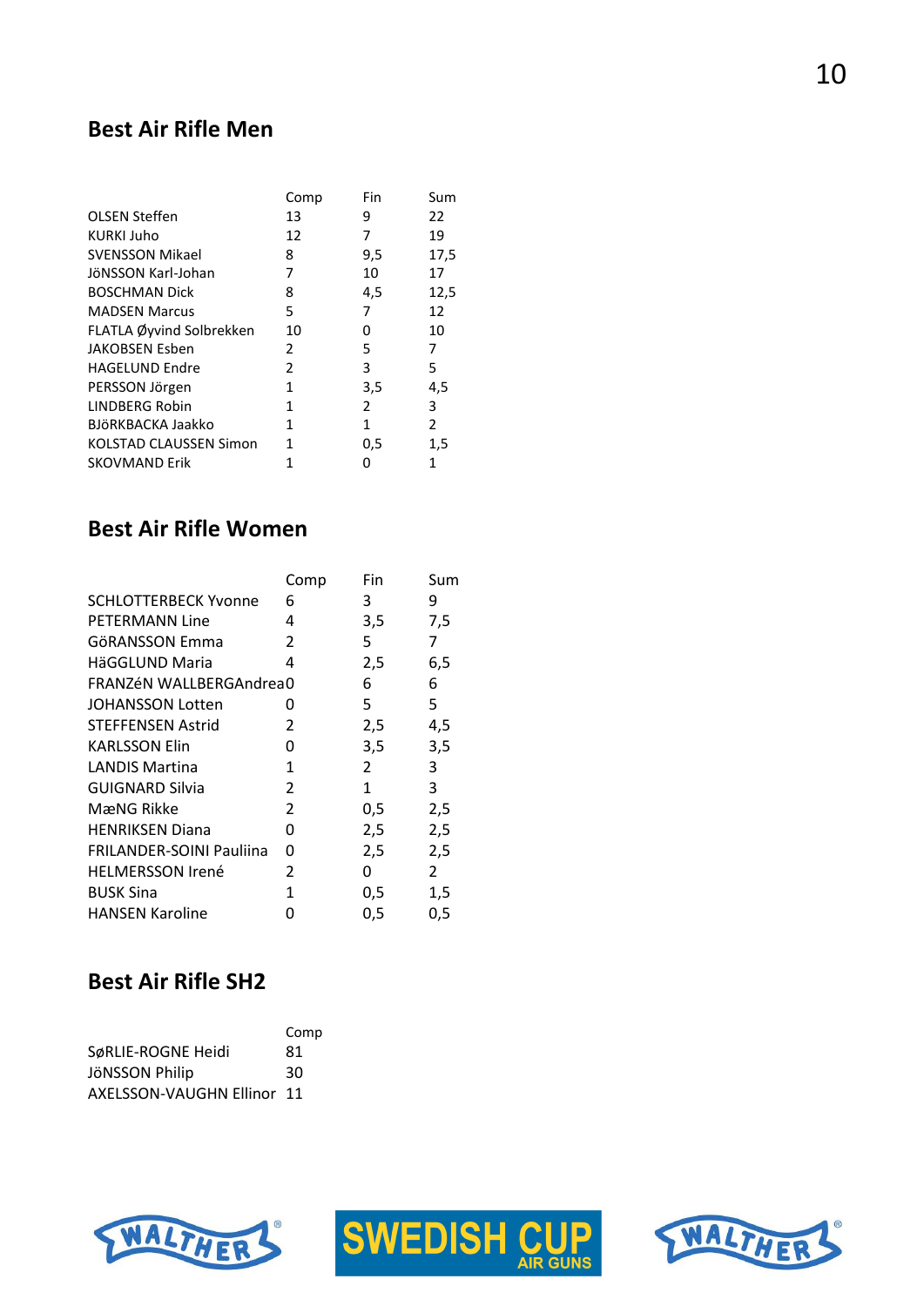## Best Air Rifle Men

| | Comp | Fin | Sum |
|---|---|---|---|
| OLSEN Steffen | 13 | 9 | 22 |
| KURKI Juho | 12 | 7 | 19 |
| SVENSSON Mikael | 8 | 9,5 | 17,5 |
| JöNSSON Karl-Johan | 7 | 10 | 17 |
| BOSCHMAN Dick | 8 | 4,5 | 12,5 |
| MADSEN Marcus | 5 | 7 | 12 |
| FLATLA Øyvind Solbrekken | 10 | 0 | 10 |
| JAKOBSEN Esben | 2 | 5 | 7 |
| HAGELUND Endre | 2 | 3 | 5 |
| PERSSON Jörgen | 1 | 3,5 | 4,5 |
| LINDBERG Robin | 1 | 2 | 3 |
| BJöRKBACKA Jaakko | 1 | 1 | 2 |
| KOLSTAD CLAUSSEN Simon | 1 | 0,5 | 1,5 |
| SKOVMAND Erik | 1 | 0 | 1 |

## Best Air Rifle Women

| | Comp | Fin | Sum |
|---|---|---|---|
| SCHLOTTERBECK Yvonne | 6 | 3 | 9 |
| PETERMANN Line | 4 | 3,5 | 7,5 |
| GöRANSSON Emma | 2 | 5 | 7 |
| HäGGLUND Maria | 4 | 2,5 | 6,5 |
| FRANZéN WALLBERGAndrea | 0 | 6 | 6 |
| JOHANSSON Lotten | 0 | 5 | 5 |
| STEFFENSEN Astrid | 2 | 2,5 | 4,5 |
| KARLSSON Elin | 0 | 3,5 | 3,5 |
| LANDIS Martina | 1 | 2 | 3 |
| GUIGNARD Silvia | 2 | 1 | 3 |
| MæNG Rikke | 2 | 0,5 | 2,5 |
| HENRIKSEN Diana | 0 | 2,5 | 2,5 |
| FRILANDER-SOINI Pauliina | 0 | 2,5 | 2,5 |
| HELMERSSON Irené | 2 | 0 | 2 |
| BUSK Sina | 1 | 0,5 | 1,5 |
| HANSEN Karoline | 0 | 0,5 | 0,5 |

## Best Air Rifle SH2

| | Comp |
|---|---|
| SøRLIE-ROGNE Heidi | 81 |
| JöNSSON Philip | 30 |
| AXELSSON-VAUGHN Ellinor | 11 |

WALTHER SWEDISH CUP AIR GUNS WALTHER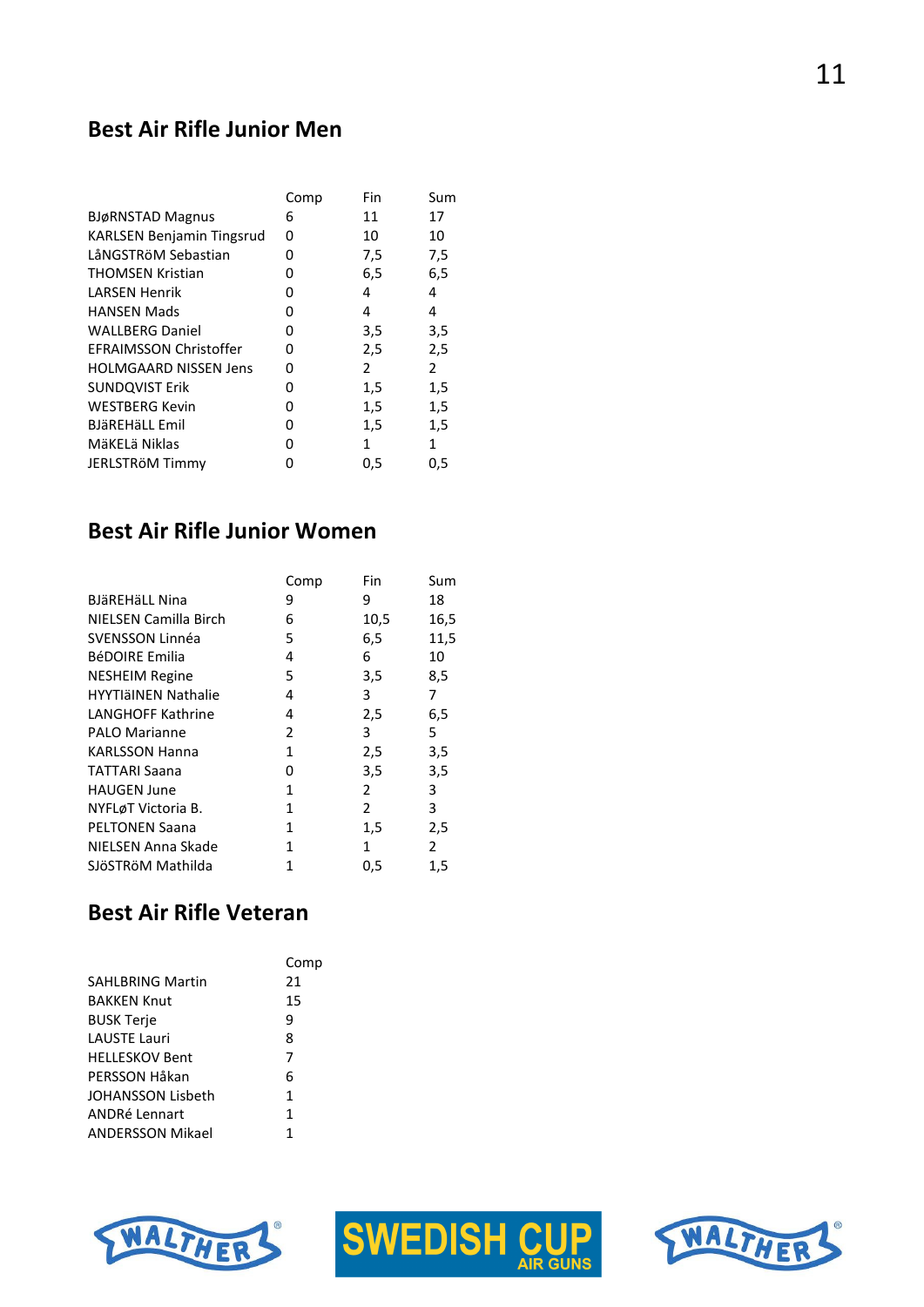## Best Air Rifle Junior Men

| | Comp | Fin | Sum |
|---|---|---|---|
| BJøRNSTAD Magnus | 6 | 11 | 17 |
| KARLSEN Benjamin Tingsrud | 0 | 10 | 10 |
| LåNGSTRöM Sebastian | 0 | 7,5 | 7,5 |
| THOMSEN Kristian | 0 | 6,5 | 6,5 |
| LARSEN Henrik | 0 | 4 | 4 |
| HANSEN Mads | 0 | 4 | 4 |
| WALLBERG Daniel | 0 | 3,5 | 3,5 |
| EFRAIMSSON Christoffer | 0 | 2,5 | 2,5 |
| HOLMGAARD NISSEN Jens | 0 | 2 | 2 |
| SUNDQVIST Erik | 0 | 1,5 | 1,5 |
| WESTBERG Kevin | 0 | 1,5 | 1,5 |
| BJäREHäLL Emil | 0 | 1,5 | 1,5 |
| MäKELä Niklas | 0 | 1 | 1 |
| JERLSTRöM Timmy | 0 | 0,5 | 0,5 |

## Best Air Rifle Junior Women

| | Comp | Fin | Sum |
|---|---|---|---|
| BJäREHäLL Nina | 9 | 9 | 18 |
| NIELSEN Camilla Birch | 6 | 10,5 | 16,5 |
| SVENSSON Linnéa | 5 | 6,5 | 11,5 |
| BéDOIRE Emilia | 4 | 6 | 10 |
| NESHEIM Regine | 5 | 3,5 | 8,5 |
| HYYTIäINEN Nathalie | 4 | 3 | 7 |
| LANGHOFF Kathrine | 4 | 2,5 | 6,5 |
| PALO Marianne | 2 | 3 | 5 |
| KARLSSON Hanna | 1 | 2,5 | 3,5 |
| TATTARI Saana | 0 | 3,5 | 3,5 |
| HAUGEN June | 1 | 2 | 3 |
| NYFLøT Victoria B. | 1 | 2 | 3 |
| PELTONEN Saana | 1 | 1,5 | 2,5 |
| NIELSEN Anna Skade | 1 | 1 | 2 |
| SJöSTRöM Mathilda | 1 | 0,5 | 1,5 |

## Best Air Rifle Veteran

| | Comp |
|---|---|
| SAHLBRING Martin | 21 |
| BAKKEN Knut | 15 |
| BUSK Terje | 9 |
| LAUSTE Lauri | 8 |
| HELLESKOV Bent | 7 |
| PERSSON Håkan | 6 |
| JOHANSSON Lisbeth | 1 |
| ANDRé Lennart | 1 |
| ANDERSSON Mikael | 1 |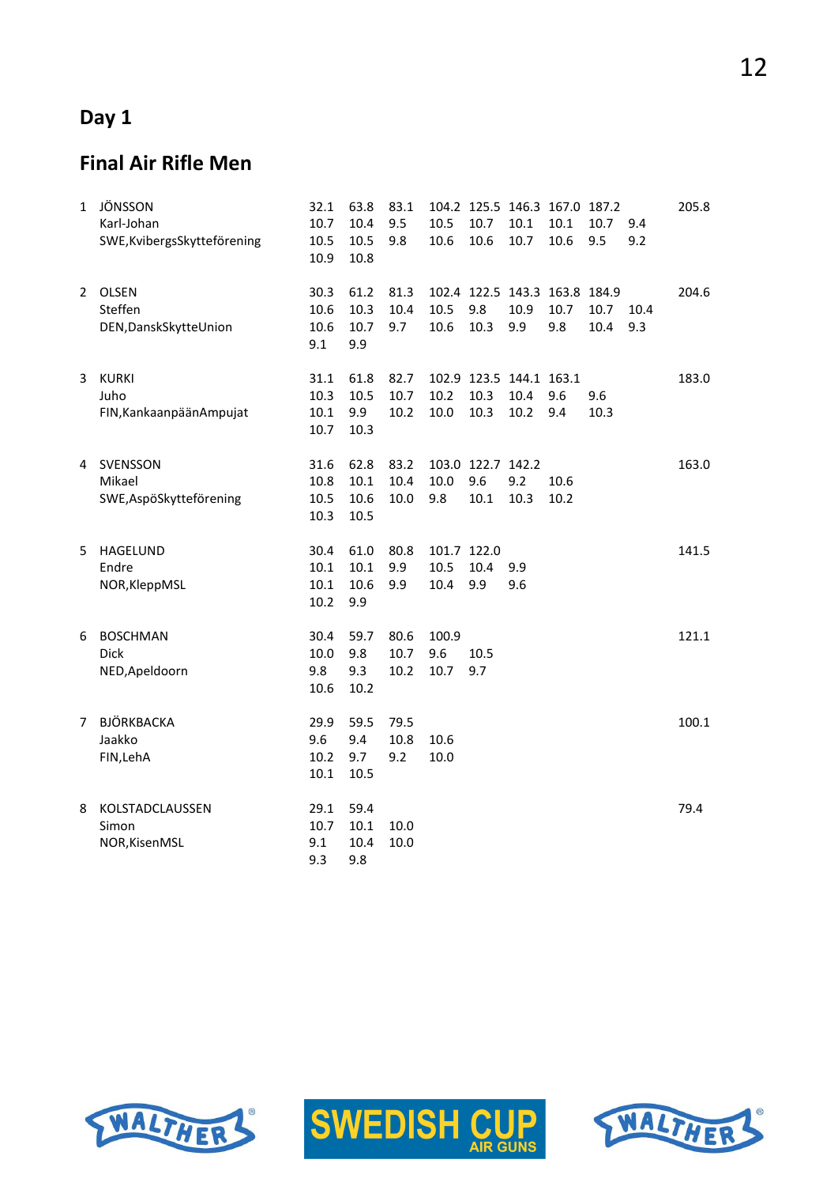## Day 1

## Final Air Rifle Men

| Rank | Name / Club | | | | | | | | | | Total |
|---|---|---|---|---|---|---|---|---|---|---|---|
| 1 | JÖNSSON | 32.1 | 63.8 | 83.1 | 104.2 | 125.5 | 146.3 | 167.0 | 187.2 | | 205.8 |
| | Karl-Johan | 10.7 | 10.4 | 9.5 | 10.5 | 10.7 | 10.1 | 10.1 | 10.7 | 9.4 | |
| | SWE,KvibergsSkytteförening | 10.5 | 10.5 | 9.8 | 10.6 | 10.6 | 10.7 | 10.6 | 9.5 | 9.2 | |
| | | 10.9 | 10.8 | | | | | | | | |
| 2 | OLSEN | 30.3 | 61.2 | 81.3 | 102.4 | 122.5 | 143.3 | 163.8 | 184.9 | | 204.6 |
| | Steffen | 10.6 | 10.3 | 10.4 | 10.5 | 9.8 | 10.9 | 10.7 | 10.7 | 10.4 | |
| | DEN,DanskSkytteUnion | 10.6 | 10.7 | 9.7 | 10.6 | 10.3 | 9.9 | 9.8 | 10.4 | 9.3 | |
| | | 9.1 | 9.9 | | | | | | | | |
| 3 | KURKI | 31.1 | 61.8 | 82.7 | 102.9 | 123.5 | 144.1 | 163.1 | | | 183.0 |
| | Juho | 10.3 | 10.5 | 10.7 | 10.2 | 10.3 | 10.4 | 9.6 | 9.6 | | |
| | FIN,KankaanpäänAmpujat | 10.1 | 9.9 | 10.2 | 10.0 | 10.3 | 10.2 | 9.4 | 10.3 | | |
| | | 10.7 | 10.3 | | | | | | | | |
| 4 | SVENSSON | 31.6 | 62.8 | 83.2 | 103.0 | 122.7 | 142.2 | | | | 163.0 |
| | Mikael | 10.8 | 10.1 | 10.4 | 10.0 | 9.6 | 9.2 | 10.6 | | | |
| | SWE,AspöSkytteförening | 10.5 | 10.6 | 10.0 | 9.8 | 10.1 | 10.3 | 10.2 | | | |
| | | 10.3 | 10.5 | | | | | | | | |
| 5 | HAGELUND | 30.4 | 61.0 | 80.8 | 101.7 | 122.0 | | | | | 141.5 |
| | Endre | 10.1 | 10.1 | 9.9 | 10.5 | 10.4 | 9.9 | | | | |
| | NOR,KleppMSL | 10.1 | 10.6 | 9.9 | 10.4 | 9.9 | 9.6 | | | | |
| | | 10.2 | 9.9 | | | | | | | | |
| 6 | BOSCHMAN | 30.4 | 59.7 | 80.6 | 100.9 | | | | | | 121.1 |
| | Dick | 10.0 | 9.8 | 10.7 | 9.6 | 10.5 | | | | | |
| | NED,Apeldoorn | 9.8 | 9.3 | 10.2 | 10.7 | 9.7 | | | | | |
| | | 10.6 | 10.2 | | | | | | | | |
| 7 | BJÖRKBACKA | 29.9 | 59.5 | 79.5 | | | | | | | 100.1 |
| | Jaakko | 9.6 | 9.4 | 10.8 | 10.6 | | | | | | |
| | FIN,LehA | 10.2 | 9.7 | 9.2 | 10.0 | | | | | | |
| | | 10.1 | 10.5 | | | | | | | | |
| 8 | KOLSTADCLAUSSEN | 29.1 | 59.4 | | | | | | | | 79.4 |
| | Simon | 10.7 | 10.1 | 10.0 | | | | | | | |
| | NOR,KisenMSL | 9.1 | 10.4 | 10.0 | | | | | | | |
| | | 9.3 | 9.8 | | | | | | | | |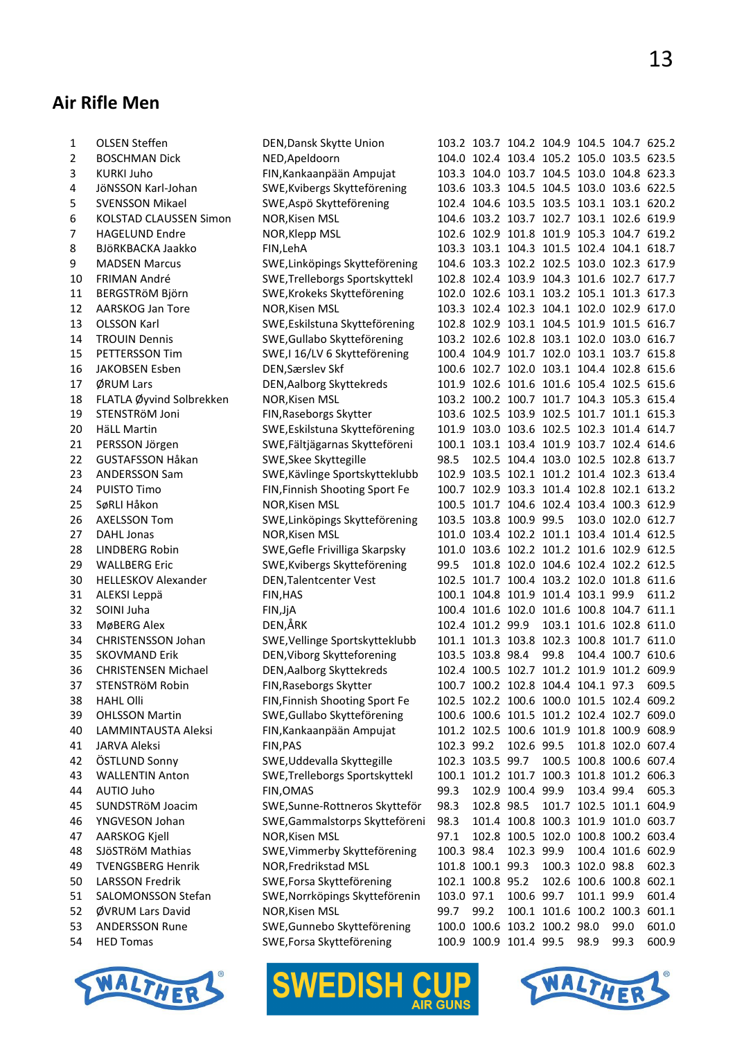## Air Rifle Men

| | | | | | | | | | |
|---|---|---|---|---|---|---|---|---|---|
| 1 | OLSEN Steffen | DEN,Dansk Skytte Union | 103.2 | 103.7 | 104.2 | 104.9 | 104.5 | 104.7 | 625.2 |
| 2 | BOSCHMAN Dick | NED,Apeldoorn | 104.0 | 102.4 | 103.4 | 105.2 | 105.0 | 103.5 | 623.5 |
| 3 | KURKI Juho | FIN,Kankaanpään Ampujat | 103.3 | 104.0 | 103.7 | 104.5 | 103.0 | 104.8 | 623.3 |
| 4 | JöNSSON Karl-Johan | SWE,Kvibergs Skytteförening | 103.6 | 103.3 | 104.5 | 104.5 | 103.0 | 103.6 | 622.5 |
| 5 | SVENSSON Mikael | SWE,Aspö Skytteförening | 102.4 | 104.6 | 103.5 | 103.5 | 103.1 | 103.1 | 620.2 |
| 6 | KOLSTAD CLAUSSEN Simon | NOR,Kisen MSL | 104.6 | 103.2 | 103.7 | 102.7 | 103.1 | 102.6 | 619.9 |
| 7 | HAGELUND Endre | NOR,Klepp MSL | 102.6 | 102.9 | 101.8 | 101.9 | 105.3 | 104.7 | 619.2 |
| 8 | BJöRKBACKA Jaakko | FIN,LehA | 103.3 | 103.1 | 104.3 | 101.5 | 102.4 | 104.1 | 618.7 |
| 9 | MADSEN Marcus | SWE,Linköpings Skytteförening | 104.6 | 103.3 | 102.2 | 102.5 | 103.0 | 102.3 | 617.9 |
| 10 | FRIMAN André | SWE,Trelleborgs Sportskyttekl | 102.8 | 102.4 | 103.9 | 104.3 | 101.6 | 102.7 | 617.7 |
| 11 | BERGSTRöM Björn | SWE,Krokeks Skytteförening | 102.0 | 102.6 | 103.1 | 103.2 | 105.1 | 101.3 | 617.3 |
| 12 | AARSKOG Jan Tore | NOR,Kisen MSL | 103.3 | 102.4 | 102.3 | 104.1 | 102.0 | 102.9 | 617.0 |
| 13 | OLSSON Karl | SWE,Eskilstuna Skytteförening | 102.8 | 102.9 | 103.1 | 104.5 | 101.9 | 101.5 | 616.7 |
| 14 | TROUIN Dennis | SWE,Gullabo Skytteförening | 103.2 | 102.6 | 102.8 | 103.1 | 102.0 | 103.0 | 616.7 |
| 15 | PETTERSSON Tim | SWE,I 16/LV 6 Skytteförening | 100.4 | 104.9 | 101.7 | 102.0 | 103.1 | 103.7 | 615.8 |
| 16 | JAKOBSEN Esben | DEN,Særslev Skf | 100.6 | 102.7 | 102.0 | 103.1 | 104.4 | 102.8 | 615.6 |
| 17 | ØRUM Lars | DEN,Aalborg Skyttekreds | 101.9 | 102.6 | 101.6 | 101.6 | 105.4 | 102.5 | 615.6 |
| 18 | FLATLA Øyvind Solbrekken | NOR,Kisen MSL | 103.2 | 100.2 | 100.7 | 101.7 | 104.3 | 105.3 | 615.4 |
| 19 | STENSTRöM Joni | FIN,Raseborgs Skytter | 103.6 | 102.5 | 103.9 | 102.5 | 101.7 | 101.1 | 615.3 |
| 20 | HäLL Martin | SWE,Eskilstuna Skytteförening | 101.9 | 103.0 | 103.6 | 102.5 | 102.3 | 101.4 | 614.7 |
| 21 | PERSSON Jörgen | SWE,Fältjägarnas Skytteföreni | 100.1 | 103.1 | 103.4 | 101.9 | 103.7 | 102.4 | 614.6 |
| 22 | GUSTAFSSON Håkan | SWE,Skee Skyttegille | 98.5 | 102.5 | 104.4 | 103.0 | 102.5 | 102.8 | 613.7 |
| 23 | ANDERSSON Sam | SWE,Kävlinge Sportskytteklubb | 102.9 | 103.5 | 102.1 | 101.2 | 101.4 | 102.3 | 613.4 |
| 24 | PUISTO Timo | FIN,Finnish Shooting Sport Fe | 100.7 | 102.9 | 103.3 | 101.4 | 102.8 | 102.1 | 613.2 |
| 25 | SøRLI Håkon | NOR,Kisen MSL | 100.5 | 101.7 | 104.6 | 102.4 | 103.4 | 100.3 | 612.9 |
| 26 | AXELSSON Tom | SWE,Linköpings Skytteförening | 103.5 | 103.8 | 100.9 | 99.5 | 103.0 | 102.0 | 612.7 |
| 27 | DAHL Jonas | NOR,Kisen MSL | 101.0 | 103.4 | 102.2 | 101.1 | 103.4 | 101.4 | 612.5 |
| 28 | LINDBERG Robin | SWE,Gefle Frivilliga Skarpsky | 101.0 | 103.6 | 102.2 | 101.2 | 101.6 | 102.9 | 612.5 |
| 29 | WALLBERG Eric | SWE,Kvibergs Skytteförening | 99.5 | 101.8 | 102.0 | 104.6 | 102.4 | 102.2 | 612.5 |
| 30 | HELLESKOV Alexander | DEN,Talentcenter Vest | 102.5 | 101.7 | 100.4 | 103.2 | 102.0 | 101.8 | 611.6 |
| 31 | ALEKSI Leppä | FIN,HAS | 100.1 | 104.8 | 101.9 | 101.4 | 103.1 | 99.9 | 611.2 |
| 32 | SOINI Juha | FIN,JjA | 100.4 | 101.6 | 102.0 | 101.6 | 100.8 | 104.7 | 611.1 |
| 33 | MøBERG Alex | DEN,ÅRK | 102.4 | 101.2 | 99.9 | 103.1 | 101.6 | 102.8 | 611.0 |
| 34 | CHRISTENSSON Johan | SWE,Vellinge Sportskytteklubb | 101.1 | 101.3 | 103.8 | 102.3 | 100.8 | 101.7 | 611.0 |
| 35 | SKOVMAND Erik | DEN,Viborg Skytteforening | 103.5 | 103.8 | 98.4 | 99.8 | 104.4 | 100.7 | 610.6 |
| 36 | CHRISTENSEN Michael | DEN,Aalborg Skyttekreds | 102.4 | 100.5 | 102.7 | 101.2 | 101.9 | 101.2 | 609.9 |
| 37 | STENSTRöM Robin | FIN,Raseborgs Skytter | 100.7 | 100.2 | 102.8 | 104.4 | 104.1 | 97.3 | 609.5 |
| 38 | HAHL Olli | FIN,Finnish Shooting Sport Fe | 102.5 | 102.2 | 100.6 | 100.0 | 101.5 | 102.4 | 609.2 |
| 39 | OHLSSON Martin | SWE,Gullabo Skytteförening | 100.6 | 100.6 | 101.5 | 101.2 | 102.4 | 102.7 | 609.0 |
| 40 | LAMMINTAUSTA Aleksi | FIN,Kankaanpään Ampujat | 101.2 | 102.5 | 100.6 | 101.9 | 101.8 | 100.9 | 608.9 |
| 41 | JARVA Aleksi | FIN,PAS | 102.3 | 99.2 | 102.6 | 99.5 | 101.8 | 102.0 | 607.4 |
| 42 | ÖSTLUND Sonny | SWE,Uddevalla Skyttegille | 102.3 | 103.5 | 99.7 | 100.5 | 100.8 | 100.6 | 607.4 |
| 43 | WALLENTIN Anton | SWE,Trelleborgs Sportskyttekl | 100.1 | 101.2 | 101.7 | 100.3 | 101.8 | 101.2 | 606.3 |
| 44 | AUTIO Juho | FIN,OMAS | 99.3 | 102.9 | 100.4 | 99.9 | 103.4 | 99.4 | 605.3 |
| 45 | SUNDSTRöM Joacim | SWE,Sunne-Rottneros Skytteför | 98.3 | 102.8 | 98.5 | 101.7 | 102.5 | 101.1 | 604.9 |
| 46 | YNGVESON Johan | SWE,Gammalstorps Skytteföreni | 98.3 | 101.4 | 100.8 | 100.3 | 101.9 | 101.0 | 603.7 |
| 47 | AARSKOG Kjell | NOR,Kisen MSL | 97.1 | 102.8 | 100.5 | 102.0 | 100.8 | 100.2 | 603.4 |
| 48 | SJöSTRöM Mathias | SWE,Vimmerby Skytteförening | 100.3 | 98.4 | 102.3 | 99.9 | 100.4 | 101.6 | 602.9 |
| 49 | TVENGSBERG Henrik | NOR,Fredrikstad MSL | 101.8 | 100.1 | 99.3 | 100.3 | 102.0 | 98.8 | 602.3 |
| 50 | LARSSON Fredrik | SWE,Forsa Skytteförening | 102.1 | 100.8 | 95.2 | 102.6 | 100.6 | 100.8 | 602.1 |
| 51 | SALOMONSSON Stefan | SWE,Norrköpings Skytteförenin | 103.0 | 97.1 | 100.6 | 99.7 | 101.1 | 99.9 | 601.4 |
| 52 | ØVRUM Lars David | NOR,Kisen MSL | 99.7 | 99.2 | 100.1 | 101.6 | 100.2 | 100.3 | 601.1 |
| 53 | ANDERSSON Rune | SWE,Gunnebo Skytteförening | 100.0 | 100.6 | 103.2 | 100.2 | 98.0 | 99.0 | 601.0 |
| 54 | HED Tomas | SWE,Forsa Skytteförening | 100.9 | 100.9 | 101.4 | 99.5 | 98.9 | 99.3 | 600.9 |

WALTHER SWEDISH CUP AIR GUNS WALTHER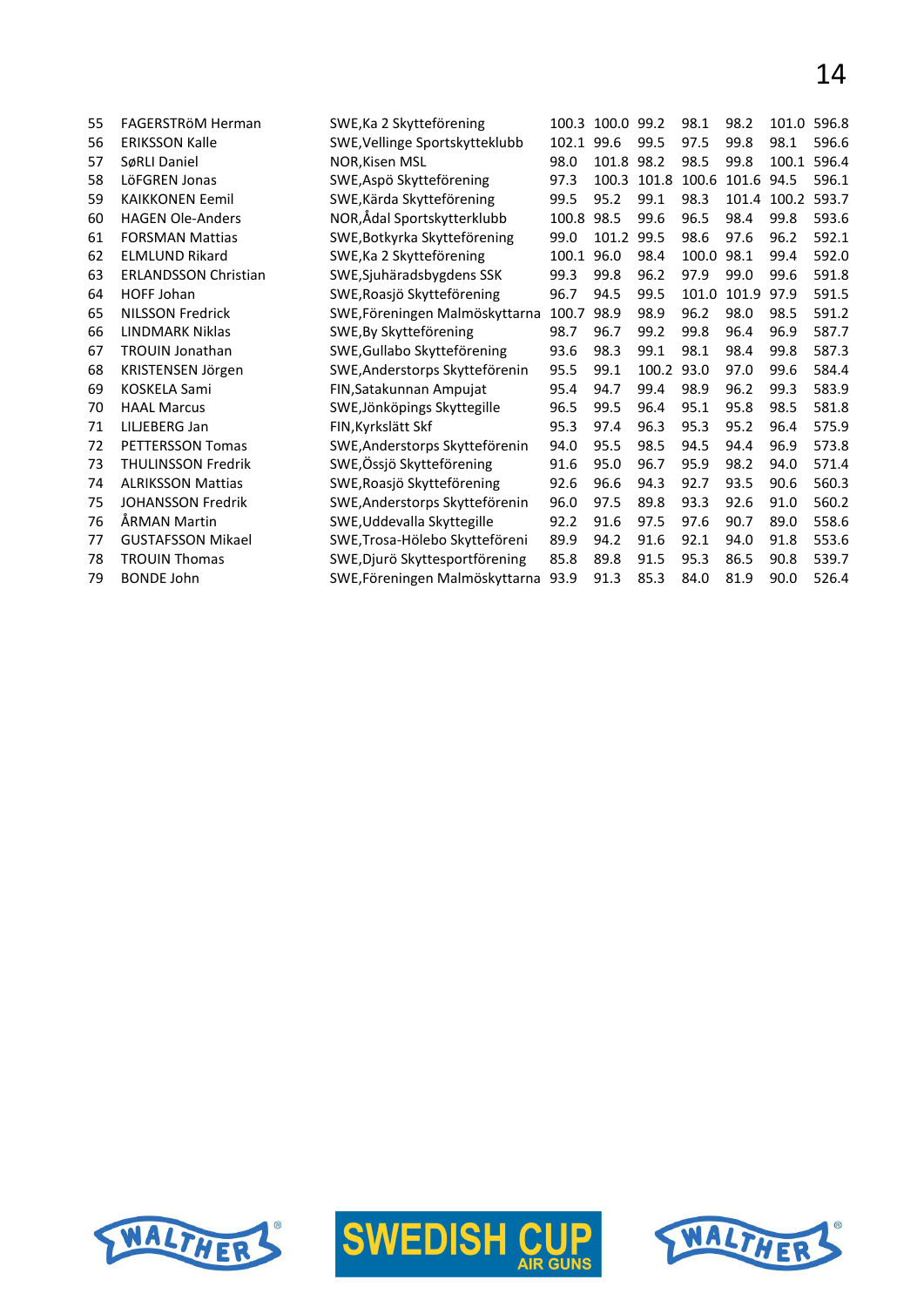| | | | | | | | | | |
|---|---|---|---|---|---|---|---|---|---|
| 55 | FAGERSTRöM Herman | SWE,Ka 2 Skytteförening | 100.3 | 100.0 | 99.2 | 98.1 | 98.2 | 101.0 | 596.8 |
| 56 | ERIKSSON Kalle | SWE,Vellinge Sportskytteklubb | 102.1 | 99.6 | 99.5 | 97.5 | 99.8 | 98.1 | 596.6 |
| 57 | SøRLI Daniel | NOR,Kisen MSL | 98.0 | 101.8 | 98.2 | 98.5 | 99.8 | 100.1 | 596.4 |
| 58 | LöFGREN Jonas | SWE,Aspö Skytteförening | 97.3 | 100.3 | 101.8 | 100.6 | 101.6 | 94.5 | 596.1 |
| 59 | KAIKKONEN Eemil | SWE,Kärda Skytteförening | 99.5 | 95.2 | 99.1 | 98.3 | 101.4 | 100.2 | 593.7 |
| 60 | HAGEN Ole-Anders | NOR,Ådal Sportskytterklubb | 100.8 | 98.5 | 99.6 | 96.5 | 98.4 | 99.8 | 593.6 |
| 61 | FORSMAN Mattias | SWE,Botkyrka Skytteförening | 99.0 | 101.2 | 99.5 | 98.6 | 97.6 | 96.2 | 592.1 |
| 62 | ELMLUND Rikard | SWE,Ka 2 Skytteförening | 100.1 | 96.0 | 98.4 | 100.0 | 98.1 | 99.4 | 592.0 |
| 63 | ERLANDSSON Christian | SWE,Sjuhäradsbygdens SSK | 99.3 | 99.8 | 96.2 | 97.9 | 99.0 | 99.6 | 591.8 |
| 64 | HOFF Johan | SWE,Roasjö Skytteförening | 96.7 | 94.5 | 99.5 | 101.0 | 101.9 | 97.9 | 591.5 |
| 65 | NILSSON Fredrick | SWE,Föreningen Malmöskyttarna | 100.7 | 98.9 | 98.9 | 96.2 | 98.0 | 98.5 | 591.2 |
| 66 | LINDMARK Niklas | SWE,By Skytteförening | 98.7 | 96.7 | 99.2 | 99.8 | 96.4 | 96.9 | 587.7 |
| 67 | TROUIN Jonathan | SWE,Gullabo Skytteförening | 93.6 | 98.3 | 99.1 | 98.1 | 98.4 | 99.8 | 587.3 |
| 68 | KRISTENSEN Jörgen | SWE,Anderstorps Skyttefórenin | 95.5 | 99.1 | 100.2 | 93.0 | 97.0 | 99.6 | 584.4 |
| 69 | KOSKELA Sami | FIN,Satakunnan Ampujat | 95.4 | 94.7 | 99.4 | 98.9 | 96.2 | 99.3 | 583.9 |
| 70 | HAAL Marcus | SWE,Jönköpings Skyttegille | 96.5 | 99.5 | 96.4 | 95.1 | 95.8 | 98.5 | 581.8 |
| 71 | LILJEBERG Jan | FIN,Kyrkslätt Skf | 95.3 | 97.4 | 96.3 | 95.3 | 95.2 | 96.4 | 575.9 |
| 72 | PETTERSSON Tomas | SWE,Anderstorps Skytteförenin | 94.0 | 95.5 | 98.5 | 94.5 | 94.4 | 96.9 | 573.8 |
| 73 | THULINSSON Fredrik | SWE,Össjö Skytteförening | 91.6 | 95.0 | 96.7 | 95.9 | 98.2 | 94.0 | 571.4 |
| 74 | ALRIKSSON Mattias | SWE,Roasjö Skytteförening | 92.6 | 96.6 | 94.3 | 92.7 | 93.5 | 90.6 | 560.3 |
| 75 | JOHANSSON Fredrik | SWE,Anderstorps Skytteförenin | 96.0 | 97.5 | 89.8 | 93.3 | 92.6 | 91.0 | 560.2 |
| 76 | ÅRMAN Martin | SWE,Uddevalla Skyttegille | 92.2 | 91.6 | 97.5 | 97.6 | 90.7 | 89.0 | 558.6 |
| 77 | GUSTAFSSON Mikael | SWE,Trosa-Hölebo Skytteföreni | 89.9 | 94.2 | 91.6 | 92.1 | 94.0 | 91.8 | 553.6 |
| 78 | TROUIN Thomas | SWE,Djurö Skyttesportförening | 85.8 | 89.8 | 91.5 | 95.3 | 86.5 | 90.8 | 539.7 |
| 79 | BONDE John | SWE,Föreningen Malmöskyttarna | 93.9 | 91.3 | 85.3 | 84.0 | 81.9 | 90.0 | 526.4 |

WALTHER — SWEDISH CUP AIR GUNS — WALTHER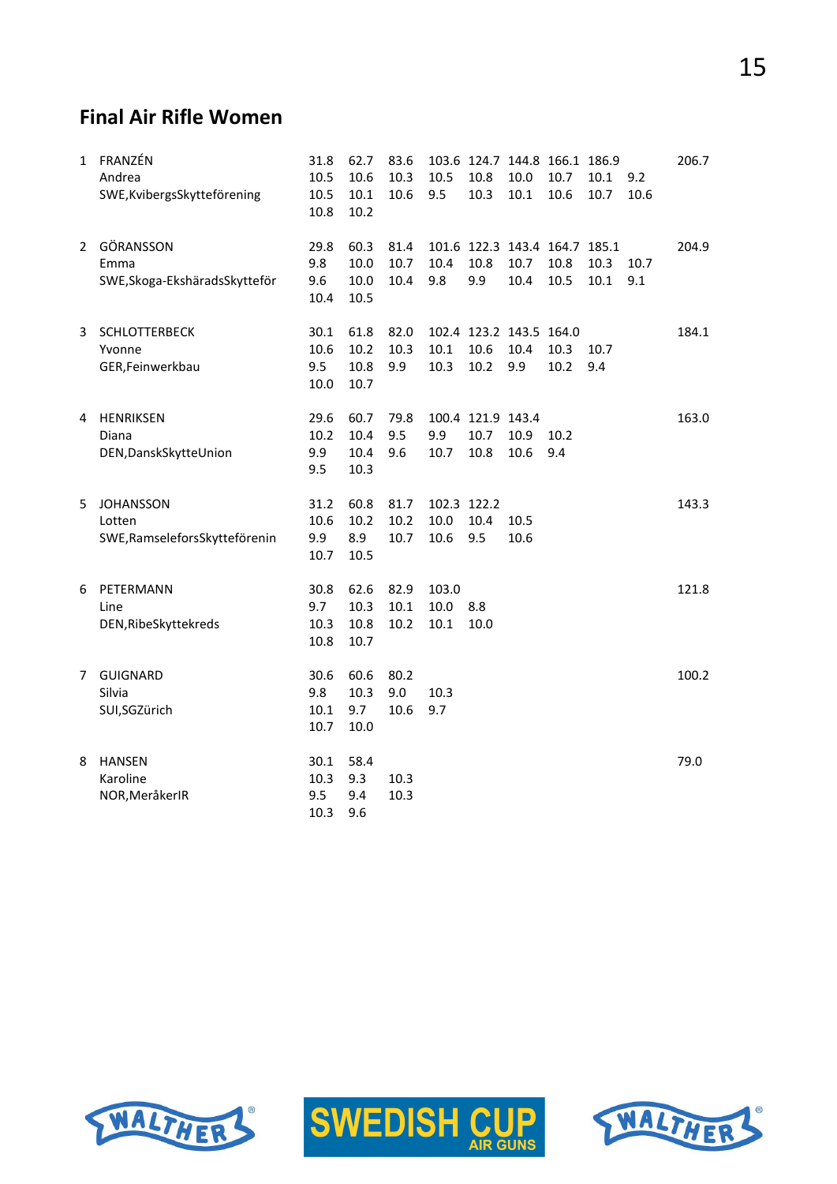## Final Air Rifle Women

| | | | | | | | | | | | |
|---|---|---|---|---|---|---|---|---|---|---|---|
| 1 | FRANZÉN | 31.8 | 62.7 | 83.6 | 103.6 | 124.7 | 144.8 | 166.1 | 186.9 | | 206.7 |
| | Andrea | 10.5 | 10.6 | 10.3 | 10.5 | 10.8 | 10.0 | 10.7 | 10.1 | 9.2 | |
| | SWE,KvibergsSkytteförening | 10.5 | 10.1 | 10.6 | 9.5 | 10.3 | 10.1 | 10.6 | 10.7 | 10.6 | |
| | | 10.8 | 10.2 | | | | | | | | |
| 2 | GÖRANSSON | 29.8 | 60.3 | 81.4 | 101.6 | 122.3 | 143.4 | 164.7 | 185.1 | | 204.9 |
| | Emma | 9.8 | 10.0 | 10.7 | 10.4 | 10.8 | 10.7 | 10.8 | 10.3 | 10.7 | |
| | SWE,Skoga-EkshäradsSkytteför | 9.6 | 10.0 | 10.4 | 9.8 | 9.9 | 10.4 | 10.5 | 10.1 | 9.1 | |
| | | 10.4 | 10.5 | | | | | | | | |
| 3 | SCHLOTTERBECK | 30.1 | 61.8 | 82.0 | 102.4 | 123.2 | 143.5 | 164.0 | | | 184.1 |
| | Yvonne | 10.6 | 10.2 | 10.3 | 10.1 | 10.6 | 10.4 | 10.3 | 10.7 | | |
| | GER,Feinwerkbau | 9.5 | 10.8 | 9.9 | 10.3 | 10.2 | 9.9 | 10.2 | 9.4 | | |
| | | 10.0 | 10.7 | | | | | | | | |
| 4 | HENRIKSEN | 29.6 | 60.7 | 79.8 | 100.4 | 121.9 | 143.4 | | | | 163.0 |
| | Diana | 10.2 | 10.4 | 9.5 | 9.9 | 10.7 | 10.9 | 10.2 | | | |
| | DEN,DanskSkytteUnion | 9.9 | 10.4 | 9.6 | 10.7 | 10.8 | 10.6 | 9.4 | | | |
| | | 9.5 | 10.3 | | | | | | | | |
| 5 | JOHANSSON | 31.2 | 60.8 | 81.7 | 102.3 | 122.2 | | | | | 143.3 |
| | Lotten | 10.6 | 10.2 | 10.2 | 10.0 | 10.4 | 10.5 | | | | |
| | SWE,RamseleforsSkytteförenin | 9.9 | 8.9 | 10.7 | 10.6 | 9.5 | 10.6 | | | | |
| | | 10.7 | 10.5 | | | | | | | | |
| 6 | PETERMANN | 30.8 | 62.6 | 82.9 | 103.0 | | | | | | 121.8 |
| | Line | 9.7 | 10.3 | 10.1 | 10.0 | 8.8 | | | | | |
| | DEN,RibeSkyttekreds | 10.3 | 10.8 | 10.2 | 10.1 | 10.0 | | | | | |
| | | 10.8 | 10.7 | | | | | | | | |
| 7 | GUIGNARD | 30.6 | 60.6 | 80.2 | | | | | | | 100.2 |
| | Silvia | 9.8 | 10.3 | 9.0 | 10.3 | | | | | | |
| | SUI,SGZürich | 10.1 | 9.7 | 10.6 | 9.7 | | | | | | |
| | | 10.7 | 10.0 | | | | | | | | |
| 8 | HANSEN | 30.1 | 58.4 | | | | | | | | 79.0 |
| | Karoline | 10.3 | 9.3 | 10.3 | | | | | | | |
| | NOR,MeråkerIR | 9.5 | 9.4 | 10.3 | | | | | | | |
| | | 10.3 | 9.6 | | | | | | | | |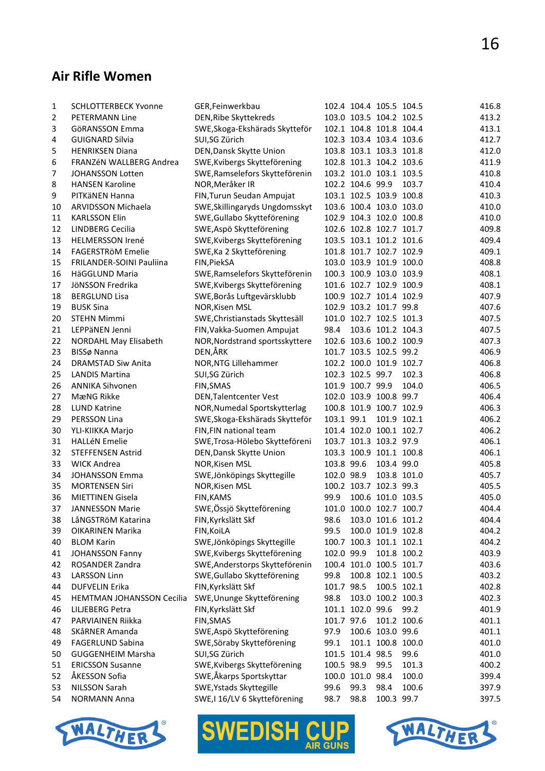## Air Rifle Women

| | | | | | | | |
|---|---|---|---|---|---|---|---|
| 1 | SCHLOTTERBECK Yvonne | GER,Feinwerkbau | 102.4 | 104.4 | 105.5 | 104.5 | 416.8 |
| 2 | PETERMANN Line | DEN,Ribe Skyttekreds | 103.0 | 103.5 | 104.2 | 102.5 | 413.2 |
| 3 | GöRANSSON Emma | SWE,Skoga-Ekshärads Skytteför | 102.1 | 104.8 | 101.8 | 104.4 | 413.1 |
| 4 | GUIGNARD Silvia | SUI,SG Zürich | 102.3 | 103.4 | 103.4 | 103.6 | 412.7 |
| 5 | HENRIKSEN Diana | DEN,Dansk Skytte Union | 103.8 | 103.1 | 103.3 | 101.8 | 412.0 |
| 6 | FRANZéN WALLBERG Andrea | SWE,Kvibergs Skytteförening | 102.8 | 101.3 | 104.2 | 103.6 | 411.9 |
| 7 | JOHANSSON Lotten | SWE,Ramselefors Skyttefgrenin | 103.2 | 101.0 | 103.1 | 103.5 | 410.8 |
| 8 | HANSEN Karoline | NOR,Meråker IR | 102.2 | 104.6 | 99.9 | 103.7 | 410.4 |
| 9 | PITKäNEN Hanna | FIN,Turun Seudan Ampujat | 103.1 | 102.5 | 103.9 | 100.8 | 410.3 |
| 10 | ARVIDSSON Michaela | SWE,Skillingaryds Ungdomsskyt | 103.6 | 100.4 | 103.0 | 103.0 | 410.0 |
| 11 | KARLSSON Elin | SWE,Gullabo Skytteförening | 102.9 | 104.3 | 102.0 | 100.8 | 410.0 |
| 12 | LINDBERG Cecilia | SWE,Aspö Skytteförening | 102.6 | 102.8 | 102.7 | 101.7 | 409.8 |
| 13 | HELMERSSON Irené | SWE,Kvibergs Skytteförening | 103.5 | 103.1 | 101.2 | 101.6 | 409.4 |
| 14 | FAGERSTRöM Emelie | SWE,Ka 2 Skytteförening | 101.8 | 101.7 | 102.7 | 102.9 | 409.1 |
| 15 | FRILANDER-SOINI Pauliina | FIN,PiekSA | 103.0 | 103.9 | 101.9 | 100.0 | 408.8 |
| 16 | HäGGLUND Maria | SWE,Ramselefors Skyttefgrenin | 100.3 | 100.9 | 103.0 | 103.9 | 408.1 |
| 17 | JöNSSON Fredrika | SWE,Kvibergs Skytteförening | 101.6 | 102.7 | 102.9 | 100.9 | 408.1 |
| 18 | BERGLUND Lisa | SWE,Borås Luftgevärsklubb | 100.9 | 102.7 | 101.4 | 102.9 | 407.9 |
| 19 | BUSK Sina | NOR,Kisen MSL | 102.9 | 103.2 | 101.7 | 99.8 | 407.6 |
| 20 | STEHN Mimmi | SWE,Christianstads Skyttesäll | 101.0 | 102.7 | 102.5 | 101.3 | 407.5 |
| 21 | LEPPäNEN Jenni | FIN,Vakka-Suomen Ampujat | 98.4 | 103.6 | 101.2 | 104.3 | 407.5 |
| 22 | NORDAHL May Elisabeth | NOR,Nordstrand sportsskyttere | 102.6 | 103.6 | 100.2 | 100.9 | 407.3 |
| 23 | BISSø Nanna | DEN,ÅRK | 101.7 | 103.5 | 102.5 | 99.2 | 406.9 |
| 24 | DRAMSTAD Siw Anita | NOR,NTG Lillehammer | 102.2 | 100.0 | 101.9 | 102.7 | 406.8 |
| 25 | LANDIS Martina | SUI,SG Zürich | 102.3 | 102.5 | 99.7 | 102.3 | 406.8 |
| 26 | ANNIKA Sihvonen | FIN,SMAS | 101.9 | 100.7 | 99.9 | 104.0 | 406.5 |
| 27 | MæNG Rikke | DEN,Talentcenter Vest | 102.0 | 103.9 | 100.8 | 99.7 | 406.4 |
| 28 | LUND Katrine | NOR,Numedal Sportskytterlag | 100.8 | 101.9 | 100.7 | 102.9 | 406.3 |
| 29 | PERSSON Lina | SWE,Skoga-Ekshärads Skytteför | 103.1 | 99.1 | 101.9 | 102.1 | 406.2 |
| 30 | YLI-KIIKKA Marjo | FIN,FIN national team | 101.4 | 102.0 | 100.1 | 102.7 | 406.2 |
| 31 | HALLéN Emelie | SWE,Trosa-Hölebo Skytteföreni | 103.7 | 101.3 | 103.2 | 97.9 | 406.1 |
| 32 | STEFFENSEN Astrid | DEN,Dansk Skytte Union | 103.3 | 100.9 | 101.1 | 100.8 | 406.1 |
| 33 | WICK Andrea | NOR,Kisen MSL | 103.8 | 99.6 | 103.4 | 99.0 | 405.8 |
| 34 | JOHANSSON Emma | SWE,Jönköpings Skyttegille | 102.0 | 98.9 | 103.8 | 101.0 | 405.7 |
| 35 | MORTENSEN Siri | NOR,Kisen MSL | 100.2 | 103.7 | 102.3 | 99.3 | 405.5 |
| 36 | MIETTINEN Gisela | FIN,KAMS | 99.9 | 100.6 | 101.0 | 103.5 | 405.0 |
| 37 | JANNESSON Marie | SWE,Össjö Skytteförening | 101.0 | 100.0 | 102.7 | 100.7 | 404.4 |
| 38 | LåNGSTRöM Katarina | FIN,Kyrkslätt Skf | 98.6 | 103.0 | 101.6 | 101.2 | 404.4 |
| 39 | OIKARINEN Marika | FIN,KoiLA | 99.5 | 100.0 | 101.9 | 102.8 | 404.2 |
| 40 | BLOM Karin | SWE,Jönköpings Skyttegille | 100.7 | 100.3 | 101.1 | 102.1 | 404.2 |
| 41 | JOHANSSON Fanny | SWE,Kvibergs Skytteförening | 102.0 | 99.9 | 101.8 | 100.2 | 403.9 |
| 42 | ROSANDER Zandra | SWE,Anderstorps Skytteförenin | 100.4 | 101.0 | 100.5 | 101.7 | 403.6 |
| 43 | LARSSON Linn | SWE,Gullabo Skytteförening | 99.8 | 100.8 | 102.1 | 100.5 | 403.2 |
| 44 | DUFVELIN Erika | FIN,Kyrkslätt Skf | 101.7 | 98.5 | 100.5 | 102.1 | 402.8 |
| 45 | HEMTMAN JOHANSSON Cecilia | SWE,Ununge Skytteförening | 98.8 | 103.0 | 100.2 | 100.3 | 402.3 |
| 46 | LILJEBERG Petra | FIN,Kyrkslätt Skf | 101.1 | 102.0 | 99.6 | 99.2 | 401.9 |
| 47 | PARVIAINEN Riikka | FIN,SMAS | 101.7 | 97.6 | 101.2 | 100.6 | 401.1 |
| 48 | SKåRNER Amanda | SWE,Aspö Skytteförening | 97.9 | 100.6 | 103.0 | 99.6 | 401.1 |
| 49 | FAGERLUND Sabina | SWE,Söraby Skytteförening | 99.1 | 101.1 | 100.8 | 100.0 | 401.0 |
| 50 | GUGGENHEIM Marsha | SUI,SG Zürich | 101.5 | 101.4 | 98.5 | 99.6 | 401.0 |
| 51 | ERICSSON Susanne | SWE,Kvibergs Skytteförening | 100.5 | 98.9 | 99.5 | 101.3 | 400.2 |
| 52 | ÅKESSON Sofia | SWE,Åkarps Sportskyttar | 100.0 | 101.0 | 98.4 | 100.0 | 399.4 |
| 53 | NILSSON Sarah | SWE,Ystads Skyttegille | 99.6 | 99.3 | 98.4 | 100.6 | 397.9 |
| 54 | NORMANN Anna | SWE,I 16/LV 6 Skytteförening | 98.7 | 98.8 | 100.3 | 99.7 | 397.5 |

WALTHER SWEDISH CUP AIR GUNS WALTHER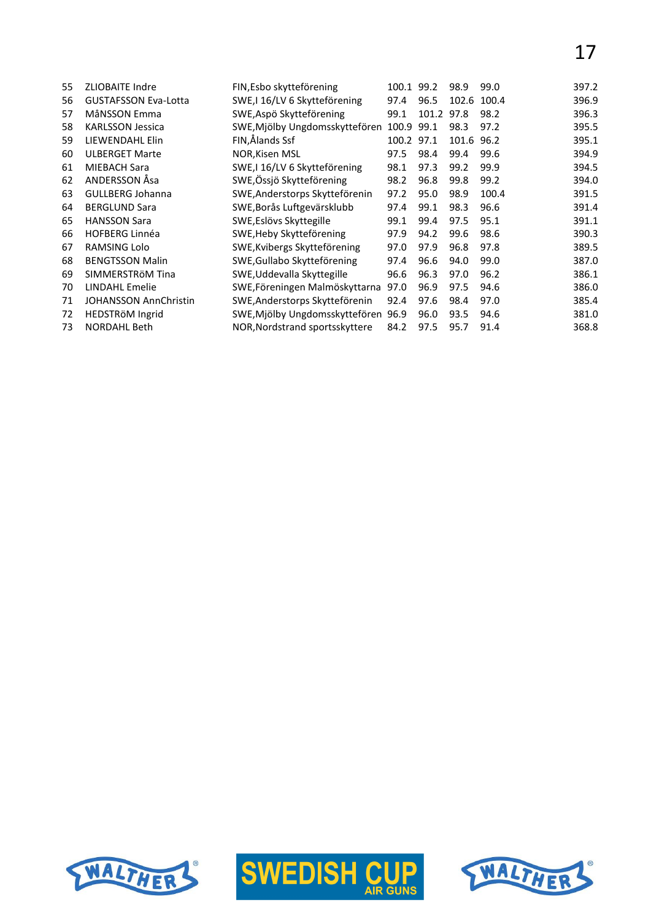| | | | | | | | |
|---|---|---|---|---|---|---|---|
| 55 | ZLIOBAITE Indre | FIN,Esbo skytteförening | 100.1 | 99.2 | 98.9 | 99.0 | 397.2 |
| 56 | GUSTAFSSON Eva-Lotta | SWE,I 16/LV 6 Skytteförening | 97.4 | 96.5 | 102.6 | 100.4 | 396.9 |
| 57 | MåNSSON Emma | SWE,Aspö Skytteförening | 99.1 | 101.2 | 97.8 | 98.2 | 396.3 |
| 58 | KARLSSON Jessica | SWE,Mjölby Ungdomsskyttefören | 100.9 | 99.1 | 98.3 | 97.2 | 395.5 |
| 59 | LIEWENDAHL Elin | FIN,Ålands Ssf | 100.2 | 97.1 | 101.6 | 96.2 | 395.1 |
| 60 | ULBERGET Marte | NOR,Kisen MSL | 97.5 | 98.4 | 99.4 | 99.6 | 394.9 |
| 61 | MIEBACH Sara | SWE,I 16/LV 6 Skytteförening | 98.1 | 97.3 | 99.2 | 99.9 | 394.5 |
| 62 | ANDERSSON Åsa | SWE,Össjö Skytteförening | 98.2 | 96.8 | 99.8 | 99.2 | 394.0 |
| 63 | GULLBERG Johanna | SWE,Anderstorps Skyttefórenin | 97.2 | 95.0 | 98.9 | 100.4 | 391.5 |
| 64 | BERGLUND Sara | SWE,Borås Luftgevärsklubb | 97.4 | 99.1 | 98.3 | 96.6 | 391.4 |
| 65 | HANSSON Sara | SWE,Eslövs Skyttegille | 99.1 | 99.4 | 97.5 | 95.1 | 391.1 |
| 66 | HOFBERG Linnéa | SWE,Heby Skytteförening | 97.9 | 94.2 | 99.6 | 98.6 | 390.3 |
| 67 | RAMSING Lolo | SWE,Kvibergs Skytteförening | 97.0 | 97.9 | 96.8 | 97.8 | 389.5 |
| 68 | BENGTSSON Malin | SWE,Gullabo Skytteförening | 97.4 | 96.6 | 94.0 | 99.0 | 387.0 |
| 69 | SIMMERSTRöM Tina | SWE,Uddevalla Skyttegille | 96.6 | 96.3 | 97.0 | 96.2 | 386.1 |
| 70 | LINDAHL Emelie | SWE,Föreningen Malmöskyttarna | 97.0 | 96.9 | 97.5 | 94.6 | 386.0 |
| 71 | JOHANSSON AnnChristin | SWE,Anderstorps Skyttefórenin | 92.4 | 97.6 | 98.4 | 97.0 | 385.4 |
| 72 | HEDSTRöM Ingrid | SWE,Mjölby Ungdomsskyttefören | 96.9 | 96.0 | 93.5 | 94.6 | 381.0 |
| 73 | NORDAHL Beth | NOR,Nordstrand sportsskyttere | 84.2 | 97.5 | 95.7 | 91.4 | 368.8 |

WALTHER SWEDISH CUP AIR GUNS WALTHER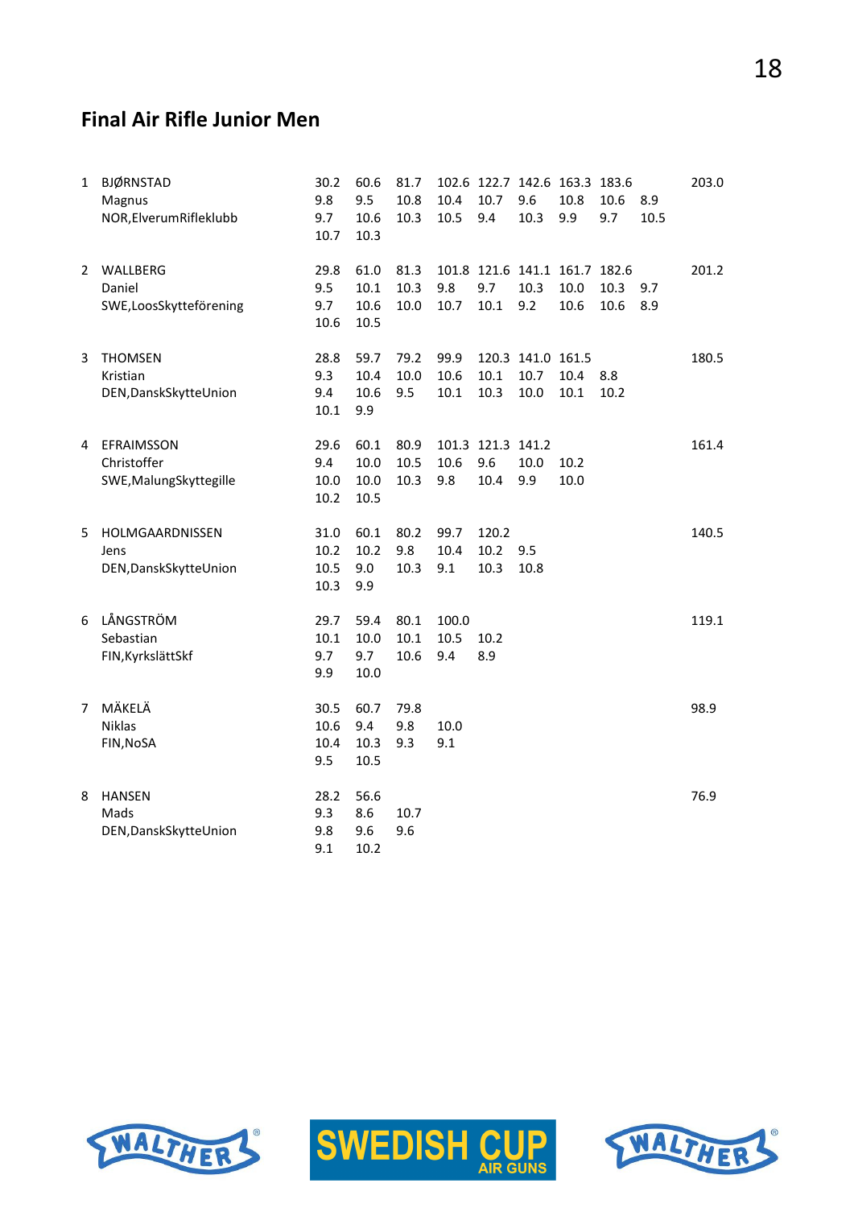## Final Air Rifle Junior Men

| | | | | | | | | | | | |
|---|---|---|---|---|---|---|---|---|---|---|---|
| 1 | BJØRNSTAD | 30.2 | 60.6 | 81.7 | 102.6 | 122.7 | 142.6 | 163.3 | 183.6 | | 203.0 |
| | Magnus | 9.8 | 9.5 | 10.8 | 10.4 | 10.7 | 9.6 | 10.8 | 10.6 | 8.9 | |
| | NOR,ElverumRifleklubb | 9.7 | 10.6 | 10.3 | 10.5 | 9.4 | 10.3 | 9.9 | 9.7 | 10.5 | |
| | | 10.7 | 10.3 | | | | | | | | |
| 2 | WALLBERG | 29.8 | 61.0 | 81.3 | 101.8 | 121.6 | 141.1 | 161.7 | 182.6 | | 201.2 |
| | Daniel | 9.5 | 10.1 | 10.3 | 9.8 | 9.7 | 10.3 | 10.0 | 10.3 | 9.7 | |
| | SWE,LoosSkytteförening | 9.7 | 10.6 | 10.0 | 10.7 | 10.1 | 9.2 | 10.6 | 10.6 | 8.9 | |
| | | 10.6 | 10.5 | | | | | | | | |
| 3 | THOMSEN | 28.8 | 59.7 | 79.2 | 99.9 | 120.3 | 141.0 | 161.5 | | | 180.5 |
| | Kristian | 9.3 | 10.4 | 10.0 | 10.6 | 10.1 | 10.7 | 10.4 | 8.8 | | |
| | DEN,DanskSkytteUnion | 9.4 | 10.6 | 9.5 | 10.1 | 10.3 | 10.0 | 10.1 | 10.2 | | |
| | | 10.1 | 9.9 | | | | | | | | |
| 4 | EFRAIMSSON | 29.6 | 60.1 | 80.9 | 101.3 | 121.3 | 141.2 | | | | 161.4 |
| | Christoffer | 9.4 | 10.0 | 10.5 | 10.6 | 9.6 | 10.0 | 10.2 | | | |
| | SWE,MalungSkyttegille | 10.0 | 10.0 | 10.3 | 9.8 | 10.4 | 9.9 | 10.0 | | | |
| | | 10.2 | 10.5 | | | | | | | | |
| 5 | HOLMGAARDNISSEN | 31.0 | 60.1 | 80.2 | 99.7 | 120.2 | | | | | 140.5 |
| | Jens | 10.2 | 10.2 | 9.8 | 10.4 | 10.2 | 9.5 | | | | |
| | DEN,DanskSkytteUnion | 10.5 | 9.0 | 10.3 | 9.1 | 10.3 | 10.8 | | | | |
| | | 10.3 | 9.9 | | | | | | | | |
| 6 | LÅNGSTRÖM | 29.7 | 59.4 | 80.1 | 100.0 | | | | | | 119.1 |
| | Sebastian | 10.1 | 10.0 | 10.1 | 10.5 | 10.2 | | | | | |
| | FIN,KyrkslättSkf | 9.7 | 9.7 | 10.6 | 9.4 | 8.9 | | | | | |
| | | 9.9 | 10.0 | | | | | | | | |
| 7 | MÄKELÄ | 30.5 | 60.7 | 79.8 | | | | | | | 98.9 |
| | Niklas | 10.6 | 9.4 | 9.8 | 10.0 | | | | | | |
| | FIN,NoSA | 10.4 | 10.3 | 9.3 | 9.1 | | | | | | |
| | | 9.5 | 10.5 | | | | | | | | |
| 8 | HANSEN | 28.2 | 56.6 | | | | | | | | 76.9 |
| | Mads | 9.3 | 8.6 | 10.7 | | | | | | | |
| | DEN,DanskSkytteUnion | 9.8 | 9.6 | 9.6 | | | | | | | |
| | | 9.1 | 10.2 | | | | | | | | |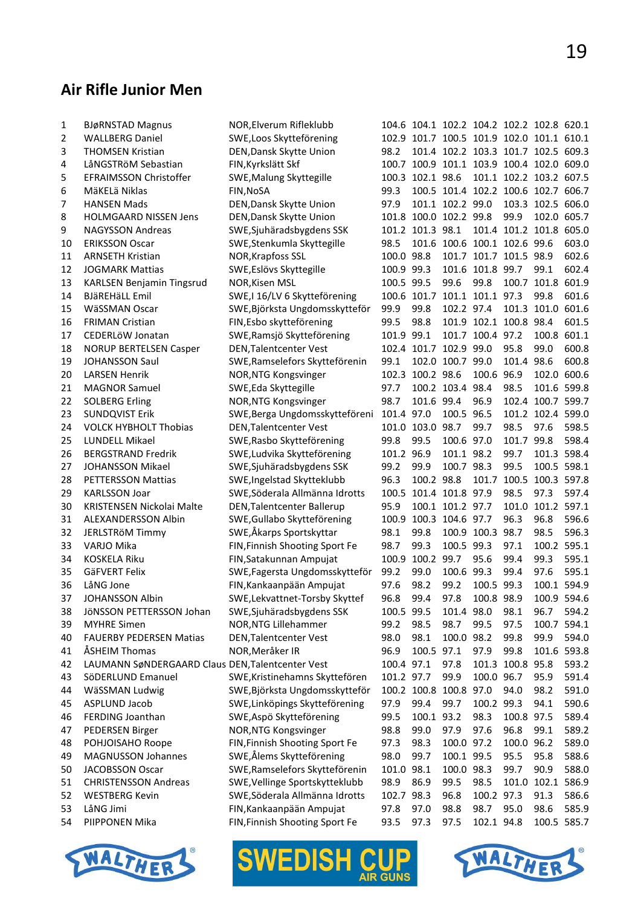## Air Rifle Junior Men

| | | | | | | | | | |
|---|---|---|---|---|---|---|---|---|---|
| 1 | BJøRNSTAD Magnus | NOR,Elverum Rifleklubb | 104.6 | 104.1 | 102.2 | 104.2 | 102.2 | 102.8 | 620.1 |
| 2 | WALLBERG Daniel | SWE,Loos Skytteförening | 102.9 | 101.7 | 100.5 | 101.9 | 102.0 | 101.1 | 610.1 |
| 3 | THOMSEN Kristian | DEN,Dansk Skytte Union | 98.2 | 101.4 | 102.2 | 103.3 | 101.7 | 102.5 | 609.3 |
| 4 | LåNGSTRöM Sebastian | FIN,Kyrkslätt Skf | 100.7 | 100.9 | 101.1 | 103.9 | 100.4 | 102.0 | 609.0 |
| 5 | EFRAIMSSON Christoffer | SWE,Malung Skyttegille | 100.3 | 102.1 | 98.6 | 101.1 | 102.2 | 103.2 | 607.5 |
| 6 | MäKELä Niklas | FIN,NoSA | 99.3 | 100.5 | 101.4 | 102.2 | 100.6 | 102.7 | 606.7 |
| 7 | HANSEN Mads | DEN,Dansk Skytte Union | 97.9 | 101.1 | 102.2 | 99.0 | 103.3 | 102.5 | 606.0 |
| 8 | HOLMGAARD NISSEN Jens | DEN,Dansk Skytte Union | 101.8 | 100.0 | 102.2 | 99.8 | 99.9 | 102.0 | 605.7 |
| 9 | NAGYSSON Andreas | SWE,Sjuhäradsbygdens SSK | 101.2 | 101.3 | 98.1 | 101.4 | 101.2 | 101.8 | 605.0 |
| 10 | ERIKSSON Oscar | SWE,Stenkumla Skyttegille | 98.5 | 101.6 | 100.6 | 100.1 | 102.6 | 99.6 | 603.0 |
| 11 | ARNSETH Kristian | NOR,Krapfoss SSL | 100.0 | 98.8 | 101.7 | 101.7 | 101.5 | 98.9 | 602.6 |
| 12 | JOGMARK Mattias | SWE,Eslövs Skyttegille | 100.9 | 99.3 | 101.6 | 101.8 | 99.7 | 99.1 | 602.4 |
| 13 | KARLSEN Benjamin Tingsrud | NOR,Kisen MSL | 100.5 | 99.5 | 99.6 | 99.8 | 100.7 | 101.8 | 601.9 |
| 14 | BJäREHäLL Emil | SWE,I 16/LV 6 Skytteförening | 100.6 | 101.7 | 101.1 | 101.1 | 97.3 | 99.8 | 601.6 |
| 15 | WäSSMAN Oscar | SWE,Björksta Ungdomsskytteför | 99.9 | 99.8 | 102.2 | 97.4 | 101.3 | 101.3 | 601.6 |
| 16 | FRIMAN Cristian | FIN,Esbo skytteförening | 99.5 | 98.8 | 101.9 | 102.1 | 100.8 | 98.4 | 601.5 |
| 17 | CEDERLöW Jonatan | SWE,Ramsjö Skytteförening | 101.9 | 99.1 | 101.7 | 100.4 | 97.2 | 100.8 | 601.1 |
| 18 | NORUP BERTELSEN Casper | DEN,Talentcenter Vest | 102.4 | 101.7 | 102.9 | 99.0 | 95.8 | 99.0 | 600.8 |
| 19 | JOHANSSON Saul | SWE,Ramselefors Skytteförenin | 99.1 | 102.0 | 100.7 | 99.0 | 101.4 | 98.6 | 600.8 |
| 20 | LARSEN Henrik | NOR,NTG Kongsvinger | 102.3 | 100.2 | 98.6 | 100.6 | 96.9 | 102.0 | 600.6 |
| 21 | MAGNOR Samuel | SWE,Eda Skyttegille | 97.7 | 100.2 | 103.4 | 98.4 | 98.5 | 101.6 | 599.8 |
| 22 | SOLBERG Erling | NOR,NTG Kongsvinger | 98.7 | 101.6 | 99.4 | 96.9 | 102.4 | 100.7 | 599.7 |
| 23 | SUNDQVIST Erik | SWE,Berga Ungdomsskytteföreni | 101.4 | 97.0 | 100.5 | 96.5 | 101.2 | 102.4 | 599.0 |
| 24 | VOLCK HYBHOLT Thobias | DEN,Talentcenter Vest | 101.0 | 103.0 | 98.7 | 99.7 | 98.5 | 97.6 | 598.5 |
| 25 | LUNDELL Mikael | SWE,Rasbo Skytteförening | 99.8 | 99.5 | 100.6 | 97.0 | 101.7 | 99.8 | 598.4 |
| 26 | BERGSTRAND Fredrik | SWE,Ludvika Skytteförening | 101.2 | 96.9 | 101.1 | 98.2 | 99.7 | 101.3 | 598.4 |
| 27 | JOHANSSON Mikael | SWE,Sjuhäradsbygdens SSK | 99.2 | 99.9 | 100.7 | 98.3 | 99.5 | 100.5 | 598.1 |
| 28 | PETTERSSON Mattias | SWE,Ingelstad Skytteklubb | 96.3 | 100.2 | 98.8 | 101.7 | 100.5 | 100.3 | 597.8 |
| 29 | KARLSSON Joar | SWE,Söderala Allmänna Idrotts | 100.5 | 101.4 | 101.8 | 97.9 | 98.5 | 97.3 | 597.4 |
| 30 | KRISTENSEN Nickolai Malte | DEN,Talentcenter Ballerup | 95.9 | 100.1 | 101.2 | 97.7 | 101.0 | 101.2 | 597.1 |
| 31 | ALEXANDERSSON Albin | SWE,Gullabo Skytteförening | 100.9 | 100.3 | 104.6 | 97.7 | 96.3 | 96.8 | 596.6 |
| 32 | JERLSTRöM Timmy | SWE,Åkarps Sportskyttar | 98.1 | 99.8 | 100.9 | 100.3 | 98.7 | 98.5 | 596.3 |
| 33 | VARJO Mika | FIN,Finnish Shooting Sport Fe | 98.7 | 99.3 | 100.5 | 99.3 | 97.1 | 100.2 | 595.1 |
| 34 | KOSKELA Riku | FIN,Satakunnan Ampujat | 100.9 | 100.2 | 99.7 | 95.6 | 99.4 | 99.3 | 595.1 |
| 35 | GäFVERT Felix | SWE,Fagersta Ungdomsskytteför | 99.2 | 99.0 | 100.6 | 99.3 | 99.4 | 97.6 | 595.1 |
| 36 | LåNG Jone | FIN,Kankaanpään Ampujat | 97.6 | 98.2 | 99.2 | 100.5 | 99.3 | 100.1 | 594.9 |
| 37 | JOHANSSON Albin | SWE,Lekvattnet-Torsby Skyttef | 96.8 | 99.4 | 97.8 | 100.8 | 98.9 | 100.9 | 594.6 |
| 38 | JöNSSON PETTERSSON Johan | SWE,Sjuhäradsbygdens SSK | 100.5 | 99.5 | 101.4 | 98.0 | 98.1 | 96.7 | 594.2 |
| 39 | MYHRE Simen | NOR,NTG Lillehammer | 99.2 | 98.5 | 98.7 | 99.5 | 97.5 | 100.7 | 594.1 |
| 40 | FAUERBY PEDERSEN Matias | DEN,Talentcenter Vest | 98.0 | 98.1 | 100.0 | 98.2 | 99.8 | 99.9 | 594.0 |
| 41 | ÅSHEIM Thomas | NOR,Meråker IR | 96.9 | 100.5 | 97.1 | 97.9 | 99.8 | 101.6 | 593.8 |
| 42 | LAUMANN SøNDERGAARD Claus | DEN,Talentcenter Vest | 100.4 | 97.1 | 97.8 | 101.3 | 100.8 | 95.8 | 593.2 |
| 43 | SöDERLUND Emanuel | SWE,Kristinehamns Skytte踏ören | 101.2 | 97.7 | 99.9 | 100.0 | 96.7 | 95.9 | 591.4 |
| 44 | WäSSMAN Ludwig | SWE,Björksta Ungdomsskytteför | 100.2 | 100.8 | 100.8 | 97.0 | 94.0 | 98.2 | 591.0 |
| 45 | ASPLUND Jacob | SWE,Linköpings Skytteförening | 97.9 | 99.4 | 99.7 | 100.2 | 99.3 | 94.1 | 590.6 |
| 46 | FERDING Joanthan | SWE,Aspö Skytteförening | 99.5 | 100.1 | 93.2 | 98.3 | 100.8 | 97.5 | 589.4 |
| 47 | PEDERSEN Birger | NOR,NTG Kongsvinger | 98.8 | 99.0 | 97.9 | 97.6 | 96.8 | 99.1 | 589.2 |
| 48 | POHJOISAHO Roope | FIN,Finnish Shooting Sport Fe | 97.3 | 98.3 | 100.0 | 97.2 | 100.0 | 96.2 | 589.0 |
| 49 | MAGNUSSON Johannes | SWE,Ålems Skytteförening | 98.0 | 99.7 | 100.1 | 99.5 | 95.5 | 95.8 | 588.6 |
| 50 | JACOBSSON Oscar | SWE,Ramselefors Skytteförenin | 101.0 | 98.1 | 100.0 | 98.3 | 99.7 | 90.9 | 588.0 |
| 51 | CHRISTENSSON Andreas | SWE,Vellinge Sportskytteklubb | 98.9 | 86.9 | 99.5 | 98.5 | 101.0 | 102.1 | 586.9 |
| 52 | WESTBERG Kevin | SWE,Söderala Allmänna Idrotts | 102.7 | 98.3 | 96.8 | 100.2 | 97.3 | 91.3 | 586.6 |
| 53 | LåNG Jimi | FIN,Kankaanpään Ampujat | 97.8 | 97.0 | 98.8 | 98.7 | 95.0 | 98.6 | 585.9 |
| 54 | PIIPPONEN Mika | FIN,Finnish Shooting Sport Fe | 93.5 | 97.3 | 97.5 | 102.1 | 94.8 | 100.5 | 585.7 |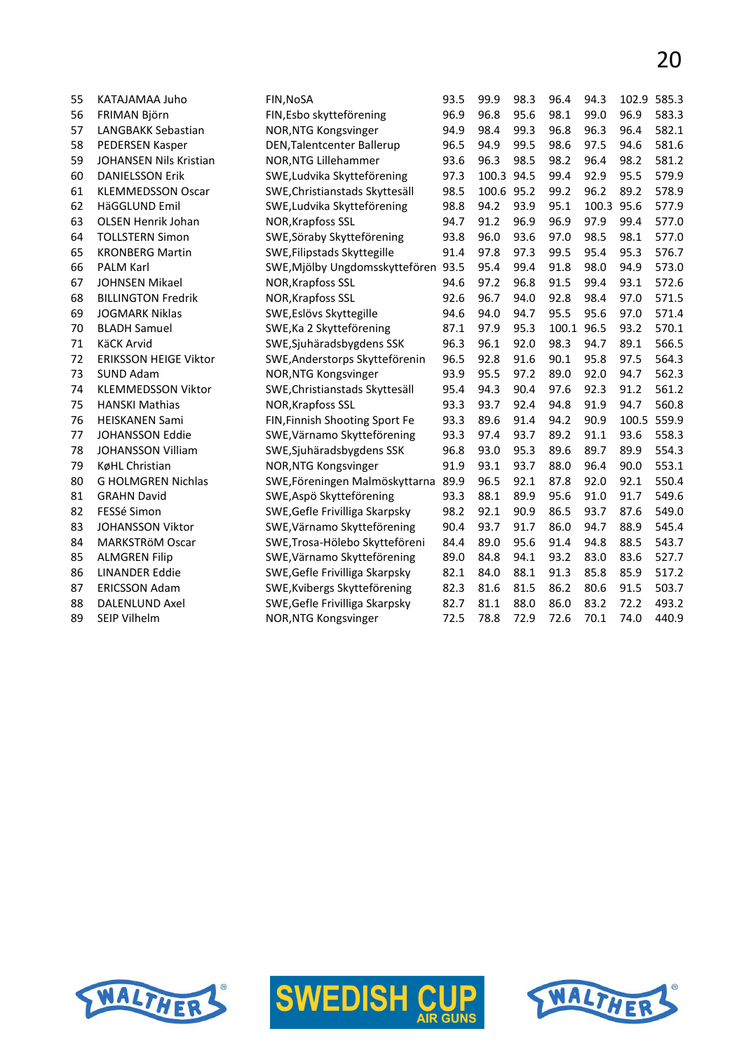| | | | | | | | | | |
|---|---|---|---|---|---|---|---|---|---|
| 55 | KATAJAMAA Juho | FIN,NoSA | 93.5 | 99.9 | 98.3 | 96.4 | 94.3 | 102.9 | 585.3 |
| 56 | FRIMAN Björn | FIN,Esbo skytteförening | 96.9 | 96.8 | 95.6 | 98.1 | 99.0 | 96.9 | 583.3 |
| 57 | LANGBAKK Sebastian | NOR,NTG Kongsvinger | 94.9 | 98.4 | 99.3 | 96.8 | 96.3 | 96.4 | 582.1 |
| 58 | PEDERSEN Kasper | DEN,Talentcenter Ballerup | 96.5 | 94.9 | 99.5 | 98.6 | 97.5 | 94.6 | 581.6 |
| 59 | JOHANSEN Nils Kristian | NOR,NTG Lillehammer | 93.6 | 96.3 | 98.5 | 98.2 | 96.4 | 98.2 | 581.2 |
| 60 | DANIELSSON Erik | SWE,Ludvika Skytteförening | 97.3 | 100.3 | 94.5 | 99.4 | 92.9 | 95.5 | 579.9 |
| 61 | KLEMMEDSSON Oscar | SWE,Christianstads Skyttesäll | 98.5 | 100.6 | 95.2 | 99.2 | 96.2 | 89.2 | 578.9 |
| 62 | HäGGLUND Emil | SWE,Ludvika Skytteförening | 98.8 | 94.2 | 93.9 | 95.1 | 100.3 | 95.6 | 577.9 |
| 63 | OLSEN Henrik Johan | NOR,Krapfoss SSL | 94.7 | 91.2 | 96.9 | 96.9 | 97.9 | 99.4 | 577.0 |
| 64 | TOLLSTERN Simon | SWE,Söraby Skytteförening | 93.8 | 96.0 | 93.6 | 97.0 | 98.5 | 98.1 | 577.0 |
| 65 | KRONBERG Martin | SWE,Filipstads Skyttegille | 91.4 | 97.8 | 97.3 | 99.5 | 95.4 | 95.3 | 576.7 |
| 66 | PALM Karl | SWE,Mjölby Ungdomsskyttefören | 93.5 | 95.4 | 99.4 | 91.8 | 98.0 | 94.9 | 573.0 |
| 67 | JOHNSEN Mikael | NOR,Krapfoss SSL | 94.6 | 97.2 | 96.8 | 91.5 | 99.4 | 93.1 | 572.6 |
| 68 | BILLINGTON Fredrik | NOR,Krapfoss SSL | 92.6 | 96.7 | 94.0 | 92.8 | 98.4 | 97.0 | 571.5 |
| 69 | JOGMARK Niklas | SWE,Eslövs Skyttegille | 94.6 | 94.0 | 94.7 | 95.5 | 95.6 | 97.0 | 571.4 |
| 70 | BLADH Samuel | SWE,Ka 2 Skytteförening | 87.1 | 97.9 | 95.3 | 100.1 | 96.5 | 93.2 | 570.1 |
| 71 | KäCK Arvid | SWE,Sjuhäradsbygdens SSK | 96.3 | 96.1 | 92.0 | 98.3 | 94.7 | 89.1 | 566.5 |
| 72 | ERIKSSON HEIGE Viktor | SWE,Anderstorps Skytteförenin | 96.5 | 92.8 | 91.6 | 90.1 | 95.8 | 97.5 | 564.3 |
| 73 | SUND Adam | NOR,NTG Kongsvinger | 93.9 | 95.5 | 97.2 | 89.0 | 92.0 | 94.7 | 562.3 |
| 74 | KLEMMEDSSON Viktor | SWE,Christianstads Skyttesäll | 95.4 | 94.3 | 90.4 | 97.6 | 92.3 | 91.2 | 561.2 |
| 75 | HANSKI Mathias | NOR,Krapfoss SSL | 93.3 | 93.7 | 92.4 | 94.8 | 91.9 | 94.7 | 560.8 |
| 76 | HEISKANEN Sami | FIN,Finnish Shooting Sport Fe | 93.3 | 89.6 | 91.4 | 94.2 | 90.9 | 100.5 | 559.9 |
| 77 | JOHANSSON Eddie | SWE,Värnamo Skytteförening | 93.3 | 97.4 | 93.7 | 89.2 | 91.1 | 93.6 | 558.3 |
| 78 | JOHANSSON William | SWE,Sjuhäradsbygdens SSK | 96.8 | 93.0 | 95.3 | 89.6 | 89.7 | 89.9 | 554.3 |
| 79 | KøHL Christian | NOR,NTG Kongsvinger | 91.9 | 93.1 | 93.7 | 88.0 | 96.4 | 90.0 | 553.1 |
| 80 | G HOLMGREN Nichlas | SWE,Föreningen Malmöskyttarna | 89.9 | 96.5 | 92.1 | 87.8 | 92.0 | 92.1 | 550.4 |
| 81 | GRAHN David | SWE,Aspö Skytteförening | 93.3 | 88.1 | 89.9 | 95.6 | 91.0 | 91.7 | 549.6 |
| 82 | FESSé Simon | SWE,Gefle Frivilliga Skarpsky | 98.2 | 92.1 | 90.9 | 86.5 | 93.7 | 87.6 | 549.0 |
| 83 | JOHANSSON Viktor | SWE,Värnamo Skytteförening | 90.4 | 93.7 | 91.7 | 86.0 | 94.7 | 88.9 | 545.4 |
| 84 | MARKSTRöM Oscar | SWE,Trosa-Hölebo Skytteföreni | 84.4 | 89.0 | 95.6 | 91.4 | 94.8 | 88.5 | 543.7 |
| 85 | ALMGREN Filip | SWE,Värnamo Skytteförening | 89.0 | 84.8 | 94.1 | 93.2 | 83.0 | 83.6 | 527.7 |
| 86 | LINANDER Eddie | SWE,Gefle Frivilliga Skarpsky | 82.1 | 84.0 | 88.1 | 91.3 | 85.8 | 85.9 | 517.2 |
| 87 | ERICSSON Adam | SWE,Kvibergs Skytteförening | 82.3 | 81.6 | 81.5 | 86.2 | 80.6 | 91.5 | 503.7 |
| 88 | DALENLUND Axel | SWE,Gefle Frivilliga Skarpsky | 82.7 | 81.1 | 88.0 | 86.0 | 83.2 | 72.2 | 493.2 |
| 89 | SEIP Vilhelm | NOR,NTG Kongsvinger | 72.5 | 78.8 | 72.9 | 72.6 | 70.1 | 74.0 | 440.9 |

WALTHER SWEDISH CUP AIR GUNS WALTHER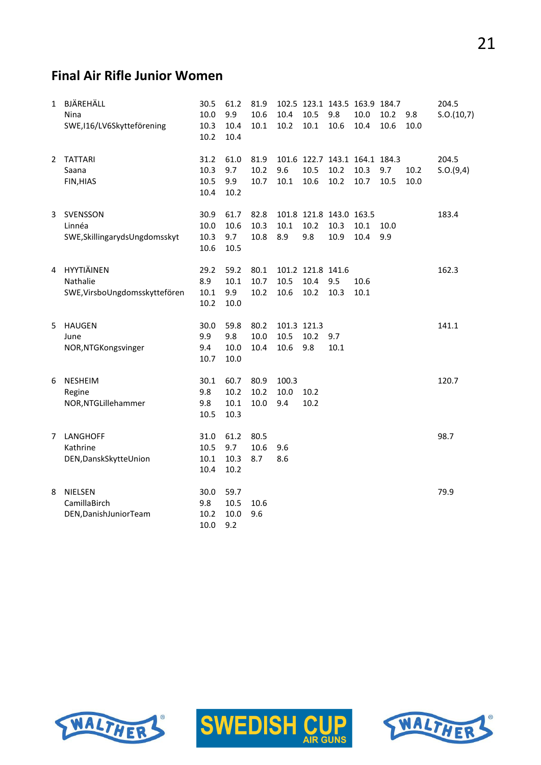## Final Air Rifle Junior Women

| | | | | | | | | | | | |
|---|---|---|---|---|---|---|---|---|---|---|---|
| 1 | BJÄREHÄLL | 30.5 | 61.2 | 81.9 | 102.5 | 123.1 | 143.5 | 163.9 | 184.7 | | 204.5 |
| | Nina | 10.0 | 9.9 | 10.6 | 10.4 | 10.5 | 9.8 | 10.0 | 10.2 | 9.8 | S.O.(10,7) |
| | SWE,I16/LV6Skytteförening | 10.3 | 10.4 | 10.1 | 10.2 | 10.1 | 10.6 | 10.4 | 10.6 | 10.0 | |
| | | 10.2 | 10.4 | | | | | | | | |
| 2 | TATTARI | 31.2 | 61.0 | 81.9 | 101.6 | 122.7 | 143.1 | 164.1 | 184.3 | | 204.5 |
| | Saana | 10.3 | 9.7 | 10.2 | 9.6 | 10.5 | 10.2 | 10.3 | 9.7 | 10.2 | S.O.(9,4) |
| | FIN,HIAS | 10.5 | 9.9 | 10.7 | 10.1 | 10.6 | 10.2 | 10.7 | 10.5 | 10.0 | |
| | | 10.4 | 10.2 | | | | | | | | |
| 3 | SVENSSON | 30.9 | 61.7 | 82.8 | 101.8 | 121.8 | 143.0 | 163.5 | | | 183.4 |
| | Linnéa | 10.0 | 10.6 | 10.3 | 10.1 | 10.2 | 10.3 | 10.1 | 10.0 | | |
| | SWE,SkillingarydsUngdomsskyt | 10.3 | 9.7 | 10.8 | 8.9 | 9.8 | 10.9 | 10.4 | 9.9 | | |
| | | 10.6 | 10.5 | | | | | | | | |
| 4 | HYYTIÄINEN | 29.2 | 59.2 | 80.1 | 101.2 | 121.8 | 141.6 | | | | 162.3 |
| | Nathalie | 8.9 | 10.1 | 10.7 | 10.5 | 10.4 | 9.5 | 10.6 | | | |
| | SWE,VirsboUngdomsskyttefören | 10.1 | 9.9 | 10.2 | 10.6 | 10.2 | 10.3 | 10.1 | | | |
| | | 10.2 | 10.0 | | | | | | | | |
| 5 | HAUGEN | 30.0 | 59.8 | 80.2 | 101.3 | 121.3 | | | | | 141.1 |
| | June | 9.9 | 9.8 | 10.0 | 10.5 | 10.2 | 9.7 | | | | |
| | NOR,NTGKongsvinger | 9.4 | 10.0 | 10.4 | 10.6 | 9.8 | 10.1 | | | | |
| | | 10.7 | 10.0 | | | | | | | | |
| 6 | NESHEIM | 30.1 | 60.7 | 80.9 | 100.3 | | | | | | 120.7 |
| | Regine | 9.8 | 10.2 | 10.2 | 10.0 | 10.2 | | | | | |
| | NOR,NTGLillehammer | 9.8 | 10.1 | 10.0 | 9.4 | 10.2 | | | | | |
| | | 10.5 | 10.3 | | | | | | | | |
| 7 | LANGHOFF | 31.0 | 61.2 | 80.5 | | | | | | | 98.7 |
| | Kathrine | 10.5 | 9.7 | 10.6 | 9.6 | | | | | | |
| | DEN,DanskSkytteUnion | 10.1 | 10.3 | 8.7 | 8.6 | | | | | | |
| | | 10.4 | 10.2 | | | | | | | | |
| 8 | NIELSEN | 30.0 | 59.7 | | | | | | | | 79.9 |
| | CamillaBirch | 9.8 | 10.5 | 10.6 | | | | | | | |
| | DEN,DanishJuniorTeam | 10.2 | 10.0 | 9.6 | | | | | | | |
| | | 10.0 | 9.2 | | | | | | | | |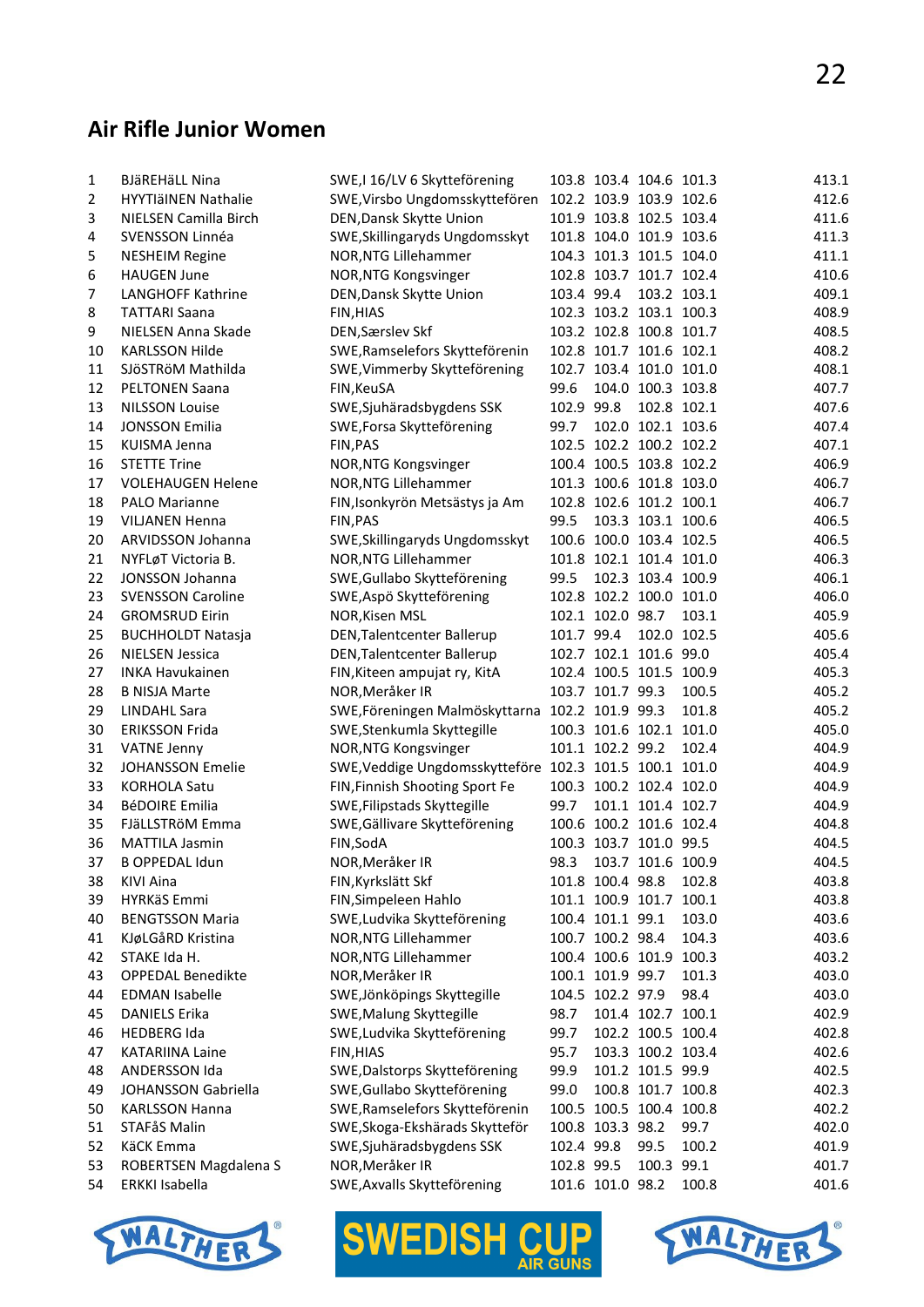## Air Rifle Junior Women

| | | | | | | | |
|---|---|---|---|---|---|---|---|
| 1 | BJäREHäLL Nina | SWE,I 16/LV 6 Skytteförening | 103.8 | 103.4 | 104.6 | 101.3 | 413.1 |
| 2 | HYYTIäINEN Nathalie | SWE,Virsbo Ungdomsskyttefören | 102.2 | 103.9 | 103.9 | 102.6 | 412.6 |
| 3 | NIELSEN Camilla Birch | DEN,Dansk Skytte Union | 101.9 | 103.8 | 102.5 | 103.4 | 411.6 |
| 4 | SVENSSON Linnéa | SWE,Skillingaryds Ungdomsskyt | 101.8 | 104.0 | 101.9 | 103.6 | 411.3 |
| 5 | NESHEIM Regine | NOR,NTG Lillehammer | 104.3 | 101.3 | 101.5 | 104.0 | 411.1 |
| 6 | HAUGEN June | NOR,NTG Kongsvinger | 102.8 | 103.7 | 101.7 | 102.4 | 410.6 |
| 7 | LANGHOFF Kathrine | DEN,Dansk Skytte Union | 103.4 | 99.4 | 103.2 | 103.1 | 409.1 |
| 8 | TATTARI Saana | FIN,HIAS | 102.3 | 103.2 | 103.1 | 100.3 | 408.9 |
| 9 | NIELSEN Anna Skade | DEN,Særslev Skf | 103.2 | 102.8 | 100.8 | 101.7 | 408.5 |
| 10 | KARLSSON Hilde | SWE,Ramselefors Skytteförenin | 102.8 | 101.7 | 101.6 | 102.1 | 408.2 |
| 11 | SJöSTRöM Mathilda | SWE,Vimmerby Skytteförening | 102.7 | 103.4 | 101.0 | 101.0 | 408.1 |
| 12 | PELTONEN Saana | FIN,KeuSA | 99.6 | 104.0 | 100.3 | 103.8 | 407.7 |
| 13 | NILSSON Louise | SWE,Sjuhäradsbygdens SSK | 102.9 | 99.8 | 102.8 | 102.1 | 407.6 |
| 14 | JONSSON Emilia | SWE,Forsa Skytteförening | 99.7 | 102.0 | 102.1 | 103.6 | 407.4 |
| 15 | KUISMA Jenna | FIN,PAS | 102.5 | 102.2 | 100.2 | 102.2 | 407.1 |
| 16 | STETTE Trine | NOR,NTG Kongsvinger | 100.4 | 100.5 | 103.8 | 102.2 | 406.9 |
| 17 | VOLEHAUGEN Helene | NOR,NTG Lillehammer | 101.3 | 100.6 | 101.8 | 103.0 | 406.7 |
| 18 | PALO Marianne | FIN,Isonkyrön Metsästys ja Am | 102.8 | 102.6 | 101.2 | 100.1 | 406.7 |
| 19 | VILJANEN Henna | FIN,PAS | 99.5 | 103.3 | 103.1 | 100.6 | 406.5 |
| 20 | ARVIDSSON Johanna | SWE,Skillingaryds Ungdomsskyt | 100.6 | 100.0 | 103.4 | 102.5 | 406.5 |
| 21 | NYFLøT Victoria B. | NOR,NTG Lillehammer | 101.8 | 102.1 | 101.4 | 101.0 | 406.3 |
| 22 | JONSSON Johanna | SWE,Gullabo Skytteförening | 99.5 | 102.3 | 103.4 | 100.9 | 406.1 |
| 23 | SVENSSON Caroline | SWE,Aspö Skytteförening | 102.8 | 102.2 | 100.0 | 101.0 | 406.0 |
| 24 | GROMSRUD Eirin | NOR,Kisen MSL | 102.1 | 102.0 | 98.7 | 103.1 | 405.9 |
| 25 | BUCHHOLDT Natasja | DEN,Talentcenter Ballerup | 101.7 | 99.4 | 102.0 | 102.5 | 405.6 |
| 26 | NIELSEN Jessica | DEN,Talentcenter Ballerup | 102.7 | 102.1 | 101.6 | 99.0 | 405.4 |
| 27 | INKA Havukainen | FIN,Kiteen ampujat ry, KitA | 102.4 | 100.5 | 101.5 | 100.9 | 405.3 |
| 28 | B NISJA Marte | NOR,Meråker IR | 103.7 | 101.7 | 99.3 | 100.5 | 405.2 |
| 29 | LINDAHL Sara | SWE,Föreningen Malmöskyttarna | 102.2 | 101.9 | 99.3 | 101.8 | 405.2 |
| 30 | ERIKSSON Frida | SWE,Stenkumla Skyttegille | 100.3 | 101.6 | 102.1 | 101.0 | 405.0 |
| 31 | VATNE Jenny | NOR,NTG Kongsvinger | 101.1 | 102.2 | 99.2 | 102.4 | 404.9 |
| 32 | JOHANSSON Emelie | SWE,Veddige Ungdomsskytteföre | 102.3 | 101.5 | 100.1 | 101.0 | 404.9 |
| 33 | KORHOLA Satu | FIN,Finnish Shooting Sport Fe | 100.3 | 100.2 | 102.4 | 102.0 | 404.9 |
| 34 | BéDOIRE Emilia | SWE,Filipstads Skyttegille | 99.7 | 101.1 | 101.4 | 102.7 | 404.9 |
| 35 | FJäLLSTRöM Emma | SWE,Gällivare Skytteförening | 100.6 | 100.2 | 101.6 | 102.4 | 404.8 |
| 36 | MATTILA Jasmin | FIN,SodA | 100.3 | 103.7 | 101.0 | 99.5 | 404.5 |
| 37 | B OPPEDAL Idun | NOR,Meråker IR | 98.3 | 103.7 | 101.6 | 100.9 | 404.5 |
| 38 | KIVI Aina | FIN,Kyrkslätt Skf | 101.8 | 100.4 | 98.8 | 102.8 | 403.8 |
| 39 | HYRKäS Emmi | FIN,Simpeleen Hahlo | 101.1 | 100.9 | 101.7 | 100.1 | 403.8 |
| 40 | BENGTSSON Maria | SWE,Ludvika Skytteförening | 100.4 | 101.1 | 99.1 | 103.0 | 403.6 |
| 41 | KJøLGåRD Kristina | NOR,NTG Lillehammer | 100.7 | 100.2 | 98.4 | 104.3 | 403.6 |
| 42 | STAKE Ida H. | NOR,NTG Lillehammer | 100.4 | 100.6 | 101.9 | 100.3 | 403.2 |
| 43 | OPPEDAL Benedikte | NOR,Meråker IR | 100.1 | 101.9 | 99.7 | 101.3 | 403.0 |
| 44 | EDMAN Isabelle | SWE,Jönköpings Skyttegille | 104.5 | 102.2 | 97.9 | 98.4 | 403.0 |
| 45 | DANIELS Erika | SWE,Malung Skyttegille | 98.7 | 101.4 | 102.7 | 100.1 | 402.9 |
| 46 | HEDBERG Ida | SWE,Ludvika Skytteförening | 99.7 | 102.2 | 100.5 | 100.4 | 402.8 |
| 47 | KATARIINA Laine | FIN,HIAS | 95.7 | 103.3 | 100.2 | 103.4 | 402.6 |
| 48 | ANDERSSON Ida | SWE,Dalstorps Skytteförening | 99.9 | 101.2 | 101.5 | 99.9 | 402.5 |
| 49 | JOHANSSON Gabriella | SWE,Gullabo Skytteförening | 99.0 | 100.8 | 101.7 | 100.8 | 402.3 |
| 50 | KARLSSON Hanna | SWE,Ramselefors Skytteförenin | 100.5 | 100.5 | 100.4 | 100.8 | 402.2 |
| 51 | STAFåS Malin | SWE,Skoga-Ekshärads Skytteför | 100.8 | 103.3 | 98.2 | 99.7 | 402.0 |
| 52 | KäCK Emma | SWE,Sjuhäradsbygdens SSK | 102.4 | 99.8 | 99.5 | 100.2 | 401.9 |
| 53 | ROBERTSEN Magdalena S | NOR,Meråker IR | 102.8 | 99.5 | 100.3 | 99.1 | 401.7 |
| 54 | ERKKI Isabella | SWE,Axvalls Skytteförening | 101.6 | 101.0 | 98.2 | 100.8 | 401.6 |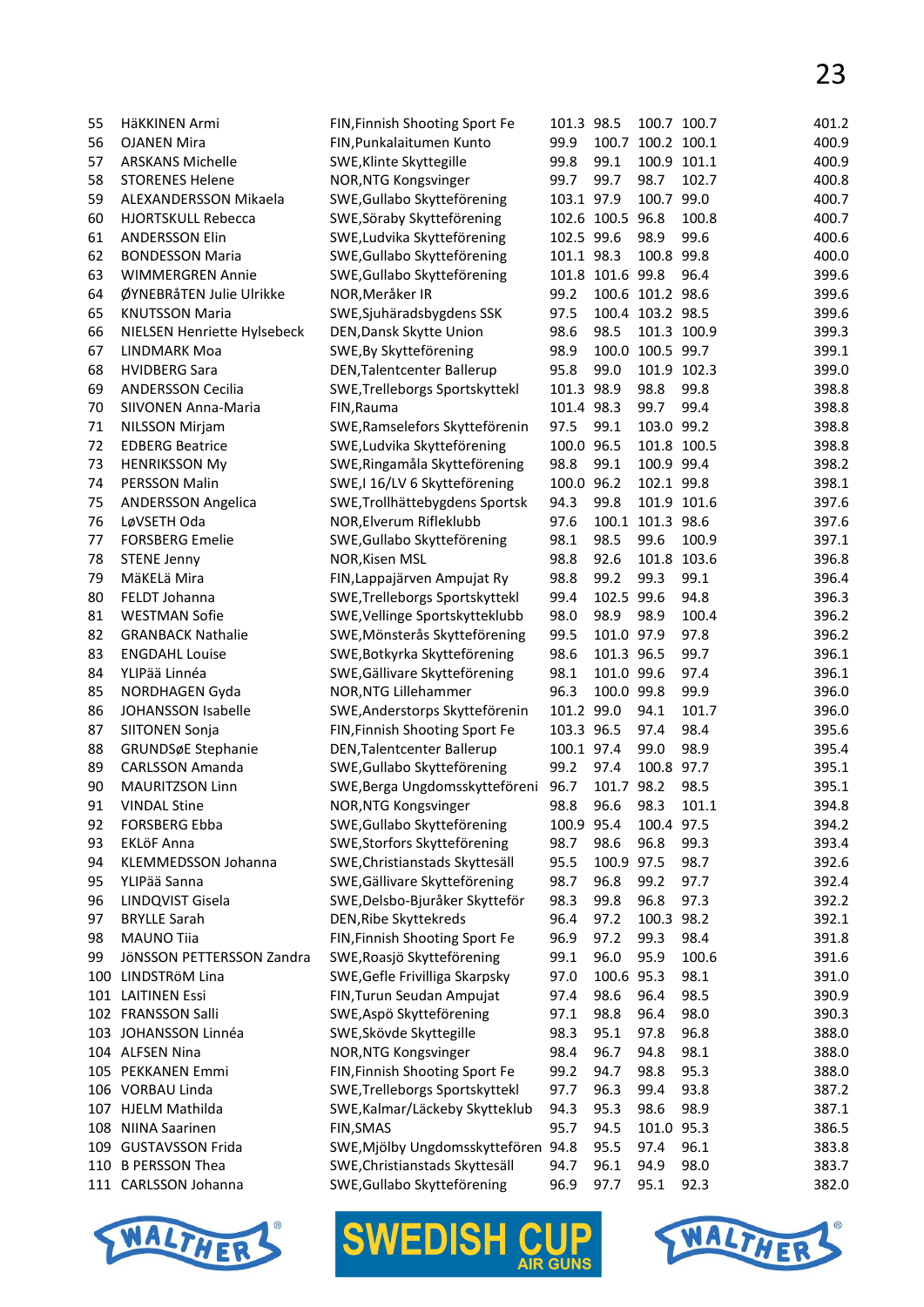| | | | | | | | |
|---|---|---|---|---|---|---|---|
| 55 | HäKKINEN Armi | FIN,Finnish Shooting Sport Fe | 101.3 | 98.5 | 100.7 | 100.7 | 401.2 |
| 56 | OJANEN Mira | FIN,Punakalaitumen Kunto | 99.9 | 100.7 | 100.2 | 100.1 | 400.9 |
| 57 | ARSKANS Michelle | SWE,Klinte Skyttegille | 99.8 | 99.1 | 100.9 | 101.1 | 400.9 |
| 58 | STORENES Helene | NOR,NTG Kongsvinger | 99.7 | 99.7 | 98.7 | 102.7 | 400.8 |
| 59 | ALEXANDERSSON Mikaela | SWE,Gullabo Skytteförening | 103.1 | 97.9 | 100.7 | 99.0 | 400.7 |
| 60 | HJORTSKULL Rebecca | SWE,Söraby Skytteförening | 102.6 | 100.5 | 96.8 | 100.8 | 400.7 |
| 61 | ANDERSSON Elin | SWE,Ludvika Skytteförening | 102.5 | 99.6 | 98.9 | 99.6 | 400.6 |
| 62 | BONDESSON Maria | SWE,Gullabo Skytteförening | 101.1 | 98.3 | 100.8 | 99.8 | 400.0 |
| 63 | WIMMERGREN Annie | SWE,Gullabo Skytteförening | 101.8 | 101.6 | 99.8 | 96.4 | 399.6 |
| 64 | ØYNEBRåTEN Julie Ulrikke | NOR,Meråker IR | 99.2 | 100.6 | 101.2 | 98.6 | 399.6 |
| 65 | KNUTSSON Maria | SWE,Sjuhäradsbygdens SSK | 97.5 | 100.4 | 103.2 | 98.5 | 399.6 |
| 66 | NIELSEN Henriette Hylsebeck | DEN,Dansk Skytte Union | 98.6 | 98.5 | 101.3 | 100.9 | 399.3 |
| 67 | LINDMARK Moa | SWE,By Skytteförening | 98.9 | 100.0 | 100.5 | 99.7 | 399.1 |
| 68 | HVIDBERG Sara | DEN,Talentcenter Ballerup | 95.8 | 99.0 | 101.9 | 102.3 | 399.0 |
| 69 | ANDERSSON Cecilia | SWE,Trelleborgs Sportskyttekl | 101.3 | 98.9 | 98.8 | 99.8 | 398.8 |
| 70 | SIIVONEN Anna-Maria | FIN,Rauma | 101.4 | 98.3 | 99.7 | 99.4 | 398.8 |
| 71 | NILSSON Mirjam | SWE,Ramselefors Skytteförenin | 97.5 | 99.1 | 103.0 | 99.2 | 398.8 |
| 72 | EDBERG Beatrice | SWE,Ludvika Skytteförening | 100.0 | 96.5 | 101.8 | 100.5 | 398.8 |
| 73 | HENRIKSSON My | SWE,Ringamåla Skytteförening | 98.8 | 99.1 | 100.9 | 99.4 | 398.2 |
| 74 | PERSSON Malin | SWE,I 16/LV 6 Skytteförening | 100.0 | 96.2 | 102.1 | 99.8 | 398.1 |
| 75 | ANDERSSON Angelica | SWE,Trollhättebygdens Sportsk | 94.3 | 99.8 | 101.9 | 101.6 | 397.6 |
| 76 | LøVSETH Oda | NOR,Elverum Rifleklubb | 97.6 | 100.1 | 101.3 | 98.6 | 397.6 |
| 77 | FORSBERG Emelie | SWE,Gullabo Skytteförening | 98.1 | 98.5 | 99.6 | 100.9 | 397.1 |
| 78 | STENE Jenny | NOR,Kisen MSL | 98.8 | 92.6 | 101.8 | 103.6 | 396.8 |
| 79 | MäKELä Mira | FIN,Lappajärven Ampujat Ry | 98.8 | 99.2 | 99.3 | 99.1 | 396.4 |
| 80 | FELDT Johanna | SWE,Trelleborgs Sportskyttekl | 99.4 | 102.5 | 99.6 | 94.8 | 396.3 |
| 81 | WESTMAN Sofie | SWE,Vellinge Sportskytteklubb | 98.0 | 98.9 | 98.9 | 100.4 | 396.2 |
| 82 | GRANBACK Nathalie | SWE,Mönsterås Skytteförening | 99.5 | 101.0 | 97.9 | 97.8 | 396.2 |
| 83 | ENGDAHL Louise | SWE,Botkyrka Skytteförening | 98.6 | 101.3 | 96.5 | 99.7 | 396.1 |
| 84 | YLIPää Linnéa | SWE,Gällivare Skytteförening | 98.1 | 101.0 | 99.6 | 97.4 | 396.1 |
| 85 | NORDHAGEN Gyda | NOR,NTG Lillehammer | 96.3 | 100.0 | 99.8 | 99.9 | 396.0 |
| 86 | JOHANSSON Isabelle | SWE,Anderstorps Skytteförenin | 101.2 | 99.0 | 94.1 | 101.7 | 396.0 |
| 87 | SIITONEN Sonja | FIN,Finnish Shooting Sport Fe | 103.3 | 96.5 | 97.4 | 98.4 | 395.6 |
| 88 | GRUNDSøE Stephanie | DEN,Talentcenter Ballerup | 100.1 | 97.4 | 99.0 | 98.9 | 395.4 |
| 89 | CARLSSON Amanda | SWE,Gullabo Skytteförening | 99.2 | 97.4 | 100.8 | 97.7 | 395.1 |
| 90 | MAURITZSON Linn | SWE,Berga Ungdomsskytteföreni | 96.7 | 101.7 | 98.2 | 98.5 | 395.1 |
| 91 | VINDAL Stine | NOR,NTG Kongsvinger | 98.8 | 96.6 | 98.3 | 101.1 | 394.8 |
| 92 | FORSBERG Ebba | SWE,Gullabo Skytteförening | 100.9 | 95.4 | 100.4 | 97.5 | 394.2 |
| 93 | EKLöF Anna | SWE,Storfors Skytteförening | 98.7 | 98.6 | 96.8 | 99.3 | 393.4 |
| 94 | KLEMMEDSSON Johanna | SWE,Christianstads Skyttesäll | 95.5 | 100.9 | 97.5 | 98.7 | 392.6 |
| 95 | YLIPää Sanna | SWE,Gällivare Skytteförening | 98.7 | 96.8 | 99.2 | 97.7 | 392.4 |
| 96 | LINDQVIST Gisela | SWE,Delsbo-Bjuråker Skytteför | 98.3 | 99.8 | 96.8 | 97.3 | 392.2 |
| 97 | BRYLLE Sarah | DEN,Ribe Skyttekreds | 96.4 | 97.2 | 100.3 | 98.2 | 392.1 |
| 98 | MAUNO Tiia | FIN,Finnish Shooting Sport Fe | 96.9 | 97.2 | 99.3 | 98.4 | 391.8 |
| 99 | JöNSSON PETTERSSON Zandra | SWE,Roasjö Skytteförening | 99.1 | 96.0 | 95.9 | 100.6 | 391.6 |
| 100 | LINDSTRöM Lina | SWE,Gefle Frivilliga Skarpsky | 97.0 | 100.6 | 95.3 | 98.1 | 391.0 |
| 101 | LAITINEN Essi | FIN,Turun Seudan Ampujat | 97.4 | 98.6 | 96.4 | 98.5 | 390.9 |
| 102 | FRANSSON Salli | SWE,Aspö Skytteförening | 97.1 | 98.8 | 96.4 | 98.0 | 390.3 |
| 103 | JOHANSSON Linnéa | SWE,Skövde Skyttegille | 98.3 | 95.1 | 97.8 | 96.8 | 388.0 |
| 104 | ALFSEN Nina | NOR,NTG Kongsvinger | 98.4 | 96.7 | 94.8 | 98.1 | 388.0 |
| 105 | PEKKANEN Emmi | FIN,Finnish Shooting Sport Fe | 99.2 | 94.7 | 98.8 | 95.3 | 388.0 |
| 106 | VORBAU Linda | SWE,Trelleborgs Sportskyttekl | 97.7 | 96.3 | 99.4 | 93.8 | 387.2 |
| 107 | HJELM Mathilda | SWE,Kalmar/Läckeby Skytteklub | 94.3 | 95.3 | 98.6 | 98.9 | 387.1 |
| 108 | NIINA Saarinen | FIN,SMAS | 95.7 | 94.5 | 101.0 | 95.3 | 386.5 |
| 109 | GUSTAVSSON Frida | SWE,Mjölby Ungdomsskytte100 | 94.8 | 95.5 | 97.4 | 96.1 | 383.8 |
| 110 | B PERSSON Thea | SWE,Christianstads Skyttesäll | 94.7 | 96.1 | 94.9 | 98.0 | 383.7 |
| 111 | CARLSSON Johanna | SWE,Gullabo Skytteförening | 96.9 | 97.7 | 95.1 | 92.3 | 382.0 |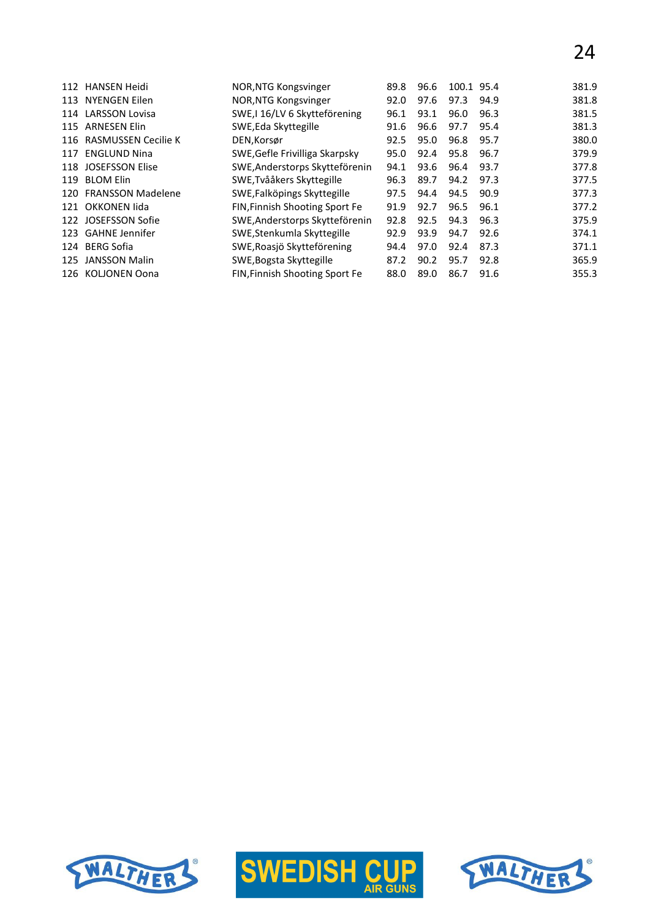| | | | | | | | |
|---|---|---|---|---|---|---|---|
| 112 | HANSEN Heidi | NOR,NTG Kongsvinger | 89.8 | 96.6 | 100.1 | 95.4 | 381.9 |
| 113 | NYENGEN Eilen | NOR,NTG Kongsvinger | 92.0 | 97.6 | 97.3 | 94.9 | 381.8 |
| 114 | LARSSON Lovisa | SWE,I 16/LV 6 Skytteförening | 96.1 | 93.1 | 96.0 | 96.3 | 381.5 |
| 115 | ARNESEN Elin | SWE,Eda Skyttegille | 91.6 | 96.6 | 97.7 | 95.4 | 381.3 |
| 116 | RASMUSSEN Cecilie K | DEN,Korsør | 92.5 | 95.0 | 96.8 | 95.7 | 380.0 |
| 117 | ENGLUND Nina | SWE,Gefle Frivilliga Skarpsky | 95.0 | 92.4 | 95.8 | 96.7 | 379.9 |
| 118 | JOSEFSSON Elise | SWE,Anderstorps Skytteförenin | 94.1 | 93.6 | 96.4 | 93.7 | 377.8 |
| 119 | BLOM Elin | SWE,Tvååkers Skyttegille | 96.3 | 89.7 | 94.2 | 97.3 | 377.5 |
| 120 | FRANSSON Madelene | SWE,Falköpings Skyttegille | 97.5 | 94.4 | 94.5 | 90.9 | 377.3 |
| 121 | OKKONEN Iida | FIN,Finnish Shooting Sport Fe | 91.9 | 92.7 | 96.5 | 96.1 | 377.2 |
| 122 | JOSEFSSON Sofie | SWE,Anderstorps Skytteförenin | 92.8 | 92.5 | 94.3 | 96.3 | 375.9 |
| 123 | GAHNE Jennifer | SWE,Stenkumla Skyttegille | 92.9 | 93.9 | 94.7 | 92.6 | 374.1 |
| 124 | BERG Sofia | SWE,Roasjö Skytteförening | 94.4 | 97.0 | 92.4 | 87.3 | 371.1 |
| 125 | JANSSON Malin | SWE,Bogsta Skyttegille | 87.2 | 90.2 | 95.7 | 92.8 | 365.9 |
| 126 | KOLJONEN Oona | FIN,Finnish Shooting Sport Fe | 88.0 | 89.0 | 86.7 | 91.6 | 355.3 |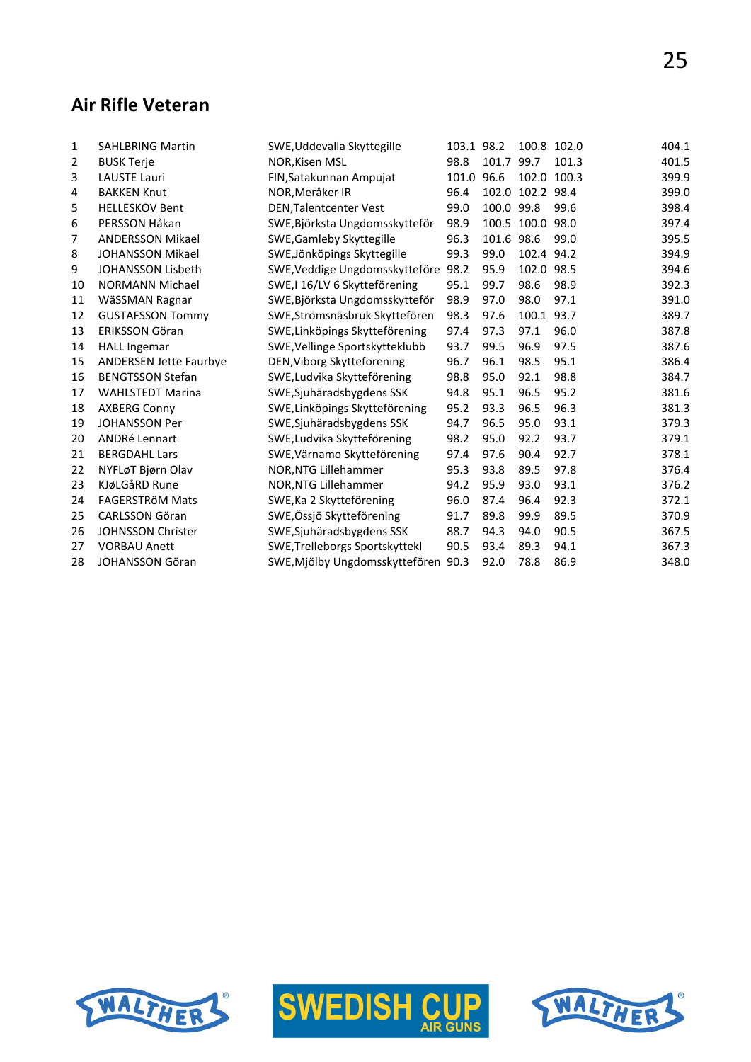## Air Rifle Veteran

| | | | | | | | |
|---|---|---|---|---|---|---|---|
| 1 | SAHLBRING Martin | SWE,Uddevalla Skyttegille | 103.1 | 98.2 | 100.8 | 102.0 | 404.1 |
| 2 | BUSK Terje | NOR,Kisen MSL | 98.8 | 101.7 | 99.7 | 101.3 | 401.5 |
| 3 | LAUSTE Lauri | FIN,Satakunnan Ampujat | 101.0 | 96.6 | 102.0 | 100.3 | 399.9 |
| 4 | BAKKEN Knut | NOR,Meråker IR | 96.4 | 102.0 | 102.2 | 98.4 | 399.0 |
| 5 | HELLESKOV Bent | DEN,Talentcenter Vest | 99.0 | 100.0 | 99.8 | 99.6 | 398.4 |
| 6 | PERSSON Håkan | SWE,Björksta Ungdomsskytteför | 98.9 | 100.5 | 100.0 | 98.0 | 397.4 |
| 7 | ANDERSSON Mikael | SWE,Gamleby Skyttegille | 96.3 | 101.6 | 98.6 | 99.0 | 395.5 |
| 8 | JOHANSSON Mikael | SWE,Jönköpings Skyttegille | 99.3 | 99.0 | 102.4 | 94.2 | 394.9 |
| 9 | JOHANSSON Lisbeth | SWE,Veddige Ungdomsskytteföre | 98.2 | 95.9 | 102.0 | 98.5 | 394.6 |
| 10 | NORMANN Michael | SWE,I 16/LV 6 Skytteförening | 95.1 | 99.7 | 98.6 | 98.9 | 392.3 |
| 11 | WäSSMAN Ragnar | SWE,Björksta Ungdomsskytteför | 98.9 | 97.0 | 98.0 | 97.1 | 391.0 |
| 12 | GUSTAFSSON Tommy | SWE,Strömsnäsbruk Skyttefören | 98.3 | 97.6 | 100.1 | 93.7 | 389.7 |
| 13 | ERIKSSON Göran | SWE,Linköpings Skytteförening | 97.4 | 97.3 | 97.1 | 96.0 | 387.8 |
| 14 | HALL Ingemar | SWE,Vellinge Sportskytteklubb | 93.7 | 99.5 | 96.9 | 97.5 | 387.6 |
| 15 | ANDERSEN Jette Faurbye | DEN,Viborg Skytteforening | 96.7 | 96.1 | 98.5 | 95.1 | 386.4 |
| 16 | BENGTSSON Stefan | SWE,Ludvika Skytteförening | 98.8 | 95.0 | 92.1 | 98.8 | 384.7 |
| 17 | WAHLSTEDT Marina | SWE,Sjuhäradsbygdens SSK | 94.8 | 95.1 | 96.5 | 95.2 | 381.6 |
| 18 | AXBERG Conny | SWE,Linköpings Skytteförening | 95.2 | 93.3 | 96.5 | 96.3 | 381.3 |
| 19 | JOHANSSON Per | SWE,Sjuhäradsbygdens SSK | 94.7 | 96.5 | 95.0 | 93.1 | 379.3 |
| 20 | ANDRé Lennart | SWE,Ludvika Skytteförening | 98.2 | 95.0 | 92.2 | 93.7 | 379.1 |
| 21 | BERGDAHL Lars | SWE,Värnamo Skytteförening | 97.4 | 97.6 | 90.4 | 92.7 | 378.1 |
| 22 | NYFLøT Bjørn Olav | NOR,NTG Lillehammer | 95.3 | 93.8 | 89.5 | 97.8 | 376.4 |
| 23 | KJøLGåRD Rune | NOR,NTG Lillehammer | 94.2 | 95.9 | 93.0 | 93.1 | 376.2 |
| 24 | FAGERSTRöM Mats | SWE,Ka 2 Skytteförening | 96.0 | 87.4 | 96.4 | 92.3 | 372.1 |
| 25 | CARLSSON Göran | SWE,Össjö Skytteförening | 91.7 | 89.8 | 99.9 | 89.5 | 370.9 |
| 26 | JOHNSSON Christer | SWE,Sjuhäradsbygdens SSK | 88.7 | 94.3 | 94.0 | 90.5 | 367.5 |
| 27 | VORBAU Anett | SWE,Trelleborgs Sportskyttekl | 90.5 | 93.4 | 89.3 | 94.1 | 367.3 |
| 28 | JOHANSSON Göran | SWE,Mjölby Ungdomsskytteføren | 90.3 | 92.0 | 78.8 | 86.9 | 348.0 |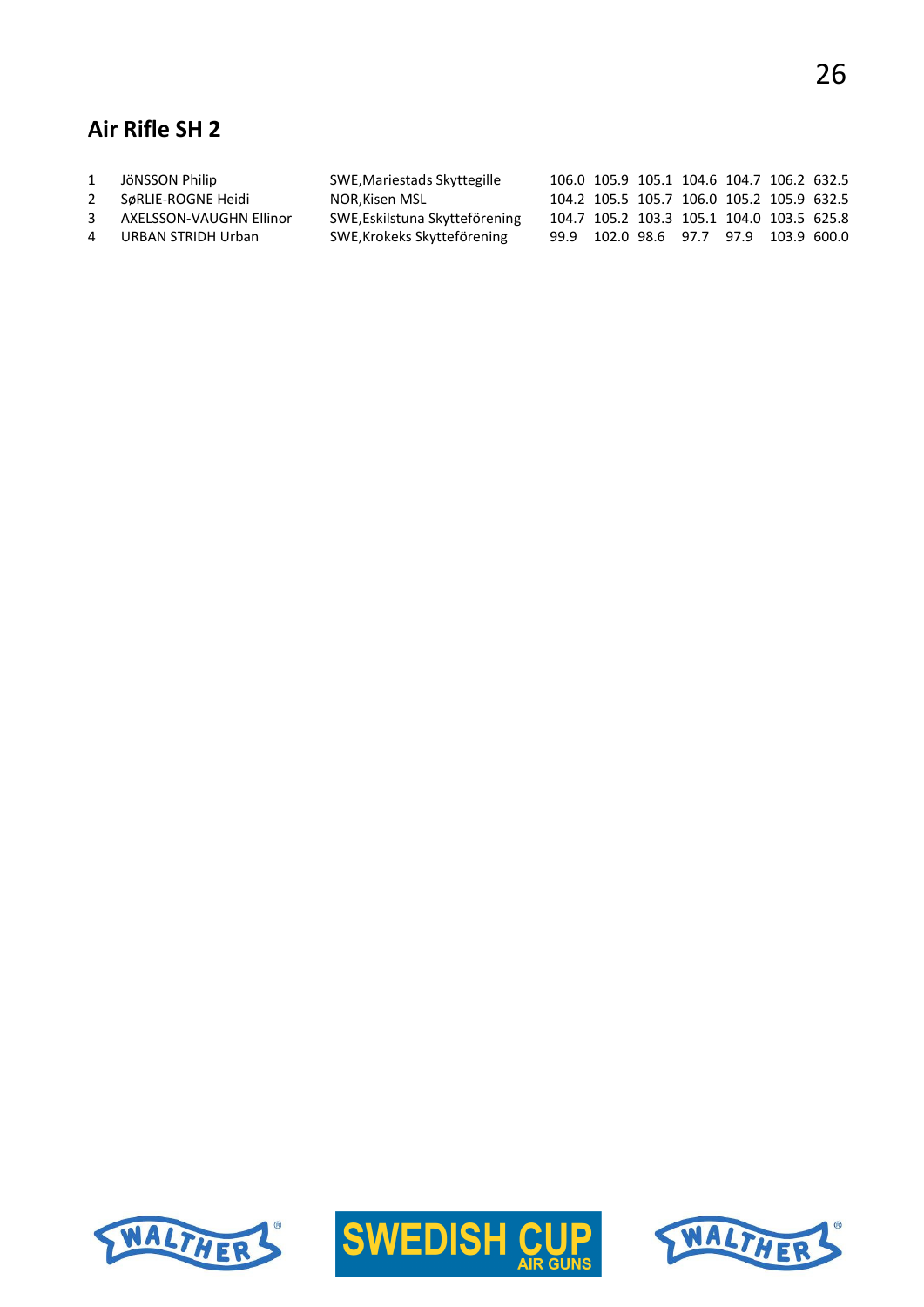## Air Rifle SH 2

| | | | | | | | | | |
|---|---|---|---|---|---|---|---|---|---|
| 1 | JöNSSON Philip | SWE,Mariestads Skyttegille | 106.0 | 105.9 | 105.1 | 104.6 | 104.7 | 106.2 | 632.5 |
| 2 | SøRLIE-ROGNE Heidi | NOR,Kisen MSL | 104.2 | 105.5 | 105.7 | 106.0 | 105.2 | 105.9 | 632.5 |
| 3 | AXELSSON-VAUGHN Ellinor | SWE,Eskilstuna Skytteförening | 104.7 | 105.2 | 103.3 | 105.1 | 104.0 | 103.5 | 625.8 |
| 4 | URBAN STRIDH Urban | SWE,Krokeks Skytteförening | 99.9 | 102.0 | 98.6 | 97.7 | 97.9 | 103.9 | 600.0 |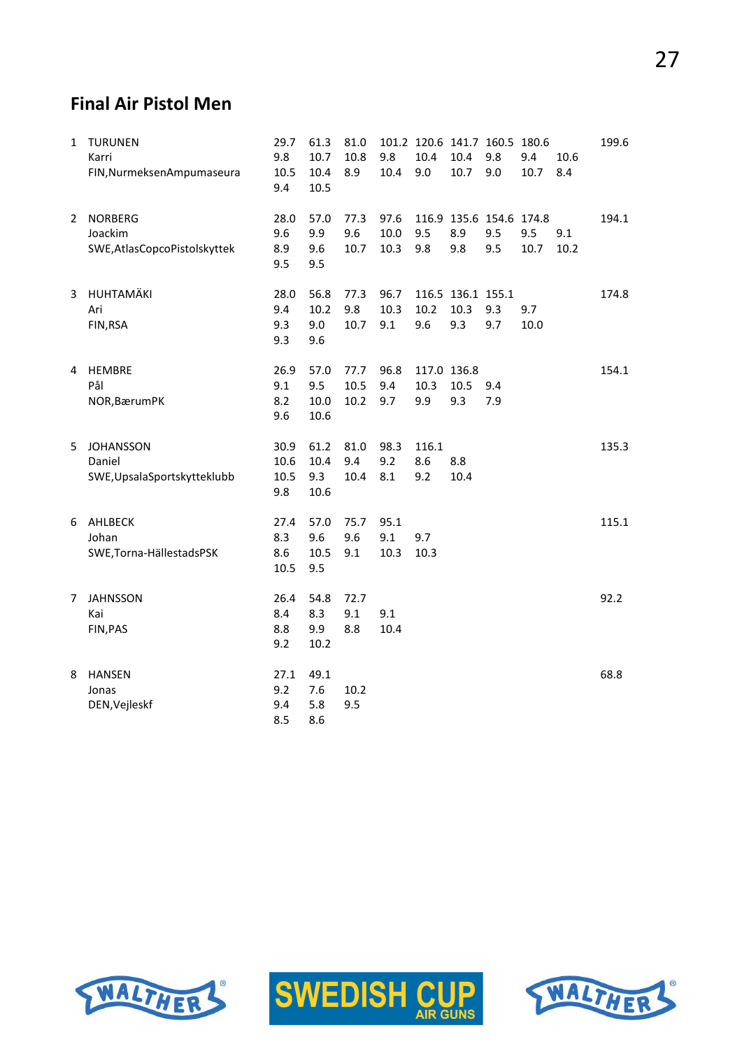## Final Air Pistol Men

| | | | | | | | | | | | |
|---|---|---|---|---|---|---|---|---|---|---|---|
| 1 | TURUNEN | 29.7 | 61.3 | 81.0 | 101.2 | 120.6 | 141.7 | 160.5 | 180.6 | | 199.6 |
| | Karri | 9.8 | 10.7 | 10.8 | 9.8 | 10.4 | 10.4 | 9.8 | 9.4 | 10.6 | |
| | FIN,NurmeksenAmpumaseura | 10.5 | 10.4 | 8.9 | 10.4 | 9.0 | 10.7 | 9.0 | 10.7 | 8.4 | |
| | | 9.4 | 10.5 | | | | | | | | |
| 2 | NORBERG | 28.0 | 57.0 | 77.3 | 97.6 | 116.9 | 135.6 | 154.6 | 174.8 | | 194.1 |
| | Joackim | 9.6 | 9.9 | 9.6 | 10.0 | 9.5 | 8.9 | 9.5 | 9.5 | 9.1 | |
| | SWE,AtlasCopcoPistolskyttek | 8.9 | 9.6 | 10.7 | 10.3 | 9.8 | 9.8 | 9.5 | 10.7 | 10.2 | |
| | | 9.5 | 9.5 | | | | | | | | |
| 3 | HUHTAMÄKI | 28.0 | 56.8 | 77.3 | 96.7 | 116.5 | 136.1 | 155.1 | | | 174.8 |
| | Ari | 9.4 | 10.2 | 9.8 | 10.3 | 10.2 | 10.3 | 9.3 | 9.7 | | |
| | FIN,RSA | 9.3 | 9.0 | 10.7 | 9.1 | 9.6 | 9.3 | 9.7 | 10.0 | | |
| | | 9.3 | 9.6 | | | | | | | | |
| 4 | HEMBRE | 26.9 | 57.0 | 77.7 | 96.8 | 117.0 | 136.8 | | | | 154.1 |
| | Pål | 9.1 | 9.5 | 10.5 | 9.4 | 10.3 | 10.5 | 9.4 | | | |
| | NOR,BærumPK | 8.2 | 10.0 | 10.2 | 9.7 | 9.9 | 9.3 | 7.9 | | | |
| | | 9.6 | 10.6 | | | | | | | | |
| 5 | JOHANSSON | 30.9 | 61.2 | 81.0 | 98.3 | 116.1 | | | | | 135.3 |
| | Daniel | 10.6 | 10.4 | 9.4 | 9.2 | 8.6 | 8.8 | | | | |
| | SWE,UpsalaSportskytteklubb | 10.5 | 9.3 | 10.4 | 8.1 | 9.2 | 10.4 | | | | |
| | | 9.8 | 10.6 | | | | | | | | |
| 6 | AHLBECK | 27.4 | 57.0 | 75.7 | 95.1 | | | | | | 115.1 |
| | Johan | 8.3 | 9.6 | 9.6 | 9.1 | 9.7 | | | | | |
| | SWE,Torna-HällestadsPSK | 8.6 | 10.5 | 9.1 | 10.3 | 10.3 | | | | | |
| | | 10.5 | 9.5 | | | | | | | | |
| 7 | JAHNSSON | 26.4 | 54.8 | 72.7 | | | | | | | 92.2 |
| | Kai | 8.4 | 8.3 | 9.1 | 9.1 | | | | | | |
| | FIN,PAS | 8.8 | 9.9 | 8.8 | 10.4 | | | | | | |
| | | 9.2 | 10.2 | | | | | | | | |
| 8 | HANSEN | 27.1 | 49.1 | | | | | | | | 68.8 |
| | Jonas | 9.2 | 7.6 | 10.2 | | | | | | | |
| | DEN,Vejleskf | 9.4 | 5.8 | 9.5 | | | | | | | |
| | | 8.5 | 8.6 | | | | | | | | |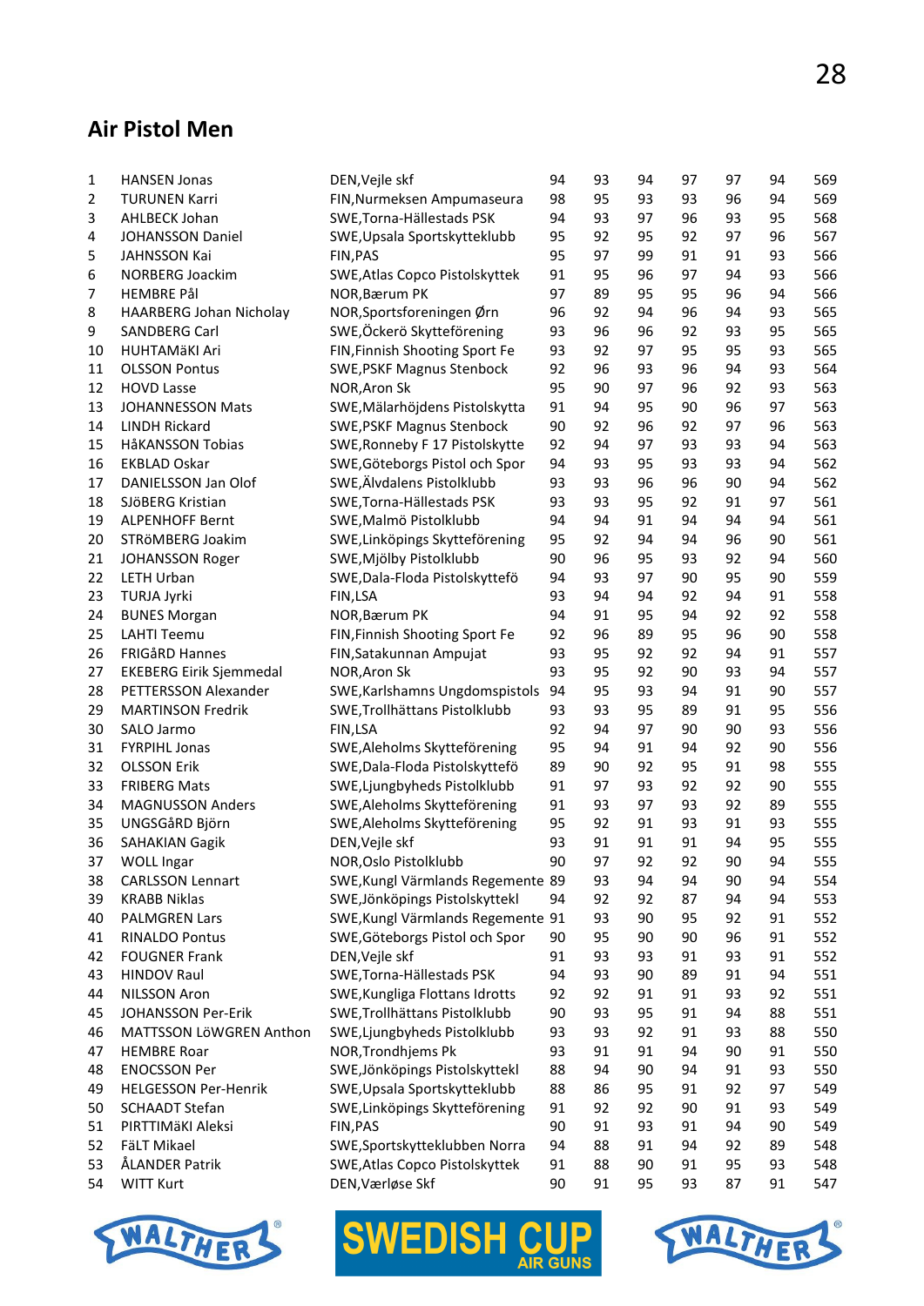## Air Pistol Men

| | | | | | | | | | |
|---|---|---|---|---|---|---|---|---|---|
| 1 | HANSEN Jonas | DEN,Vejle skf | 94 | 93 | 94 | 97 | 97 | 94 | 569 |
| 2 | TURUNEN Karri | FIN,Nurmeksen Ampumaseura | 98 | 95 | 93 | 93 | 96 | 94 | 569 |
| 3 | AHLBECK Johan | SWE,Torna-Hällestads PSK | 94 | 93 | 97 | 96 | 93 | 95 | 568 |
| 4 | JOHANSSON Daniel | SWE,Upsala Sportskytteklubb | 95 | 92 | 95 | 92 | 97 | 96 | 567 |
| 5 | JAHNSSON Kai | FIN,PAS | 95 | 97 | 99 | 91 | 91 | 93 | 566 |
| 6 | NORBERG Joackim | SWE,Atlas Copco Pistolskyttek | 91 | 95 | 96 | 97 | 94 | 93 | 566 |
| 7 | HEMBRE Pål | NOR,Bærum PK | 97 | 89 | 95 | 95 | 96 | 94 | 566 |
| 8 | HAARBERG Johan Nicholay | NOR,Sportsforeningen Ørn | 96 | 92 | 94 | 96 | 94 | 93 | 565 |
| 9 | SANDBERG Carl | SWE,Öckerö Skytteförening | 93 | 96 | 96 | 92 | 93 | 95 | 565 |
| 10 | HUHTAMäKI Ari | FIN,Finnish Shooting Sport Fe | 93 | 92 | 97 | 95 | 95 | 93 | 565 |
| 11 | OLSSON Pontus | SWE,PSKF Magnus Stenbock | 92 | 96 | 93 | 96 | 94 | 93 | 564 |
| 12 | HOVD Lasse | NOR,Aron Sk | 95 | 90 | 97 | 96 | 92 | 93 | 563 |
| 13 | JOHANNESSON Mats | SWE,Mälarhöjdens Pistolskytta | 91 | 94 | 95 | 90 | 96 | 97 | 563 |
| 14 | LINDH Rickard | SWE,PSKF Magnus Stenbock | 90 | 92 | 96 | 92 | 97 | 96 | 563 |
| 15 | HåKANSSON Tobias | SWE,Ronneby F 17 Pistolskytte | 92 | 94 | 97 | 93 | 93 | 94 | 563 |
| 16 | EKBLAD Oskar | SWE,Göteborgs Pistol och Spor | 94 | 93 | 95 | 93 | 93 | 94 | 562 |
| 17 | DANIELSSON Jan Olof | SWE,Älvdalens Pistolklubb | 93 | 93 | 96 | 96 | 90 | 94 | 562 |
| 18 | SJöBERG Kristian | SWE,Torna-Hällestads PSK | 93 | 93 | 95 | 92 | 91 | 97 | 561 |
| 19 | ALPENHOFF Bernt | SWE,Malmö Pistolklubb | 94 | 94 | 91 | 94 | 94 | 94 | 561 |
| 20 | STRöMBERG Joakim | SWE,Linköpings Skytteförening | 95 | 92 | 94 | 94 | 96 | 90 | 561 |
| 21 | JOHANSSON Roger | SWE,Mjölby Pistolklubb | 90 | 96 | 95 | 93 | 92 | 94 | 560 |
| 22 | LETH Urban | SWE,Dala-Floda Pistolskyttefö | 94 | 93 | 97 | 90 | 95 | 90 | 559 |
| 23 | TURJA Jyrki | FIN,LSA | 93 | 94 | 94 | 92 | 94 | 91 | 558 |
| 24 | BUNES Morgan | NOR,Bærum PK | 94 | 91 | 95 | 94 | 92 | 92 | 558 |
| 25 | LAHTI Teemu | FIN,Finnish Shooting Sport Fe | 92 | 96 | 89 | 95 | 96 | 90 | 558 |
| 26 | FRIGåRD Hannes | FIN,Satakunnan Ampujat | 93 | 95 | 92 | 92 | 94 | 91 | 557 |
| 27 | EKEBERG Eirik Sjemmedal | NOR,Aron Sk | 93 | 95 | 92 | 90 | 93 | 94 | 557 |
| 28 | PETTERSSON Alexander | SWE,Karlshamns Ungdomspistols | 94 | 95 | 93 | 94 | 91 | 90 | 557 |
| 29 | MARTINSON Fredrik | SWE,Trollhättans Pistolklubb | 93 | 93 | 95 | 89 | 91 | 95 | 556 |
| 30 | SALO Jarmo | FIN,LSA | 92 | 94 | 97 | 90 | 90 | 93 | 556 |
| 31 | FYRPIHL Jonas | SWE,Aleholms Skytteförening | 95 | 94 | 91 | 94 | 92 | 90 | 556 |
| 32 | OLSSON Erik | SWE,Dala-Floda Pistolskyttefö | 89 | 90 | 92 | 95 | 91 | 98 | 555 |
| 33 | FRIBERG Mats | SWE,Ljungbyheds Pistolklubb | 91 | 97 | 93 | 92 | 92 | 90 | 555 |
| 34 | MAGNUSSON Anders | SWE,Aleholms Skytteförening | 91 | 93 | 97 | 93 | 92 | 89 | 555 |
| 35 | UNGSGåRD Björn | SWE,Aleholms Skytteförening | 95 | 92 | 91 | 93 | 91 | 93 | 555 |
| 36 | SAHAKIAN Gagik | DEN,Vejle skf | 93 | 91 | 91 | 91 | 94 | 95 | 555 |
| 37 | WOLL Ingar | NOR,Oslo Pistolklubb | 90 | 97 | 92 | 92 | 90 | 94 | 555 |
| 38 | CARLSSON Lennart | SWE,Kungl Värmlands Regemente | 89 | 93 | 94 | 94 | 90 | 94 | 554 |
| 39 | KRABB Niklas | SWE,Jönköpings Pistolskyttekl | 94 | 92 | 92 | 87 | 94 | 94 | 553 |
| 40 | PALMGREN Lars | SWE,Kungl Värmlands Regemente | 91 | 93 | 90 | 95 | 92 | 91 | 552 |
| 41 | RINALDO Pontus | SWE,Göteborgs Pistol och Spor | 90 | 95 | 90 | 90 | 96 | 91 | 552 |
| 42 | FOUGNER Frank | DEN,Vejle skf | 91 | 93 | 93 | 91 | 93 | 91 | 552 |
| 43 | HINDOV Raul | SWE,Torna-Hällestads PSK | 94 | 93 | 90 | 89 | 91 | 94 | 551 |
| 44 | NILSSON Aron | SWE,Kungliga Flottans Idrotts | 92 | 92 | 91 | 91 | 93 | 92 | 551 |
| 45 | JOHANSSON Per-Erik | SWE,Trollhättans Pistolklubb | 90 | 93 | 95 | 91 | 94 | 88 | 551 |
| 46 | MATTSSON LöWGREN Anthon | SWE,Ljungbyheds Pistolklubb | 93 | 93 | 92 | 91 | 93 | 88 | 550 |
| 47 | HEMBRE Roar | NOR,Trondhjems Pk | 93 | 91 | 91 | 94 | 90 | 91 | 550 |
| 48 | ENOCSSON Per | SWE,Jönköpings Pistolskyttekl | 88 | 94 | 90 | 94 | 91 | 93 | 550 |
| 49 | HELGESSON Per-Henrik | SWE,Upsala Sportskytteklubb | 88 | 86 | 95 | 91 | 92 | 97 | 549 |
| 50 | SCHAADT Stefan | SWE,Linköpings Skytteförening | 91 | 92 | 92 | 90 | 91 | 93 | 549 |
| 51 | PIRTTIMäKI Aleksi | FIN,PAS | 90 | 91 | 93 | 91 | 94 | 90 | 549 |
| 52 | FäLT Mikael | SWE,Sportskytteklubben Norra | 94 | 88 | 91 | 94 | 92 | 89 | 548 |
| 53 | ÅLANDER Patrik | SWE,Atlas Copco Pistolskyttek | 91 | 88 | 90 | 91 | 95 | 93 | 548 |
| 54 | WITT Kurt | DEN,Værløse Skf | 90 | 91 | 95 | 93 | 87 | 91 | 547 |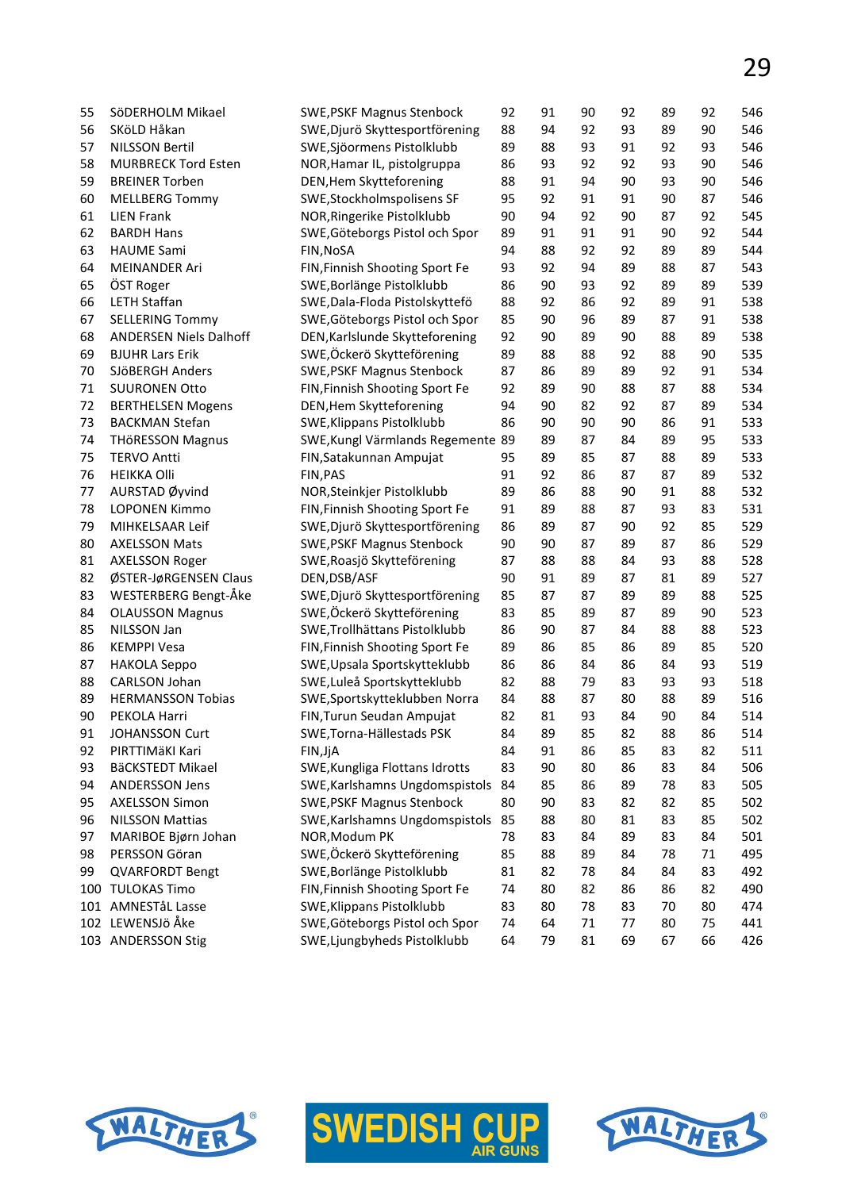| | | | | | | | | | |
|---|---|---|---|---|---|---|---|---|---|
| 55 | SöDERHOLM Mikael | SWE,PSKF Magnus Stenbock | 92 | 91 | 90 | 92 | 89 | 92 | 546 |
| 56 | SKöLD Håkan | SWE,Djurö Skyttesportförening | 88 | 94 | 92 | 93 | 89 | 90 | 546 |
| 57 | NILSSON Bertil | SWE,Sjöormens Pistolklubb | 89 | 88 | 93 | 91 | 92 | 93 | 546 |
| 58 | MURBRECK Tord Esten | NOR,Hamar IL, pistolgruppa | 86 | 93 | 92 | 92 | 93 | 90 | 546 |
| 59 | BREINER Torben | DEN,Hem Skytteforening | 88 | 91 | 94 | 90 | 93 | 90 | 546 |
| 60 | MELLBERG Tommy | SWE,Stockholmspolisens SF | 95 | 92 | 91 | 91 | 90 | 87 | 546 |
| 61 | LIEN Frank | NOR,Ringerike Pistolklubb | 90 | 94 | 92 | 90 | 87 | 92 | 545 |
| 62 | BARDH Hans | SWE,Göteborgs Pistol och Spor | 89 | 91 | 91 | 91 | 90 | 92 | 544 |
| 63 | HAUME Sami | FIN,NoSA | 94 | 88 | 92 | 92 | 89 | 89 | 544 |
| 64 | MEINANDER Ari | FIN,Finnish Shooting Sport Fe | 93 | 92 | 94 | 89 | 88 | 87 | 543 |
| 65 | ÖST Roger | SWE,Borlänge Pistolklubb | 86 | 90 | 93 | 92 | 89 | 89 | 539 |
| 66 | LETH Staffan | SWE,Dala-Floda Pistolskyttefö | 88 | 92 | 86 | 92 | 89 | 91 | 538 |
| 67 | SELLERING Tommy | SWE,Göteborgs Pistol och Spor | 85 | 90 | 96 | 89 | 87 | 91 | 538 |
| 68 | ANDERSEN Niels Dalhoff | DEN,Karlslunde Skytteforening | 92 | 90 | 89 | 90 | 88 | 89 | 538 |
| 69 | BJUHR Lars Erik | SWE,Öckerö Skytteförening | 89 | 88 | 88 | 92 | 88 | 90 | 535 |
| 70 | SJöBERGH Anders | SWE,PSKF Magnus Stenbock | 87 | 86 | 89 | 89 | 92 | 91 | 534 |
| 71 | SUURONEN Otto | FIN,Finnish Shooting Sport Fe | 92 | 89 | 90 | 88 | 87 | 88 | 534 |
| 72 | BERTHELSEN Mogens | DEN,Hem Skytteforening | 94 | 90 | 82 | 92 | 87 | 89 | 534 |
| 73 | BACKMAN Stefan | SWE,Klippans Pistolklubb | 86 | 90 | 90 | 90 | 86 | 91 | 533 |
| 74 | THöRESSON Magnus | SWE,Kungl Värmlands Regemente | 89 | 89 | 87 | 84 | 89 | 95 | 533 |
| 75 | TERVO Antti | FIN,Satakunnan Ampujat | 95 | 89 | 85 | 87 | 88 | 89 | 533 |
| 76 | HEIKKA Olli | FIN,PAS | 91 | 92 | 86 | 87 | 87 | 89 | 532 |
| 77 | AURSTAD Øyvind | NOR,Steinkjer Pistolklubb | 89 | 86 | 88 | 90 | 91 | 88 | 532 |
| 78 | LOPONEN Kimmo | FIN,Finnish Shooting Sport Fe | 91 | 89 | 88 | 87 | 93 | 83 | 531 |
| 79 | MIHKELSAAR Leif | SWE,Djurö Skyttesportförening | 86 | 89 | 87 | 90 | 92 | 85 | 529 |
| 80 | AXELSSON Mats | SWE,PSKF Magnus Stenbock | 90 | 90 | 87 | 89 | 87 | 86 | 529 |
| 81 | AXELSSON Roger | SWE,Roasjö Skytteförening | 87 | 88 | 88 | 84 | 93 | 88 | 528 |
| 82 | ØSTER-JøRGENSEN Claus | DEN,DSB/ASF | 90 | 91 | 89 | 87 | 81 | 89 | 527 |
| 83 | WESTERBERG Bengt-Åke | SWE,Djurö Skyttesportförening | 85 | 87 | 87 | 89 | 89 | 88 | 525 |
| 84 | OLAUSSON Magnus | SWE,Öckerö Skytteförening | 83 | 85 | 89 | 87 | 89 | 90 | 523 |
| 85 | NILSSON Jan | SWE,Trollhättans Pistolklubb | 86 | 90 | 87 | 84 | 88 | 88 | 523 |
| 86 | KEMPPI Vesa | FIN,Finnish Shooting Sport Fe | 89 | 86 | 85 | 86 | 89 | 85 | 520 |
| 87 | HAKOLA Seppo | SWE,Upsala Sportskytteklubb | 86 | 86 | 84 | 86 | 84 | 93 | 519 |
| 88 | CARLSON Johan | SWE,Luleå Sportskytteklubb | 82 | 88 | 79 | 83 | 93 | 93 | 518 |
| 89 | HERMANSSON Tobias | SWE,Sportskytteklubben Norra | 84 | 88 | 87 | 80 | 88 | 89 | 516 |
| 90 | PEKOLA Harri | FIN,Turun Seudan Ampujat | 82 | 81 | 93 | 84 | 90 | 84 | 514 |
| 91 | JOHANSSON Curt | SWE,Torna-Hällestads PSK | 84 | 89 | 85 | 82 | 88 | 86 | 514 |
| 92 | PIRTTIMäKI Kari | FIN,JjA | 84 | 91 | 86 | 85 | 83 | 82 | 511 |
| 93 | BäCKSTEDT Mikael | SWE,Kungliga Flottans Idrotts | 83 | 90 | 80 | 86 | 83 | 84 | 506 |
| 94 | ANDERSSON Jens | SWE,Karlshamns Ungdomspistols | 84 | 85 | 86 | 89 | 78 | 83 | 505 |
| 95 | AXELSSON Simon | SWE,PSKF Magnus Stenbock | 80 | 90 | 83 | 82 | 82 | 85 | 502 |
| 96 | NILSSON Mattias | SWE,Karlshamns Ungdomspistols | 85 | 88 | 80 | 81 | 83 | 85 | 502 |
| 97 | MARIBOE Bjørn Johan | NOR,Modum PK | 78 | 83 | 84 | 89 | 83 | 84 | 501 |
| 98 | PERSSON Göran | SWE,Öckerö Skytteförening | 85 | 88 | 89 | 84 | 78 | 71 | 495 |
| 99 | QVARFORDT Bengt | SWE,Borlänge Pistolklubb | 81 | 82 | 78 | 84 | 84 | 83 | 492 |
| 100 | TULOKAS Timo | FIN,Finnish Shooting Sport Fe | 74 | 80 | 82 | 86 | 86 | 82 | 490 |
| 101 | AMNESTåL Lasse | SWE,Klippans Pistolklubb | 83 | 80 | 78 | 83 | 70 | 80 | 474 |
| 102 | LEWENSJö Åke | SWE,Göteborgs Pistol och Spor | 74 | 64 | 71 | 77 | 80 | 75 | 441 |
| 103 | ANDERSSON Stig | SWE,Ljungbyheds Pistolklubb | 64 | 79 | 81 | 69 | 67 | 66 | 426 |

WALTHER SWEDISH CUP AIR GUNS WALTHER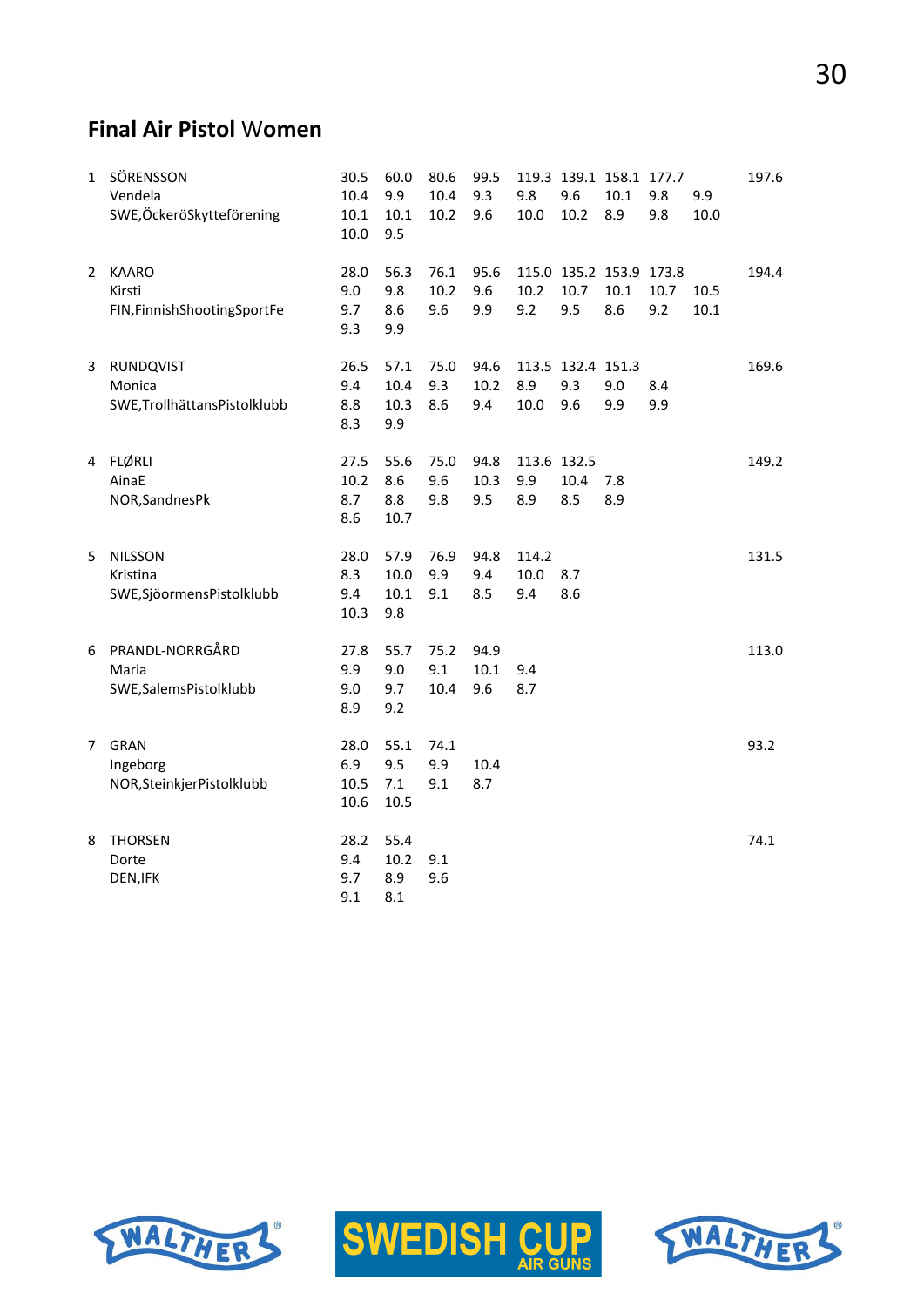## Final Air Pistol Women

| | | | | | | | | | | | |
|---|---|---|---|---|---|---|---|---|---|---|---|
| 1 | SÖRENSSON | 30.5 | 60.0 | 80.6 | 99.5 | 119.3 | 139.1 | 158.1 | 177.7 | | 197.6 |
| | Vendela | 10.4 | 9.9 | 10.4 | 9.3 | 9.8 | 9.6 | 10.1 | 9.8 | 9.9 | |
| | SWE,ÖckeröSkytteförening | 10.1 | 10.1 | 10.2 | 9.6 | 10.0 | 10.2 | 8.9 | 9.8 | 10.0 | |
| | | 10.0 | 9.5 | | | | | | | | |
| 2 | KAARO | 28.0 | 56.3 | 76.1 | 95.6 | 115.0 | 135.2 | 153.9 | 173.8 | | 194.4 |
| | Kirsti | 9.0 | 9.8 | 10.2 | 9.6 | 10.2 | 10.7 | 10.1 | 10.7 | 10.5 | |
| | FIN,FinnishShootingSportFe | 9.7 | 8.6 | 9.6 | 9.9 | 9.2 | 9.5 | 8.6 | 9.2 | 10.1 | |
| | | 9.3 | 9.9 | | | | | | | | |
| 3 | RUNDQVIST | 26.5 | 57.1 | 75.0 | 94.6 | 113.5 | 132.4 | 151.3 | | | 169.6 |
| | Monica | 9.4 | 10.4 | 9.3 | 10.2 | 8.9 | 9.3 | 9.0 | 8.4 | | |
| | SWE,TrollhättansPistolklubb | 8.8 | 10.3 | 8.6 | 9.4 | 10.0 | 9.6 | 9.9 | 9.9 | | |
| | | 8.3 | 9.9 | | | | | | | | |
| 4 | FLØRLI | 27.5 | 55.6 | 75.0 | 94.8 | 113.6 | 132.5 | | | | 149.2 |
| | AinaE | 10.2 | 8.6 | 9.6 | 10.3 | 9.9 | 10.4 | 7.8 | | | |
| | NOR,SandnesPk | 8.7 | 8.8 | 9.8 | 9.5 | 8.9 | 8.5 | 8.9 | | | |
| | | 8.6 | 10.7 | | | | | | | | |
| 5 | NILSSON | 28.0 | 57.9 | 76.9 | 94.8 | 114.2 | | | | | 131.5 |
| | Kristina | 8.3 | 10.0 | 9.9 | 9.4 | 10.0 | 8.7 | | | | |
| | SWE,SjöormensPistolklubb | 9.4 | 10.1 | 9.1 | 8.5 | 9.4 | 8.6 | | | | |
| | | 10.3 | 9.8 | | | | | | | | |
| 6 | PRANDL-NORRGÅRD | 27.8 | 55.7 | 75.2 | 94.9 | | | | | | 113.0 |
| | Maria | 9.9 | 9.0 | 9.1 | 10.1 | 9.4 | | | | | |
| | SWE,SalemsPistolklubb | 9.0 | 9.7 | 10.4 | 9.6 | 8.7 | | | | | |
| | | 8.9 | 9.2 | | | | | | | | |
| 7 | GRAN | 28.0 | 55.1 | 74.1 | | | | | | | 93.2 |
| | Ingeborg | 6.9 | 9.5 | 9.9 | 10.4 | | | | | | |
| | NOR,SteinkjerPistolklubb | 10.5 | 7.1 | 9.1 | 8.7 | | | | | | |
| | | 10.6 | 10.5 | | | | | | | | |
| 8 | THORSEN | 28.2 | 55.4 | | | | | | | | 74.1 |
| | Dorte | 9.4 | 10.2 | 9.1 | | | | | | | |
| | DEN,IFK | 9.7 | 8.9 | 9.6 | | | | | | | |
| | | 9.1 | 8.1 | | | | | | | | |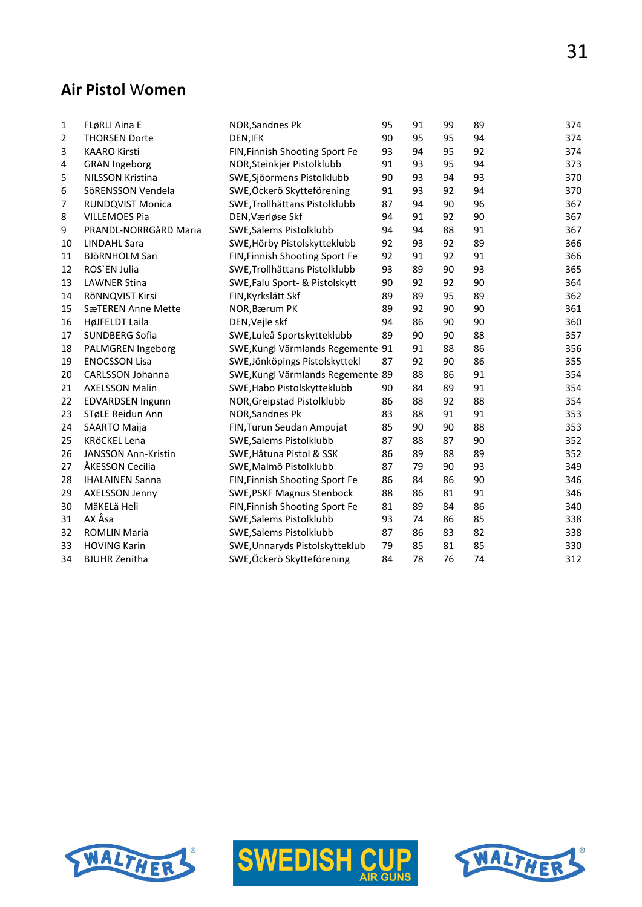## Air Pistol Women

| | | | | | | | |
|---|---|---|---|---|---|---|---|
| 1 | FLøRLI Aina E | NOR,Sandnes Pk | 95 | 91 | 99 | 89 | 374 |
| 2 | THORSEN Dorte | DEN,IFK | 90 | 95 | 95 | 94 | 374 |
| 3 | KAARO Kirsti | FIN,Finnish Shooting Sport Fe | 93 | 94 | 95 | 92 | 374 |
| 4 | GRAN Ingeborg | NOR,Steinkjer Pistolklubb | 91 | 93 | 95 | 94 | 373 |
| 5 | NILSSON Kristina | SWE,Sjöormens Pistolklubb | 90 | 93 | 94 | 93 | 370 |
| 6 | SöRENSSON Vendela | SWE,Öckerö Skytteförening | 91 | 93 | 92 | 94 | 370 |
| 7 | RUNDQVIST Monica | SWE,Trollhättans Pistolklubb | 87 | 94 | 90 | 96 | 367 |
| 8 | VILLEMOES Pia | DEN,Værløse Skf | 94 | 91 | 92 | 90 | 367 |
| 9 | PRANDL-NORRGåRD Maria | SWE,Salems Pistolklubb | 94 | 94 | 88 | 91 | 367 |
| 10 | LINDAHL Sara | SWE,Hörby Pistolskytteklubb | 92 | 93 | 92 | 89 | 366 |
| 11 | BJöRNHOLM Sari | FIN,Finnish Shooting Sport Fe | 92 | 91 | 92 | 91 | 366 |
| 12 | ROS`EN Julia | SWE,Trollhättans Pistolklubb | 93 | 89 | 90 | 93 | 365 |
| 13 | LAWNER Stina | SWE,Falu Sport- & Pistolskytt | 90 | 92 | 92 | 90 | 364 |
| 14 | RöNNQVIST Kirsi | FIN,Kyrkslätt Skf | 89 | 89 | 95 | 89 | 362 |
| 15 | SæTEREN Anne Mette | NOR,Bærum PK | 89 | 92 | 90 | 90 | 361 |
| 16 | HøJFELDT Laila | DEN,Vejle skf | 94 | 86 | 90 | 90 | 360 |
| 17 | SUNDBERG Sofia | SWE,Luleå Sportskytteklubb | 89 | 90 | 90 | 88 | 357 |
| 18 | PALMGREN Ingeborg | SWE,Kungl Värmlands Regemente | 91 | 91 | 88 | 86 | 356 |
| 19 | ENOCSSON Lisa | SWE,Jönköpings Pistolskyttekl | 87 | 92 | 90 | 86 | 355 |
| 20 | CARLSSON Johanna | SWE,Kungl Värmlands Regemente | 89 | 88 | 86 | 91 | 354 |
| 21 | AXELSSON Malin | SWE,Habo Pistolskytteklubb | 90 | 84 | 89 | 91 | 354 |
| 22 | EDVARDSEN Ingunn | NOR,Greipstad Pistolklubb | 86 | 88 | 92 | 88 | 354 |
| 23 | STøLE Reidun Ann | NOR,Sandnes Pk | 83 | 88 | 91 | 91 | 353 |
| 24 | SAARTO Maija | FIN,Turun Seudan Ampujat | 85 | 90 | 90 | 88 | 353 |
| 25 | KRöCKEL Lena | SWE,Salems Pistolklubb | 87 | 88 | 87 | 90 | 352 |
| 26 | JANSSON Ann-Kristin | SWE,Håtuna Pistol & SSK | 86 | 89 | 88 | 89 | 352 |
| 27 | ÅKESSON Cecilia | SWE,Malmö Pistolklubb | 87 | 79 | 90 | 93 | 349 |
| 28 | IHALAINEN Sanna | FIN,Finnish Shooting Sport Fe | 86 | 84 | 86 | 90 | 346 |
| 29 | AXELSSON Jenny | SWE,PSKF Magnus Stenbock | 88 | 86 | 81 | 91 | 346 |
| 30 | MäKELä Heli | FIN,Finnish Shooting Sport Fe | 81 | 89 | 84 | 86 | 340 |
| 31 | AX Åsa | SWE,Salems Pistolklubb | 93 | 74 | 86 | 85 | 338 |
| 32 | ROMLIN Maria | SWE,Salems Pistolklubb | 87 | 86 | 83 | 82 | 338 |
| 33 | HOVING Karin | SWE,Unnaryds Pistolskytteklub | 79 | 85 | 81 | 85 | 330 |
| 34 | BJUHR Zenitha | SWE,Öckerö Skytteförening | 84 | 78 | 76 | 74 | 312 |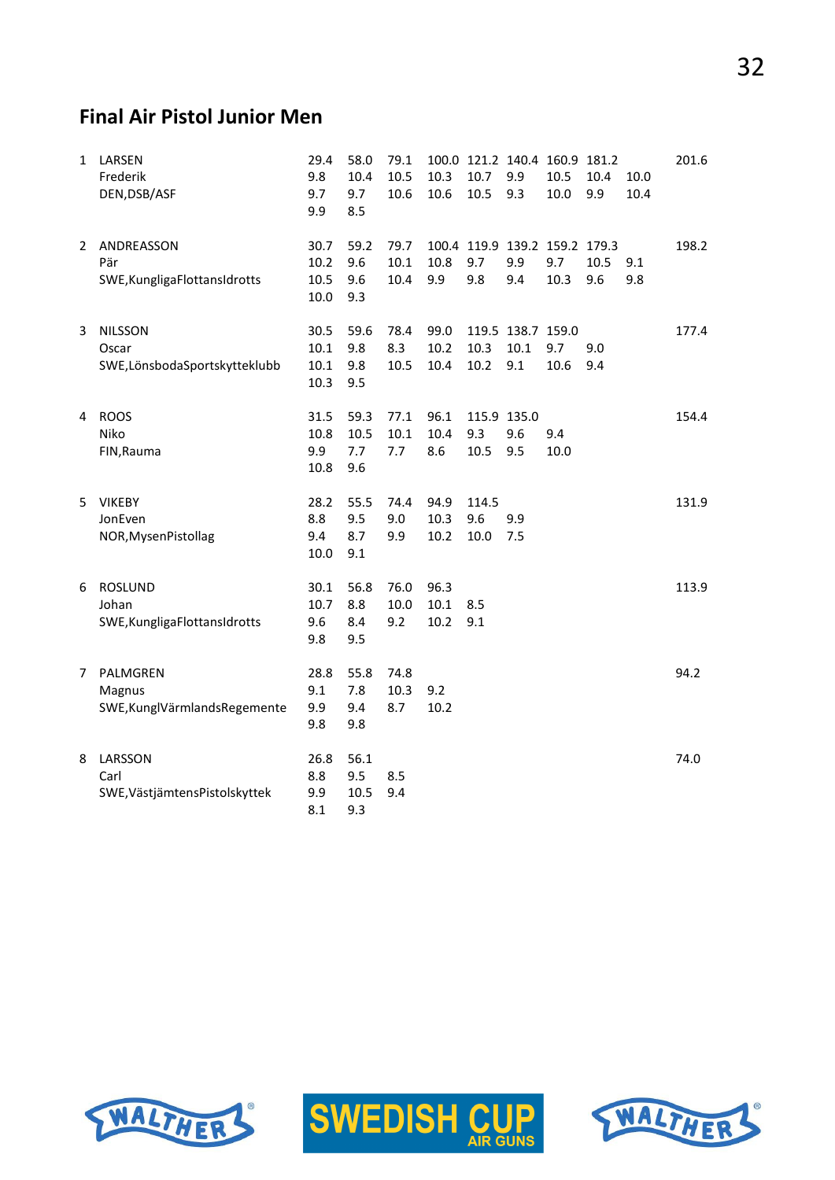## Final Air Pistol Junior Men

| | | | | | | | | | | | |
|---|---|---|---|---|---|---|---|---|---|---|---|
| 1 | LARSEN | 29.4 | 58.0 | 79.1 | 100.0 | 121.2 | 140.4 | 160.9 | 181.2 | | 201.6 |
| | Frederik | 9.8 | 10.4 | 10.5 | 10.3 | 10.7 | 9.9 | 10.5 | 10.4 | 10.0 | |
| | DEN,DSB/ASF | 9.7 | 9.7 | 10.6 | 10.6 | 10.5 | 9.3 | 10.0 | 9.9 | 10.4 | |
| | | 9.9 | 8.5 | | | | | | | | |
| 2 | ANDREASSON | 30.7 | 59.2 | 79.7 | 100.4 | 119.9 | 139.2 | 159.2 | 179.3 | | 198.2 |
| | Pär | 10.2 | 9.6 | 10.1 | 10.8 | 9.7 | 9.9 | 9.7 | 10.5 | 9.1 | |
| | SWE,KungligaFlottansIdrotts | 10.5 | 9.6 | 10.4 | 9.9 | 9.8 | 9.4 | 10.3 | 9.6 | 9.8 | |
| | | 10.0 | 9.3 | | | | | | | | |
| 3 | NILSSON | 30.5 | 59.6 | 78.4 | 99.0 | 119.5 | 138.7 | 159.0 | | | 177.4 |
| | Oscar | 10.1 | 9.8 | 8.3 | 10.2 | 10.3 | 10.1 | 9.7 | 9.0 | | |
| | SWE,LönsbodaSportskytteklubb | 10.1 | 9.8 | 10.5 | 10.4 | 10.2 | 9.1 | 10.6 | 9.4 | | |
| | | 10.3 | 9.5 | | | | | | | | |
| 4 | ROOS | 31.5 | 59.3 | 77.1 | 96.1 | 115.9 | 135.0 | | | | 154.4 |
| | Niko | 10.8 | 10.5 | 10.1 | 10.4 | 9.3 | 9.6 | 9.4 | | | |
| | FIN,Rauma | 9.9 | 7.7 | 7.7 | 8.6 | 10.5 | 9.5 | 10.0 | | | |
| | | 10.8 | 9.6 | | | | | | | | |
| 5 | VIKEBY | 28.2 | 55.5 | 74.4 | 94.9 | 114.5 | | | | | 131.9 |
| | JonEven | 8.8 | 9.5 | 9.0 | 10.3 | 9.6 | 9.9 | | | | |
| | NOR,MysenPistollag | 9.4 | 8.7 | 9.9 | 10.2 | 10.0 | 7.5 | | | | |
| | | 10.0 | 9.1 | | | | | | | | |
| 6 | ROSLUND | 30.1 | 56.8 | 76.0 | 96.3 | | | | | | 113.9 |
| | Johan | 10.7 | 8.8 | 10.0 | 10.1 | 8.5 | | | | | |
| | SWE,KungligaFlottansIdrotts | 9.6 | 8.4 | 9.2 | 10.2 | 9.1 | | | | | |
| | | 9.8 | 9.5 | | | | | | | | |
| 7 | PALMGREN | 28.8 | 55.8 | 74.8 | | | | | | | 94.2 |
| | Magnus | 9.1 | 7.8 | 10.3 | 9.2 | | | | | | |
| | SWE,KunglVärmlandsRegemente | 9.9 | 9.4 | 8.7 | 10.2 | | | | | | |
| | | 9.8 | 9.8 | | | | | | | | |
| 8 | LARSSON | 26.8 | 56.1 | | | | | | | | 74.0 |
| | Carl | 8.8 | 9.5 | 8.5 | | | | | | | |
| | SWE,VästjämtensPistolskyttek | 9.9 | 10.5 | 9.4 | | | | | | | |
| | | 8.1 | 9.3 | | | | | | | | |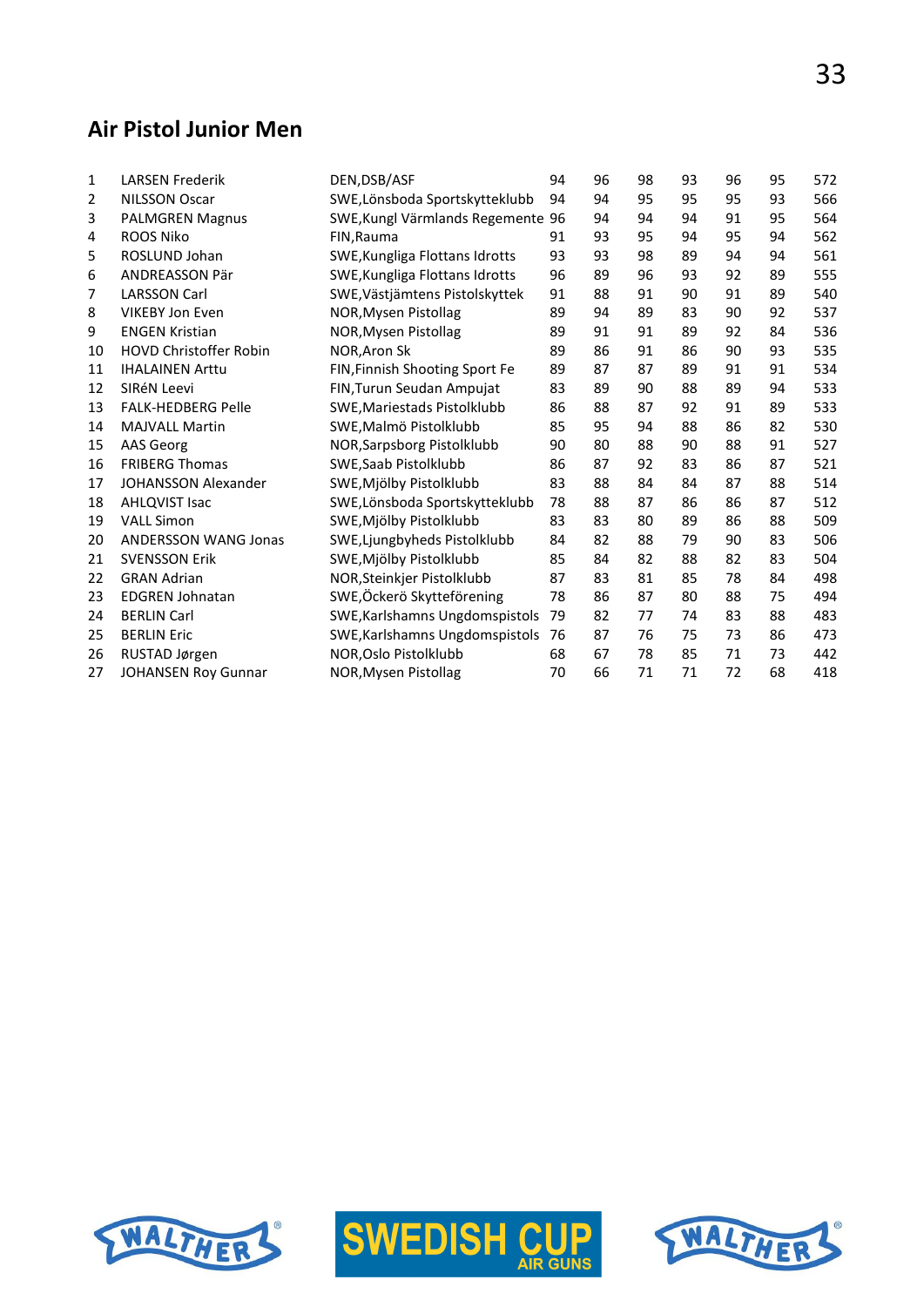## Air Pistol Junior Men

| | | | | | | | | | |
|---|---|---|---|---|---|---|---|---|---|
| 1 | LARSEN Frederik | DEN,DSB/ASF | 94 | 96 | 98 | 93 | 96 | 95 | 572 |
| 2 | NILSSON Oscar | SWE,Lönsboda Sportskytteklubb | 94 | 94 | 95 | 95 | 95 | 93 | 566 |
| 3 | PALMGREN Magnus | SWE,Kungl Värmlands Regemente | 96 | 94 | 94 | 94 | 91 | 95 | 564 |
| 4 | ROOS Niko | FIN,Rauma | 91 | 93 | 95 | 94 | 95 | 94 | 562 |
| 5 | ROSLUND Johan | SWE,Kungliga Flottans Idrotts | 93 | 93 | 98 | 89 | 94 | 94 | 561 |
| 6 | ANDREASSON Pär | SWE,Kungliga Flottans Idrotts | 96 | 89 | 96 | 93 | 92 | 89 | 555 |
| 7 | LARSSON Carl | SWE,Västjämtens Pistolskyttek | 91 | 88 | 91 | 90 | 91 | 89 | 540 |
| 8 | VIKEBY Jon Even | NOR,Mysen Pistollag | 89 | 94 | 89 | 83 | 90 | 92 | 537 |
| 9 | ENGEN Kristian | NOR,Mysen Pistollag | 89 | 91 | 91 | 89 | 92 | 84 | 536 |
| 10 | HOVD Christoffer Robin | NOR,Aron Sk | 89 | 86 | 91 | 86 | 90 | 93 | 535 |
| 11 | IHALAINEN Arttu | FIN,Finnish Shooting Sport Fe | 89 | 87 | 87 | 89 | 91 | 91 | 534 |
| 12 | SIRéN Leevi | FIN,Turun Seudan Ampujat | 83 | 89 | 90 | 88 | 89 | 94 | 533 |
| 13 | FALK-HEDBERG Pelle | SWE,Mariestads Pistolklubb | 86 | 88 | 87 | 92 | 91 | 89 | 533 |
| 14 | MAJVALL Martin | SWE,Malmö Pistolklubb | 85 | 95 | 94 | 88 | 86 | 82 | 530 |
| 15 | AAS Georg | NOR,Sarpsborg Pistolklubb | 90 | 80 | 88 | 90 | 88 | 91 | 527 |
| 16 | FRIBERG Thomas | SWE,Saab Pistolklubb | 86 | 87 | 92 | 83 | 86 | 87 | 521 |
| 17 | JOHANSSON Alexander | SWE,Mjölby Pistolklubb | 83 | 88 | 84 | 84 | 87 | 88 | 514 |
| 18 | AHLQVIST Isac | SWE,Lönsboda Sportskytteklubb | 78 | 88 | 87 | 86 | 86 | 87 | 512 |
| 19 | VALL Simon | SWE,Mjölby Pistolklubb | 83 | 83 | 80 | 89 | 86 | 88 | 509 |
| 20 | ANDERSSON WANG Jonas | SWE,Ljungbyheds Pistolklubb | 84 | 82 | 88 | 79 | 90 | 83 | 506 |
| 21 | SVENSSON Erik | SWE,Mjölby Pistolklubb | 85 | 84 | 82 | 88 | 82 | 83 | 504 |
| 22 | GRAN Adrian | NOR,Steinkjer Pistolklubb | 87 | 83 | 81 | 85 | 78 | 84 | 498 |
| 23 | EDGREN Johnatan | SWE,Öckerö Skytteförening | 78 | 86 | 87 | 80 | 88 | 75 | 494 |
| 24 | BERLIN Carl | SWE,Karlshamns Ungdomspistols | 79 | 82 | 77 | 74 | 83 | 88 | 483 |
| 25 | BERLIN Eric | SWE,Karlshamns Ungdomspistols | 76 | 87 | 76 | 75 | 73 | 86 | 473 |
| 26 | RUSTAD Jørgen | NOR,Oslo Pistolklubb | 68 | 67 | 78 | 85 | 71 | 73 | 442 |
| 27 | JOHANSEN Roy Gunnar | NOR,Mysen Pistollag | 70 | 66 | 71 | 71 | 72 | 68 | 418 |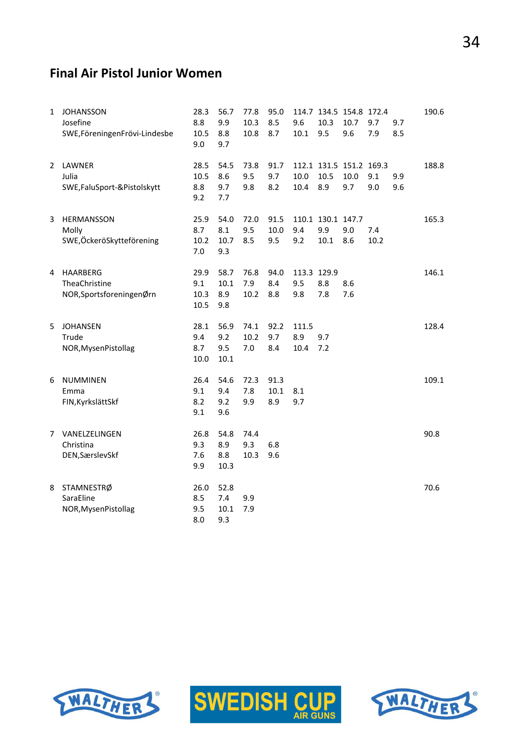## Final Air Pistol Junior Women

| | | | | | | | | | | | |
|---|---|---|---|---|---|---|---|---|---|---|---|
| 1 | JOHANSSON | 28.3 | 56.7 | 77.8 | 95.0 | 114.7 | 134.5 | 154.8 | 172.4 | | 190.6 |
| | Josefine | 8.8 | 9.9 | 10.3 | 8.5 | 9.6 | 10.3 | 10.7 | 9.7 | 9.7 | |
| | SWE,FöreningenFrövi-Lindesbe | 10.5 | 8.8 | 10.8 | 8.7 | 10.1 | 9.5 | 9.6 | 7.9 | 8.5 | |
| | | 9.0 | 9.7 | | | | | | | | |
| 2 | LAWNER | 28.5 | 54.5 | 73.8 | 91.7 | 112.1 | 131.5 | 151.2 | 169.3 | | 188.8 |
| | Julia | 10.5 | 8.6 | 9.5 | 9.7 | 10.0 | 10.5 | 10.0 | 9.1 | 9.9 | |
| | SWE,FaluSport-&Pistolskytt | 8.8 | 9.7 | 9.8 | 8.2 | 10.4 | 8.9 | 9.7 | 9.0 | 9.6 | |
| | | 9.2 | 7.7 | | | | | | | | |
| 3 | HERMANSSON | 25.9 | 54.0 | 72.0 | 91.5 | 110.1 | 130.1 | 147.7 | | | 165.3 |
| | Molly | 8.7 | 8.1 | 9.5 | 10.0 | 9.4 | 9.9 | 9.0 | 7.4 | | |
| | SWE,ÖckeröSkytteförening | 10.2 | 10.7 | 8.5 | 9.5 | 9.2 | 10.1 | 8.6 | 10.2 | | |
| | | 7.0 | 9.3 | | | | | | | | |
| 4 | HAARBERG | 29.9 | 58.7 | 76.8 | 94.0 | 113.3 | 129.9 | | | | 146.1 |
| | TheaChristine | 9.1 | 10.1 | 7.9 | 8.4 | 9.5 | 8.8 | 8.6 | | | |
| | NOR,SportsforeningenØrn | 10.3 | 8.9 | 10.2 | 8.8 | 9.8 | 7.8 | 7.6 | | | |
| | | 10.5 | 9.8 | | | | | | | | |
| 5 | JOHANSEN | 28.1 | 56.9 | 74.1 | 92.2 | 111.5 | | | | | 128.4 |
| | Trude | 9.4 | 9.2 | 10.2 | 9.7 | 8.9 | 9.7 | | | | |
| | NOR,MysenPistollag | 8.7 | 9.5 | 7.0 | 8.4 | 10.4 | 7.2 | | | | |
| | | 10.0 | 10.1 | | | | | | | | |
| 6 | NUMMINEN | 26.4 | 54.6 | 72.3 | 91.3 | | | | | | 109.1 |
| | Emma | 9.1 | 9.4 | 7.8 | 10.1 | 8.1 | | | | | |
| | FIN,KyrkslättSkf | 8.2 | 9.2 | 9.9 | 8.9 | 9.7 | | | | | |
| | | 9.1 | 9.6 | | | | | | | | |
| 7 | VANELZELINGEN | 26.8 | 54.8 | 74.4 | | | | | | | 90.8 |
| | Christina | 9.3 | 8.9 | 9.3 | 6.8 | | | | | | |
| | DEN,SærslevSkf | 7.6 | 8.8 | 10.3 | 9.6 | | | | | | |
| | | 9.9 | 10.3 | | | | | | | | |
| 8 | STAMNESTRØ | 26.0 | 52.8 | | | | | | | | 70.6 |
| | SaraEline | 8.5 | 7.4 | 9.9 | | | | | | | |
| | NOR,MysenPistollag | 9.5 | 10.1 | 7.9 | | | | | | | |
| | | 8.0 | 9.3 | | | | | | | | |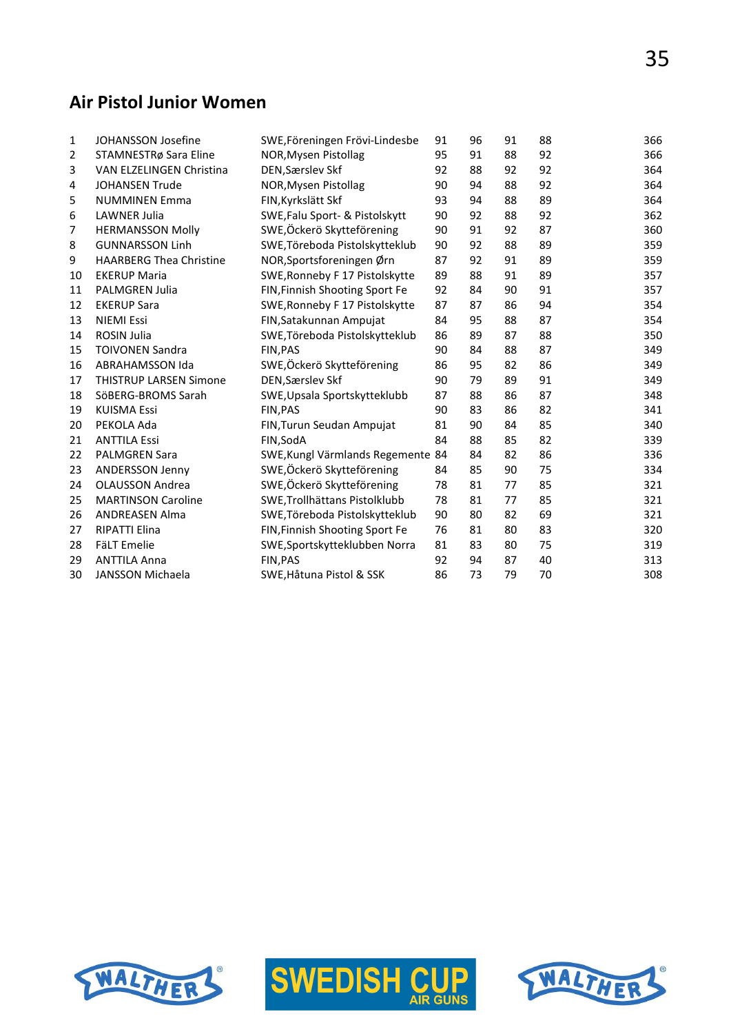## Air Pistol Junior Women

| | | | | | | | |
|---|---|---|---|---|---|---|---|
| 1 | JOHANSSON Josefine | SWE,Föreningen Frövi-Lindesbe | 91 | 96 | 91 | 88 | 366 |
| 2 | STAMNESTRø Sara Eline | NOR,Mysen Pistollag | 95 | 91 | 88 | 92 | 366 |
| 3 | VAN ELZELINGEN Christina | DEN,Særslev Skf | 92 | 88 | 92 | 92 | 364 |
| 4 | JOHANSEN Trude | NOR,Mysen Pistollag | 90 | 94 | 88 | 92 | 364 |
| 5 | NUMMINEN Emma | FIN,Kyrkslätt Skf | 93 | 94 | 88 | 89 | 364 |
| 6 | LAWNER Julia | SWE,Falu Sport- & Pistolskytt | 90 | 92 | 88 | 92 | 362 |
| 7 | HERMANSSON Molly | SWE,Öckerö Skytteförening | 90 | 91 | 92 | 87 | 360 |
| 8 | GUNNARSSON Linh | SWE,Töreboda Pistolskytteklub | 90 | 92 | 88 | 89 | 359 |
| 9 | HAARBERG Thea Christine | NOR,Sportsforeningen Ørn | 87 | 92 | 91 | 89 | 359 |
| 10 | EKERUP Maria | SWE,Ronneby F 17 Pistolskytte | 89 | 88 | 91 | 89 | 357 |
| 11 | PALMGREN Julia | FIN,Finnish Shooting Sport Fe | 92 | 84 | 90 | 91 | 357 |
| 12 | EKERUP Sara | SWE,Ronneby F 17 Pistolskytte | 87 | 87 | 86 | 94 | 354 |
| 13 | NIEMI Essi | FIN,Satakunnan Ampujat | 84 | 95 | 88 | 87 | 354 |
| 14 | ROSIN Julia | SWE,Töreboda Pistolskytteklub | 86 | 89 | 87 | 88 | 350 |
| 15 | TOIVONEN Sandra | FIN,PAS | 90 | 84 | 88 | 87 | 349 |
| 16 | ABRAHAMSSON Ida | SWE,Öckerö Skytteförening | 86 | 95 | 82 | 86 | 349 |
| 17 | THISTRUP LARSEN Simone | DEN,Særslev Skf | 90 | 79 | 89 | 91 | 349 |
| 18 | SöBERG-BROMS Sarah | SWE,Upsala Sportskytteklubb | 87 | 88 | 86 | 87 | 348 |
| 19 | KUISMA Essi | FIN,PAS | 90 | 83 | 86 | 82 | 341 |
| 20 | PEKOLA Ada | FIN,Turun Seudan Ampujat | 81 | 90 | 84 | 85 | 340 |
| 21 | ANTTILA Essi | FIN,SodA | 84 | 88 | 85 | 82 | 339 |
| 22 | PALMGREN Sara | SWE,Kungl Värmlands Regemente | 84 | 84 | 82 | 86 | 336 |
| 23 | ANDERSSON Jenny | SWE,Öckerö Skytteförening | 84 | 85 | 90 | 75 | 334 |
| 24 | OLAUSSON Andrea | SWE,Öckerö Skytteförening | 78 | 81 | 77 | 85 | 321 |
| 25 | MARTINSON Caroline | SWE,Trollhättans Pistolklubb | 78 | 81 | 77 | 85 | 321 |
| 26 | ANDREASEN Alma | SWE,Töreboda Pistolskytteklub | 90 | 80 | 82 | 69 | 321 |
| 27 | RIPATTI Elina | FIN,Finnish Shooting Sport Fe | 76 | 81 | 80 | 83 | 320 |
| 28 | FäLT Emelie | SWE,Sportskytteklubben Norra | 81 | 83 | 80 | 75 | 319 |
| 29 | ANTTILA Anna | FIN,PAS | 92 | 94 | 87 | 40 | 313 |
| 30 | JANSSON Michaela | SWE,Håtuna Pistol & SSK | 86 | 73 | 79 | 70 | 308 |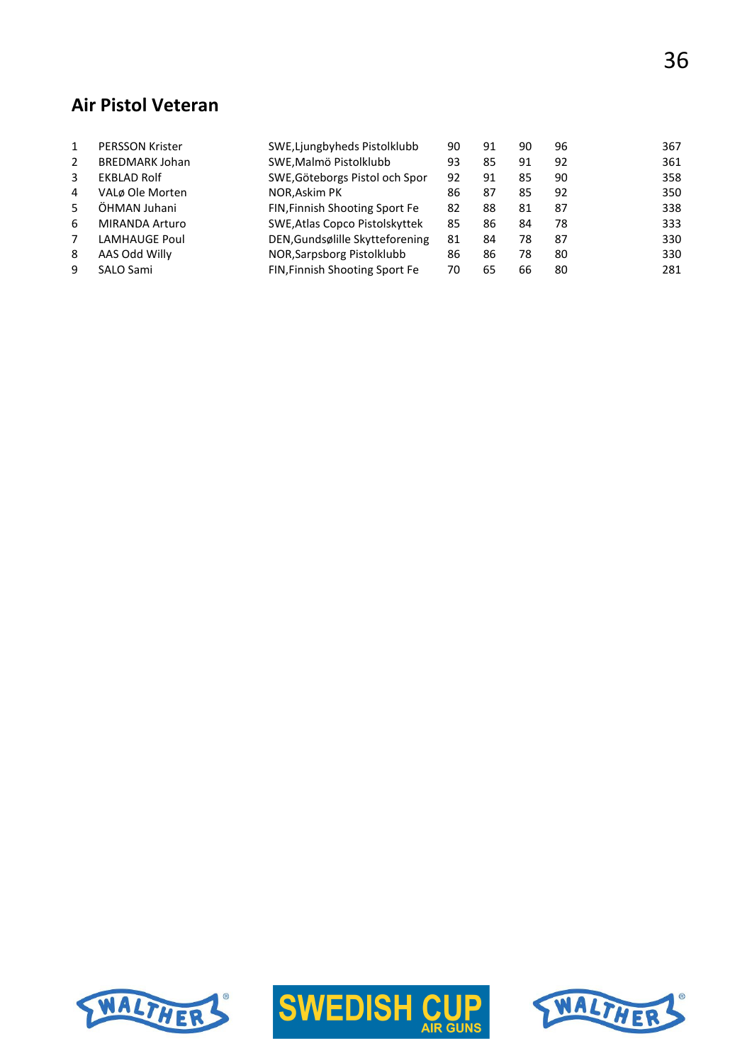## Air Pistol Veteran

| | | | | | | | |
|---|---|---|---|---|---|---|---|
| 1 | PERSSON Krister | SWE,Ljungbyheds Pistolklubb | 90 | 91 | 90 | 96 | 367 |
| 2 | BREDMARK Johan | SWE,Malmö Pistolklubb | 93 | 85 | 91 | 92 | 361 |
| 3 | EKBLAD Rolf | SWE,Göteborgs Pistol och Spor | 92 | 91 | 85 | 90 | 358 |
| 4 | VALø Ole Morten | NOR,Askim PK | 86 | 87 | 85 | 92 | 350 |
| 5 | ÖHMAN Juhani | FIN,Finnish Shooting Sport Fe | 82 | 88 | 81 | 87 | 338 |
| 6 | MIRANDA Arturo | SWE,Atlas Copco Pistolskyttek | 85 | 86 | 84 | 78 | 333 |
| 7 | LAMHAUGE Poul | DEN,Gundsølille Skytteforening | 81 | 84 | 78 | 87 | 330 |
| 8 | AAS Odd Willy | NOR,Sarpsborg Pistolklubb | 86 | 86 | 78 | 80 | 330 |
| 9 | SALO Sami | FIN,Finnish Shooting Sport Fe | 70 | 65 | 66 | 80 | 281 |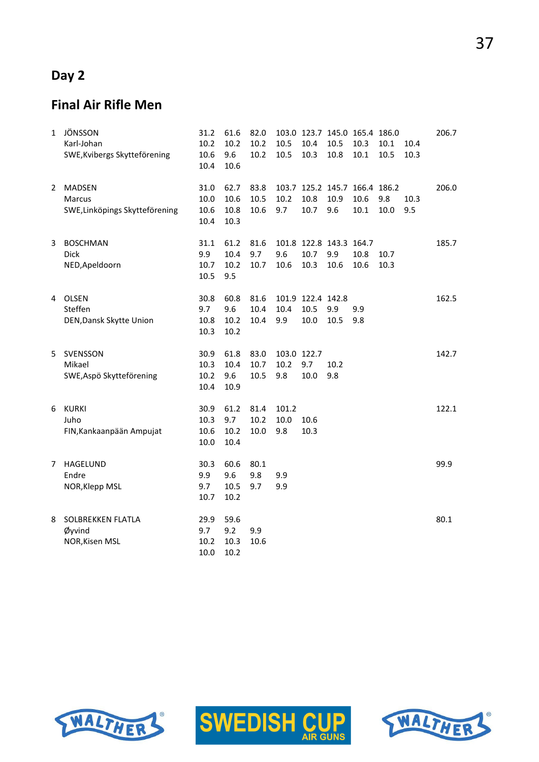## Day 2

## Final Air Rifle Men

| Rank | Name / Club | | | | | | | | | | Total |
|---|---|---|---|---|---|---|---|---|---|---|---|
| 1 | JÖNSSON | 31.2 | 61.6 | 82.0 | 103.0 | 123.7 | 145.0 | 165.4 | 186.0 | | 206.7 |
| | Karl-Johan | 10.2 | 10.2 | 10.2 | 10.5 | 10.4 | 10.5 | 10.3 | 10.1 | 10.4 | |
| | SWE,Kvibergs Skytteförening | 10.6 | 9.6 | 10.2 | 10.5 | 10.3 | 10.8 | 10.1 | 10.5 | 10.3 | |
| | | 10.4 | 10.6 | | | | | | | | |
| 2 | MADSEN | 31.0 | 62.7 | 83.8 | 103.7 | 125.2 | 145.7 | 166.4 | 186.2 | | 206.0 |
| | Marcus | 10.0 | 10.6 | 10.5 | 10.2 | 10.8 | 10.9 | 10.6 | 9.8 | 10.3 | |
| | SWE,Linköpings Skytteförening | 10.6 | 10.8 | 10.6 | 9.7 | 10.7 | 9.6 | 10.1 | 10.0 | 9.5 | |
| | | 10.4 | 10.3 | | | | | | | | |
| 3 | BOSCHMAN | 31.1 | 61.2 | 81.6 | 101.8 | 122.8 | 143.3 | 164.7 | | | 185.7 |
| | Dick | 9.9 | 10.4 | 9.7 | 9.6 | 10.7 | 9.9 | 10.8 | 10.7 | | |
| | NED,Apeldoorn | 10.7 | 10.2 | 10.7 | 10.6 | 10.3 | 10.6 | 10.6 | 10.3 | | |
| | | 10.5 | 9.5 | | | | | | | | |
| 4 | OLSEN | 30.8 | 60.8 | 81.6 | 101.9 | 122.4 | 142.8 | | | | 162.5 |
| | Steffen | 9.7 | 9.6 | 10.4 | 10.4 | 10.5 | 9.9 | 9.9 | | | |
| | DEN,Dansk Skytte Union | 10.8 | 10.2 | 10.4 | 9.9 | 10.0 | 10.5 | 9.8 | | | |
| | | 10.3 | 10.2 | | | | | | | | |
| 5 | SVENSSON | 30.9 | 61.8 | 83.0 | 103.0 | 122.7 | | | | | 142.7 |
| | Mikael | 10.3 | 10.4 | 10.7 | 10.2 | 9.7 | 10.2 | | | | |
| | SWE,Aspö Skytteförening | 10.2 | 9.6 | 10.5 | 9.8 | 10.0 | 9.8 | | | | |
| | | 10.4 | 10.9 | | | | | | | | |
| 6 | KURKI | 30.9 | 61.2 | 81.4 | 101.2 | | | | | | 122.1 |
| | Juho | 10.3 | 9.7 | 10.2 | 10.0 | 10.6 | | | | | |
| | FIN,Kankaanpään Ampujat | 10.6 | 10.2 | 10.0 | 9.8 | 10.3 | | | | | |
| | | 10.0 | 10.4 | | | | | | | | |
| 7 | HAGELUND | 30.3 | 60.6 | 80.1 | | | | | | | 99.9 |
| | Endre | 9.9 | 9.6 | 9.8 | 9.9 | | | | | | |
| | NOR,Klepp MSL | 9.7 | 10.5 | 9.7 | 9.9 | | | | | | |
| | | 10.7 | 10.2 | | | | | | | | |
| 8 | SOLBREKKEN FLATLA | 29.9 | 59.6 | | | | | | | | 80.1 |
| | Øyvind | 9.7 | 9.2 | 9.9 | | | | | | | |
| | NOR,Kisen MSL | 10.2 | 10.3 | 10.6 | | | | | | | |
| | | 10.0 | 10.2 | | | | | | | | |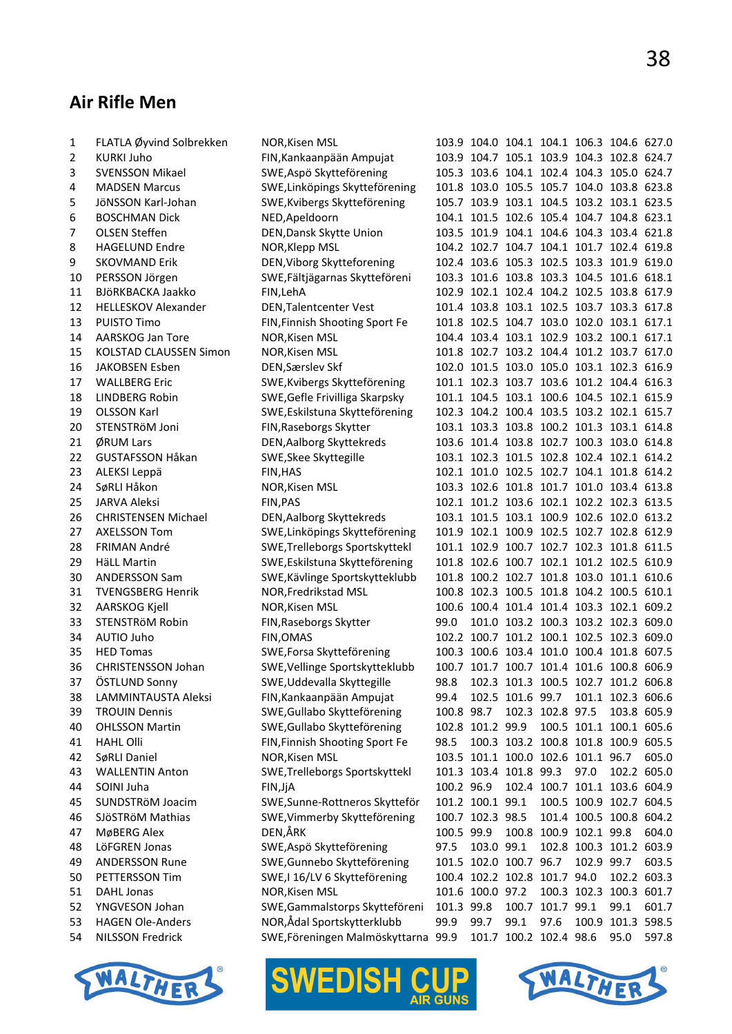# Air Rifle Men

| | | | | | | | | | |
|---|---|---|---|---|---|---|---|---|---|
| 1 | FLATLA Øyvind Solbrekken | NOR,Kisen MSL | 103.9 | 104.0 | 104.1 | 104.1 | 106.3 | 104.6 | 627.0 |
| 2 | KURKI Juho | FIN,Kankaanpään Ampujat | 103.9 | 104.7 | 105.1 | 103.9 | 104.3 | 102.8 | 624.7 |
| 3 | SVENSSON Mikael | SWE,Aspö Skytteförening | 105.3 | 103.6 | 104.1 | 102.4 | 104.3 | 105.0 | 624.7 |
| 4 | MADSEN Marcus | SWE,Linköpings Skytteförening | 101.8 | 103.0 | 105.5 | 105.7 | 104.0 | 103.8 | 623.8 |
| 5 | JöNSSON Karl-Johan | SWE,Kvibergs Skytteförening | 105.7 | 103.9 | 103.1 | 104.5 | 103.2 | 103.1 | 623.5 |
| 6 | BOSCHMAN Dick | NED,Apeldoorn | 104.1 | 101.5 | 102.6 | 105.4 | 104.7 | 104.8 | 623.1 |
| 7 | OLSEN Steffen | DEN,Dansk Skytte Union | 103.5 | 101.9 | 104.1 | 104.6 | 104.3 | 103.4 | 621.8 |
| 8 | HAGELUND Endre | NOR,Klepp MSL | 104.2 | 102.7 | 104.7 | 104.1 | 101.7 | 102.4 | 619.8 |
| 9 | SKOVMAND Erik | DEN,Viborg Skytteforening | 102.4 | 103.6 | 105.3 | 102.5 | 103.3 | 101.9 | 619.0 |
| 10 | PERSSON Jörgen | SWE,Fältjägarnas Skytteföreni | 103.3 | 101.6 | 103.8 | 103.3 | 104.5 | 101.6 | 618.1 |
| 11 | BJöRKBACKA Jaakko | FIN,LehA | 102.9 | 102.1 | 102.4 | 104.2 | 102.5 | 103.8 | 617.9 |
| 12 | HELLESKOV Alexander | DEN,Talentcenter Vest | 101.4 | 103.8 | 103.1 | 102.5 | 103.7 | 103.3 | 617.8 |
| 13 | PUISTO Timo | FIN,Finnish Shooting Sport Fe | 101.8 | 102.5 | 104.7 | 103.0 | 102.0 | 103.1 | 617.1 |
| 14 | AARSKOG Jan Tore | NOR,Kisen MSL | 104.4 | 103.4 | 103.1 | 102.9 | 103.2 | 100.1 | 617.1 |
| 15 | KOLSTAD CLAUSSEN Simon | NOR,Kisen MSL | 101.8 | 102.7 | 103.2 | 104.4 | 101.2 | 103.7 | 617.0 |
| 16 | JAKOBSEN Esben | DEN,Særslev Skf | 102.0 | 101.5 | 103.0 | 105.0 | 103.1 | 102.3 | 616.9 |
| 17 | WALLBERG Eric | SWE,Kvibergs Skytteförening | 101.1 | 102.3 | 103.7 | 103.6 | 101.2 | 104.4 | 616.3 |
| 18 | LINDBERG Robin | SWE,Gefle Frivilliga Skarpsky | 101.1 | 104.5 | 103.1 | 100.6 | 104.5 | 102.1 | 615.9 |
| 19 | OLSSON Karl | SWE,Eskilstuna Skytteförening | 102.3 | 104.2 | 100.4 | 103.5 | 103.2 | 102.1 | 615.7 |
| 20 | STENSTRöM Joni | FIN,Raseborgs Skytter | 103.1 | 103.3 | 103.8 | 100.2 | 101.3 | 103.1 | 614.8 |
| 21 | ØRUM Lars | DEN,Aalborg Skyttekreds | 103.6 | 101.4 | 103.8 | 102.7 | 100.3 | 103.0 | 614.8 |
| 22 | GUSTAFSSON Håkan | SWE,Skee Skyttegille | 103.1 | 102.3 | 101.5 | 102.8 | 102.4 | 102.1 | 614.2 |
| 23 | ALEKSI Leppä | FIN,HAS | 102.1 | 101.0 | 102.5 | 102.7 | 104.1 | 101.8 | 614.2 |
| 24 | SøRLI Håkon | NOR,Kisen MSL | 103.3 | 102.6 | 101.8 | 101.7 | 101.0 | 103.4 | 613.8 |
| 25 | JARVA Aleksi | FIN,PAS | 102.1 | 101.2 | 103.6 | 102.1 | 102.2 | 102.3 | 613.5 |
| 26 | CHRISTENSEN Michael | DEN,Aalborg Skyttekreds | 103.1 | 101.5 | 103.1 | 100.9 | 102.6 | 102.0 | 613.2 |
| 27 | AXELSSON Tom | SWE,Linköpings Skytteförening | 101.9 | 102.1 | 100.9 | 102.5 | 102.7 | 102.8 | 612.9 |
| 28 | FRIMAN André | SWE,Trelleborgs Sportskyttekl | 101.1 | 102.9 | 100.7 | 102.7 | 102.3 | 101.8 | 611.5 |
| 29 | HäLL Martin | SWE,Eskilstuna Skytteförening | 101.8 | 102.6 | 100.7 | 102.1 | 101.2 | 102.5 | 610.9 |
| 30 | ANDERSSON Sam | SWE,Kävlinge Sportskytteklubb | 101.8 | 100.2 | 102.7 | 101.8 | 103.0 | 101.1 | 610.6 |
| 31 | TVENGSBERG Henrik | NOR,Fredrikstad MSL | 100.8 | 102.3 | 100.5 | 101.8 | 104.2 | 100.5 | 610.1 |
| 32 | AARSKOG Kjell | NOR,Kisen MSL | 100.6 | 100.4 | 101.4 | 101.4 | 103.3 | 102.1 | 609.2 |
| 33 | STENSTRöM Robin | FIN,Raseborgs Skytter | 99.0 | 101.0 | 103.2 | 100.3 | 103.2 | 102.3 | 609.0 |
| 34 | AUTIO Juho | FIN,OMAS | 102.2 | 100.7 | 101.2 | 100.1 | 102.5 | 102.3 | 609.0 |
| 35 | HED Tomas | SWE,Forsa Skytteförening | 100.3 | 100.6 | 103.4 | 101.0 | 100.4 | 101.8 | 607.5 |
| 36 | CHRISTENSSON Johan | SWE,Vellinge Sportskytteklubb | 100.7 | 101.7 | 100.7 | 101.4 | 101.6 | 100.8 | 606.9 |
| 37 | ÖSTLUND Sonny | SWE,Uddevalla Skyttegille | 98.8 | 102.3 | 101.3 | 100.5 | 102.7 | 101.2 | 606.8 |
| 38 | LAMMINTAUSTA Aleksi | FIN,Kankaanpään Ampujat | 99.4 | 102.5 | 101.6 | 99.7 | 101.1 | 102.3 | 606.6 |
| 39 | TROUIN Dennis | SWE,Gullabo Skytteförening | 100.8 | 98.7 | 102.3 | 102.8 | 97.5 | 103.8 | 605.9 |
| 40 | OHLSSON Martin | SWE,Gullabo Skytteförening | 102.8 | 101.2 | 99.9 | 100.5 | 101.1 | 100.1 | 605.6 |
| 41 | HAHL Olli | FIN,Finnish Shooting Sport Fe | 98.5 | 100.3 | 103.2 | 100.8 | 101.8 | 100.9 | 605.5 |
| 42 | SøRLI Daniel | NOR,Kisen MSL | 103.5 | 101.1 | 100.0 | 102.6 | 101.1 | 96.7 | 605.0 |
| 43 | WALLENTIN Anton | SWE,Trelleborgs Sportskyttekl | 101.3 | 103.4 | 101.8 | 99.3 | 97.0 | 102.2 | 605.0 |
| 44 | SOINI Juha | FIN,JjA | 100.2 | 96.9 | 102.4 | 100.7 | 101.1 | 103.6 | 604.9 |
| 45 | SUNDSTRöM Joacim | SWE,Sunne-Rottneros Skytteför | 101.2 | 100.1 | 99.1 | 100.5 | 100.9 | 102.7 | 604.5 |
| 46 | SJöSTRöM Mathias | SWE,Vimmerby Skytteförening | 100.7 | 102.3 | 98.5 | 101.4 | 100.5 | 100.8 | 604.2 |
| 47 | MøBERG Alex | DEN,ÅRK | 100.5 | 99.9 | 100.8 | 100.9 | 102.1 | 99.8 | 604.0 |
| 48 | LöFGREN Jonas | SWE,Aspö Skytteförening | 97.5 | 103.0 | 99.1 | 102.8 | 100.3 | 101.2 | 603.9 |
| 49 | ANDERSSON Rune | SWE,Gunnebo Skytteförening | 101.5 | 102.0 | 100.7 | 96.7 | 102.9 | 99.7 | 603.5 |
| 50 | PETTERSSON Tim | SWE,I 16/LV 6 Skytteförening | 100.4 | 102.2 | 102.8 | 101.7 | 94.0 | 102.2 | 603.3 |
| 51 | DAHL Jonas | NOR,Kisen MSL | 101.6 | 100.0 | 97.2 | 100.3 | 102.3 | 100.3 | 601.7 |
| 52 | YNGVESON Johan | SWE,Gammalstorps Skytteföreni | 101.3 | 99.8 | 100.7 | 101.7 | 99.1 | 99.1 | 601.7 |
| 53 | HAGEN Ole-Anders | NOR,Ådal Sportskytterklubb | 99.9 | 99.7 | 99.1 | 97.6 | 100.9 | 101.3 | 598.5 |
| 54 | NILSSON Fredrick | SWE,Föreningen Malmöskyttarna | 99.9 | 101.7 | 100.2 | 102.4 | 98.6 | 95.0 | 597.8 |

WALTHER SWEDISH CUP AIR GUNS WALTHER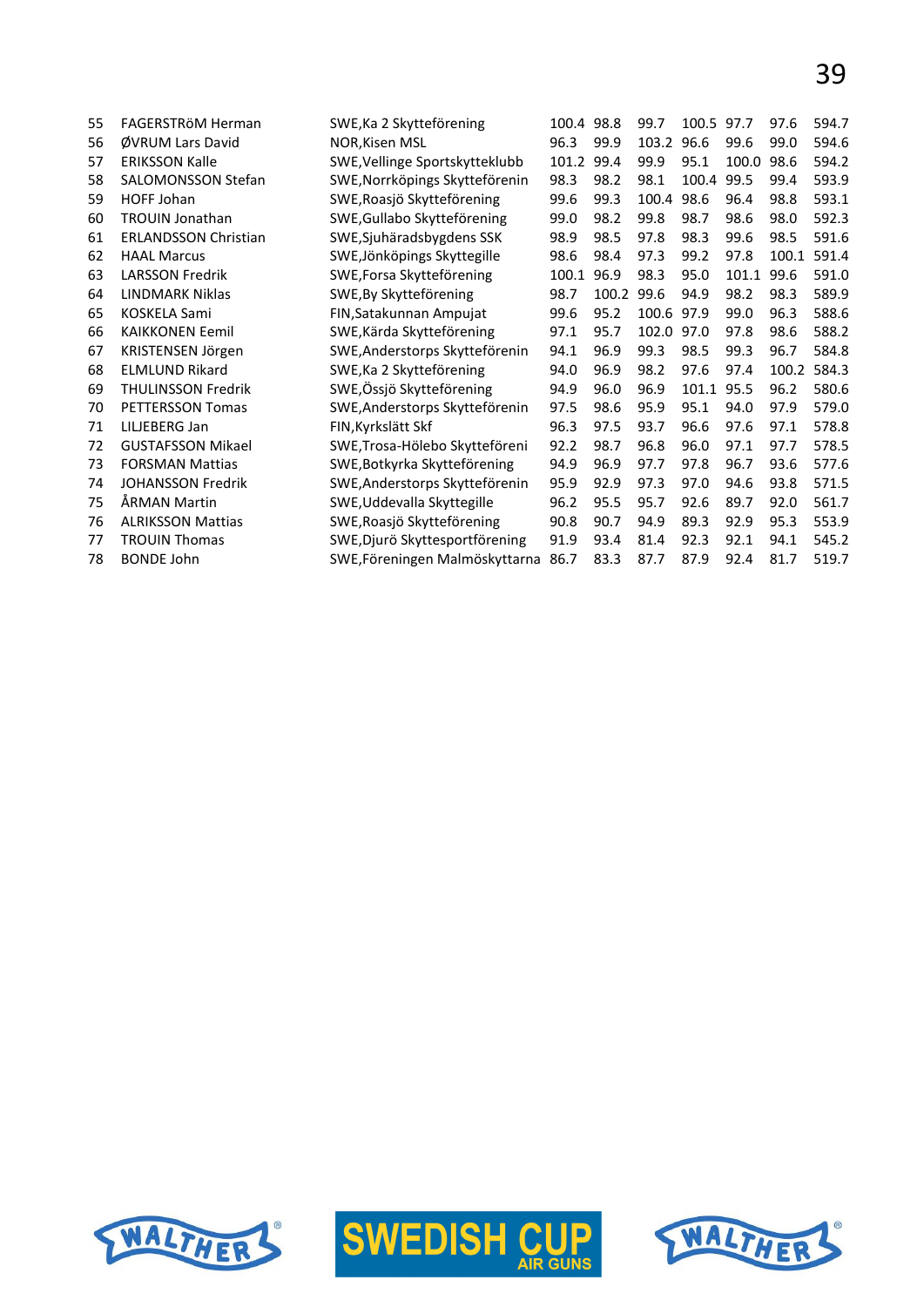| | | | | | | | | | |
|---|---|---|---|---|---|---|---|---|---|
| 55 | FAGERSTRöM Herman | SWE,Ka 2 Skytteförening | 100.4 | 98.8 | 99.7 | 100.5 | 97.7 | 97.6 | 594.7 |
| 56 | ØVRUM Lars David | NOR,Kisen MSL | 96.3 | 99.9 | 103.2 | 96.6 | 99.6 | 99.0 | 594.6 |
| 57 | ERIKSSON Kalle | SWE,Vellinge Sportskytteklubb | 101.2 | 99.4 | 99.9 | 95.1 | 100.0 | 98.6 | 594.2 |
| 58 | SALOMONSSON Stefan | SWE,Norrköpings Skytteförenin | 98.3 | 98.2 | 98.1 | 100.4 | 99.5 | 99.4 | 593.9 |
| 59 | HOFF Johan | SWE,Roasjö Skytteförening | 99.6 | 99.3 | 100.4 | 98.6 | 96.4 | 98.8 | 593.1 |
| 60 | TROUIN Jonathan | SWE,Gullabo Skytteförening | 99.0 | 98.2 | 99.8 | 98.7 | 98.6 | 98.0 | 592.3 |
| 61 | ERLANDSSON Christian | SWE,Sjuhäradsbygdens SSK | 98.9 | 98.5 | 97.8 | 98.3 | 99.6 | 98.5 | 591.6 |
| 62 | HAAL Marcus | SWE,Jönköpings Skyttegille | 98.6 | 98.4 | 97.3 | 99.2 | 97.8 | 100.1 | 591.4 |
| 63 | LARSSON Fredrik | SWE,Forsa Skytteförening | 100.1 | 96.9 | 98.3 | 95.0 | 101.1 | 99.6 | 591.0 |
| 64 | LINDMARK Niklas | SWE,By Skytteförening | 98.7 | 100.2 | 99.6 | 94.9 | 98.2 | 98.3 | 589.9 |
| 65 | KOSKELA Sami | FIN,Satakunnan Ampujat | 99.6 | 95.2 | 100.6 | 97.9 | 99.0 | 96.3 | 588.6 |
| 66 | KAIKKONEN Eemil | SWE,Kärda Skytteförening | 97.1 | 95.7 | 102.0 | 97.0 | 97.8 | 98.6 | 588.2 |
| 67 | KRISTENSEN Jörgen | SWE,Anderstorps Skytteförenin | 94.1 | 96.9 | 99.3 | 98.5 | 99.3 | 96.7 | 584.8 |
| 68 | ELMLUND Rikard | SWE,Ka 2 Skytteförening | 94.0 | 96.9 | 98.2 | 97.6 | 97.4 | 100.2 | 584.3 |
| 69 | THULINSSON Fredrik | SWE,Össjö Skytteförening | 94.9 | 96.0 | 96.9 | 101.1 | 95.5 | 96.2 | 580.6 |
| 70 | PETTERSSON Tomas | SWE,Anderstorps Skytteförenin | 97.5 | 98.6 | 95.9 | 95.1 | 94.0 | 97.9 | 579.0 |
| 71 | LILJEBERG Jan | FIN,Kyrkslätt Skf | 96.3 | 97.5 | 93.7 | 96.6 | 97.6 | 97.1 | 578.8 |
| 72 | GUSTAFSSON Mikael | SWE,Trosa-Hölebo Skytteföreni | 92.2 | 98.7 | 96.8 | 96.0 | 97.1 | 97.7 | 578.5 |
| 73 | FORSMAN Mattias | SWE,Botkyrka Skytteförening | 94.9 | 96.9 | 97.7 | 97.8 | 96.7 | 93.6 | 577.6 |
| 74 | JOHANSSON Fredrik | SWE,Anderstorps Skytteförenin | 95.9 | 92.9 | 97.3 | 97.0 | 94.6 | 93.8 | 571.5 |
| 75 | ÅRMAN Martin | SWE,Uddevalla Skyttegille | 96.2 | 95.5 | 95.7 | 92.6 | 89.7 | 92.0 | 561.7 |
| 76 | ALRIKSSON Mattias | SWE,Roasjö Skytteförening | 90.8 | 90.7 | 94.9 | 89.3 | 92.9 | 95.3 | 553.9 |
| 77 | TROUIN Thomas | SWE,Djurö Skyttesportförening | 91.9 | 93.4 | 81.4 | 92.3 | 92.1 | 94.1 | 545.2 |
| 78 | BONDE John | SWE,Föreningen Malmöskyttarna | 86.7 | 83.3 | 87.7 | 87.9 | 92.4 | 81.7 | 519.7 |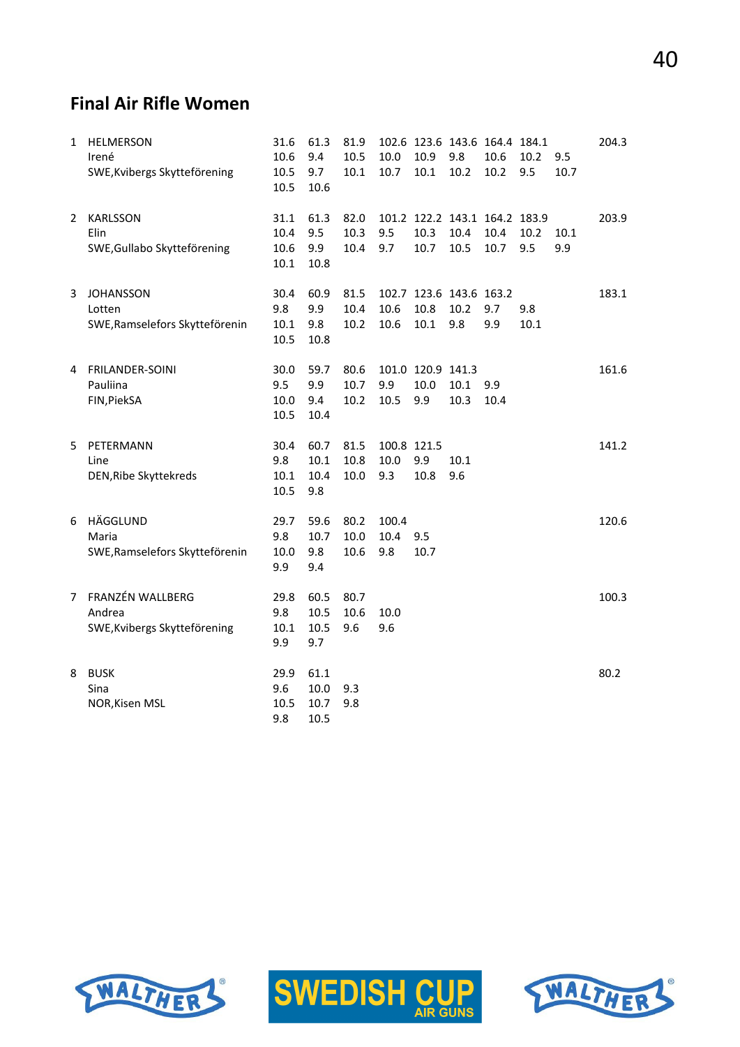## Final Air Rifle Women

| | | | | | | | | | | | |
|---|---|---|---|---|---|---|---|---|---|---|---|
| 1 | HELMERSON | 31.6 | 61.3 | 81.9 | 102.6 | 123.6 | 143.6 | 164.4 | 184.1 | | 204.3 |
| | Irené | 10.6 | 9.4 | 10.5 | 10.0 | 10.9 | 9.8 | 10.6 | 10.2 | 9.5 | |
| | SWE,Kvibergs Skytteförening | 10.5 | 9.7 | 10.1 | 10.7 | 10.1 | 10.2 | 10.2 | 9.5 | 10.7 | |
| | | 10.5 | 10.6 | | | | | | | | |
| 2 | KARLSSON | 31.1 | 61.3 | 82.0 | 101.2 | 122.2 | 143.1 | 164.2 | 183.9 | | 203.9 |
| | Elin | 10.4 | 9.5 | 10.3 | 9.5 | 10.3 | 10.4 | 10.4 | 10.2 | 10.1 | |
| | SWE,Gullabo Skytteförening | 10.6 | 9.9 | 10.4 | 9.7 | 10.7 | 10.5 | 10.7 | 9.5 | 9.9 | |
| | | 10.1 | 10.8 | | | | | | | | |
| 3 | JOHANSSON | 30.4 | 60.9 | 81.5 | 102.7 | 123.6 | 143.6 | 163.2 | | | 183.1 |
| | Lotten | 9.8 | 9.9 | 10.4 | 10.6 | 10.8 | 10.2 | 9.7 | 9.8 | | |
| | SWE,Ramselefors Skytteförenin | 10.1 | 9.8 | 10.2 | 10.6 | 10.1 | 9.8 | 9.9 | 10.1 | | |
| | | 10.5 | 10.8 | | | | | | | | |
| 4 | FRILANDER-SOINI | 30.0 | 59.7 | 80.6 | 101.0 | 120.9 | 141.3 | | | | 161.6 |
| | Pauliina | 9.5 | 9.9 | 10.7 | 9.9 | 10.0 | 10.1 | 9.9 | | | |
| | FIN,PiekSA | 10.0 | 9.4 | 10.2 | 10.5 | 9.9 | 10.3 | 10.4 | | | |
| | | 10.5 | 10.4 | | | | | | | | |
| 5 | PETERMANN | 30.4 | 60.7 | 81.5 | 100.8 | 121.5 | | | | | 141.2 |
| | Line | 9.8 | 10.1 | 10.8 | 10.0 | 9.9 | 10.1 | | | | |
| | DEN,Ribe Skyttekreds | 10.1 | 10.4 | 10.0 | 9.3 | 10.8 | 9.6 | | | | |
| | | 10.5 | 9.8 | | | | | | | | |
| 6 | HÄGGLUND | 29.7 | 59.6 | 80.2 | 100.4 | | | | | | 120.6 |
| | Maria | 9.8 | 10.7 | 10.0 | 10.4 | 9.5 | | | | | |
| | SWE,Ramselefors Skytteförenin | 10.0 | 9.8 | 10.6 | 9.8 | 10.7 | | | | | |
| | | 9.9 | 9.4 | | | | | | | | |
| 7 | FRANZÉN WALLBERG | 29.8 | 60.5 | 80.7 | | | | | | | 100.3 |
| | Andrea | 9.8 | 10.5 | 10.6 | 10.0 | | | | | | |
| | SWE,Kvibergs Skytteförening | 10.1 | 10.5 | 9.6 | 9.6 | | | | | | |
| | | 9.9 | 9.7 | | | | | | | | |
| 8 | BUSK | 29.9 | 61.1 | | | | | | | | 80.2 |
| | Sina | 9.6 | 10.0 | 9.3 | | | | | | | |
| | NOR,Kisen MSL | 10.5 | 10.7 | 9.8 | | | | | | | |
| | | 9.8 | 10.5 | | | | | | | | |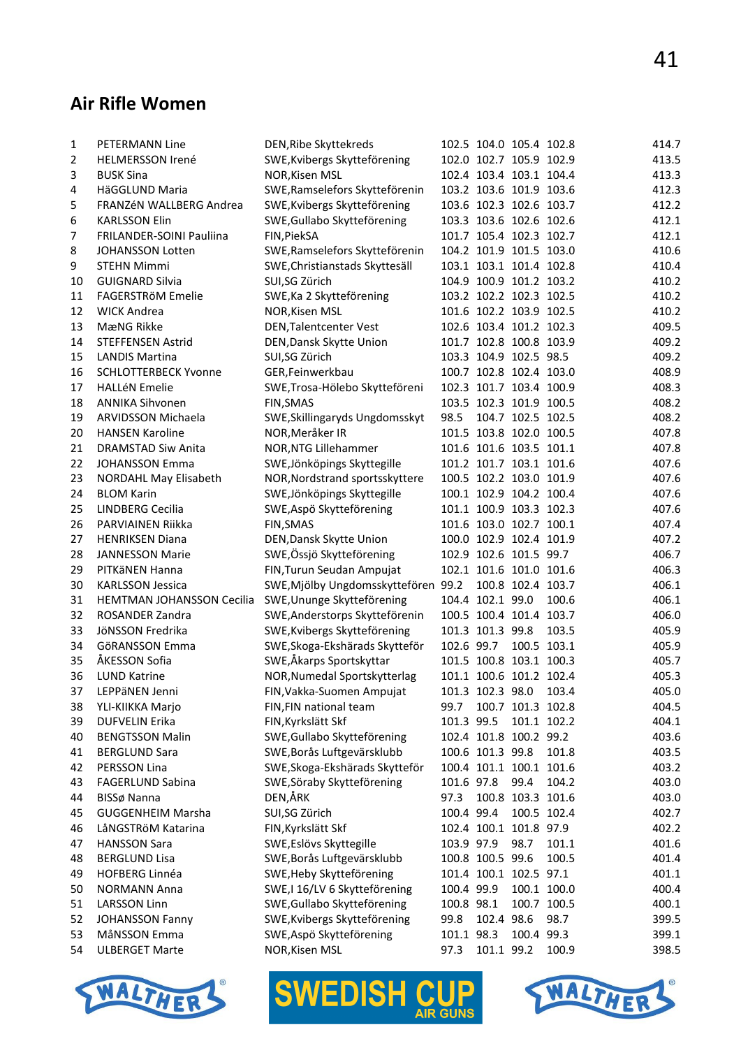## Air Rifle Women

| | | | | | | | |
|---|---|---|---|---|---|---|---|
| 1 | PETERMANN Line | DEN,Ribe Skyttekreds | 102.5 | 104.0 | 105.4 | 102.8 | 414.7 |
| 2 | HELMERSSON Irené | SWE,Kvibergs Skytteförening | 102.0 | 102.7 | 105.9 | 102.9 | 413.5 |
| 3 | BUSK Sina | NOR,Kisen MSL | 102.4 | 103.4 | 103.1 | 104.4 | 413.3 |
| 4 | HäGGLUND Maria | SWE,Ramselefors Skytteförenin | 103.2 | 103.6 | 101.9 | 103.6 | 412.3 |
| 5 | FRANZéN WALLBERG Andrea | SWE,Kvibergs Skytteförening | 103.6 | 102.3 | 102.6 | 103.7 | 412.2 |
| 6 | KARLSSON Elin | SWE,Gullabo Skytteförening | 103.3 | 103.6 | 102.6 | 102.6 | 412.1 |
| 7 | FRILANDER-SOINI Pauliina | FIN,PiekSA | 101.7 | 105.4 | 102.3 | 102.7 | 412.1 |
| 8 | JOHANSSON Lotten | SWE,Ramselefors Skytteförenin | 104.2 | 101.9 | 101.5 | 103.0 | 410.6 |
| 9 | STEHN Mimmi | SWE,Christianstads Skyttesäll | 103.1 | 103.1 | 101.4 | 102.8 | 410.4 |
| 10 | GUIGNARD Silvia | SUI,SG Zürich | 104.9 | 100.9 | 101.2 | 103.2 | 410.2 |
| 11 | FAGERSTRöM Emelie | SWE,Ka 2 Skytteförening | 103.2 | 102.2 | 102.3 | 102.5 | 410.2 |
| 12 | WICK Andrea | NOR,Kisen MSL | 101.6 | 102.2 | 103.9 | 102.5 | 410.2 |
| 13 | MæNG Rikke | DEN,Talentcenter Vest | 102.6 | 103.4 | 101.2 | 102.3 | 409.5 |
| 14 | STEFFENSEN Astrid | DEN,Dansk Skytte Union | 101.7 | 102.8 | 100.8 | 103.9 | 409.2 |
| 15 | LANDIS Martina | SUI,SG Zürich | 103.3 | 104.9 | 102.5 | 98.5 | 409.2 |
| 16 | SCHLOTTERBECK Yvonne | GER,Feinwerkbau | 100.7 | 102.8 | 102.4 | 103.0 | 408.9 |
| 17 | HALLéN Emelie | SWE,Trosa-Hölebo Skytteföreni | 102.3 | 101.7 | 103.4 | 100.9 | 408.3 |
| 18 | ANNIKA Sihvonen | FIN,SMAS | 103.5 | 102.3 | 101.9 | 100.5 | 408.2 |
| 19 | ARVIDSSON Michaela | SWE,Skillingaryds Ungdomsskyt | 98.5 | 104.7 | 102.5 | 102.5 | 408.2 |
| 20 | HANSEN Karoline | NOR,Meråker IR | 101.5 | 103.8 | 102.0 | 100.5 | 407.8 |
| 21 | DRAMSTAD Siw Anita | NOR,NTG Lillehammer | 101.6 | 101.6 | 103.5 | 101.1 | 407.8 |
| 22 | JOHANSSON Emma | SWE,Jönköpings Skyttegille | 101.2 | 101.7 | 103.1 | 101.6 | 407.6 |
| 23 | NORDAHL May Elisabeth | NOR,Nordstrand sportsskyttere | 100.5 | 102.2 | 103.0 | 101.9 | 407.6 |
| 24 | BLOM Karin | SWE,Jönköpings Skyttegille | 100.1 | 102.9 | 104.2 | 100.4 | 407.6 |
| 25 | LINDBERG Cecilia | SWE,Aspö Skytteförening | 101.1 | 100.9 | 103.3 | 102.3 | 407.6 |
| 26 | PARVIAINEN Riikka | FIN,SMAS | 101.6 | 103.0 | 102.7 | 100.1 | 407.4 |
| 27 | HENRIKSEN Diana | DEN,Dansk Skytte Union | 100.0 | 102.9 | 102.4 | 101.9 | 407.2 |
| 28 | JANNESSON Marie | SWE,Össjö Skytteförening | 102.9 | 102.6 | 101.5 | 99.7 | 406.7 |
| 29 | PITKäNEN Hanna | FIN,Turun Seudan Ampujat | 102.1 | 101.6 | 101.0 | 101.6 | 406.3 |
| 30 | KARLSSON Jessica | SWE,Mjölby Ungdomsskyttefören | 99.2 | 100.8 | 102.4 | 103.7 | 406.1 |
| 31 | HEMTMAN JOHANSSON Cecilia | SWE,Ununge Skytteförening | 104.4 | 102.1 | 99.0 | 100.6 | 406.1 |
| 32 | ROSANDER Zandra | SWE,Anderstorps Skytteförenin | 100.5 | 100.4 | 101.4 | 103.7 | 406.0 |
| 33 | JöNSSON Fredrika | SWE,Kvibergs Skytteförening | 101.3 | 101.3 | 99.8 | 103.5 | 405.9 |
| 34 | GöRANSSON Emma | SWE,Skoga-Ekshärads Skytteför | 102.6 | 99.7 | 100.5 | 103.1 | 405.9 |
| 35 | ÅKESSON Sofia | SWE,Åkarps Sportskyttar | 101.5 | 100.8 | 103.1 | 100.3 | 405.7 |
| 36 | LUND Katrine | NOR,Numedal Sportskytterlag | 101.1 | 100.6 | 101.2 | 102.4 | 405.3 |
| 37 | LEPPäNEN Jenni | FIN,Vakka-Suomen Ampujat | 101.3 | 102.3 | 98.0 | 103.4 | 405.0 |
| 38 | YLI-KIIKKA Marjo | FIN,FIN national team | 99.7 | 100.7 | 101.3 | 102.8 | 404.5 |
| 39 | DUFVELIN Erika | FIN,Kyrkslätt Skf | 101.3 | 99.5 | 101.1 | 102.2 | 404.1 |
| 40 | BENGTSSON Malin | SWE,Gullabo Skytteförening | 102.4 | 101.8 | 100.2 | 99.2 | 403.6 |
| 41 | BERGLUND Sara | SWE,Borås Luftgevärsklubb | 100.6 | 101.3 | 99.8 | 101.8 | 403.5 |
| 42 | PERSSON Lina | SWE,Skoga-Ekshärads Skytteför | 100.4 | 101.1 | 100.1 | 101.6 | 403.2 |
| 43 | FAGERLUND Sabina | SWE,Söraby Skytteförening | 101.6 | 97.8 | 99.4 | 104.2 | 403.0 |
| 44 | BISSø Nanna | DEN,ÅRK | 97.3 | 100.8 | 103.3 | 101.6 | 403.0 |
| 45 | GUGGENHEIM Marsha | SUI,SG Zürich | 100.4 | 99.4 | 100.5 | 102.4 | 402.7 |
| 46 | LåNGSTRöM Katarina | FIN,Kyrkslätt Skf | 102.4 | 100.1 | 101.8 | 97.9 | 402.2 |
| 47 | HANSSON Sara | SWE,Eslövs Skyttegille | 103.9 | 97.9 | 98.7 | 101.1 | 401.6 |
| 48 | BERGLUND Lisa | SWE,Borås Luftgevärsklubb | 100.8 | 100.5 | 99.6 | 100.5 | 401.4 |
| 49 | HOFBERG Linnéa | SWE,Heby Skytteförening | 101.4 | 100.1 | 102.5 | 97.1 | 401.1 |
| 50 | NORMANN Anna | SWE,I 16/LV 6 Skytteförening | 100.4 | 99.9 | 100.1 | 100.0 | 400.4 |
| 51 | LARSSON Linn | SWE,Gullabo Skytteförening | 100.8 | 98.1 | 100.7 | 100.5 | 400.1 |
| 52 | JOHANSSON Fanny | SWE,Kvibergs Skytteförening | 99.8 | 102.4 | 98.6 | 98.7 | 399.5 |
| 53 | MåNSSON Emma | SWE,Aspö Skytteförening | 101.1 | 98.3 | 100.4 | 99.3 | 399.1 |
| 54 | ULBERGET Marte | NOR,Kisen MSL | 97.3 | 101.1 | 99.2 | 100.9 | 398.5 |

WALTHER — SWEDISH CUP AIR GUNS — WALTHER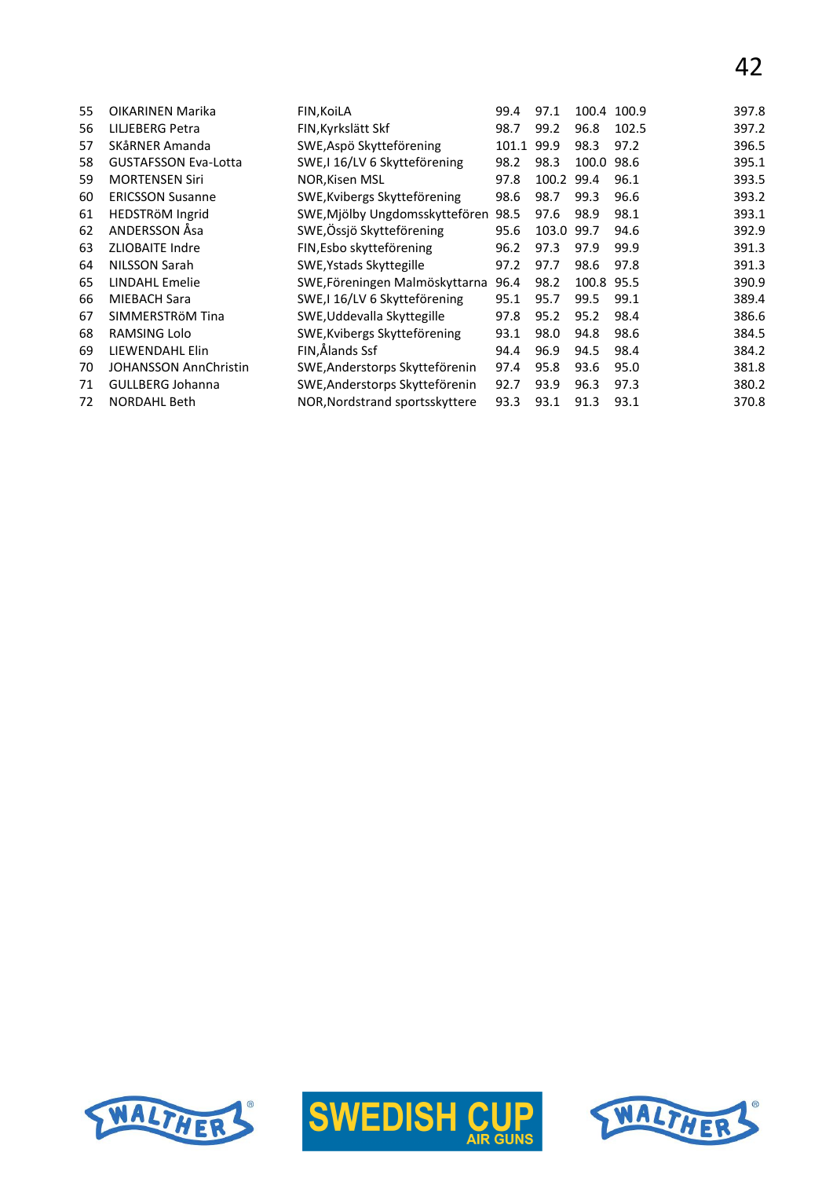| | | | | | | | |
|---|---|---|---|---|---|---|---|
| 55 | OIKARINEN Marika | FIN,KoiLA | 99.4 | 97.1 | 100.4 | 100.9 | 397.8 |
| 56 | LILJEBERG Petra | FIN,Kyrkslätt Skf | 98.7 | 99.2 | 96.8 | 102.5 | 397.2 |
| 57 | SKåRNER Amanda | SWE,Aspö Skytteförening | 101.1 | 99.9 | 98.3 | 97.2 | 396.5 |
| 58 | GUSTAFSSON Eva-Lotta | SWE,I 16/LV 6 Skytteförening | 98.2 | 98.3 | 100.0 | 98.6 | 395.1 |
| 59 | MORTENSEN Siri | NOR,Kisen MSL | 97.8 | 100.2 | 99.4 | 96.1 | 393.5 |
| 60 | ERICSSON Susanne | SWE,Kvibergs Skytteförening | 98.6 | 98.7 | 99.3 | 96.6 | 393.2 |
| 61 | HEDSTRöM Ingrid | SWE,Mjölby Ungdomsskyttefören | 98.5 | 97.6 | 98.9 | 98.1 | 393.1 |
| 62 | ANDERSSON Åsa | SWE,Össjö Skytteförening | 95.6 | 103.0 | 99.7 | 94.6 | 392.9 |
| 63 | ZLIOBAITE Indre | FIN,Esbo skytteförening | 96.2 | 97.3 | 97.9 | 99.9 | 391.3 |
| 64 | NILSSON Sarah | SWE,Ystads Skyttegille | 97.2 | 97.7 | 98.6 | 97.8 | 391.3 |
| 65 | LINDAHL Emelie | SWE,Föreningen Malmöskyttarna | 96.4 | 98.2 | 100.8 | 95.5 | 390.9 |
| 66 | MIEBACH Sara | SWE,I 16/LV 6 Skytteförening | 95.1 | 95.7 | 99.5 | 99.1 | 389.4 |
| 67 | SIMMERSTRöM Tina | SWE,Uddevalla Skyttegille | 97.8 | 95.2 | 95.2 | 98.4 | 386.6 |
| 68 | RAMSING Lolo | SWE,Kvibergs Skytteförening | 93.1 | 98.0 | 94.8 | 98.6 | 384.5 |
| 69 | LIEWENDAHL Elin | FIN,Ålands Ssf | 94.4 | 96.9 | 94.5 | 98.4 | 384.2 |
| 70 | JOHANSSON AnnChristin | SWE,Anderstorps Skyttefērenin | 97.4 | 95.8 | 93.6 | 95.0 | 381.8 |
| 71 | GULLBERG Johanna | SWE,Anderstorps Skytteförenin | 92.7 | 93.9 | 96.3 | 97.3 | 380.2 |
| 72 | NORDAHL Beth | NOR,Nordstrand sportsskyttere | 93.3 | 93.1 | 91.3 | 93.1 | 370.8 |

WALTHER — SWEDISH CUP AIR GUNS — WALTHER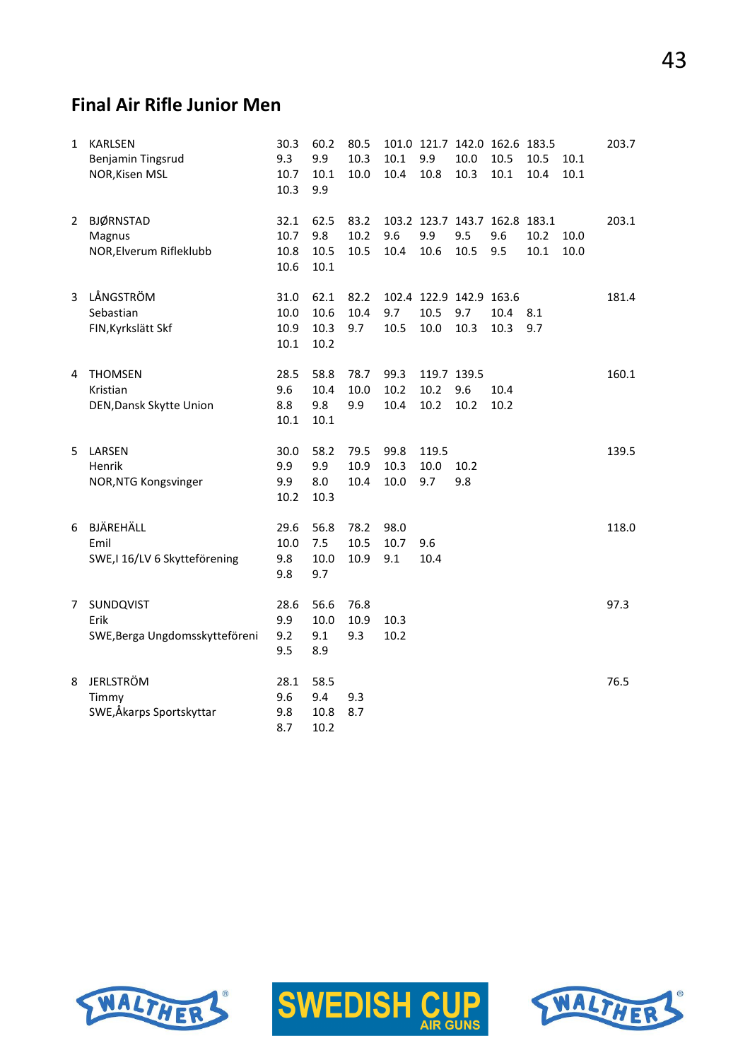## Final Air Rifle Junior Men

| | | | | | | | | | | | |
|---|---|---|---|---|---|---|---|---|---|---|---|
| 1 | KARLSEN | 30.3 | 60.2 | 80.5 | 101.0 | 121.7 | 142.0 | 162.6 | 183.5 | | 203.7 |
| | Benjamin Tingsrud | 9.3 | 9.9 | 10.3 | 10.1 | 9.9 | 10.0 | 10.5 | 10.5 | 10.1 | |
| | NOR,Kisen MSL | 10.7 | 10.1 | 10.0 | 10.4 | 10.8 | 10.3 | 10.1 | 10.4 | 10.1 | |
| | | 10.3 | 9.9 | | | | | | | | |
| 2 | BJØRNSTAD | 32.1 | 62.5 | 83.2 | 103.2 | 123.7 | 143.7 | 162.8 | 183.1 | | 203.1 |
| | Magnus | 10.7 | 9.8 | 10.2 | 9.6 | 9.9 | 9.5 | 9.6 | 10.2 | 10.0 | |
| | NOR,Elverum Rifleklubb | 10.8 | 10.5 | 10.5 | 10.4 | 10.6 | 10.5 | 9.5 | 10.1 | 10.0 | |
| | | 10.6 | 10.1 | | | | | | | | |
| 3 | LÅNGSTRÖM | 31.0 | 62.1 | 82.2 | 102.4 | 122.9 | 142.9 | 163.6 | | | 181.4 |
| | Sebastian | 10.0 | 10.6 | 10.4 | 9.7 | 10.5 | 9.7 | 10.4 | 8.1 | | |
| | FIN,Kyrkslätt Skf | 10.9 | 10.3 | 9.7 | 10.5 | 10.0 | 10.3 | 10.3 | 9.7 | | |
| | | 10.1 | 10.2 | | | | | | | | |
| 4 | THOMSEN | 28.5 | 58.8 | 78.7 | 99.3 | 119.7 | 139.5 | | | | 160.1 |
| | Kristian | 9.6 | 10.4 | 10.0 | 10.2 | 10.2 | 9.6 | 10.4 | | | |
| | DEN,Dansk Skytte Union | 8.8 | 9.8 | 9.9 | 10.4 | 10.2 | 10.2 | 10.2 | | | |
| | | 10.1 | 10.1 | | | | | | | | |
| 5 | LARSEN | 30.0 | 58.2 | 79.5 | 99.8 | 119.5 | | | | | 139.5 |
| | Henrik | 9.9 | 9.9 | 10.9 | 10.3 | 10.0 | 10.2 | | | | |
| | NOR,NTG Kongsvinger | 9.9 | 8.0 | 10.4 | 10.0 | 9.7 | 9.8 | | | | |
| | | 10.2 | 10.3 | | | | | | | | |
| 6 | BJÄREHÄLL | 29.6 | 56.8 | 78.2 | 98.0 | | | | | | 118.0 |
| | Emil | 10.0 | 7.5 | 10.5 | 10.7 | 9.6 | | | | | |
| | SWE,I 16/LV 6 Skytteförening | 9.8 | 10.0 | 10.9 | 9.1 | 10.4 | | | | | |
| | | 9.8 | 9.7 | | | | | | | | |
| 7 | SUNDQVIST | 28.6 | 56.6 | 76.8 | | | | | | | 97.3 |
| | Erik | 9.9 | 10.0 | 10.9 | 10.3 | | | | | | |
| | SWE,Berga Ungdomsskytteföreni | 9.2 | 9.1 | 9.3 | 10.2 | | | | | | |
| | | 9.5 | 8.9 | | | | | | | | |
| 8 | JERLSTRÖM | 28.1 | 58.5 | | | | | | | | 76.5 |
| | Timmy | 9.6 | 9.4 | 9.3 | | | | | | | |
| | SWE,Åkarps Sportskyttar | 9.8 | 10.8 | 8.7 | | | | | | | |
| | | 8.7 | 10.2 | | | | | | | | |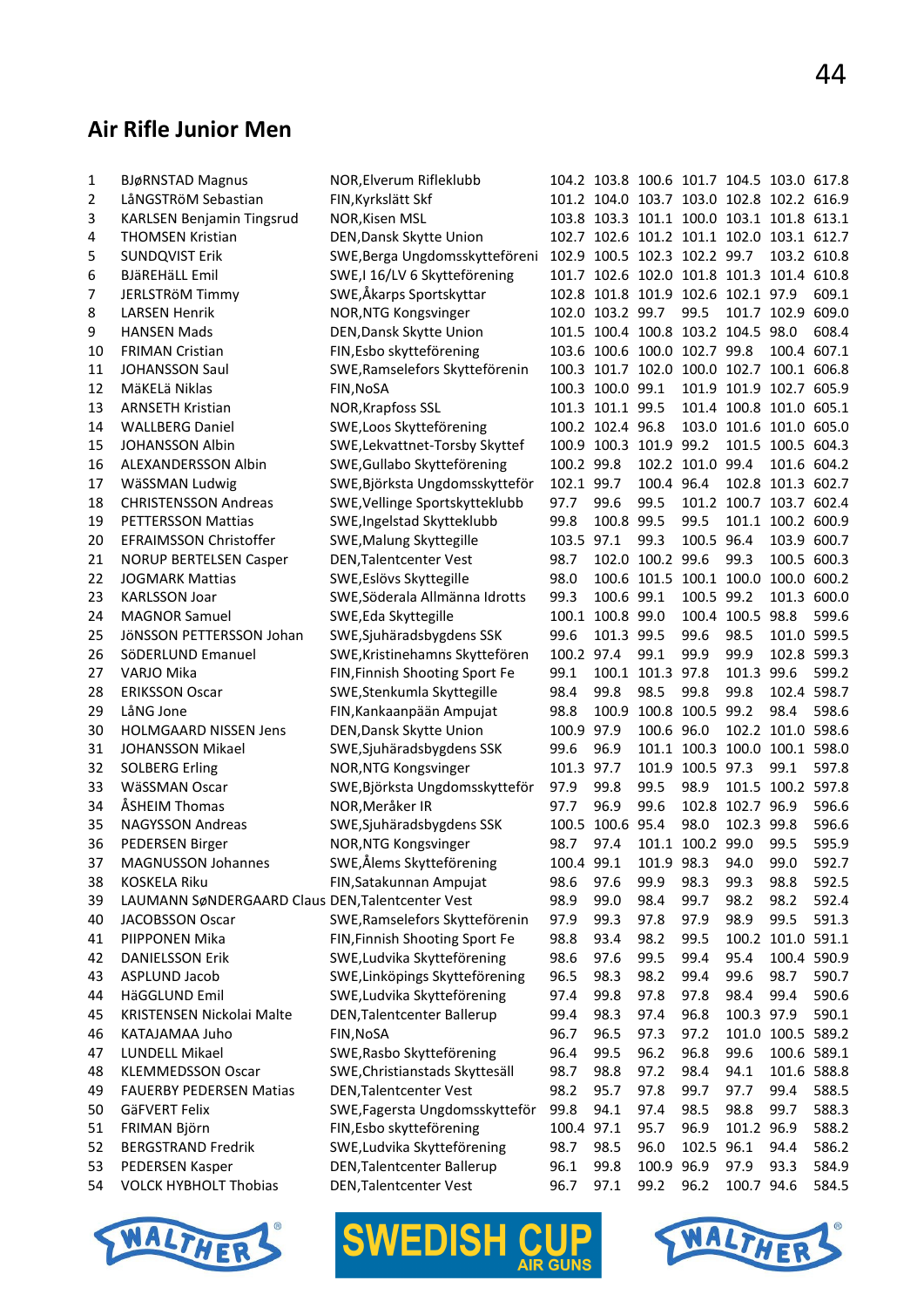## Air Rifle Junior Men

| | | | | | | | | | |
|---|---|---|---|---|---|---|---|---|---|
| 1 | BJøRNSTAD Magnus | NOR,Elverum Rifleklubb | 104.2 | 103.8 | 100.6 | 101.7 | 104.5 | 103.0 | 617.8 |
| 2 | LåNGSTRöM Sebastian | FIN,Kyrkslätt Skf | 101.2 | 104.0 | 103.7 | 103.0 | 102.8 | 102.2 | 616.9 |
| 3 | KARLSEN Benjamin Tingsrud | NOR,Kisen MSL | 103.8 | 103.3 | 101.1 | 100.0 | 103.1 | 101.8 | 613.1 |
| 4 | THOMSEN Kristian | DEN,Dansk Skytte Union | 102.7 | 102.6 | 101.2 | 101.1 | 102.0 | 103.1 | 612.7 |
| 5 | SUNDQVIST Erik | SWE,Berga Ungdomsskytteföreni | 102.9 | 100.5 | 102.3 | 102.2 | 99.7 | 103.2 | 610.8 |
| 6 | BJäREHäLL Emil | SWE,I 16/LV 6 Skytteförening | 101.7 | 102.6 | 102.0 | 101.8 | 101.3 | 101.4 | 610.8 |
| 7 | JERLSTRöM Timmy | SWE,Åkarps Sportskyttar | 102.8 | 101.8 | 101.9 | 102.6 | 102.1 | 97.9 | 609.1 |
| 8 | LARSEN Henrik | NOR,NTG Kongsvinger | 102.0 | 103.2 | 99.7 | 99.5 | 101.7 | 102.9 | 609.0 |
| 9 | HANSEN Mads | DEN,Dansk Skytte Union | 101.5 | 100.4 | 100.8 | 103.2 | 104.5 | 98.0 | 608.4 |
| 10 | FRIMAN Cristian | FIN,Esbo skytteförening | 103.6 | 100.6 | 100.0 | 102.7 | 99.8 | 100.4 | 607.1 |
| 11 | JOHANSSON Saul | SWE,Ramselefors Skytteförenin | 100.3 | 101.7 | 102.0 | 100.0 | 102.7 | 100.1 | 606.8 |
| 12 | MäKELä Niklas | FIN,NoSA | 100.3 | 100.0 | 99.1 | 101.9 | 101.9 | 102.7 | 605.9 |
| 13 | ARNSETH Kristian | NOR,Krapfoss SSL | 101.3 | 101.1 | 99.5 | 101.4 | 100.8 | 101.0 | 605.1 |
| 14 | WALLBERG Daniel | SWE,Loos Skytteförening | 100.2 | 102.4 | 96.8 | 103.0 | 101.6 | 101.0 | 605.0 |
| 15 | JOHANSSON Albin | SWE,Lekvattnet-Torsby Skyttef | 100.9 | 100.3 | 101.9 | 99.2 | 101.5 | 100.5 | 604.3 |
| 16 | ALEXANDERSSON Albin | SWE,Gullabo Skytteförening | 100.2 | 99.8 | 102.2 | 101.0 | 99.4 | 101.6 | 604.2 |
| 17 | WäSSMAN Ludwig | SWE,Björksta Ungdomsskytteför | 102.1 | 99.7 | 100.4 | 96.4 | 102.8 | 101.3 | 602.7 |
| 18 | CHRISTENSSON Andreas | SWE,Vellinge Sportskytteklubb | 97.7 | 99.6 | 99.5 | 101.2 | 100.7 | 103.7 | 602.4 |
| 19 | PETTERSSON Mattias | SWE,Ingelstad Skytteklubb | 99.8 | 100.8 | 99.5 | 99.5 | 101.1 | 100.2 | 600.9 |
| 20 | EFRAIMSSON Christoffer | SWE,Malung Skyttegille | 103.5 | 97.1 | 99.3 | 100.5 | 96.4 | 103.9 | 600.7 |
| 21 | NORUP BERTELSEN Casper | DEN,Talentcenter Vest | 98.7 | 102.0 | 100.2 | 99.6 | 99.3 | 100.5 | 600.3 |
| 22 | JOGMARK Mattias | SWE,Eslövs Skyttegille | 98.0 | 100.6 | 101.5 | 100.1 | 100.0 | 100.0 | 600.2 |
| 23 | KARLSSON Joar | SWE,Söderala Allmänna Idrotts | 99.3 | 100.6 | 99.1 | 100.5 | 99.2 | 101.3 | 600.0 |
| 24 | MAGNOR Samuel | SWE,Eda Skyttegille | 100.1 | 100.8 | 99.0 | 100.4 | 100.5 | 98.8 | 599.6 |
| 25 | JöNSSON PETTERSSON Johan | SWE,Sjuhäradsbygdens SSK | 99.6 | 101.3 | 99.5 | 99.6 | 98.5 | 101.0 | 599.5 |
| 26 | SöDERLUND Emanuel | SWE,Kristinehamns Skyttefören | 100.2 | 97.4 | 99.1 | 99.9 | 99.9 | 102.8 | 599.3 |
| 27 | VARJO Mika | FIN,Finnish Shooting Sport Fe | 99.1 | 100.1 | 101.3 | 97.8 | 101.3 | 99.6 | 599.2 |
| 28 | ERIKSSON Oscar | SWE,Stenkumla Skyttegille | 98.4 | 99.8 | 98.5 | 99.8 | 99.8 | 102.4 | 598.7 |
| 29 | LåNG Jone | FIN,Kankaanpään Ampujat | 98.8 | 100.9 | 100.8 | 100.5 | 99.2 | 98.4 | 598.6 |
| 30 | HOLMGAARD NISSEN Jens | DEN,Dansk Skytte Union | 100.9 | 97.9 | 100.6 | 96.0 | 102.2 | 101.0 | 598.6 |
| 31 | JOHANSSON Mikael | SWE,Sjuhäradsbygdens SSK | 99.6 | 96.9 | 101.1 | 100.3 | 100.0 | 100.1 | 598.0 |
| 32 | SOLBERG Erling | NOR,NTG Kongsvinger | 101.3 | 97.7 | 101.9 | 100.5 | 97.3 | 99.1 | 597.8 |
| 33 | WäSSMAN Oscar | SWE,Björksta Ungdomsskytteför | 97.9 | 99.8 | 99.5 | 98.9 | 101.5 | 100.2 | 597.8 |
| 34 | ÅSHEIM Thomas | NOR,Meråker IR | 97.7 | 96.9 | 99.6 | 102.8 | 102.7 | 96.9 | 596.6 |
| 35 | NAGYSSON Andreas | SWE,Sjuhäradsbygdens SSK | 100.5 | 100.6 | 95.4 | 98.0 | 102.3 | 99.8 | 596.6 |
| 36 | PEDERSEN Birger | NOR,NTG Kongsvinger | 98.7 | 97.4 | 101.1 | 100.2 | 99.0 | 99.5 | 595.9 |
| 37 | MAGNUSSON Johannes | SWE,Ålems Skytteförening | 100.4 | 99.1 | 101.9 | 98.3 | 94.0 | 99.0 | 592.7 |
| 38 | KOSKELA Riku | FIN,Satakunnan Ampujat | 98.6 | 97.6 | 99.9 | 98.3 | 99.3 | 98.8 | 592.5 |
| 39 | LAUMANN SøNDERGAARD Claus | DEN,Talentcenter Vest | 98.9 | 99.0 | 98.4 | 99.7 | 98.2 | 98.2 | 592.4 |
| 40 | JACOBSSON Oscar | SWE,Ramselefors Skytteförenin | 97.9 | 99.3 | 97.8 | 97.9 | 98.9 | 99.5 | 591.3 |
| 41 | PIIPPONEN Mika | FIN,Finnish Shooting Sport Fe | 98.8 | 93.4 | 98.2 | 99.5 | 100.2 | 101.0 | 591.1 |
| 42 | DANIELSSON Erik | SWE,Ludvika Skytteförening | 98.6 | 97.6 | 99.5 | 99.4 | 95.4 | 100.4 | 590.9 |
| 43 | ASPLUND Jacob | SWE,Linköpings Skytteförening | 96.5 | 98.3 | 98.2 | 99.4 | 99.6 | 98.7 | 590.7 |
| 44 | HäGGLUND Emil | SWE,Ludvika Skytteförening | 97.4 | 99.8 | 97.8 | 97.8 | 98.4 | 99.4 | 590.6 |
| 45 | KRISTENSEN Nickolai Malte | DEN,Talentcenter Ballerup | 99.4 | 98.3 | 97.4 | 96.8 | 100.3 | 97.9 | 590.1 |
| 46 | KATAJAMAA Juho | FIN,NoSA | 96.7 | 96.5 | 97.3 | 97.2 | 101.0 | 100.5 | 589.2 |
| 47 | LUNDELL Mikael | SWE,Rasbo Skytteförening | 96.4 | 99.5 | 96.2 | 96.8 | 99.6 | 100.6 | 589.1 |
| 48 | KLEMMEDSSON Oscar | SWE,Christianstads Skyttesäll | 98.7 | 98.8 | 97.2 | 98.4 | 94.1 | 101.6 | 588.8 |
| 49 | FAUERBY PEDERSEN Matias | DEN,Talentcenter Vest | 98.2 | 95.7 | 97.8 | 99.7 | 97.7 | 99.4 | 588.5 |
| 50 | GäFVERT Felix | SWE,Fagersta Ungdomsskytteför | 99.8 | 94.1 | 97.4 | 98.5 | 98.8 | 99.7 | 588.3 |
| 51 | FRIMAN Björn | FIN,Esbo skytteförening | 100.4 | 97.1 | 95.7 | 96.9 | 101.2 | 96.9 | 588.2 |
| 52 | BERGSTRAND Fredrik | SWE,Ludvika Skytteförening | 98.7 | 98.5 | 96.0 | 102.5 | 96.1 | 94.4 | 586.2 |
| 53 | PEDERSEN Kasper | DEN,Talentcenter Ballerup | 96.1 | 99.8 | 100.9 | 96.9 | 97.9 | 93.3 | 584.9 |
| 54 | VOLCK HYBHOLT Thobias | DEN,Talentcenter Vest | 96.7 | 97.1 | 99.2 | 96.2 | 100.7 | 94.6 | 584.5 |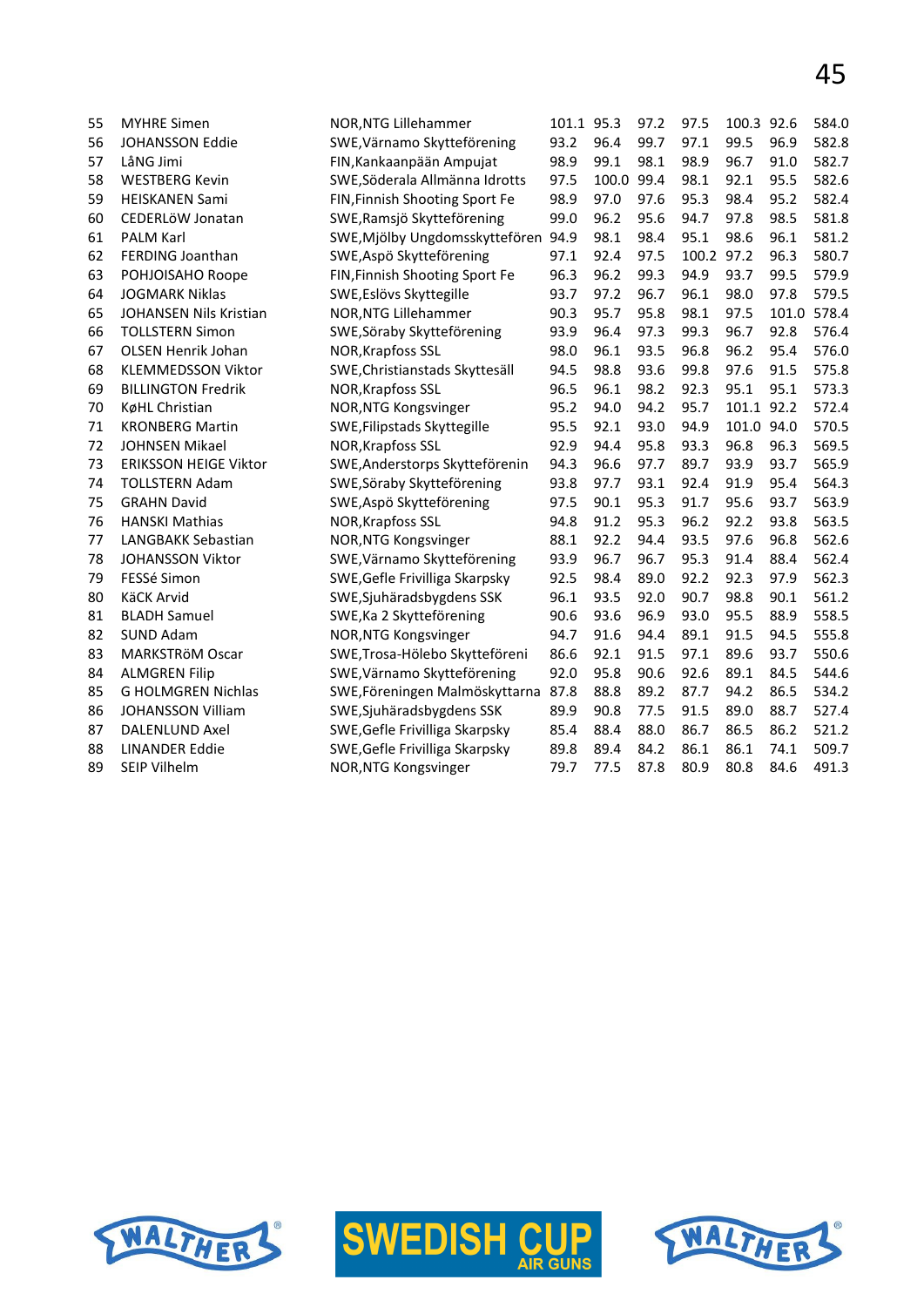| | | | | | | | | | |
|---|---|---|---|---|---|---|---|---|---|
| 55 | MYHRE Simen | NOR,NTG Lillehammer | 101.1 | 95.3 | 97.2 | 97.5 | 100.3 | 92.6 | 584.0 |
| 56 | JOHANSSON Eddie | SWE,Värnamo Skytteförening | 93.2 | 96.4 | 99.7 | 97.1 | 99.5 | 96.9 | 582.8 |
| 57 | LåNG Jimi | FIN,Kankaanpään Ampujat | 98.9 | 99.1 | 98.1 | 98.9 | 96.7 | 91.0 | 582.7 |
| 58 | WESTBERG Kevin | SWE,Söderala Allmänna Idrotts | 97.5 | 100.0 | 99.4 | 98.1 | 92.1 | 95.5 | 582.6 |
| 59 | HEISKANEN Sami | FIN,Finnish Shooting Sport Fe | 98.9 | 97.0 | 97.6 | 95.3 | 98.4 | 95.2 | 582.4 |
| 60 | CEDERLöW Jonatan | SWE,Ramsjö Skytteförening | 99.0 | 96.2 | 95.6 | 94.7 | 97.8 | 98.5 | 581.8 |
| 61 | PALM Karl | SWE,Mjölby Ungdomsskyttefören | 94.9 | 98.1 | 98.4 | 95.1 | 98.6 | 96.1 | 581.2 |
| 62 | FERDING Joanthan | SWE,Aspö Skytteförening | 97.1 | 92.4 | 97.5 | 100.2 | 97.2 | 96.3 | 580.7 |
| 63 | POHJOISAHO Roope | FIN,Finnish Shooting Sport Fe | 96.3 | 96.2 | 99.3 | 94.9 | 93.7 | 99.5 | 579.9 |
| 64 | JOGMARK Niklas | SWE,Eslövs Skyttegille | 93.7 | 97.2 | 96.7 | 96.1 | 98.0 | 97.8 | 579.5 |
| 65 | JOHANSEN Nils Kristian | NOR,NTG Lillehammer | 90.3 | 95.7 | 95.8 | 98.1 | 97.5 | 101.0 | 578.4 |
| 66 | TOLLSTERN Simon | SWE,Söraby Skytteförening | 93.9 | 96.4 | 97.3 | 99.3 | 96.7 | 92.8 | 576.4 |
| 67 | OLSEN Henrik Johan | NOR,Krapfoss SSL | 98.0 | 96.1 | 93.5 | 96.8 | 96.2 | 95.4 | 576.0 |
| 68 | KLEMMEDSSON Viktor | SWE,Christianstads Skyttesäll | 94.5 | 98.8 | 93.6 | 99.8 | 97.6 | 91.5 | 575.8 |
| 69 | BILLINGTON Fredrik | NOR,Krapfoss SSL | 96.5 | 96.1 | 98.2 | 92.3 | 95.1 | 95.1 | 573.3 |
| 70 | KøHL Christian | NOR,NTG Kongsvinger | 95.2 | 94.0 | 94.2 | 95.7 | 101.1 | 92.2 | 572.4 |
| 71 | KRONBERG Martin | SWE,Filipstads Skyttegille | 95.5 | 92.1 | 93.0 | 94.9 | 101.0 | 94.0 | 570.5 |
| 72 | JOHNSEN Mikael | NOR,Krapfoss SSL | 92.9 | 94.4 | 95.8 | 93.3 | 96.8 | 96.3 | 569.5 |
| 73 | ERIKSSON HEIGE Viktor | SWE,Anderstorps Skytteförenin | 94.3 | 96.6 | 97.7 | 89.7 | 93.9 | 93.7 | 565.9 |
| 74 | TOLLSTERN Adam | SWE,Söraby Skytteförening | 93.8 | 97.7 | 93.1 | 92.4 | 91.9 | 95.4 | 564.3 |
| 75 | GRAHN David | SWE,Aspö Skytteförening | 97.5 | 90.1 | 95.3 | 91.7 | 95.6 | 93.7 | 563.9 |
| 76 | HANSKI Mathias | NOR,Krapfoss SSL | 94.8 | 91.2 | 95.3 | 96.2 | 92.2 | 93.8 | 563.5 |
| 77 | LANGBAKK Sebastian | NOR,NTG Kongsvinger | 88.1 | 92.2 | 94.4 | 93.5 | 97.6 | 96.8 | 562.6 |
| 78 | JOHANSSON Viktor | SWE,Värnamo Skytteförening | 93.9 | 96.7 | 96.7 | 95.3 | 91.4 | 88.4 | 562.4 |
| 79 | FESSé Simon | SWE,Gefle Frivilliga Skarpsky | 92.5 | 98.4 | 89.0 | 92.2 | 92.3 | 97.9 | 562.3 |
| 80 | KäCK Arvid | SWE,Sjuhäradsbygdens SSK | 96.1 | 93.5 | 92.0 | 90.7 | 98.8 | 90.1 | 561.2 |
| 81 | BLADH Samuel | SWE,Ka 2 Skytteförening | 90.6 | 93.6 | 96.9 | 93.0 | 95.5 | 88.9 | 558.5 |
| 82 | SUND Adam | NOR,NTG Kongsvinger | 94.7 | 91.6 | 94.4 | 89.1 | 91.5 | 94.5 | 555.8 |
| 83 | MARKSTRöM Oscar | SWE,Trosa-Hölebo Skytteföreni | 86.6 | 92.1 | 91.5 | 97.1 | 89.6 | 93.7 | 550.6 |
| 84 | ALMGREN Filip | SWE,Värnamo Skytteförening | 92.0 | 95.8 | 90.6 | 92.6 | 89.1 | 84.5 | 544.6 |
| 85 | G HOLMGREN Nichlas | SWE,Föreningen Malmöskyttarna | 87.8 | 88.8 | 89.2 | 87.7 | 94.2 | 86.5 | 534.2 |
| 86 | JOHANSSON William | SWE,Sjuhäradsbygdens SSK | 89.9 | 90.8 | 77.5 | 91.5 | 89.0 | 88.7 | 527.4 |
| 87 | DALENLUND Axel | SWE,Gefle Frivilliga Skarpsky | 85.4 | 88.4 | 88.0 | 86.7 | 86.5 | 86.2 | 521.2 |
| 88 | LINANDER Eddie | SWE,Gefle Frivilliga Skarpsky | 89.8 | 89.4 | 84.2 | 86.1 | 86.1 | 74.1 | 509.7 |
| 89 | SEIP Vilhelm | NOR,NTG Kongsvinger | 79.7 | 77.5 | 87.8 | 80.9 | 80.8 | 84.6 | 491.3 |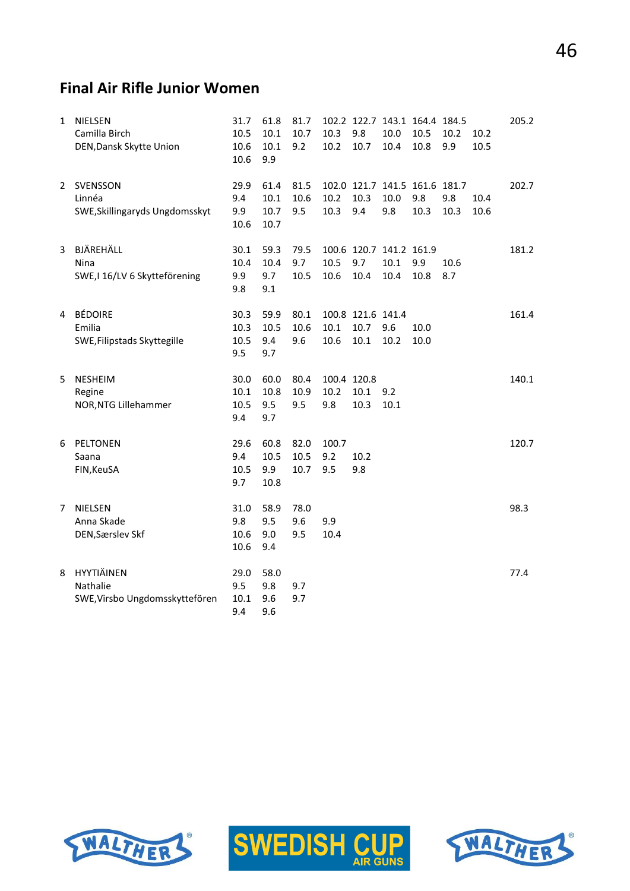## Final Air Rifle Junior Women

| | | | | | | | | | | | |
|---|---|---|---|---|---|---|---|---|---|---|---|
| 1 | NIELSEN | 31.7 | 61.8 | 81.7 | 102.2 | 122.7 | 143.1 | 164.4 | 184.5 | | 205.2 |
| | Camilla Birch | 10.5 | 10.1 | 10.7 | 10.3 | 9.8 | 10.0 | 10.5 | 10.2 | 10.2 | |
| | DEN,Dansk Skytte Union | 10.6 | 10.1 | 9.2 | 10.2 | 10.7 | 10.4 | 10.8 | 9.9 | 10.5 | |
| | | 10.6 | 9.9 | | | | | | | | |
| 2 | SVENSSON | 29.9 | 61.4 | 81.5 | 102.0 | 121.7 | 141.5 | 161.6 | 181.7 | | 202.7 |
| | Linnéa | 9.4 | 10.1 | 10.6 | 10.2 | 10.3 | 10.0 | 9.8 | 9.8 | 10.4 | |
| | SWE,Skillingaryds Ungdomsskyt | 9.9 | 10.7 | 9.5 | 10.3 | 9.4 | 9.8 | 10.3 | 10.3 | 10.6 | |
| | | 10.6 | 10.7 | | | | | | | | |
| 3 | BJÄREHÄLL | 30.1 | 59.3 | 79.5 | 100.6 | 120.7 | 141.2 | 161.9 | | | 181.2 |
| | Nina | 10.4 | 10.4 | 9.7 | 10.5 | 9.7 | 10.1 | 9.9 | 10.6 | | |
| | SWE,I 16/LV 6 Skytteförening | 9.9 | 9.7 | 10.5 | 10.6 | 10.4 | 10.4 | 10.8 | 8.7 | | |
| | | 9.8 | 9.1 | | | | | | | | |
| 4 | BÉDOIRE | 30.3 | 59.9 | 80.1 | 100.8 | 121.6 | 141.4 | | | | 161.4 |
| | Emilia | 10.3 | 10.5 | 10.6 | 10.1 | 10.7 | 9.6 | 10.0 | | | |
| | SWE,Filipstads Skyttegille | 10.5 | 9.4 | 9.6 | 10.6 | 10.1 | 10.2 | 10.0 | | | |
| | | 9.5 | 9.7 | | | | | | | | |
| 5 | NESHEIM | 30.0 | 60.0 | 80.4 | 100.4 | 120.8 | | | | | 140.1 |
| | Regine | 10.1 | 10.8 | 10.9 | 10.2 | 10.1 | 9.2 | | | | |
| | NOR,NTG Lillehammer | 10.5 | 9.5 | 9.5 | 9.8 | 10.3 | 10.1 | | | | |
| | | 9.4 | 9.7 | | | | | | | | |
| 6 | PELTONEN | 29.6 | 60.8 | 82.0 | 100.7 | | | | | | 120.7 |
| | Saana | 9.4 | 10.5 | 10.5 | 9.2 | 10.2 | | | | | |
| | FIN,KeuSA | 10.5 | 9.9 | 10.7 | 9.5 | 9.8 | | | | | |
| | | 9.7 | 10.8 | | | | | | | | |
| 7 | NIELSEN | 31.0 | 58.9 | 78.0 | | | | | | | 98.3 |
| | Anna Skade | 9.8 | 9.5 | 9.6 | 9.9 | | | | | | |
| | DEN,Særslev Skf | 10.6 | 9.0 | 9.5 | 10.4 | | | | | | |
| | | 10.6 | 9.4 | | | | | | | | |
| 8 | HYYTIÄINEN | 29.0 | 58.0 | | | | | | | | 77.4 |
| | Nathalie | 9.5 | 9.8 | 9.7 | | | | | | | |
| | SWE,Virsbo Ungdomsskyttefören | 10.1 | 9.6 | 9.7 | | | | | | | |
| | | 9.4 | 9.6 | | | | | | | | |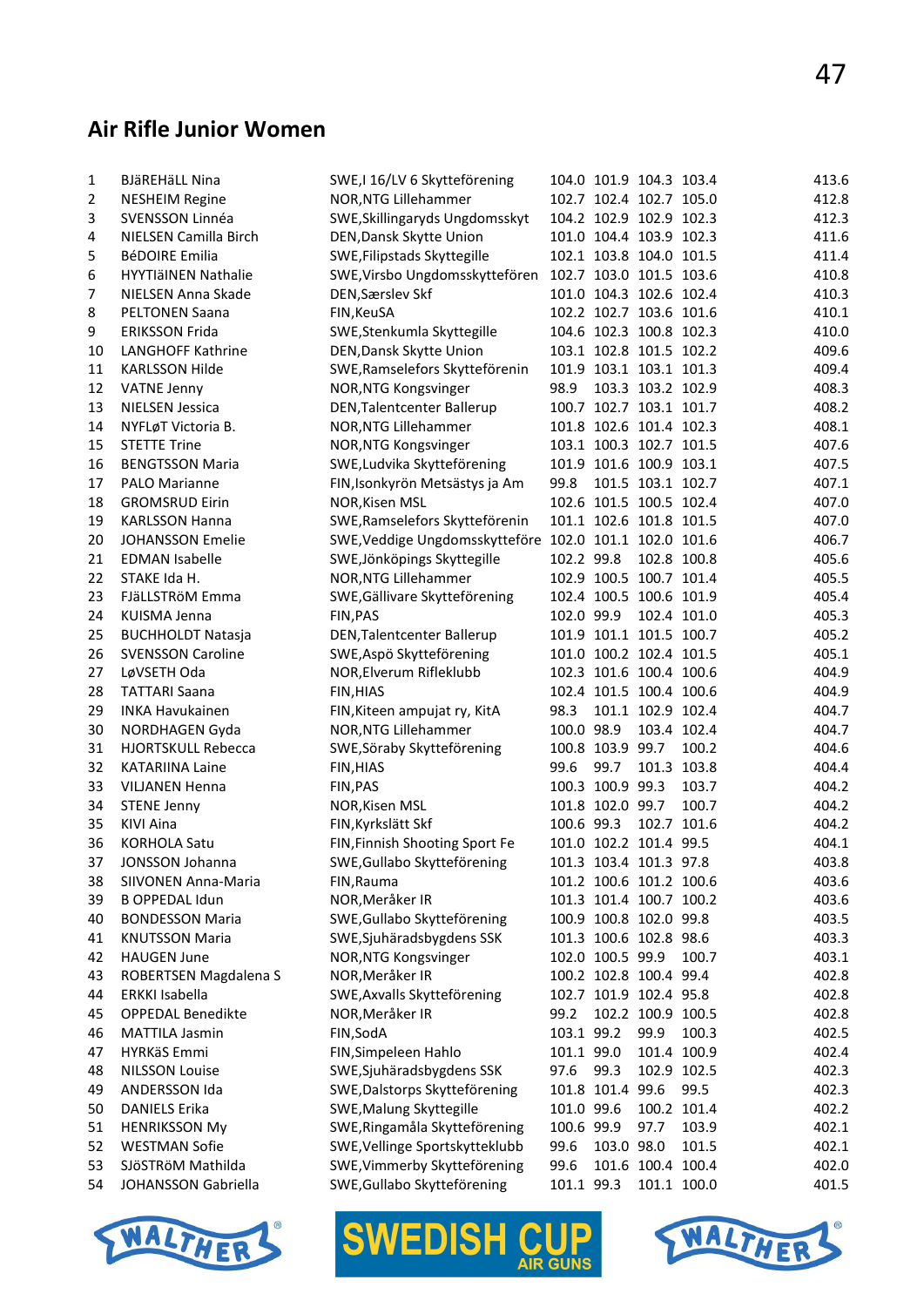## Air Rifle Junior Women

| | | | | | | | |
|---|---|---|---|---|---|---|---|
| 1 | BJäREHäLL Nina | SWE,I 16/LV 6 Skytteförening | 104.0 | 101.9 | 104.3 | 103.4 | 413.6 |
| 2 | NESHEIM Regine | NOR,NTG Lillehammer | 102.7 | 102.4 | 102.7 | 105.0 | 412.8 |
| 3 | SVENSSON Linnéa | SWE,Skillingaryds Ungdomsskyt | 104.2 | 102.9 | 102.9 | 102.3 | 412.3 |
| 4 | NIELSEN Camilla Birch | DEN,Dansk Skytte Union | 101.0 | 104.4 | 103.9 | 102.3 | 411.6 |
| 5 | BéDOIRE Emilia | SWE,Filipstads Skyttegille | 102.1 | 103.8 | 104.0 | 101.5 | 411.4 |
| 6 | HYYTIäINEN Nathalie | SWE,Virsbo Ungdomsskyttefören | 102.7 | 103.0 | 101.5 | 103.6 | 410.8 |
| 7 | NIELSEN Anna Skade | DEN,Særslev Skf | 101.0 | 104.3 | 102.6 | 102.4 | 410.3 |
| 8 | PELTONEN Saana | FIN,KeuSA | 102.2 | 102.7 | 103.6 | 101.6 | 410.1 |
| 9 | ERIKSSON Frida | SWE,Stenkumla Skyttegille | 104.6 | 102.3 | 100.8 | 102.3 | 410.0 |
| 10 | LANGHOFF Kathrine | DEN,Dansk Skytte Union | 103.1 | 102.8 | 101.5 | 102.2 | 409.6 |
| 11 | KARLSSON Hilde | SWE,Ramselefors Skytteförenin | 101.9 | 103.1 | 103.1 | 101.3 | 409.4 |
| 12 | VATNE Jenny | NOR,NTG Kongsvinger | 98.9 | 103.3 | 103.2 | 102.9 | 408.3 |
| 13 | NIELSEN Jessica | DEN,Talentcenter Ballerup | 100.7 | 102.7 | 103.1 | 101.7 | 408.2 |
| 14 | NYFLøT Victoria B. | NOR,NTG Lillehammer | 101.8 | 102.6 | 101.4 | 102.3 | 408.1 |
| 15 | STETTE Trine | NOR,NTG Kongsvinger | 103.1 | 100.3 | 102.7 | 101.5 | 407.6 |
| 16 | BENGTSSON Maria | SWE,Ludvika Skytteförening | 101.9 | 101.6 | 100.9 | 103.1 | 407.5 |
| 17 | PALO Marianne | FIN,Isonkyrön Metsästys ja Am | 99.8 | 101.5 | 103.1 | 102.7 | 407.1 |
| 18 | GROMSRUD Eirin | NOR,Kisen MSL | 102.6 | 101.5 | 100.5 | 102.4 | 407.0 |
| 19 | KARLSSON Hanna | SWE,Ramselefors Skyttefören­in | 101.1 | 102.6 | 101.8 | 101.5 | 407.0 |
| 20 | JOHANSSON Emelie | SWE,Veddige Ungdomsskytteföre | 102.0 | 101.1 | 102.0 | 101.6 | 406.7 |
| 21 | EDMAN Isabelle | SWE,Jönköpings Skyttegille | 102.2 | 99.8 | 102.8 | 100.8 | 405.6 |
| 22 | STAKE Ida H. | NOR,NTG Lillehammer | 102.9 | 100.5 | 100.7 | 101.4 | 405.5 |
| 23 | FJäLLSTRöM Emma | SWE,Gällivare Skytteförening | 102.4 | 100.5 | 100.6 | 101.9 | 405.4 |
| 24 | KUISMA Jenna | FIN,PAS | 102.0 | 99.9 | 102.4 | 101.0 | 405.3 |
| 25 | BUCHHOLDT Natasja | DEN,Talentcenter Ballerup | 101.9 | 101.1 | 101.5 | 100.7 | 405.2 |
| 26 | SVENSSON Caroline | SWE,Aspö Skytteförening | 101.0 | 100.2 | 102.4 | 101.5 | 405.1 |
| 27 | LøVSETH Oda | NOR,Elverum Rifleklubb | 102.3 | 101.6 | 100.4 | 100.6 | 404.9 |
| 28 | TATTARI Saana | FIN,HIAS | 102.4 | 101.5 | 100.4 | 100.6 | 404.9 |
| 29 | INKA Havukainen | FIN,Kiteen ampujat ry, KitA | 98.3 | 101.1 | 102.9 | 102.4 | 404.7 |
| 30 | NORDHAGEN Gyda | NOR,NTG Lillehammer | 100.0 | 98.9 | 103.4 | 102.4 | 404.7 |
| 31 | HJORTSKULL Rebecca | SWE,Söraby Skytteförening | 100.8 | 103.9 | 99.7 | 100.2 | 404.6 |
| 32 | KATARIINA Laine | FIN,HIAS | 99.6 | 99.7 | 101.3 | 103.8 | 404.4 |
| 33 | VILJANEN Henna | FIN,PAS | 100.3 | 100.9 | 99.3 | 103.7 | 404.2 |
| 34 | STENE Jenny | NOR,Kisen MSL | 101.8 | 102.0 | 99.7 | 100.7 | 404.2 |
| 35 | KIVI Aina | FIN,Kyrkslätt Skf | 100.6 | 99.3 | 102.7 | 101.6 | 404.2 |
| 36 | KORHOLA Satu | FIN,Finnish Shooting Sport Fe | 101.0 | 102.2 | 101.4 | 99.5 | 404.1 |
| 37 | JONSSON Johanna | SWE,Gullabo Skytteförening | 101.3 | 103.4 | 101.3 | 97.8 | 403.8 |
| 38 | SIIVONEN Anna-Maria | FIN,Rauma | 101.2 | 100.6 | 101.2 | 100.6 | 403.6 |
| 39 | B OPPEDAL Idun | NOR,Meråker IR | 101.3 | 101.4 | 100.7 | 100.2 | 403.6 |
| 40 | BONDESSON Maria | SWE,Gullabo Skytteförening | 100.9 | 100.8 | 102.0 | 99.8 | 403.5 |
| 41 | KNUTSSON Maria | SWE,Sjuhäradsbygdens SSK | 101.3 | 100.6 | 102.8 | 98.6 | 403.3 |
| 42 | HAUGEN June | NOR,NTG Kongsvinger | 102.0 | 100.5 | 99.9 | 100.7 | 403.1 |
| 43 | ROBERTSEN Magdalena S | NOR,Meråker IR | 100.2 | 102.8 | 100.4 | 99.4 | 402.8 |
| 44 | ERKKI Isabella | SWE,Axvalls Skytteförening | 102.7 | 101.9 | 102.4 | 95.8 | 402.8 |
| 45 | OPPEDAL Benedikte | NOR,Meråker IR | 99.2 | 102.2 | 100.9 | 100.5 | 402.8 |
| 46 | MATTILA Jasmin | FIN,SodA | 103.1 | 99.2 | 99.9 | 100.3 | 402.5 |
| 47 | HYRKäS Emmi | FIN,Simpeleen Hahlo | 101.1 | 99.0 | 101.4 | 100.9 | 402.4 |
| 48 | NILSSON Louise | SWE,Sjuhäradsbygdens SSK | 97.6 | 99.3 | 102.9 | 102.5 | 402.3 |
| 49 | ANDERSSON Ida | SWE,Dalstorps Skytteförening | 101.8 | 101.4 | 99.6 | 99.5 | 402.3 |
| 50 | DANIELS Erika | SWE,Malung Skyttegille | 101.0 | 99.6 | 100.2 | 101.4 | 402.2 |
| 51 | HENRIKSSON My | SWE,Ringamåla Skytteförening | 100.6 | 99.9 | 97.7 | 103.9 | 402.1 |
| 52 | WESTMAN Sofie | SWE,Vellinge Sportskytteklubb | 99.6 | 103.0 | 98.0 | 101.5 | 402.1 |
| 53 | SJöSTRöM Mathilda | SWE,Vimmerby Skytteförening | 99.6 | 101.6 | 100.4 | 100.4 | 402.0 |
| 54 | JOHANSSON Gabriella | SWE,Gullabo Skytteförening | 101.1 | 99.3 | 101.1 | 100.0 | 401.5 |

WALTHER SWEDISH CUP AIR GUNS WALTHER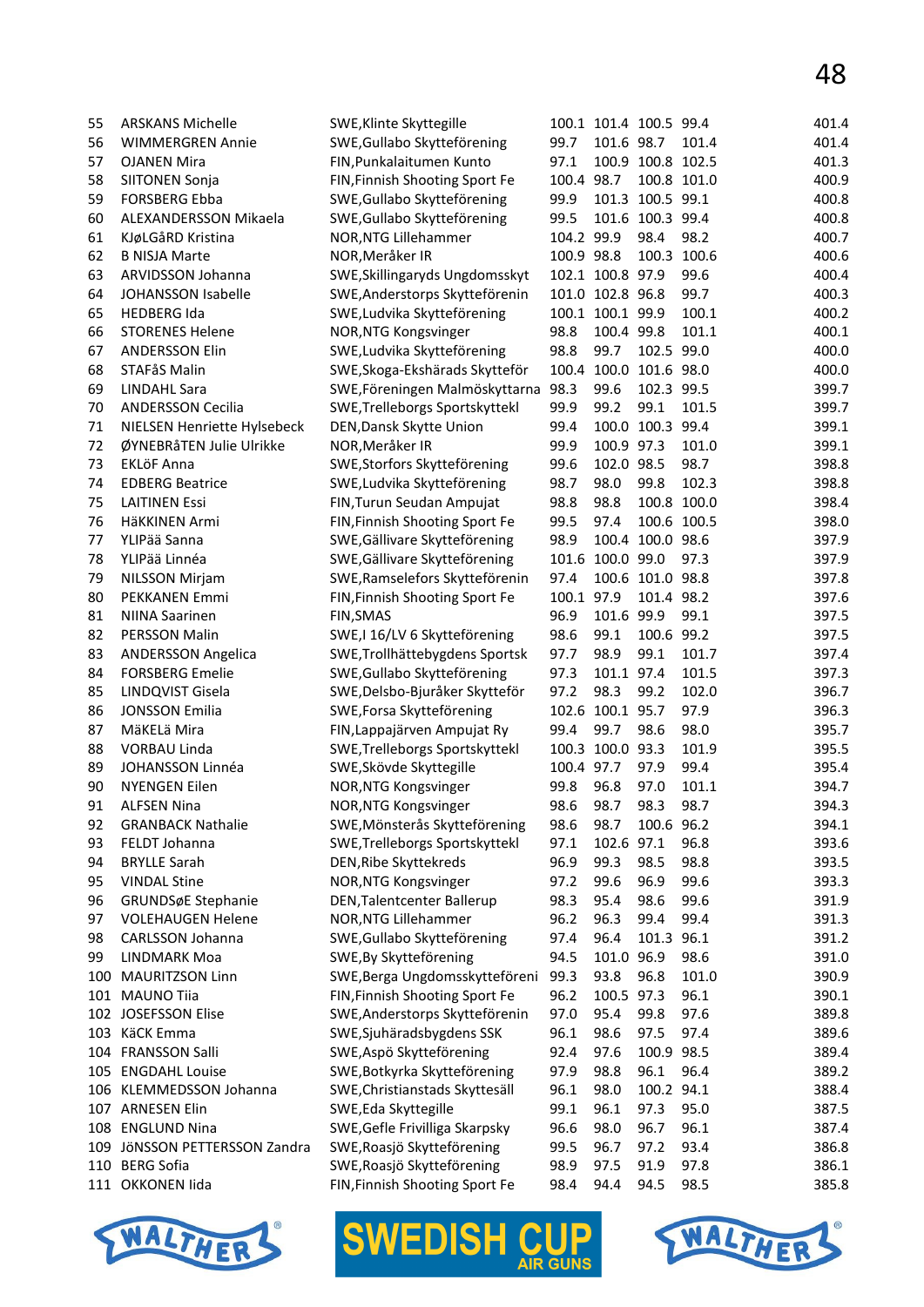| | | | | | | | |
|---|---|---|---|---|---|---|---|
| 55 | ARSKANS Michelle | SWE,Klinte Skyttegille | 100.1 | 101.4 | 100.5 | 99.4 | 401.4 |
| 56 | WIMMERGREN Annie | SWE,Gullabo Skytteförening | 99.7 | 101.6 | 98.7 | 101.4 | 401.4 |
| 57 | OJANEN Mira | FIN,Punkalaitumen Kunto | 97.1 | 100.9 | 100.8 | 102.5 | 401.3 |
| 58 | SIITONEN Sonja | FIN,Finnish Shooting Sport Fe | 100.4 | 98.7 | 100.8 | 101.0 | 400.9 |
| 59 | FORSBERG Ebba | SWE,Gullabo Skytteförening | 99.9 | 101.3 | 100.5 | 99.1 | 400.8 |
| 60 | ALEXANDERSSON Mikaela | SWE,Gullabo Skytteförening | 99.5 | 101.6 | 100.3 | 99.4 | 400.8 |
| 61 | KJøLGåRD Kristina | NOR,NTG Lillehammer | 104.2 | 99.9 | 98.4 | 98.2 | 400.7 |
| 62 | B NISJA Marte | NOR,Meråker IR | 100.9 | 98.8 | 100.3 | 100.6 | 400.6 |
| 63 | ARVIDSSON Johanna | SWE,Skillingaryds Ungdomsskyt | 102.1 | 100.8 | 97.9 | 99.6 | 400.4 |
| 64 | JOHANSSON Isabelle | SWE,Anderstorps Skytteförenin | 101.0 | 102.8 | 96.8 | 99.7 | 400.3 |
| 65 | HEDBERG Ida | SWE,Ludvika Skytteförening | 100.1 | 100.1 | 99.9 | 100.1 | 400.2 |
| 66 | STORENES Helene | NOR,NTG Kongsvinger | 98.8 | 100.4 | 99.8 | 101.1 | 400.1 |
| 67 | ANDERSSON Elin | SWE,Ludvika Skytteförening | 98.8 | 99.7 | 102.5 | 99.0 | 400.0 |
| 68 | STAFåS Malin | SWE,Skoga-Ekshärads Skytteför | 100.4 | 100.0 | 101.6 | 98.0 | 400.0 |
| 69 | LINDAHL Sara | SWE,Föreningen Malmöskyttarna | 98.3 | 99.6 | 102.3 | 99.5 | 399.7 |
| 70 | ANDERSSON Cecilia | SWE,Trelleborgs Sportskyttekl | 99.9 | 99.2 | 99.1 | 101.5 | 399.7 |
| 71 | NIELSEN Henriette Hylsebeck | DEN,Dansk Skytte Union | 99.4 | 100.0 | 100.3 | 99.4 | 399.1 |
| 72 | ØYNEBRåTEN Julie Ulrikke | NOR,NTG Lillehammer | 99.9 | 100.9 | 97.3 | 101.0 | 399.1 |
| 73 | EKLöF Anna | SWE,Storfors Skytteförening | 99.6 | 102.0 | 98.5 | 98.7 | 398.8 |
| 74 | EDBERG Beatrice | SWE,Ludvika Skytteförening | 98.7 | 98.0 | 99.8 | 102.3 | 398.8 |
| 75 | LAITINEN Essi | FIN,Turun Seudan Ampujat | 98.8 | 98.8 | 100.8 | 100.0 | 398.4 |
| 76 | HäKKINEN Armi | FIN,Finnish Shooting Sport Fe | 99.5 | 97.4 | 100.6 | 100.5 | 398.0 |
| 77 | YLIPää Sanna | SWE,Gällivare Skytteförening | 98.9 | 100.4 | 100.0 | 98.6 | 397.9 |
| 78 | YLIPää Linnéa | SWE,Gällivare Skytteförening | 101.6 | 100.0 | 99.0 | 97.3 | 397.9 |
| 79 | NILSSON Mirjam | SWE,Ramselefors Skytteförenin | 97.4 | 100.6 | 101.0 | 98.8 | 397.8 |
| 80 | PEKKANEN Emmi | FIN,Finnish Shooting Sport Fe | 100.1 | 97.9 | 101.4 | 98.2 | 397.6 |
| 81 | NIINA Saarinen | FIN,SMAS | 96.9 | 101.6 | 99.9 | 99.1 | 397.5 |
| 82 | PERSSON Malin | SWE,I 16/LV 6 Skytteförening | 98.6 | 99.1 | 100.6 | 99.2 | 397.5 |
| 83 | ANDERSSON Angelica | SWE,Trollhättebygdens Sportsk | 97.7 | 98.9 | 99.1 | 101.7 | 397.4 |
| 84 | FORSBERG Emelie | SWE,Gullabo Skytteförening | 97.3 | 101.1 | 97.4 | 101.5 | 397.3 |
| 85 | LINDQVIST Gisela | SWE,Delsbo-Bjuråker Skytteför | 97.2 | 98.3 | 99.2 | 102.0 | 396.7 |
| 86 | JONSSON Emilia | SWE,Forsa Skytteförening | 102.6 | 100.1 | 95.7 | 97.9 | 396.3 |
| 87 | MäKELä Mira | FIN,Lappajärven Ampujat Ry | 99.4 | 99.7 | 98.6 | 98.0 | 395.7 |
| 88 | VORBAU Linda | SWE,Trelleborgs Sportskyttekl | 100.3 | 100.0 | 93.3 | 101.9 | 395.5 |
| 89 | JOHANSSON Linnéa | SWE,Skövde Skyttegille | 100.4 | 97.7 | 97.9 | 99.4 | 395.4 |
| 90 | NYENGEN Eilen | NOR,NTG Kongsvinger | 99.8 | 96.8 | 97.0 | 101.1 | 394.7 |
| 91 | ALFSEN Nina | NOR,NTG Kongsvinger | 98.6 | 98.7 | 98.3 | 98.7 | 394.3 |
| 92 | GRANBACK Nathalie | SWE,Mönsterås Skytteförening | 98.6 | 98.7 | 100.6 | 96.2 | 394.1 |
| 93 | FELDT Johanna | SWE,Trelleborgs Sportskyttekl | 97.1 | 102.6 | 97.1 | 96.8 | 393.6 |
| 94 | BRYLLE Sarah | DEN,Ribe Skyttekreds | 96.9 | 99.3 | 98.5 | 98.8 | 393.5 |
| 95 | VINDAL Stine | NOR,NTG Kongsvinger | 97.2 | 99.6 | 96.9 | 99.6 | 393.3 |
| 96 | GRUNDSøE Stephanie | DEN,Talentcenter Ballerup | 98.3 | 95.4 | 98.6 | 99.6 | 391.9 |
| 97 | VOLEHAUGEN Helene | NOR,NTG Lillehammer | 96.2 | 96.3 | 99.4 | 99.4 | 391.3 |
| 98 | CARLSSON Johanna | SWE,Gullabo Skytteförening | 97.4 | 96.4 | 101.3 | 96.1 | 391.2 |
| 99 | LINDMARK Moa | SWE,By Skytteförening | 94.5 | 101.0 | 96.9 | 98.6 | 391.0 |
| 100 | MAURITZSON Linn | SWE,Berga Ungdomsskytteföreni | 99.3 | 93.8 | 96.8 | 101.0 | 390.9 |
| 101 | MAUNO Tiia | FIN,Finnish Shooting Sport Fe | 96.2 | 100.5 | 97.3 | 96.1 | 390.1 |
| 102 | JOSEFSSON Elise | SWE,Anderstorps Skytteförenin | 97.0 | 95.4 | 99.8 | 97.6 | 389.8 |
| 103 | KäCK Emma | SWE,Sjuhäradsbygdens SSK | 96.1 | 98.6 | 97.5 | 97.4 | 389.6 |
| 104 | FRANSSON Salli | SWE,Aspö Skytteförening | 92.4 | 97.6 | 100.9 | 98.5 | 389.4 |
| 105 | ENGDAHL Louise | SWE,Botkyrka Skytteförening | 97.9 | 98.8 | 96.1 | 96.4 | 389.2 |
| 106 | KLEMMEDSSON Johanna | SWE,Christianstads Skyttesäll | 96.1 | 98.0 | 100.2 | 94.1 | 388.4 |
| 107 | ARNESEN Elin | SWE,Eda Skyttegille | 99.1 | 96.1 | 97.3 | 95.0 | 387.5 |
| 108 | ENGLUND Nina | SWE,Gefle Frivilliga Skarpsky | 96.6 | 98.0 | 96.7 | 96.1 | 387.4 |
| 109 | JöNSSON PETTERSSON Zandra | SWE,Roasjö Skytteförening | 99.5 | 96.7 | 97.2 | 93.4 | 386.8 |
| 110 | BERG Sofia | SWE,Roasjö Skytteförening | 98.9 | 97.5 | 91.9 | 97.8 | 386.1 |
| 111 | OKKONEN Iida | FIN,Finnish Shooting Sport Fe | 98.4 | 94.4 | 94.5 | 98.5 | 385.8 |

WALTHER SWEDISH CUP AIR GUNS WALTHER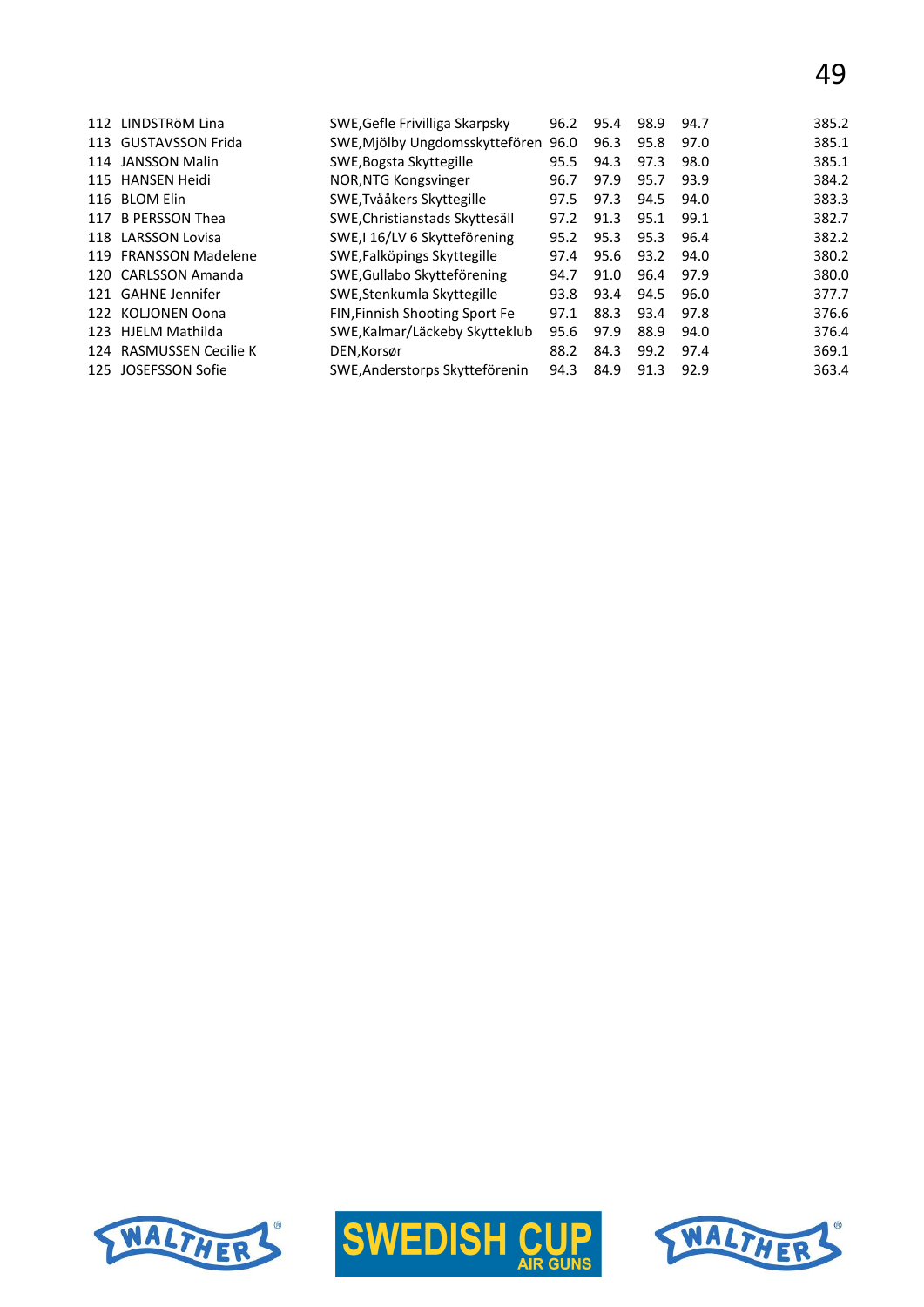| | | | | | | | |
|---|---|---|---|---|---|---|---|
| 112 | LINDSTRöM Lina | SWE,Gefle Frivilliga Skarpsky | 96.2 | 95.4 | 98.9 | 94.7 | 385.2 |
| 113 | GUSTAVSSON Frida | SWE,Mjölby Ungdomsskyttefören | 96.0 | 96.3 | 95.8 | 97.0 | 385.1 |
| 114 | JANSSON Malin | SWE,Bogsta Skyttegille | 95.5 | 94.3 | 97.3 | 98.0 | 385.1 |
| 115 | HANSEN Heidi | NOR,NTG Kongsvinger | 96.7 | 97.9 | 95.7 | 93.9 | 384.2 |
| 116 | BLOM Elin | SWE,Tvååkers Skyttegille | 97.5 | 97.3 | 94.5 | 94.0 | 383.3 |
| 117 | B PERSSON Thea | SWE,Christianstads Skyttesäll | 97.2 | 91.3 | 95.1 | 99.1 | 382.7 |
| 118 | LARSSON Lovisa | SWE,I 16/LV 6 Skytteförening | 95.2 | 95.3 | 95.3 | 96.4 | 382.2 |
| 119 | FRANSSON Madelene | SWE,Falköpings Skyttegille | 97.4 | 95.6 | 93.2 | 94.0 | 380.2 |
| 120 | CARLSSON Amanda | SWE,Gullabo Skytteförening | 94.7 | 91.0 | 96.4 | 97.9 | 380.0 |
| 121 | GAHNE Jennifer | SWE,Stenkumla Skyttegille | 93.8 | 93.4 | 94.5 | 96.0 | 377.7 |
| 122 | KOLJONEN Oona | FIN,Finnish Shooting Sport Fe | 97.1 | 88.3 | 93.4 | 97.8 | 376.6 |
| 123 | HJELM Mathilda | SWE,Kalmar/Läckeby Skytteklub | 95.6 | 97.9 | 88.9 | 94.0 | 376.4 |
| 124 | RASMUSSEN Cecilie K | DEN,Korsør | 88.2 | 84.3 | 99.2 | 97.4 | 369.1 |
| 125 | JOSEFSSON Sofie | SWE,Anderstorps Skyttefórenin | 94.3 | 84.9 | 91.3 | 92.9 | 363.4 |

WALTHER — SWEDISH CUP AIR GUNS — WALTHER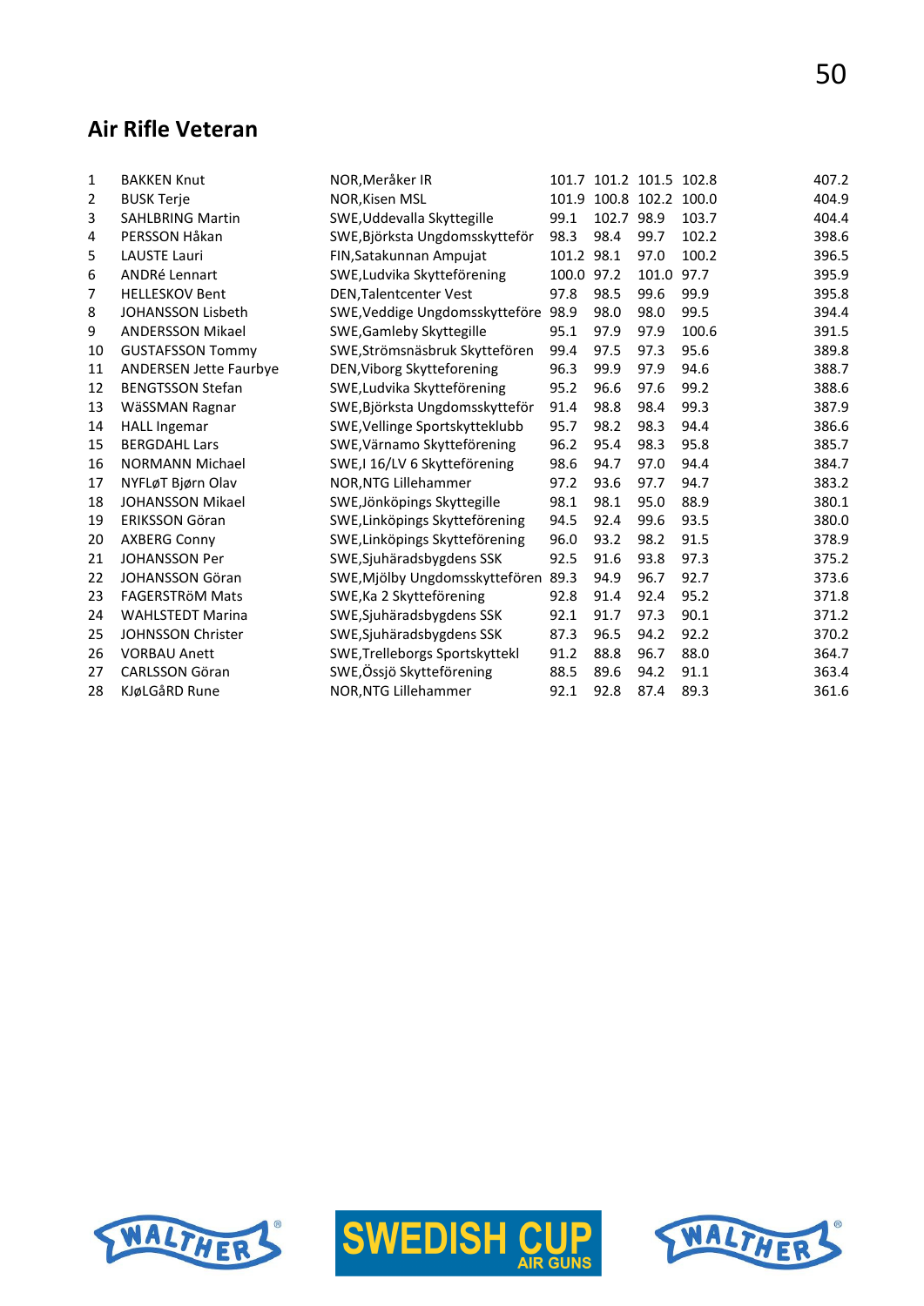## Air Rifle Veteran

| | | | | | | | |
|---|---|---|---|---|---|---|---|
| 1 | BAKKEN Knut | NOR,Meråker IR | 101.7 | 101.2 | 101.5 | 102.8 | 407.2 |
| 2 | BUSK Terje | NOR,Kisen MSL | 101.9 | 100.8 | 102.2 | 100.0 | 404.9 |
| 3 | SAHLBRING Martin | SWE,Uddevalla Skyttegille | 99.1 | 102.7 | 98.9 | 103.7 | 404.4 |
| 4 | PERSSON Håkan | SWE,Björksta Ungdomsskytteför | 98.3 | 98.4 | 99.7 | 102.2 | 398.6 |
| 5 | LAUSTE Lauri | FIN,Satakunnan Ampujat | 101.2 | 98.1 | 97.0 | 100.2 | 396.5 |
| 6 | ANDRé Lennart | SWE,Ludvika Skytteförening | 100.0 | 97.2 | 101.0 | 97.7 | 395.9 |
| 7 | HELLESKOV Bent | DEN,Talentcenter Vest | 97.8 | 98.5 | 99.6 | 99.9 | 395.8 |
| 8 | JOHANSSON Lisbeth | SWE,Veddige Ungdomsskytteföre | 98.9 | 98.0 | 98.0 | 99.5 | 394.4 |
| 9 | ANDERSSON Mikael | SWE,Gamleby Skyttegille | 95.1 | 97.9 | 97.9 | 100.6 | 391.5 |
| 10 | GUSTAFSSON Tommy | SWE,Strömsnäsbruk Skyttefören | 99.4 | 97.5 | 97.3 | 95.6 | 389.8 |
| 11 | ANDERSEN Jette Faurbye | DEN,Viborg Skytteforening | 96.3 | 99.9 | 97.9 | 94.6 | 388.7 |
| 12 | BENGTSSON Stefan | SWE,Ludvika Skytteförening | 95.2 | 96.6 | 97.6 | 99.2 | 388.6 |
| 13 | WäSSMAN Ragnar | SWE,Björksta Ungdomsskytteför | 91.4 | 98.8 | 98.4 | 99.3 | 387.9 |
| 14 | HALL Ingemar | SWE,Vellinge Sportskytteklubb | 95.7 | 98.2 | 98.3 | 94.4 | 386.6 |
| 15 | BERGDAHL Lars | SWE,Värnamo Skytteförening | 96.2 | 95.4 | 98.3 | 95.8 | 385.7 |
| 16 | NORMANN Michael | SWE,I 16/LV 6 Skytteförening | 98.6 | 94.7 | 97.0 | 94.4 | 384.7 |
| 17 | NYFLøT Bjørn Olav | NOR,NTG Lillehammer | 97.2 | 93.6 | 97.7 | 94.7 | 383.2 |
| 18 | JOHANSSON Mikael | SWE,Jönköpings Skyttegille | 98.1 | 98.1 | 95.0 | 88.9 | 380.1 |
| 19 | ERIKSSON Göran | SWE,Linköpings Skytteförening | 94.5 | 92.4 | 99.6 | 93.5 | 380.0 |
| 20 | AXBERG Conny | SWE,Linköpings Skytteförening | 96.0 | 93.2 | 98.2 | 91.5 | 378.9 |
| 21 | JOHANSSON Per | SWE,Sjuhäradsbygdens SSK | 92.5 | 91.6 | 93.8 | 97.3 | 375.2 |
| 22 | JOHANSSON Göran | SWE,Mjölby Ungdomsskyttefören | 89.3 | 94.9 | 96.7 | 92.7 | 373.6 |
| 23 | FAGERSTRöM Mats | SWE,Ka 2 Skytteförening | 92.8 | 91.4 | 92.4 | 95.2 | 371.8 |
| 24 | WAHLSTEDT Marina | SWE,Sjuhäradsbygdens SSK | 92.1 | 91.7 | 97.3 | 90.1 | 371.2 |
| 25 | JOHNSSON Christer | SWE,Sjuhäradsbygdens SSK | 87.3 | 96.5 | 94.2 | 92.2 | 370.2 |
| 26 | VORBAU Anett | SWE,Trelleborgs Sportskyttekl | 91.2 | 88.8 | 96.7 | 88.0 | 364.7 |
| 27 | CARLSSON Göran | SWE,Össjö Skytteförening | 88.5 | 89.6 | 94.2 | 91.1 | 363.4 |
| 28 | KJøLGåRD Rune | NOR,NTG Lillehammer | 92.1 | 92.8 | 87.4 | 89.3 | 361.6 |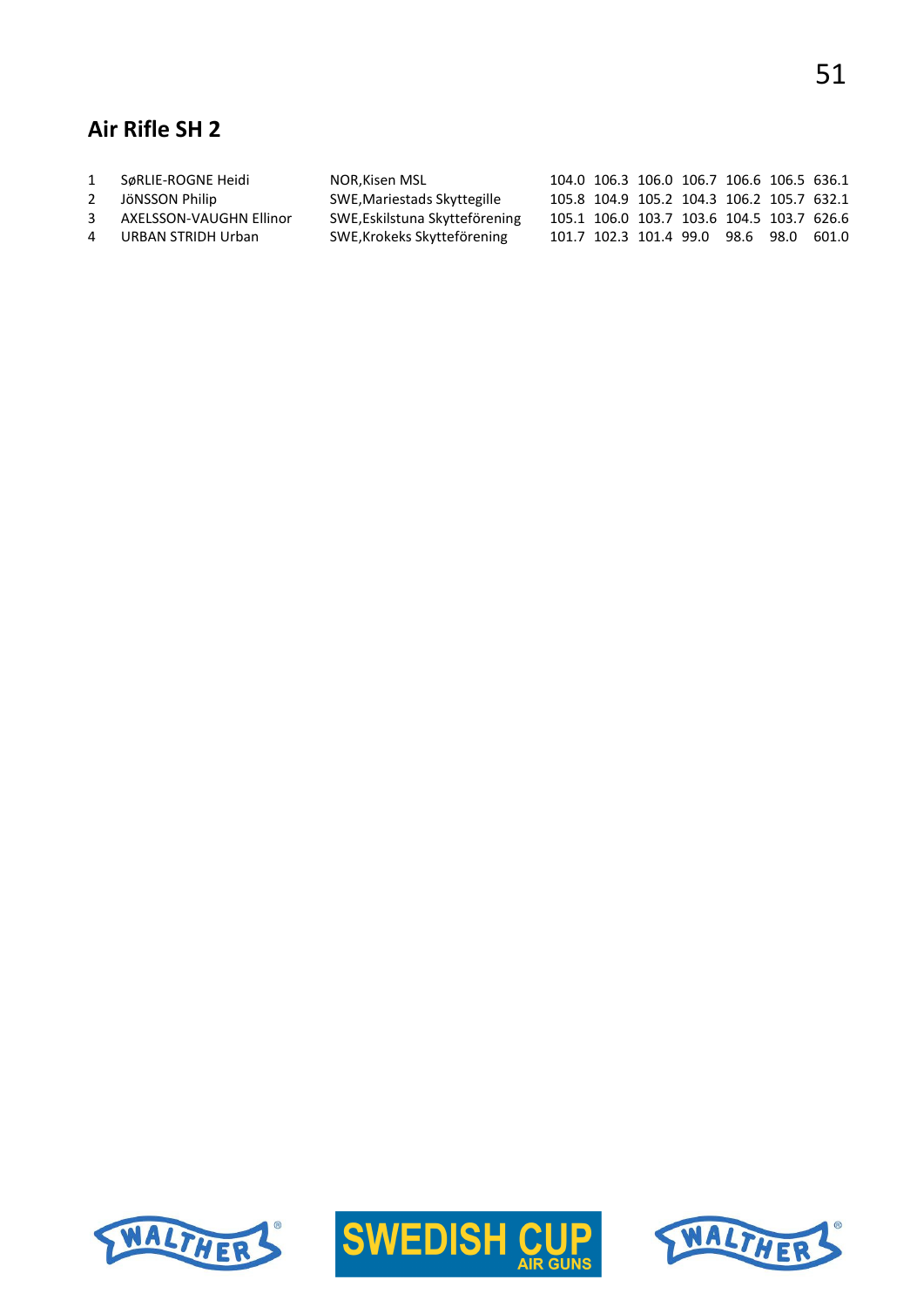## Air Rifle SH 2

| | | | | | | | | | |
|---|---|---|---|---|---|---|---|---|---|
| 1 | SøRLIE-ROGNE Heidi | NOR,Kisen MSL | 104.0 | 106.3 | 106.0 | 106.7 | 106.6 | 106.5 | 636.1 |
| 2 | JöNSSON Philip | SWE,Mariestads Skyttegille | 105.8 | 104.9 | 105.2 | 104.3 | 106.2 | 105.7 | 632.1 |
| 3 | AXELSSON-VAUGHN Ellinor | SWE,Eskilstuna Skytteförening | 105.1 | 106.0 | 103.7 | 103.6 | 104.5 | 103.7 | 626.6 |
| 4 | URBAN STRIDH Urban | SWE,Krokeks Skytteförening | 101.7 | 102.3 | 101.4 | 99.0 | 98.6 | 98.0 | 601.0 |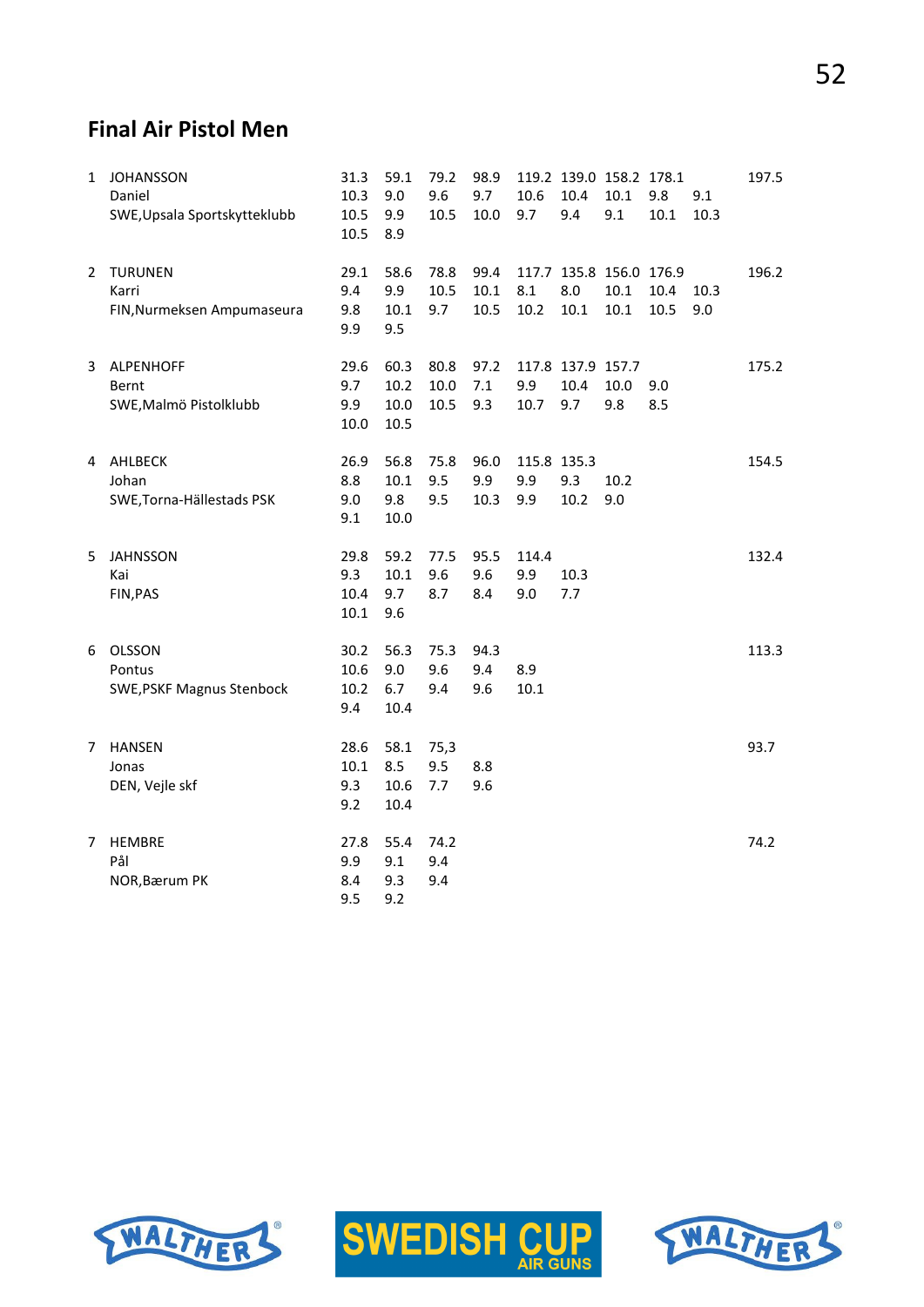## Final Air Pistol Men

| | | | | | | | | | | | |
|---|---|---|---|---|---|---|---|---|---|---|---|
| 1 | JOHANSSON | 31.3 | 59.1 | 79.2 | 98.9 | 119.2 | 139.0 | 158.2 | 178.1 | | 197.5 |
| | Daniel | 10.3 | 9.0 | 9.6 | 9.7 | 10.6 | 10.4 | 10.1 | 9.8 | 9.1 | |
| | SWE,Upsala Sportskytteklubb | 10.5 | 9.9 | 10.5 | 10.0 | 9.7 | 9.4 | 9.1 | 10.1 | 10.3 | |
| | | 10.5 | 8.9 | | | | | | | | |
| 2 | TURUNEN | 29.1 | 58.6 | 78.8 | 99.4 | 117.7 | 135.8 | 156.0 | 176.9 | | 196.2 |
| | Karri | 9.4 | 9.9 | 10.5 | 10.1 | 8.1 | 8.0 | 10.1 | 10.4 | 10.3 | |
| | FIN,Nurmeksen Ampumaseura | 9.8 | 10.1 | 9.7 | 10.5 | 10.2 | 10.1 | 10.1 | 10.5 | 9.0 | |
| | | 9.9 | 9.5 | | | | | | | | |
| 3 | ALPENHOFF | 29.6 | 60.3 | 80.8 | 97.2 | 117.8 | 137.9 | 157.7 | | | 175.2 |
| | Bernt | 9.7 | 10.2 | 10.0 | 7.1 | 9.9 | 10.4 | 10.0 | 9.0 | | |
| | SWE,Malmö Pistolklubb | 9.9 | 10.0 | 10.5 | 9.3 | 10.7 | 9.7 | 9.8 | 8.5 | | |
| | | 10.0 | 10.5 | | | | | | | | |
| 4 | AHLBECK | 26.9 | 56.8 | 75.8 | 96.0 | 115.8 | 135.3 | | | | 154.5 |
| | Johan | 8.8 | 10.1 | 9.5 | 9.9 | 9.9 | 9.3 | 10.2 | | | |
| | SWE,Torna-Hällestads PSK | 9.0 | 9.8 | 9.5 | 10.3 | 9.9 | 10.2 | 9.0 | | | |
| | | 9.1 | 10.0 | | | | | | | | |
| 5 | JAHNSSON | 29.8 | 59.2 | 77.5 | 95.5 | 114.4 | | | | | 132.4 |
| | Kai | 9.3 | 10.1 | 9.6 | 9.6 | 9.9 | 10.3 | | | | |
| | FIN,PAS | 10.4 | 9.7 | 8.7 | 8.4 | 9.0 | 7.7 | | | | |
| | | 10.1 | 9.6 | | | | | | | | |
| 6 | OLSSON | 30.2 | 56.3 | 75.3 | 94.3 | | | | | | 113.3 |
| | Pontus | 10.6 | 9.0 | 9.6 | 9.4 | 8.9 | | | | | |
| | SWE,PSKF Magnus Stenbock | 10.2 | 6.7 | 9.4 | 9.6 | 10.1 | | | | | |
| | | 9.4 | 10.4 | | | | | | | | |
| 7 | HANSEN | 28.6 | 58.1 | 75,3 | | | | | | | 93.7 |
| | Jonas | 10.1 | 8.5 | 9.5 | 8.8 | | | | | | |
| | DEN, Vejle skf | 9.3 | 10.6 | 7.7 | 9.6 | | | | | | |
| | | 9.2 | 10.4 | | | | | | | | |
| 7 | HEMBRE | 27.8 | 55.4 | 74.2 | | | | | | | 74.2 |
| | Pål | 9.9 | 9.1 | 9.4 | | | | | | | |
| | NOR,Bærum PK | 8.4 | 9.3 | 9.4 | | | | | | | |
| | | 9.5 | 9.2 | | | | | | | | |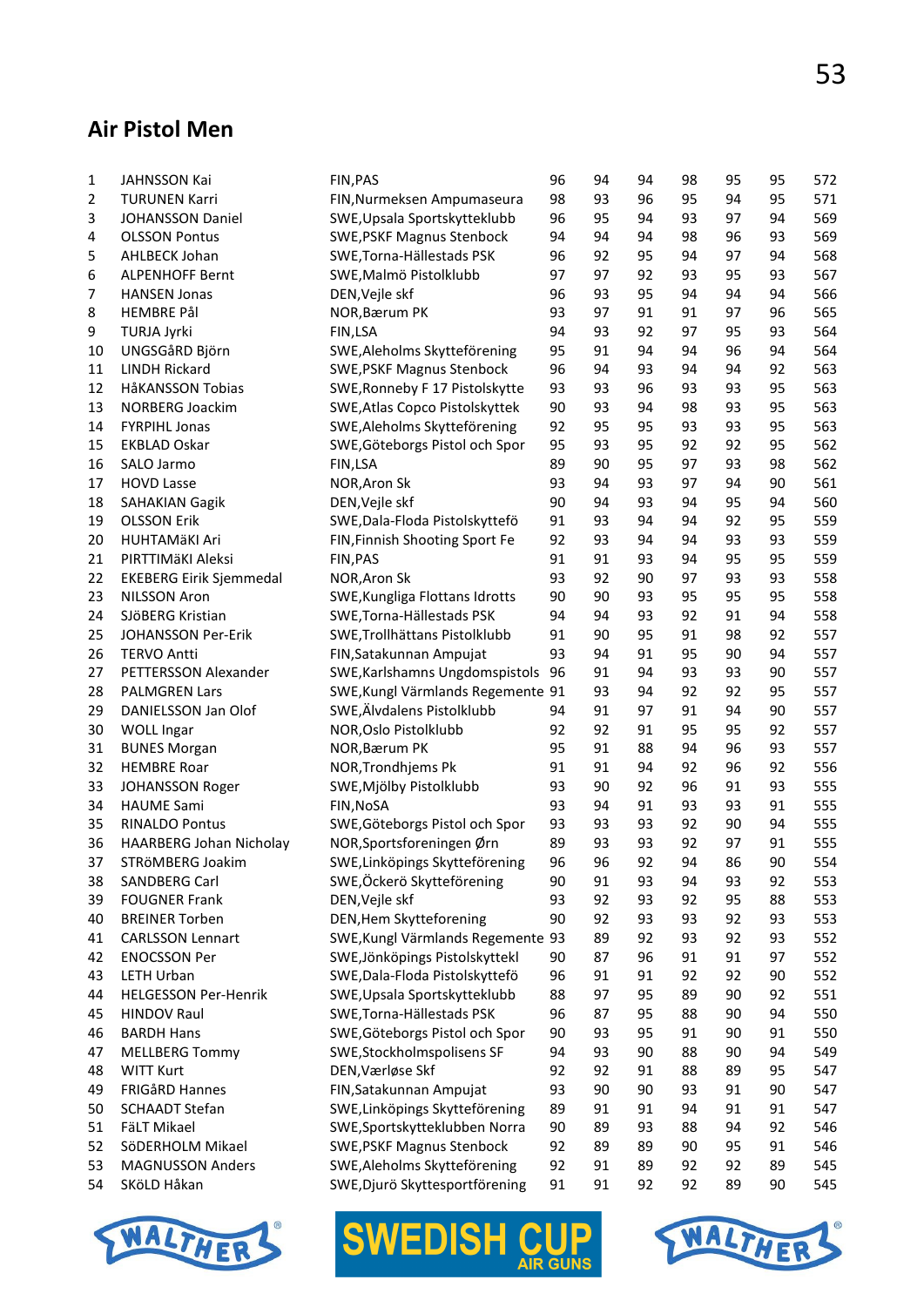## Air Pistol Men

| | | | | | | | | | |
|---|---|---|---|---|---|---|---|---|---|
| 1 | JAHNSSON Kai | FIN,PAS | 96 | 94 | 94 | 98 | 95 | 95 | 572 |
| 2 | TURUNEN Karri | FIN,Nurmeksen Ampumaseura | 98 | 93 | 96 | 95 | 94 | 95 | 571 |
| 3 | JOHANSSON Daniel | SWE,Upsala Sportskytteklubb | 96 | 95 | 94 | 93 | 97 | 94 | 569 |
| 4 | OLSSON Pontus | SWE,PSKF Magnus Stenbock | 94 | 94 | 94 | 98 | 96 | 93 | 569 |
| 5 | AHLBECK Johan | SWE,Torna-Hällestads PSK | 96 | 92 | 95 | 94 | 97 | 94 | 568 |
| 6 | ALPENHOFF Bernt | SWE,Malmö Pistolklubb | 97 | 97 | 92 | 93 | 95 | 93 | 567 |
| 7 | HANSEN Jonas | DEN,Vejle skf | 96 | 93 | 95 | 94 | 94 | 94 | 566 |
| 8 | HEMBRE Pål | NOR,Bærum PK | 93 | 97 | 91 | 91 | 97 | 96 | 565 |
| 9 | TURJA Jyrki | FIN,LSA | 94 | 93 | 92 | 97 | 95 | 93 | 564 |
| 10 | UNGSGåRD Björn | SWE,Aleholms Skytteförening | 95 | 91 | 94 | 94 | 96 | 94 | 564 |
| 11 | LINDH Rickard | SWE,PSKF Magnus Stenbock | 96 | 94 | 93 | 94 | 94 | 92 | 563 |
| 12 | HåKANSSON Tobias | SWE,Ronneby F 17 Pistolskytte | 93 | 93 | 96 | 93 | 93 | 95 | 563 |
| 13 | NORBERG Joackim | SWE,Atlas Copco Pistolskyttek | 90 | 93 | 94 | 98 | 93 | 95 | 563 |
| 14 | FYRPIHL Jonas | SWE,Aleholms Skytteförening | 92 | 95 | 95 | 93 | 93 | 95 | 563 |
| 15 | EKBLAD Oskar | SWE,Göteborgs Pistol och Spor | 95 | 93 | 95 | 92 | 92 | 95 | 562 |
| 16 | SALO Jarmo | FIN,LSA | 89 | 90 | 95 | 97 | 93 | 98 | 562 |
| 17 | HOVD Lasse | NOR,Aron Sk | 93 | 94 | 93 | 97 | 94 | 90 | 561 |
| 18 | SAHAKIAN Gagik | DEN,Vejle skf | 90 | 94 | 93 | 94 | 95 | 94 | 560 |
| 19 | OLSSON Erik | SWE,Dala-Floda Pistolskyttefö | 91 | 93 | 94 | 94 | 92 | 95 | 559 |
| 20 | HUHTAMäKI Ari | FIN,Finnish Shooting Sport Fe | 92 | 93 | 94 | 94 | 93 | 93 | 559 |
| 21 | PIRTTIMäKI Aleksi | FIN,PAS | 91 | 91 | 93 | 94 | 95 | 95 | 559 |
| 22 | EKEBERG Eirik Sjemmedal | NOR,Aron Sk | 93 | 92 | 90 | 97 | 93 | 93 | 558 |
| 23 | NILSSON Aron | SWE,Kungliga Flottans Idrotts | 90 | 90 | 93 | 95 | 95 | 95 | 558 |
| 24 | SJöBERG Kristian | SWE,Torna-Hällestads PSK | 94 | 94 | 93 | 92 | 91 | 94 | 558 |
| 25 | JOHANSSON Per-Erik | SWE,Trollhättans Pistolklubb | 91 | 90 | 95 | 91 | 98 | 92 | 557 |
| 26 | TERVO Antti | FIN,Satakunnan Ampujat | 93 | 94 | 91 | 95 | 90 | 94 | 557 |
| 27 | PETTERSSON Alexander | SWE,Karlshamns Ungdomspistols | 96 | 91 | 94 | 93 | 93 | 90 | 557 |
| 28 | PALMGREN Lars | SWE,Kungl Värmlands Regemente | 91 | 93 | 94 | 92 | 92 | 95 | 557 |
| 29 | DANIELSSON Jan Olof | SWE,Älvdalens Pistolklubb | 94 | 91 | 97 | 91 | 94 | 90 | 557 |
| 30 | WOLL Ingar | NOR,Oslo Pistolklubb | 92 | 92 | 91 | 95 | 95 | 92 | 557 |
| 31 | BUNES Morgan | NOR,Bærum PK | 95 | 91 | 88 | 94 | 96 | 93 | 557 |
| 32 | HEMBRE Roar | NOR,Trondhjems Pk | 91 | 91 | 94 | 92 | 96 | 92 | 556 |
| 33 | JOHANSSON Roger | SWE,Mjölby Pistolklubb | 93 | 90 | 92 | 96 | 91 | 93 | 555 |
| 34 | HAUME Sami | FIN,NoSA | 93 | 94 | 91 | 93 | 93 | 91 | 555 |
| 35 | RINALDO Pontus | SWE,Göteborgs Pistol och Spor | 93 | 93 | 93 | 92 | 90 | 94 | 555 |
| 36 | HAARBERG Johan Nicholay | NOR,Sportsforeningen Ørn | 89 | 93 | 93 | 92 | 97 | 91 | 555 |
| 37 | STRöMBERG Joakim | SWE,Linköpings Skytteförening | 96 | 96 | 92 | 94 | 86 | 90 | 554 |
| 38 | SANDBERG Carl | SWE,Öckerö Skytteförening | 90 | 91 | 93 | 94 | 93 | 92 | 553 |
| 39 | FOUGNER Frank | DEN,Vejle skf | 93 | 92 | 93 | 92 | 95 | 88 | 553 |
| 40 | BREINER Torben | DEN,Hem Skytteforening | 90 | 92 | 93 | 93 | 92 | 93 | 553 |
| 41 | CARLSSON Lennart | SWE,Kungl Värmlands Regemente | 93 | 89 | 92 | 93 | 92 | 93 | 552 |
| 42 | ENOCSSON Per | SWE,Jönköpings Pistolskyttekl | 90 | 87 | 96 | 91 | 91 | 97 | 552 |
| 43 | LETH Urban | SWE,Dala-Floda Pistolskyttefö | 96 | 91 | 91 | 92 | 92 | 90 | 552 |
| 44 | HELGESSON Per-Henrik | SWE,Upsala Sportskytteklubb | 88 | 97 | 95 | 89 | 90 | 92 | 551 |
| 45 | HINDOV Raul | SWE,Torna-Hällestads PSK | 96 | 87 | 95 | 88 | 90 | 94 | 550 |
| 46 | BARDH Hans | SWE,Göteborgs Pistol och Spor | 90 | 93 | 95 | 91 | 90 | 91 | 550 |
| 47 | MELLBERG Tommy | SWE,Stockholmspolisens SF | 94 | 93 | 90 | 88 | 90 | 94 | 549 |
| 48 | WITT Kurt | DEN,Værløse Skf | 92 | 92 | 91 | 88 | 89 | 95 | 547 |
| 49 | FRIGåRD Hannes | FIN,Satakunnan Ampujat | 93 | 90 | 90 | 93 | 91 | 90 | 547 |
| 50 | SCHAADT Stefan | SWE,Linköpings Skytteförening | 89 | 91 | 91 | 94 | 91 | 91 | 547 |
| 51 | FäLT Mikael | SWE,Sportskytteklubben Norra | 90 | 89 | 93 | 88 | 94 | 92 | 546 |
| 52 | SöDERHOLM Mikael | SWE,PSKF Magnus Stenbock | 92 | 89 | 89 | 90 | 95 | 91 | 546 |
| 53 | MAGNUSSON Anders | SWE,Aleholms Skytteförening | 92 | 91 | 89 | 92 | 92 | 89 | 545 |
| 54 | SKöLD Håkan | SWE,Djurö Skyttesportförening | 91 | 91 | 92 | 92 | 89 | 90 | 545 |

WALTHER SWEDISH CUP AIR GUNS WALTHER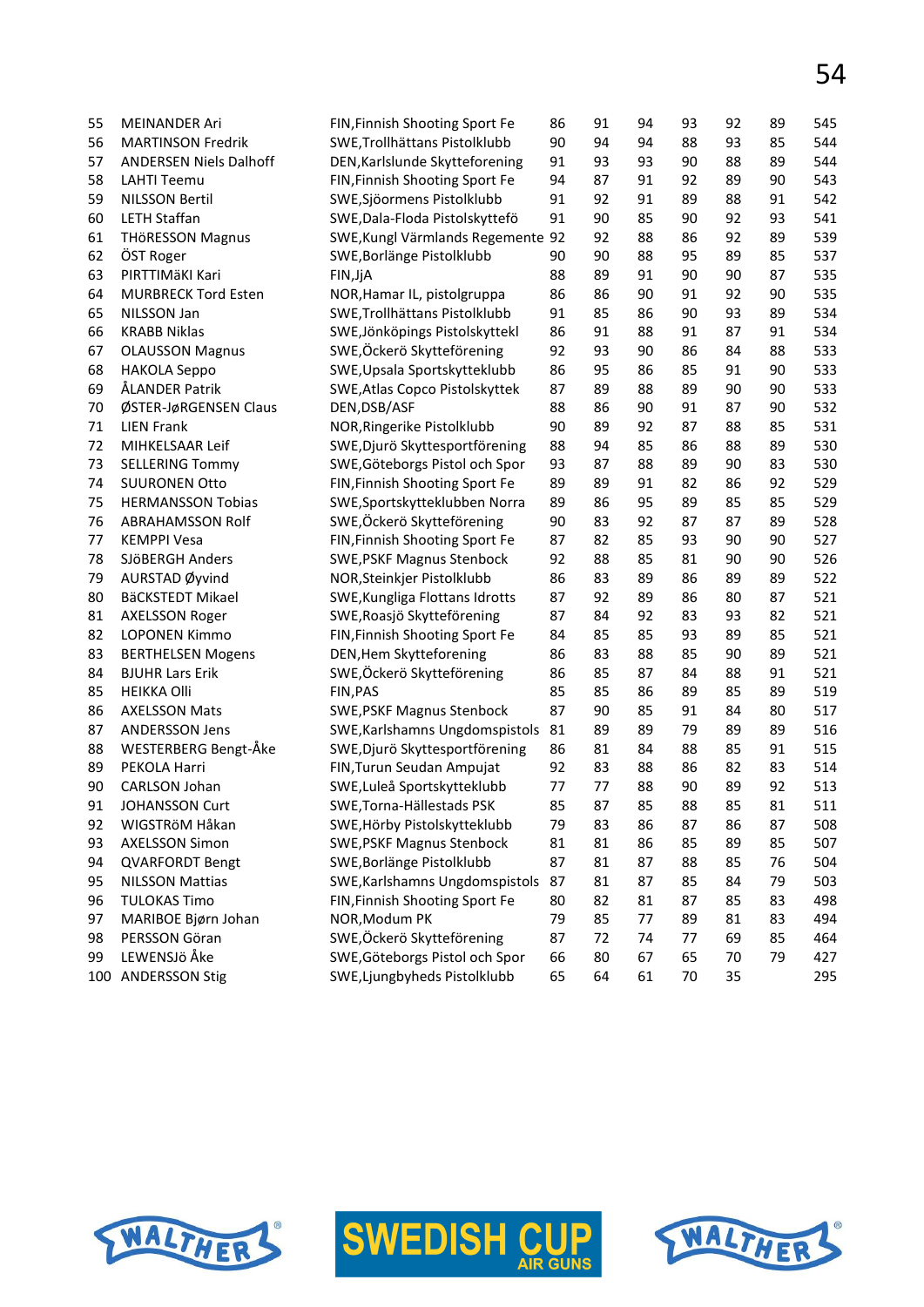| | | | | | | | | | |
|---|---|---|---|---|---|---|---|---|---|
| 55 | MEINANDER Ari | FIN,Finnish Shooting Sport Fe | 86 | 91 | 94 | 93 | 92 | 89 | 545 |
| 56 | MARTINSON Fredrik | SWE,Trollhättans Pistolklubb | 90 | 94 | 94 | 88 | 93 | 85 | 544 |
| 57 | ANDERSEN Niels Dalhoff | DEN,Karlslunde Skytteforening | 91 | 93 | 93 | 90 | 88 | 89 | 544 |
| 58 | LAHTI Teemu | FIN,Finnish Shooting Sport Fe | 94 | 87 | 91 | 92 | 89 | 90 | 543 |
| 59 | NILSSON Bertil | SWE,Sjöormens Pistolklubb | 91 | 92 | 91 | 89 | 88 | 91 | 542 |
| 60 | LETH Staffan | SWE,Dala-Floda Pistolskyttefö | 91 | 90 | 85 | 90 | 92 | 93 | 541 |
| 61 | THöRESSON Magnus | SWE,Kungl Värmlands Regemente | 92 | 92 | 88 | 86 | 92 | 89 | 539 |
| 62 | ÖST Roger | SWE,Borlänge Pistolklubb | 90 | 90 | 88 | 95 | 89 | 85 | 537 |
| 63 | PIRTTIMäKI Kari | FIN,JjA | 88 | 89 | 91 | 90 | 90 | 87 | 535 |
| 64 | MURBRECK Tord Esten | NOR,Hamar IL, pistolgruppa | 86 | 86 | 90 | 91 | 92 | 90 | 535 |
| 65 | NILSSON Jan | SWE,Trollhättans Pistolklubb | 91 | 85 | 86 | 90 | 93 | 89 | 534 |
| 66 | KRABB Niklas | SWE,Jönköpings Pistolskyttekl | 86 | 91 | 88 | 91 | 87 | 91 | 534 |
| 67 | OLAUSSON Magnus | SWE,Öckerö Skytteförening | 92 | 93 | 90 | 86 | 84 | 88 | 533 |
| 68 | HAKOLA Seppo | SWE,Upsala Sportskytteklubb | 86 | 95 | 86 | 85 | 91 | 90 | 533 |
| 69 | ÅLANDER Patrik | SWE,Atlas Copco Pistolskyttek | 87 | 89 | 88 | 89 | 90 | 90 | 533 |
| 70 | ØSTER-JøRGENSEN Claus | DEN,DSB/ASF | 88 | 86 | 90 | 91 | 87 | 90 | 532 |
| 71 | LIEN Frank | NOR,Ringerike Pistolklubb | 90 | 89 | 92 | 87 | 88 | 85 | 531 |
| 72 | MIHKELSAAR Leif | SWE,Djurö Skyttesportförening | 88 | 94 | 85 | 86 | 88 | 89 | 530 |
| 73 | SELLERING Tommy | SWE,Göteborgs Pistol och Spor | 93 | 87 | 88 | 89 | 90 | 83 | 530 |
| 74 | SUURONEN Otto | FIN,Finnish Shooting Sport Fe | 89 | 89 | 91 | 82 | 86 | 92 | 529 |
| 75 | HERMANSSON Tobias | SWE,Sportskytteklubben Norra | 89 | 86 | 95 | 89 | 85 | 85 | 529 |
| 76 | ABRAHAMSSON Rolf | SWE,Öckerö Skytteförening | 90 | 83 | 92 | 87 | 87 | 89 | 528 |
| 77 | KEMPPI Vesa | FIN,Finnish Shooting Sport Fe | 87 | 82 | 85 | 93 | 90 | 90 | 527 |
| 78 | SJöBERGH Anders | SWE,PSKF Magnus Stenbock | 92 | 88 | 85 | 81 | 90 | 90 | 526 |
| 79 | AURSTAD Øyvind | NOR,Steinkjer Pistolklubb | 86 | 83 | 89 | 86 | 89 | 89 | 522 |
| 80 | BäCKSTEDT Mikael | SWE,Kungliga Flottans Idrotts | 87 | 92 | 89 | 86 | 80 | 87 | 521 |
| 81 | AXELSSON Roger | SWE,Roasjö Skytteförening | 87 | 84 | 92 | 83 | 93 | 82 | 521 |
| 82 | LOPONEN Kimmo | FIN,Finnish Shooting Sport Fe | 84 | 85 | 85 | 93 | 89 | 85 | 521 |
| 83 | BERTHELSEN Mogens | DEN,Hem Skytteforening | 86 | 83 | 88 | 85 | 90 | 89 | 521 |
| 84 | BJUHR Lars Erik | SWE,Öckerö Skytteförening | 86 | 85 | 87 | 84 | 88 | 91 | 521 |
| 85 | HEIKKA Olli | FIN,PAS | 85 | 85 | 86 | 89 | 85 | 89 | 519 |
| 86 | AXELSSON Mats | SWE,PSKF Magnus Stenbock | 87 | 90 | 85 | 91 | 84 | 80 | 517 |
| 87 | ANDERSSON Jens | SWE,Karlshamns Ungdomspistols | 81 | 89 | 89 | 79 | 89 | 89 | 516 |
| 88 | WESTERBERG Bengt-Åke | SWE,Djurö Skyttesportförening | 86 | 81 | 84 | 88 | 85 | 91 | 515 |
| 89 | PEKOLA Harri | FIN,Turun Seudan Ampujat | 92 | 83 | 88 | 86 | 82 | 83 | 514 |
| 90 | CARLSON Johan | SWE,Luleå Sportskytteklubb | 77 | 77 | 88 | 90 | 89 | 92 | 513 |
| 91 | JOHANSSON Curt | SWE,Torna-Hällestads PSK | 85 | 87 | 85 | 88 | 85 | 81 | 511 |
| 92 | WIGSTRöM Håkan | SWE,Hörby Pistolskytteklubb | 79 | 83 | 86 | 87 | 86 | 87 | 508 |
| 93 | AXELSSON Simon | SWE,PSKF Magnus Stenbock | 81 | 81 | 86 | 85 | 89 | 85 | 507 |
| 94 | QVARFORDT Bengt | SWE,Borlänge Pistolklubb | 87 | 81 | 87 | 88 | 85 | 76 | 504 |
| 95 | NILSSON Mattias | SWE,Karlshamns Ungdomspistols | 87 | 81 | 87 | 85 | 84 | 79 | 503 |
| 96 | TULOKAS Timo | FIN,Finnish Shooting Sport Fe | 80 | 82 | 81 | 87 | 85 | 83 | 498 |
| 97 | MARIBOE Bjørn Johan | NOR,Modum PK | 79 | 85 | 77 | 89 | 81 | 83 | 494 |
| 98 | PERSSON Göran | SWE,Öckerö Skytteförening | 87 | 72 | 74 | 77 | 69 | 85 | 464 |
| 99 | LEWENSJö Åke | SWE,Göteborgs Pistol och Spor | 66 | 80 | 67 | 65 | 70 | 79 | 427 |
| 100 | ANDERSSON Stig | SWE,Ljungbyheds Pistolklubb | 65 | 64 | 61 | 70 | 35 | | 295 |

WALTHER SWEDISH CUP AIR GUNS WALTHER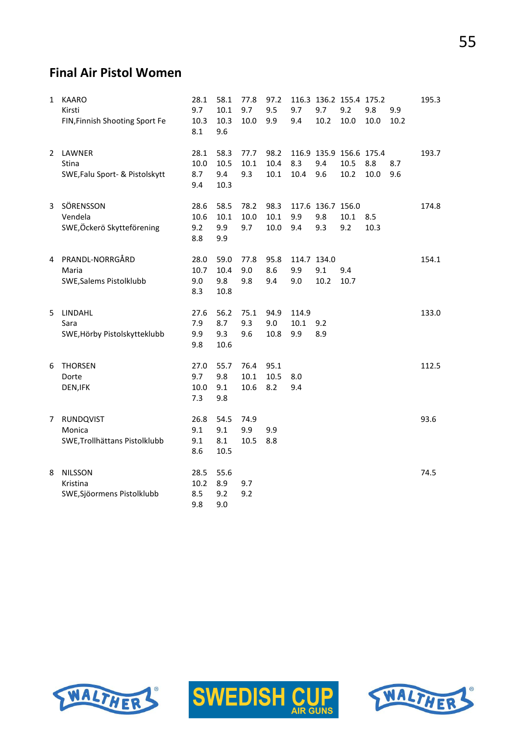## Final Air Pistol Women

| | | | | | | | | | | | |
|---|---|---|---|---|---|---|---|---|---|---|---|
| 1 | KAARO | 28.1 | 58.1 | 77.8 | 97.2 | 116.3 | 136.2 | 155.4 | 175.2 | | 195.3 |
| | Kirsti | 9.7 | 10.1 | 9.7 | 9.5 | 9.7 | 9.7 | 9.2 | 9.8 | 9.9 | |
| | FIN,Finnish Shooting Sport Fe | 10.3 | 10.3 | 10.0 | 9.9 | 9.4 | 10.2 | 10.0 | 10.0 | 10.2 | |
| | | 8.1 | 9.6 | | | | | | | | |
| 2 | LAWNER | 28.1 | 58.3 | 77.7 | 98.2 | 116.9 | 135.9 | 156.6 | 175.4 | | 193.7 |
| | Stina | 10.0 | 10.5 | 10.1 | 10.4 | 8.3 | 9.4 | 10.5 | 8.8 | 8.7 | |
| | SWE,Falu Sport- & Pistolskytt | 8.7 | 9.4 | 9.3 | 10.1 | 10.4 | 9.6 | 10.2 | 10.0 | 9.6 | |
| | | 9.4 | 10.3 | | | | | | | | |
| 3 | SÖRENSSON | 28.6 | 58.5 | 78.2 | 98.3 | 117.6 | 136.7 | 156.0 | | | 174.8 |
| | Vendela | 10.6 | 10.1 | 10.0 | 10.1 | 9.9 | 9.8 | 10.1 | 8.5 | | |
| | SWE,Öckerö Skytteförening | 9.2 | 9.9 | 9.7 | 10.0 | 9.4 | 9.3 | 9.2 | 10.3 | | |
| | | 8.8 | 9.9 | | | | | | | | |
| 4 | PRANDL-NORRGÅRD | 28.0 | 59.0 | 77.8 | 95.8 | 114.7 | 134.0 | | | | 154.1 |
| | Maria | 10.7 | 10.4 | 9.0 | 8.6 | 9.9 | 9.1 | 9.4 | | | |
| | SWE,Salems Pistolklubb | 9.0 | 9.8 | 9.8 | 9.4 | 9.0 | 10.2 | 10.7 | | | |
| | | 8.3 | 10.8 | | | | | | | | |
| 5 | LINDAHL | 27.6 | 56.2 | 75.1 | 94.9 | 114.9 | | | | | 133.0 |
| | Sara | 7.9 | 8.7 | 9.3 | 9.0 | 10.1 | 9.2 | | | | |
| | SWE,Hörby Pistolskytteklubb | 9.9 | 9.3 | 9.6 | 10.8 | 9.9 | 8.9 | | | | |
| | | 9.8 | 10.6 | | | | | | | | |
| 6 | THORSEN | 27.0 | 55.7 | 76.4 | 95.1 | | | | | | 112.5 |
| | Dorte | 9.7 | 9.8 | 10.1 | 10.5 | 8.0 | | | | | |
| | DEN,IFK | 10.0 | 9.1 | 10.6 | 8.2 | 9.4 | | | | | |
| | | 7.3 | 9.8 | | | | | | | | |
| 7 | RUNDQVIST | 26.8 | 54.5 | 74.9 | | | | | | | 93.6 |
| | Monica | 9.1 | 9.1 | 9.9 | 9.9 | | | | | | |
| | SWE,Trollhättans Pistolklubb | 9.1 | 8.1 | 10.5 | 8.8 | | | | | | |
| | | 8.6 | 10.5 | | | | | | | | |
| 8 | NILSSON | 28.5 | 55.6 | | | | | | | | 74.5 |
| | Kristina | 10.2 | 8.9 | 9.7 | | | | | | | |
| | SWE,Sjöormens Pistolklubb | 8.5 | 9.2 | 9.2 | | | | | | | |
| | | 9.8 | 9.0 | | | | | | | | |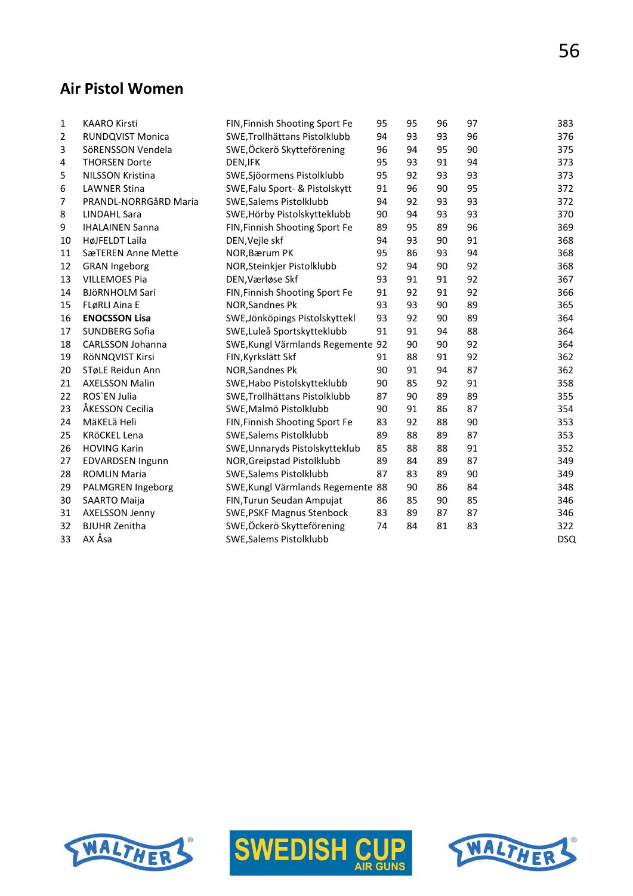## Air Pistol Women

| | | | | | | | |
|---|---|---|---|---|---|---|---|
| 1 | KAARO Kirsti | FIN,Finnish Shooting Sport Fe | 95 | 95 | 96 | 97 | 383 |
| 2 | RUNDQVIST Monica | SWE,Trollhättans Pistolklubb | 94 | 93 | 93 | 96 | 376 |
| 3 | SöRENSSON Vendela | SWE,Öckerö Skytteförening | 96 | 94 | 95 | 90 | 375 |
| 4 | THORSEN Dorte | DEN,IFK | 95 | 93 | 91 | 94 | 373 |
| 5 | NILSSON Kristina | SWE,Sjöormens Pistolklubb | 95 | 92 | 93 | 93 | 373 |
| 6 | LAWNER Stina | SWE,Falu Sport- & Pistolskytt | 91 | 96 | 90 | 95 | 372 |
| 7 | PRANDL-NORRGåRD Maria | SWE,Salems Pistolklubb | 94 | 92 | 93 | 93 | 372 |
| 8 | LINDAHL Sara | SWE,Hörby Pistolskytteklubb | 90 | 94 | 93 | 93 | 370 |
| 9 | IHALAINEN Sanna | FIN,Finnish Shooting Sport Fe | 89 | 95 | 89 | 96 | 369 |
| 10 | HøJFELDT Laila | DEN,Vejle skf | 94 | 93 | 90 | 91 | 368 |
| 11 | SæTEREN Anne Mette | NOR,Bærum PK | 95 | 86 | 93 | 94 | 368 |
| 12 | GRAN Ingeborg | NOR,Steinkjer Pistolklubb | 92 | 94 | 90 | 92 | 368 |
| 13 | VILLEMOES Pia | DEN,Værløse Skf | 93 | 91 | 91 | 92 | 367 |
| 14 | BJöRNHOLM Sari | FIN,Finnish Shooting Sport Fe | 91 | 92 | 91 | 92 | 366 |
| 15 | FLøRLI Aina E | NOR,Sandnes Pk | 93 | 93 | 90 | 89 | 365 |
| 16 | **ENOCSSON Lisa** | SWE,Jönköpings Pistolskyttekl | 93 | 92 | 90 | 89 | 364 |
| 17 | SUNDBERG Sofia | SWE,Luleå Sportskytteklubb | 91 | 91 | 94 | 88 | 364 |
| 18 | CARLSSON Johanna | SWE,Kungl Värmlands Regemente | 92 | 90 | 90 | 92 | 364 |
| 19 | RöNNQVIST Kirsi | FIN,Kyrkslätt Skf | 91 | 88 | 91 | 92 | 362 |
| 20 | STøLE Reidun Ann | NOR,Sandnes Pk | 90 | 91 | 94 | 87 | 362 |
| 21 | AXELSSON Malin | SWE,Habo Pistolskytteklubb | 90 | 85 | 92 | 91 | 358 |
| 22 | ROS`EN Julia | SWE,Trollhättans Pistolklubb | 87 | 90 | 89 | 89 | 355 |
| 23 | ÅKESSON Cecilia | SWE,Malmö Pistolklubb | 90 | 91 | 86 | 87 | 354 |
| 24 | MäKELä Heli | FIN,Finnish Shooting Sport Fe | 83 | 92 | 88 | 90 | 353 |
| 25 | KRöCKEL Lena | SWE,Salems Pistolklubb | 89 | 88 | 89 | 87 | 353 |
| 26 | HOVING Karin | SWE,Unnaryds Pistolskytteklub | 85 | 88 | 88 | 91 | 352 |
| 27 | EDVARDSEN Ingunn | NOR,Greipstad Pistolklubb | 89 | 84 | 89 | 87 | 349 |
| 28 | ROMLIN Maria | SWE,Salems Pistolklubb | 87 | 83 | 89 | 90 | 349 |
| 29 | PALMGREN Ingeborg | SWE,Kungl Värmlands Regemente | 88 | 90 | 86 | 84 | 348 |
| 30 | SAARTO Maija | FIN,Turun Seudan Ampujat | 86 | 85 | 90 | 85 | 346 |
| 31 | AXELSSON Jenny | SWE,PSKF Magnus Stenbock | 83 | 89 | 87 | 87 | 346 |
| 32 | BJUHR Zenitha | SWE,Öckerö Skytteförening | 74 | 84 | 81 | 83 | 322 |
| 33 | AX Åsa | SWE,Salems Pistolklubb | | | | | DSQ |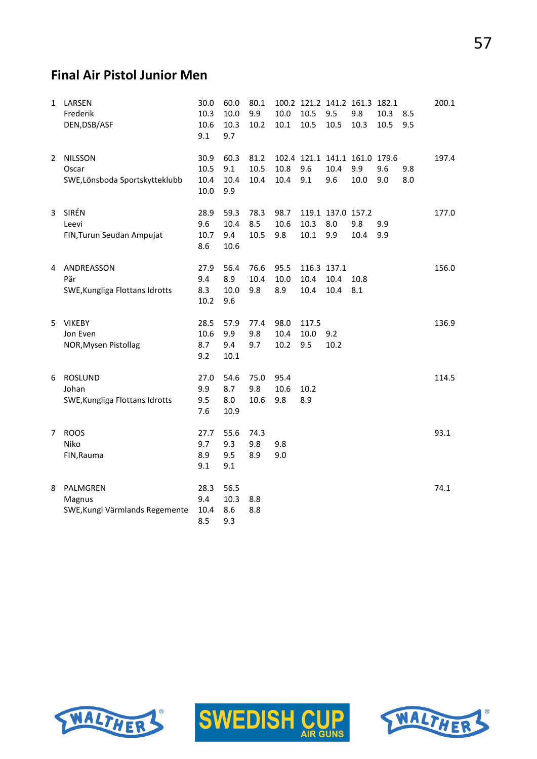## Final Air Pistol Junior Men

| | | | | | | | | | | | |
|---|---|---|---|---|---|---|---|---|---|---|---|
| 1 | LARSEN | 30.0 | 60.0 | 80.1 | 100.2 | 121.2 | 141.2 | 161.3 | 182.1 | | 200.1 |
| | Frederik | 10.3 | 10.0 | 9.9 | 10.0 | 10.5 | 9.5 | 9.8 | 10.3 | 8.5 | |
| | DEN,DSB/ASF | 10.6 | 10.3 | 10.2 | 10.1 | 10.5 | 10.5 | 10.3 | 10.5 | 9.5 | |
| | | 9.1 | 9.7 | | | | | | | | |
| 2 | NILSSON | 30.9 | 60.3 | 81.2 | 102.4 | 121.1 | 141.1 | 161.0 | 179.6 | | 197.4 |
| | Oscar | 10.5 | 9.1 | 10.5 | 10.8 | 9.6 | 10.4 | 9.9 | 9.6 | 9.8 | |
| | SWE,Lönsboda Sportskytteklubb | 10.4 | 10.4 | 10.4 | 10.4 | 9.1 | 9.6 | 10.0 | 9.0 | 8.0 | |
| | | 10.0 | 9.9 | | | | | | | | |
| 3 | SIRÉN | 28.9 | 59.3 | 78.3 | 98.7 | 119.1 | 137.0 | 157.2 | | | 177.0 |
| | Leevi | 9.6 | 10.4 | 8.5 | 10.6 | 10.3 | 8.0 | 9.8 | 9.9 | | |
| | FIN,Turun Seudan Ampujat | 10.7 | 9.4 | 10.5 | 9.8 | 10.1 | 9.9 | 10.4 | 9.9 | | |
| | | 8.6 | 10.6 | | | | | | | | |
| 4 | ANDREASSON | 27.9 | 56.4 | 76.6 | 95.5 | 116.3 | 137.1 | | | | 156.0 |
| | Pär | 9.4 | 8.9 | 10.4 | 10.0 | 10.4 | 10.4 | 10.8 | | | |
| | SWE,Kungliga Flottans Idrotts | 8.3 | 10.0 | 9.8 | 8.9 | 10.4 | 10.4 | 8.1 | | | |
| | | 10.2 | 9.6 | | | | | | | | |
| 5 | VIKEBY | 28.5 | 57.9 | 77.4 | 98.0 | 117.5 | | | | | 136.9 |
| | Jon Even | 10.6 | 9.9 | 9.8 | 10.4 | 10.0 | 9.2 | | | | |
| | NOR,Mysen Pistollag | 8.7 | 9.4 | 9.7 | 10.2 | 9.5 | 10.2 | | | | |
| | | 9.2 | 10.1 | | | | | | | | |
| 6 | ROSLUND | 27.0 | 54.6 | 75.0 | 95.4 | | | | | | 114.5 |
| | Johan | 9.9 | 8.7 | 9.8 | 10.6 | 10.2 | | | | | |
| | SWE,Kungliga Flottans Idrotts | 9.5 | 8.0 | 10.6 | 9.8 | 8.9 | | | | | |
| | | 7.6 | 10.9 | | | | | | | | |
| 7 | ROOS | 27.7 | 55.6 | 74.3 | | | | | | | 93.1 |
| | Niko | 9.7 | 9.3 | 9.8 | 9.8 | | | | | | |
| | FIN,Rauma | 8.9 | 9.5 | 8.9 | 9.0 | | | | | | |
| | | 9.1 | 9.1 | | | | | | | | |
| 8 | PALMGREN | 28.3 | 56.5 | | | | | | | | 74.1 |
| | Magnus | 9.4 | 10.3 | 8.8 | | | | | | | |
| | SWE,Kungl Värmlands Regemente | 10.4 | 8.6 | 8.8 | | | | | | | |
| | | 8.5 | 9.3 | | | | | | | | |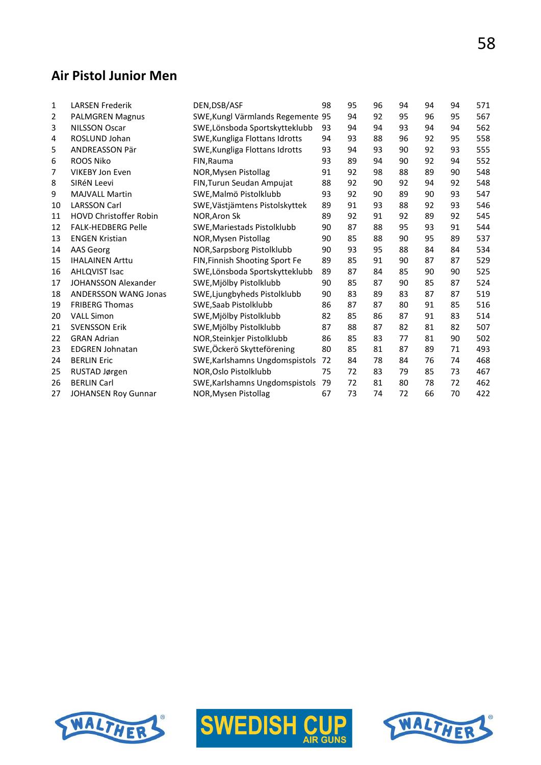## Air Pistol Junior Men

| | | | | | | | | | |
|---|---|---|---|---|---|---|---|---|---|
| 1 | LARSEN Frederik | DEN,DSB/ASF | 98 | 95 | 96 | 94 | 94 | 94 | 571 |
| 2 | PALMGREN Magnus | SWE,Kungl Värmlands Regemente | 95 | 94 | 92 | 95 | 96 | 95 | 567 |
| 3 | NILSSON Oscar | SWE,Lönsboda Sportskytteklubb | 93 | 94 | 94 | 93 | 94 | 94 | 562 |
| 4 | ROSLUND Johan | SWE,Kungliga Flottans Idrotts | 94 | 93 | 88 | 96 | 92 | 95 | 558 |
| 5 | ANDREASSON Pär | SWE,Kungliga Flottans Idrotts | 93 | 94 | 93 | 90 | 92 | 93 | 555 |
| 6 | ROOS Niko | FIN,Rauma | 93 | 89 | 94 | 90 | 92 | 94 | 552 |
| 7 | VIKEBY Jon Even | NOR,Mysen Pistollag | 91 | 92 | 98 | 88 | 89 | 90 | 548 |
| 8 | SIRéN Leevi | FIN,Turun Seudan Ampujat | 88 | 92 | 90 | 92 | 94 | 92 | 548 |
| 9 | MAJVALL Martin | SWE,Malmö Pistolklubb | 93 | 92 | 90 | 89 | 90 | 93 | 547 |
| 10 | LARSSON Carl | SWE,Västjämtens Pistolskyttek | 89 | 91 | 93 | 88 | 92 | 93 | 546 |
| 11 | HOVD Christoffer Robin | NOR,Aron Sk | 89 | 92 | 91 | 92 | 89 | 92 | 545 |
| 12 | FALK-HEDBERG Pelle | SWE,Mariestads Pistolklubb | 90 | 87 | 88 | 95 | 93 | 91 | 544 |
| 13 | ENGEN Kristian | NOR,Mysen Pistollag | 90 | 85 | 88 | 90 | 95 | 89 | 537 |
| 14 | AAS Georg | NOR,Sarpsborg Pistolklubb | 90 | 93 | 95 | 88 | 84 | 84 | 534 |
| 15 | IHALAINEN Arttu | FIN,Finnish Shooting Sport Fe | 89 | 85 | 91 | 90 | 87 | 87 | 529 |
| 16 | AHLQVIST Isac | SWE,Lönsboda Sportskytteklubb | 89 | 87 | 84 | 85 | 90 | 90 | 525 |
| 17 | JOHANSSON Alexander | SWE,Mjölby Pistolklubb | 90 | 85 | 87 | 90 | 85 | 87 | 524 |
| 18 | ANDERSSON WANG Jonas | SWE,Ljungbyheds Pistolklubb | 90 | 83 | 89 | 83 | 87 | 87 | 519 |
| 19 | FRIBERG Thomas | SWE,Saab Pistolklubb | 86 | 87 | 87 | 80 | 91 | 85 | 516 |
| 20 | VALL Simon | SWE,Mjölby Pistolklubb | 82 | 85 | 86 | 87 | 91 | 83 | 514 |
| 21 | SVENSSON Erik | SWE,Mjölby Pistolklubb | 87 | 88 | 87 | 82 | 81 | 82 | 507 |
| 22 | GRAN Adrian | NOR,Steinkjer Pistolklubb | 86 | 85 | 83 | 77 | 81 | 90 | 502 |
| 23 | EDGREN Johnatan | SWE,Öckerö Skytteförening | 80 | 85 | 81 | 87 | 89 | 71 | 493 |
| 24 | BERLIN Eric | SWE,Karlshamns Ungdomspistols | 72 | 84 | 78 | 84 | 76 | 74 | 468 |
| 25 | RUSTAD Jørgen | NOR,Oslo Pistolklubb | 75 | 72 | 83 | 79 | 85 | 73 | 467 |
| 26 | BERLIN Carl | SWE,Karlshamns Ungdomspistols | 79 | 72 | 81 | 80 | 78 | 72 | 462 |
| 27 | JOHANSEN Roy Gunnar | NOR,Mysen Pistollag | 67 | 73 | 74 | 72 | 66 | 70 | 422 |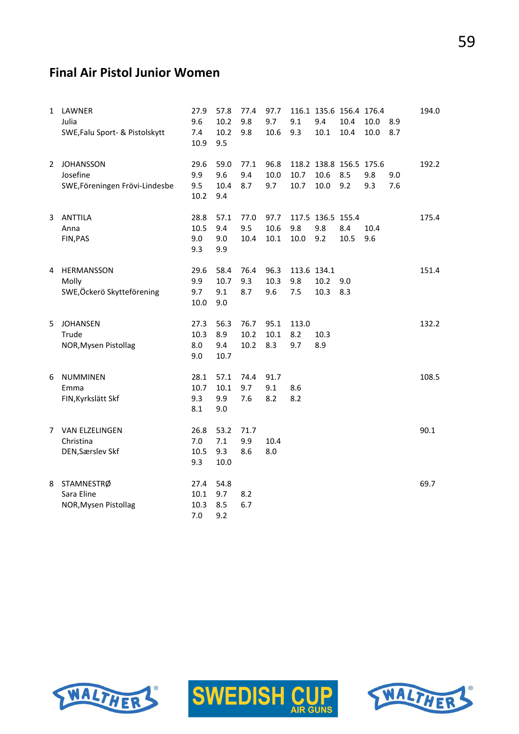## Final Air Pistol Junior Women

| Rank | Name | | | | | | | | | | Total |
|---|---|---|---|---|---|---|---|---|---|---|---|
| 1 | LAWNER | 27.9 | 57.8 | 77.4 | 97.7 | 116.1 | 135.6 | 156.4 | 176.4 | | 194.0 |
| | Julia | 9.6 | 10.2 | 9.8 | 9.7 | 9.1 | 9.4 | 10.4 | 10.0 | 8.9 | |
| | SWE,Falu Sport- & Pistolskytt | 7.4 | 10.2 | 9.8 | 10.6 | 9.3 | 10.1 | 10.4 | 10.0 | 8.7 | |
| | | 10.9 | 9.5 | | | | | | | | |
| 2 | JOHANSSON | 29.6 | 59.0 | 77.1 | 96.8 | 118.2 | 138.8 | 156.5 | 175.6 | | 192.2 |
| | Josefine | 9.9 | 9.6 | 9.4 | 10.0 | 10.7 | 10.6 | 8.5 | 9.8 | 9.0 | |
| | SWE,Föreningen Frövi-Lindesbe | 9.5 | 10.4 | 8.7 | 9.7 | 10.7 | 10.0 | 9.2 | 9.3 | 7.6 | |
| | | 10.2 | 9.4 | | | | | | | | |
| 3 | ANTTILA | 28.8 | 57.1 | 77.0 | 97.7 | 117.5 | 136.5 | 155.4 | | | 175.4 |
| | Anna | 10.5 | 9.4 | 9.5 | 10.6 | 9.8 | 9.8 | 8.4 | 10.4 | | |
| | FIN,PAS | 9.0 | 9.0 | 10.4 | 10.1 | 10.0 | 9.2 | 10.5 | 9.6 | | |
| | | 9.3 | 9.9 | | | | | | | | |
| 4 | HERMANSSON | 29.6 | 58.4 | 76.4 | 96.3 | 113.6 | 134.1 | | | | 151.4 |
| | Molly | 9.9 | 10.7 | 9.3 | 10.3 | 9.8 | 10.2 | 9.0 | | | |
| | SWE,Öckerö Skytteförening | 9.7 | 9.1 | 8.7 | 9.6 | 7.5 | 10.3 | 8.3 | | | |
| | | 10.0 | 9.0 | | | | | | | | |
| 5 | JOHANSEN | 27.3 | 56.3 | 76.7 | 95.1 | 113.0 | | | | | 132.2 |
| | Trude | 10.3 | 8.9 | 10.2 | 10.1 | 8.2 | 10.3 | | | | |
| | NOR,Mysen Pistollag | 8.0 | 9.4 | 10.2 | 8.3 | 9.7 | 8.9 | | | | |
| | | 9.0 | 10.7 | | | | | | | | |
| 6 | NUMMINEN | 28.1 | 57.1 | 74.4 | 91.7 | | | | | | 108.5 |
| | Emma | 10.7 | 10.1 | 9.7 | 9.1 | 8.6 | | | | | |
| | FIN,Kyrkslätt Skf | 9.3 | 9.9 | 7.6 | 8.2 | 8.2 | | | | | |
| | | 8.1 | 9.0 | | | | | | | | |
| 7 | VAN ELZELINGEN | 26.8 | 53.2 | 71.7 | | | | | | | 90.1 |
| | Christina | 7.0 | 7.1 | 9.9 | 10.4 | | | | | | |
| | DEN,Særslev Skf | 10.5 | 9.3 | 8.6 | 8.0 | | | | | | |
| | | 9.3 | 10.0 | | | | | | | | |
| 8 | STAMNESTRØ | 27.4 | 54.8 | | | | | | | | 69.7 |
| | Sara Eline | 10.1 | 9.7 | 8.2 | | | | | | | |
| | NOR,Mysen Pistollag | 10.3 | 8.5 | 6.7 | | | | | | | |
| | | 7.0 | 9.2 | | | | | | | | |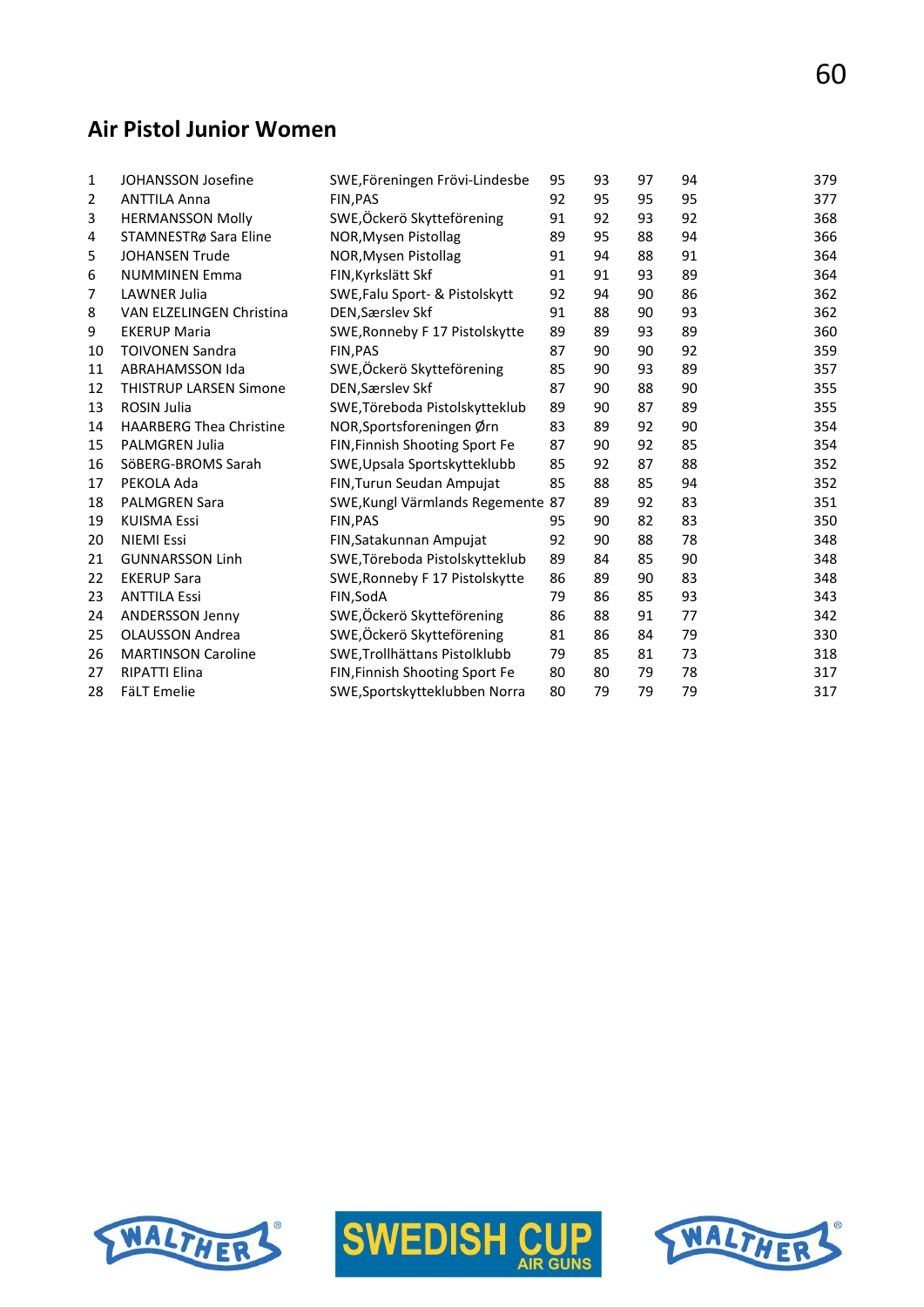## Air Pistol Junior Women

| | | | | | | | |
|---|---|---|---|---|---|---|---|
| 1 | JOHANSSON Josefine | SWE,Föreningen Frövi-Lindesbe | 95 | 93 | 97 | 94 | 379 |
| 2 | ANTTILA Anna | FIN,PAS | 92 | 95 | 95 | 95 | 377 |
| 3 | HERMANSSON Molly | SWE,Öckerö Skytteförening | 91 | 92 | 93 | 92 | 368 |
| 4 | STAMNESTRø Sara Eline | NOR,Mysen Pistollag | 89 | 95 | 88 | 94 | 366 |
| 5 | JOHANSEN Trude | NOR,Mysen Pistollag | 91 | 94 | 88 | 91 | 364 |
| 6 | NUMMINEN Emma | FIN,Kyrkslätt Skf | 91 | 91 | 93 | 89 | 364 |
| 7 | LAWNER Julia | SWE,Falu Sport- & Pistolskytt | 92 | 94 | 90 | 86 | 362 |
| 8 | VAN ELZELINGEN Christina | DEN,Særslev Skf | 91 | 88 | 90 | 93 | 362 |
| 9 | EKERUP Maria | SWE,Ronneby F 17 Pistolskytte | 89 | 89 | 93 | 89 | 360 |
| 10 | TOIVONEN Sandra | FIN,PAS | 87 | 90 | 90 | 92 | 359 |
| 11 | ABRAHAMSSON Ida | SWE,Öckerö Skytteförening | 85 | 90 | 93 | 89 | 357 |
| 12 | THISTRUP LARSEN Simone | DEN,Særslev Skf | 87 | 90 | 88 | 90 | 355 |
| 13 | ROSIN Julia | SWE,Töreboda Pistolskytteklub | 89 | 90 | 87 | 89 | 355 |
| 14 | HAARBERG Thea Christine | NOR,Sportsforeningen Ørn | 83 | 89 | 92 | 90 | 354 |
| 15 | PALMGREN Julia | FIN,Finnish Shooting Sport Fe | 87 | 90 | 92 | 85 | 354 |
| 16 | SöBERG-BROMS Sarah | SWE,Upsala Sportskytteklubb | 85 | 92 | 87 | 88 | 352 |
| 17 | PEKOLA Ada | FIN,Turun Seudan Ampujat | 85 | 88 | 85 | 94 | 352 |
| 18 | PALMGREN Sara | SWE,Kungl Värmlands Regemente | 87 | 89 | 92 | 83 | 351 |
| 19 | KUISMA Essi | FIN,PAS | 95 | 90 | 82 | 83 | 350 |
| 20 | NIEMI Essi | FIN,Satakunnan Ampujat | 92 | 90 | 88 | 78 | 348 |
| 21 | GUNNARSSON Linh | SWE,Töreboda Pistolskytteklub | 89 | 84 | 85 | 90 | 348 |
| 22 | EKERUP Sara | SWE,Ronneby F 17 Pistolskytte | 86 | 89 | 90 | 83 | 348 |
| 23 | ANTTILA Essi | FIN,SodA | 79 | 86 | 85 | 93 | 343 |
| 24 | ANDERSSON Jenny | SWE,Öckerö Skytteförening | 86 | 88 | 91 | 77 | 342 |
| 25 | OLAUSSON Andrea | SWE,Öckerö Skytteförening | 81 | 86 | 84 | 79 | 330 |
| 26 | MARTINSON Caroline | SWE,Trollhättans Pistolklubb | 79 | 85 | 81 | 73 | 318 |
| 27 | RIPATTI Elina | FIN,Finnish Shooting Sport Fe | 80 | 80 | 79 | 78 | 317 |
| 28 | FäLT Emelie | SWE,Sportskytteklubben Norra | 80 | 79 | 79 | 79 | 317 |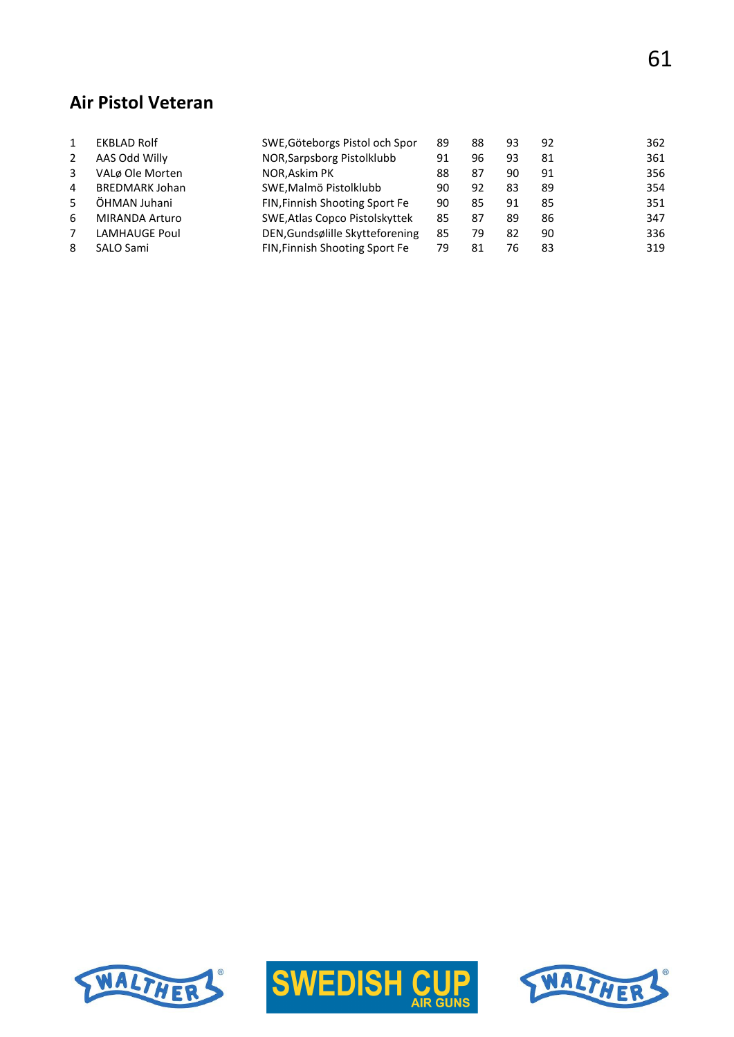## Air Pistol Veteran

| | | | | | | | |
|---|---|---|---|---|---|---|---|
| 1 | EKBLAD Rolf | SWE,Göteborgs Pistol och Spor | 89 | 88 | 93 | 92 | 362 |
| 2 | AAS Odd Willy | NOR,Sarpsborg Pistolklubb | 91 | 96 | 93 | 81 | 361 |
| 3 | VALø Ole Morten | NOR,Askim PK | 88 | 87 | 90 | 91 | 356 |
| 4 | BREDMARK Johan | SWE,Malmö Pistolklubb | 90 | 92 | 83 | 89 | 354 |
| 5 | ÖHMAN Juhani | FIN,Finnish Shooting Sport Fe | 90 | 85 | 91 | 85 | 351 |
| 6 | MIRANDA Arturo | SWE,Atlas Copco Pistolskyttek | 85 | 87 | 89 | 86 | 347 |
| 7 | LAMHAUGE Poul | DEN,Gundsølille Skytteforening | 85 | 79 | 82 | 90 | 336 |
| 8 | SALO Sami | FIN,Finnish Shooting Sport Fe | 79 | 81 | 76 | 83 | 319 |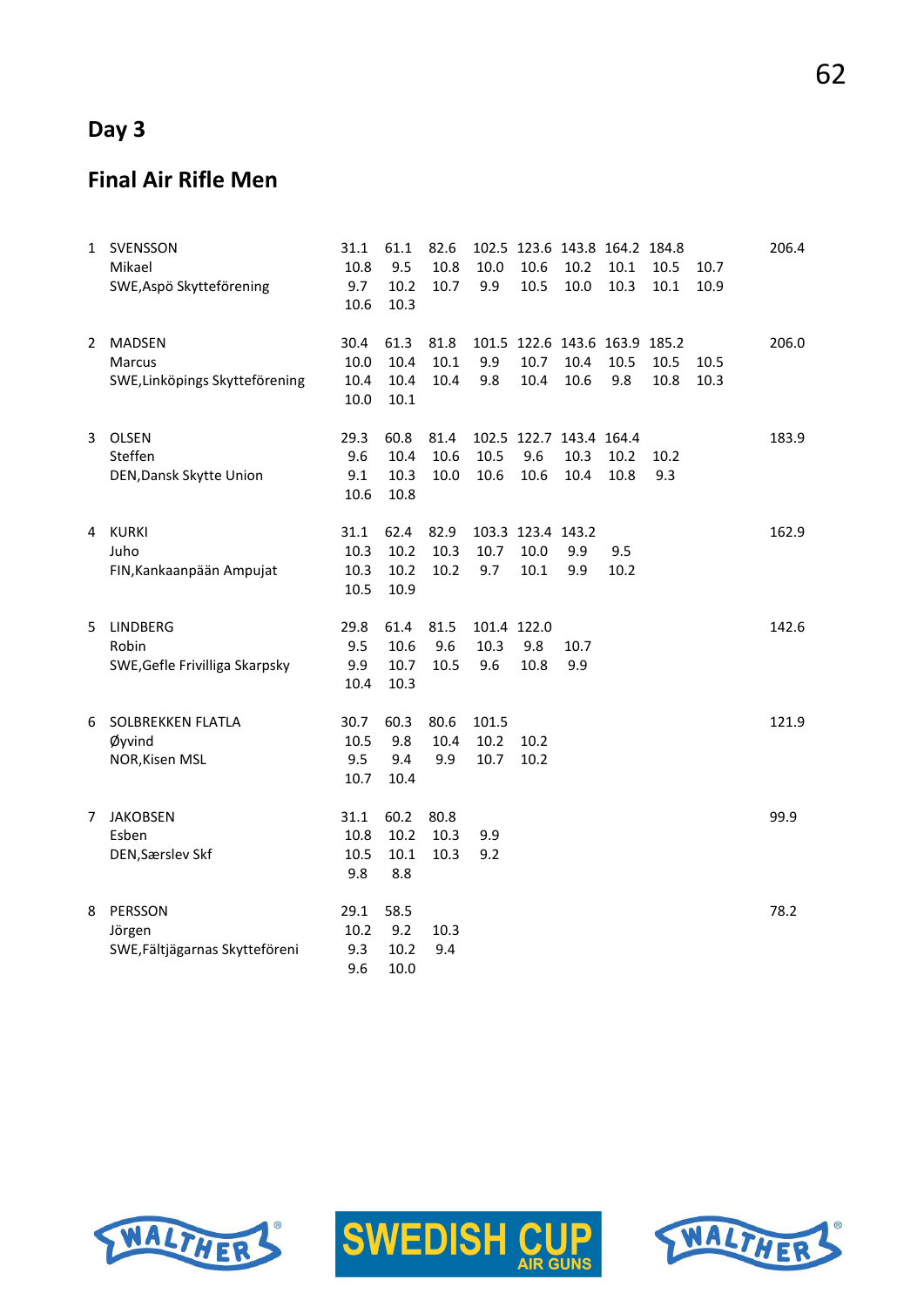## Day 3

## Final Air Rifle Men

| | Name | | | | | | | | | | Total |
|---|---|---|---|---|---|---|---|---|---|---|---|
| 1 | SVENSSON | 31.1 | 61.1 | 82.6 | 102.5 | 123.6 | 143.8 | 164.2 | 184.8 | | 206.4 |
| | Mikael | 10.8 | 9.5 | 10.8 | 10.0 | 10.6 | 10.2 | 10.1 | 10.5 | 10.7 | |
| | SWE,Aspö Skytteförening | 9.7 | 10.2 | 10.7 | 9.9 | 10.5 | 10.0 | 10.3 | 10.1 | 10.9 | |
| | | 10.6 | 10.3 | | | | | | | | |
| 2 | MADSEN | 30.4 | 61.3 | 81.8 | 101.5 | 122.6 | 143.6 | 163.9 | 185.2 | | 206.0 |
| | Marcus | 10.0 | 10.4 | 10.1 | 9.9 | 10.7 | 10.4 | 10.5 | 10.5 | 10.5 | |
| | SWE,Linköpings Skytteförening | 10.4 | 10.4 | 10.4 | 9.8 | 10.4 | 10.6 | 9.8 | 10.8 | 10.3 | |
| | | 10.0 | 10.1 | | | | | | | | |
| 3 | OLSEN | 29.3 | 60.8 | 81.4 | 102.5 | 122.7 | 143.4 | 164.4 | | | 183.9 |
| | Steffen | 9.6 | 10.4 | 10.6 | 10.5 | 9.6 | 10.3 | 10.2 | 10.2 | | |
| | DEN,Dansk Skytte Union | 9.1 | 10.3 | 10.0 | 10.6 | 10.6 | 10.4 | 10.8 | 9.3 | | |
| | | 10.6 | 10.8 | | | | | | | | |
| 4 | KURKI | 31.1 | 62.4 | 82.9 | 103.3 | 123.4 | 143.2 | | | | 162.9 |
| | Juho | 10.3 | 10.2 | 10.3 | 10.7 | 10.0 | 9.9 | 9.5 | | | |
| | FIN,Kankaanpään Ampujat | 10.3 | 10.2 | 10.2 | 9.7 | 10.1 | 9.9 | 10.2 | | | |
| | | 10.5 | 10.9 | | | | | | | | |
| 5 | LINDBERG | 29.8 | 61.4 | 81.5 | 101.4 | 122.0 | | | | | 142.6 |
| | Robin | 9.5 | 10.6 | 9.6 | 10.3 | 9.8 | 10.7 | | | | |
| | SWE,Gefle Frivilliga Skarpsky | 9.9 | 10.7 | 10.5 | 9.6 | 10.8 | 9.9 | | | | |
| | | 10.4 | 10.3 | | | | | | | | |
| 6 | SOLBREKKEN FLATLA | 30.7 | 60.3 | 80.6 | 101.5 | | | | | | 121.9 |
| | Øyvind | 10.5 | 9.8 | 10.4 | 10.2 | 10.2 | | | | | |
| | NOR,Kisen MSL | 9.5 | 9.4 | 9.9 | 10.7 | 10.2 | | | | | |
| | | 10.7 | 10.4 | | | | | | | | |
| 7 | JAKOBSEN | 31.1 | 60.2 | 80.8 | | | | | | | 99.9 |
| | Esben | 10.8 | 10.2 | 10.3 | 9.9 | | | | | | |
| | DEN,Særslev Skf | 10.5 | 10.1 | 10.3 | 9.2 | | | | | | |
| | | 9.8 | 8.8 | | | | | | | | |
| 8 | PERSSON | 29.1 | 58.5 | | | | | | | | 78.2 |
| | Jörgen | 10.2 | 9.2 | 10.3 | | | | | | | |
| | SWE,Fältjägarnas Skytteföreni | 9.3 | 10.2 | 9.4 | | | | | | | |
| | | 9.6 | 10.0 | | | | | | | | |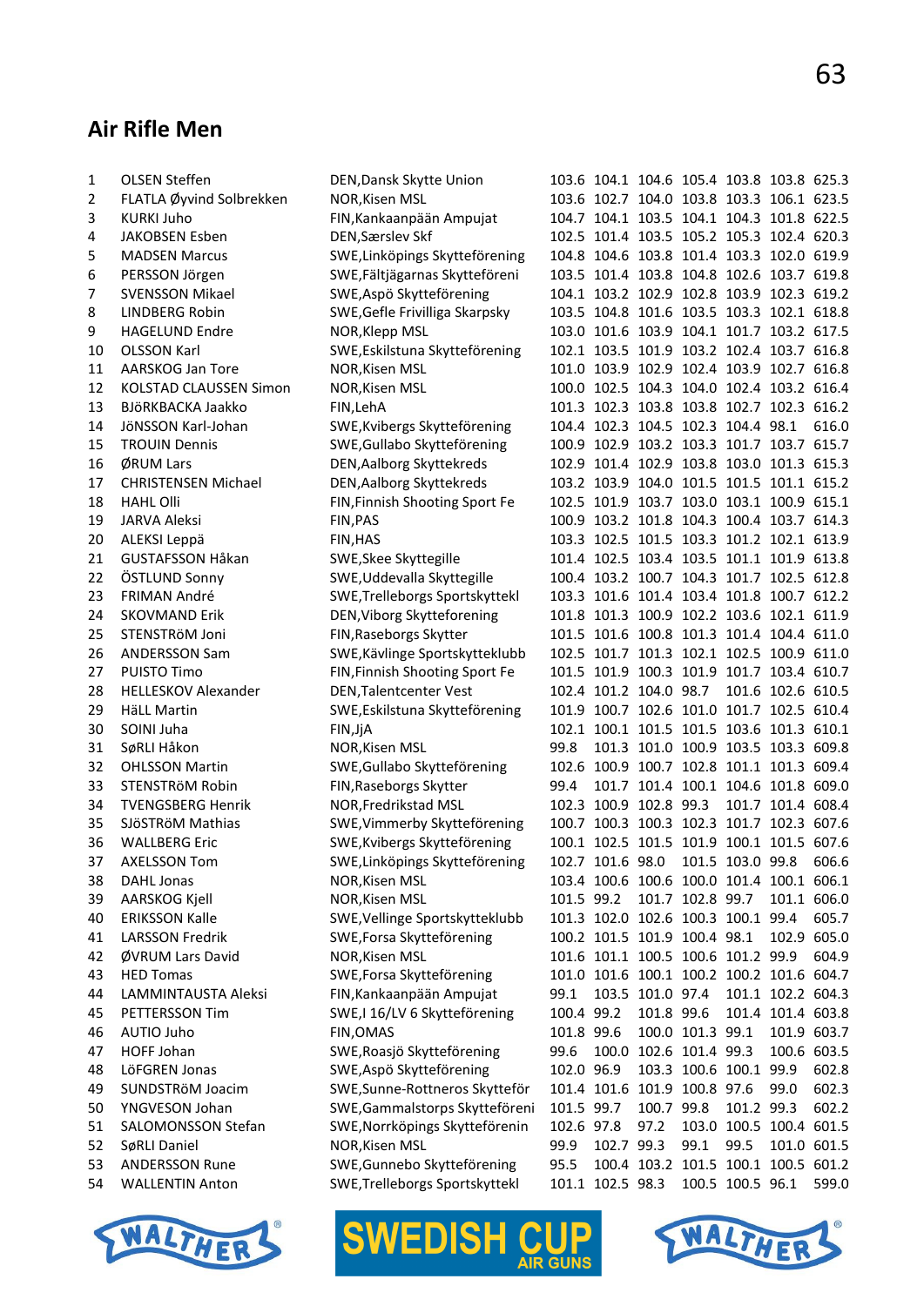## Air Rifle Men

| | | | | | | | | | |
|---|---|---|---|---|---|---|---|---|---|
| 1 | OLSEN Steffen | DEN,Dansk Skytte Union | 103.6 | 104.1 | 104.6 | 105.4 | 103.8 | 103.8 | 625.3 |
| 2 | FLATLA Øyvind Solbrekken | NOR,Kisen MSL | 103.6 | 102.7 | 104.0 | 103.8 | 103.3 | 106.1 | 623.5 |
| 3 | KURKI Juho | FIN,Kankaanpään Ampujat | 104.7 | 104.1 | 103.5 | 104.1 | 104.3 | 101.8 | 622.5 |
| 4 | JAKOBSEN Esben | DEN,Særslev Skf | 102.5 | 101.4 | 103.5 | 105.2 | 105.3 | 102.4 | 620.3 |
| 5 | MADSEN Marcus | SWE,Linköpings Skytteförening | 104.8 | 104.6 | 103.8 | 101.4 | 103.3 | 102.0 | 619.9 |
| 6 | PERSSON Jörgen | SWE,Fältjägarnas Skytteföreni | 103.5 | 101.4 | 103.8 | 104.8 | 102.6 | 103.7 | 619.8 |
| 7 | SVENSSON Mikael | SWE,Aspö Skytteförening | 104.1 | 103.2 | 102.9 | 102.8 | 103.9 | 102.3 | 619.2 |
| 8 | LINDBERG Robin | SWE,Gefle Frivilliga Skarpsky | 103.5 | 104.8 | 101.6 | 103.5 | 103.3 | 102.1 | 618.8 |
| 9 | HAGELUND Endre | NOR,Klepp MSL | 103.0 | 101.6 | 103.9 | 104.1 | 101.7 | 103.2 | 617.5 |
| 10 | OLSSON Karl | SWE,Eskilstuna Skytteförening | 102.1 | 103.5 | 101.9 | 103.2 | 102.4 | 103.7 | 616.8 |
| 11 | AARSKOG Jan Tore | NOR,Kisen MSL | 101.0 | 103.9 | 102.9 | 102.4 | 103.9 | 102.7 | 616.8 |
| 12 | KOLSTAD CLAUSSEN Simon | NOR,Kisen MSL | 100.0 | 102.5 | 104.3 | 104.0 | 102.4 | 103.2 | 616.4 |
| 13 | BJöRKBACKA Jaakko | FIN,LehA | 101.3 | 102.3 | 103.8 | 103.8 | 102.7 | 102.3 | 616.2 |
| 14 | JöNSSON Karl-Johan | SWE,Kvibergs Skytteförening | 104.4 | 102.3 | 104.5 | 102.3 | 104.4 | 98.1 | 616.0 |
| 15 | TROUIN Dennis | SWE,Gullabo Skytteförening | 100.9 | 102.9 | 103.2 | 103.3 | 101.7 | 103.7 | 615.7 |
| 16 | ØRUM Lars | DEN,Aalborg Skyttekreds | 102.9 | 101.4 | 102.9 | 103.8 | 103.0 | 101.3 | 615.3 |
| 17 | CHRISTENSEN Michael | DEN,Aalborg Skyttekreds | 103.2 | 103.9 | 104.0 | 101.5 | 101.5 | 101.1 | 615.2 |
| 18 | HAHL Olli | FIN,Finnish Shooting Sport Fe | 102.5 | 101.9 | 103.7 | 103.0 | 103.1 | 100.9 | 615.1 |
| 19 | JARVA Aleksi | FIN,PAS | 100.9 | 103.2 | 101.8 | 104.3 | 100.4 | 103.7 | 614.3 |
| 20 | ALEKSI Leppä | FIN,HAS | 103.3 | 102.5 | 101.5 | 103.3 | 101.2 | 102.1 | 613.9 |
| 21 | GUSTAFSSON Håkan | SWE,Skee Skyttegille | 101.4 | 102.5 | 103.4 | 103.5 | 101.1 | 101.9 | 613.8 |
| 22 | ÖSTLUND Sonny | SWE,Uddevalla Skyttegille | 100.4 | 103.2 | 100.7 | 104.3 | 101.7 | 102.5 | 612.8 |
| 23 | FRIMAN André | SWE,Trelleborgs Sportskyttekl | 103.3 | 101.6 | 101.4 | 103.4 | 101.8 | 100.7 | 612.2 |
| 24 | SKOVMAND Erik | DEN,Viborg Skytteforening | 101.8 | 101.3 | 100.9 | 102.2 | 103.6 | 102.1 | 611.9 |
| 25 | STENSTRöM Joni | FIN,Raseborgs Skytter | 101.5 | 101.6 | 100.8 | 101.3 | 101.4 | 104.4 | 611.0 |
| 26 | ANDERSSON Sam | SWE,Kävlinge Sportskytteklubb | 102.5 | 101.7 | 101.3 | 102.1 | 102.5 | 100.9 | 611.0 |
| 27 | PUISTO Timo | FIN,Finnish Shooting Sport Fe | 101.5 | 101.9 | 100.3 | 101.9 | 101.7 | 103.4 | 610.7 |
| 28 | HELLESKOV Alexander | DEN,Talentcenter Vest | 102.4 | 101.2 | 104.0 | 98.7 | 101.6 | 102.6 | 610.5 |
| 29 | HäLL Martin | SWE,Eskilstuna Skytteförening | 101.9 | 100.7 | 102.6 | 101.0 | 101.7 | 102.5 | 610.4 |
| 30 | SOINI Juha | FIN,JjA | 102.1 | 100.1 | 101.5 | 101.5 | 103.6 | 101.3 | 610.1 |
| 31 | SøRLI Håkon | NOR,Kisen MSL | 99.8 | 101.3 | 101.0 | 100.9 | 103.5 | 103.3 | 609.8 |
| 32 | OHLSSON Martin | SWE,Gullabo Skytteförening | 102.6 | 100.9 | 100.7 | 102.8 | 101.1 | 101.3 | 609.4 |
| 33 | STENSTRöM Robin | FIN,Raseborgs Skytter | 99.4 | 101.7 | 101.4 | 100.1 | 104.6 | 101.8 | 609.0 |
| 34 | TVENGSBERG Henrik | NOR,Fredrikstad MSL | 102.3 | 100.9 | 102.8 | 99.3 | 101.7 | 101.4 | 608.4 |
| 35 | SJöSTRöM Mathias | SWE,Vimmerby Skytteförening | 100.7 | 100.3 | 100.3 | 102.3 | 101.7 | 102.3 | 607.6 |
| 36 | WALLBERG Eric | SWE,Kvibergs Skytteförening | 100.1 | 102.5 | 101.5 | 101.9 | 100.1 | 101.5 | 607.6 |
| 37 | AXELSSON Tom | SWE,Linköpings Skytteförening | 102.7 | 101.6 | 98.0 | 101.5 | 103.0 | 99.8 | 606.6 |
| 38 | DAHL Jonas | NOR,Kisen MSL | 103.4 | 100.6 | 100.6 | 100.0 | 101.4 | 100.1 | 606.1 |
| 39 | AARSKOG Kjell | NOR,Kisen MSL | 101.5 | 99.2 | 101.7 | 102.8 | 99.7 | 101.1 | 606.0 |
| 40 | ERIKSSON Kalle | SWE,Vellinge Sportskytteklubb | 101.3 | 102.0 | 102.6 | 100.3 | 100.1 | 99.4 | 605.7 |
| 41 | LARSSON Fredrik | SWE,Forsa Skytteförening | 100.2 | 101.5 | 101.9 | 100.4 | 98.1 | 102.9 | 605.0 |
| 42 | ØVRUM Lars David | NOR,Kisen MSL | 101.6 | 101.1 | 100.5 | 100.6 | 101.2 | 99.9 | 604.9 |
| 43 | HED Tomas | SWE,Forsa Skytteförening | 101.0 | 101.6 | 100.1 | 100.2 | 100.2 | 101.6 | 604.7 |
| 44 | LAMMINTAUSTA Aleksi | FIN,Kankaanpään Ampujat | 99.1 | 103.5 | 101.0 | 97.4 | 101.1 | 102.2 | 604.3 |
| 45 | PETTERSSON Tim | SWE,I 16/LV 6 Skytteförening | 100.4 | 99.2 | 101.8 | 99.6 | 101.4 | 101.4 | 603.8 |
| 46 | AUTIO Juho | FIN,OMAS | 101.8 | 99.6 | 100.0 | 101.3 | 99.1 | 101.9 | 603.7 |
| 47 | HOFF Johan | SWE,Roasjö Skytteförening | 99.6 | 100.0 | 102.6 | 101.4 | 99.3 | 100.6 | 603.5 |
| 48 | LöFGREN Jonas | SWE,Aspö Skytteförening | 102.0 | 96.9 | 103.3 | 100.6 | 100.1 | 99.9 | 602.8 |
| 49 | SUNDSTRöM Joacim | SWE,Sunne-Rottneros Skytteför | 101.4 | 101.6 | 101.9 | 100.8 | 97.6 | 99.0 | 602.3 |
| 50 | YNGVESON Johan | SWE,Gammalstorps Skytteföreni | 101.5 | 99.7 | 100.7 | 99.8 | 101.2 | 99.3 | 602.2 |
| 51 | SALOMONSSON Stefan | SWE,Norrköpings Skytteförenin | 102.6 | 97.8 | 97.2 | 103.0 | 100.5 | 100.4 | 601.5 |
| 52 | SøRLI Daniel | NOR,Kisen MSL | 99.9 | 102.7 | 99.3 | 99.1 | 99.5 | 101.0 | 601.5 |
| 53 | ANDERSSON Rune | SWE,Gunnebo Skytteförening | 95.5 | 100.4 | 103.2 | 101.5 | 100.1 | 100.5 | 601.2 |
| 54 | WALLENTIN Anton | SWE,Trelleborgs Sportskyttekl | 101.1 | 102.5 | 98.3 | 100.5 | 100.5 | 96.1 | 599.0 |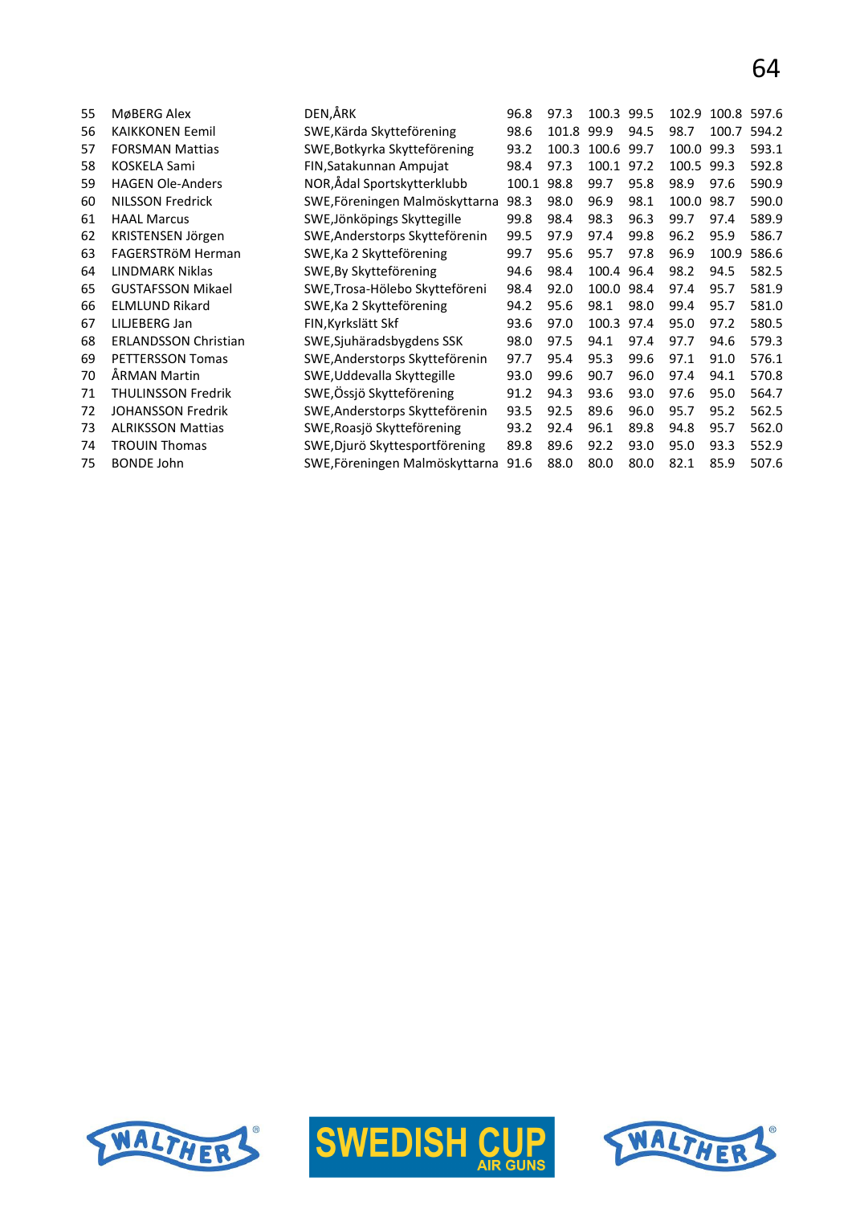| | | | | | | | | | |
|---|---|---|---|---|---|---|---|---|---|
| 55 | MøBERG Alex | DEN,ÅRK | 96.8 | 97.3 | 100.3 | 99.5 | 102.9 | 100.8 | 597.6 |
| 56 | KAIKKONEN Eemil | SWE,Kärda Skytteförening | 98.6 | 101.8 | 99.9 | 94.5 | 98.7 | 100.7 | 594.2 |
| 57 | FORSMAN Mattias | SWE,Botkyrka Skytteförening | 93.2 | 100.3 | 100.6 | 99.7 | 100.0 | 99.3 | 593.1 |
| 58 | KOSKELA Sami | FIN,Satakunnan Ampujat | 98.4 | 97.3 | 100.1 | 97.2 | 100.5 | 99.3 | 592.8 |
| 59 | HAGEN Ole-Anders | NOR,Ådal Sportskytterklubb | 100.1 | 98.8 | 99.7 | 95.8 | 98.9 | 97.6 | 590.9 |
| 60 | NILSSON Fredrick | SWE,Föreningen Malmöskyttarna | 98.3 | 98.0 | 96.9 | 98.1 | 100.0 | 98.7 | 590.0 |
| 61 | HAAL Marcus | SWE,Jönköpings Skyttegille | 99.8 | 98.4 | 98.3 | 96.3 | 99.7 | 97.4 | 589.9 |
| 62 | KRISTENSEN Jörgen | SWE,Anderstorps Skytteförenin | 99.5 | 97.9 | 97.4 | 99.8 | 96.2 | 95.9 | 586.7 |
| 63 | FAGERSTRöM Herman | SWE,Ka 2 Skytteförening | 99.7 | 95.6 | 95.7 | 97.8 | 96.9 | 100.9 | 586.6 |
| 64 | LINDMARK Niklas | SWE,By Skytteförening | 94.6 | 98.4 | 100.4 | 96.4 | 98.2 | 94.5 | 582.5 |
| 65 | GUSTAFSSON Mikael | SWE,Trosa-Hölebo Skytteföreni | 98.4 | 92.0 | 100.0 | 98.4 | 97.4 | 95.7 | 581.9 |
| 66 | ELMLUND Rikard | SWE,Ka 2 Skytteförening | 94.2 | 95.6 | 98.1 | 98.0 | 99.4 | 95.7 | 581.0 |
| 67 | LILJEBERG Jan | FIN,Kyrkslätt Skf | 93.6 | 97.0 | 100.3 | 97.4 | 95.0 | 97.2 | 580.5 |
| 68 | ERLANDSSON Christian | SWE,Sjuhäradsbygdens SSK | 98.0 | 97.5 | 94.1 | 97.4 | 97.7 | 94.6 | 579.3 |
| 69 | PETTERSSON Tomas | SWE,Anderstorps Skytteförenin | 97.7 | 95.4 | 95.3 | 99.6 | 97.1 | 91.0 | 576.1 |
| 70 | ÅRMAN Martin | SWE,Uddevalla Skyttegille | 93.0 | 99.6 | 90.7 | 96.0 | 97.4 | 94.1 | 570.8 |
| 71 | THULINSSON Fredrik | SWE,Össjö Skytteförening | 91.2 | 94.3 | 93.6 | 93.0 | 97.6 | 95.0 | 564.7 |
| 72 | JOHANSSON Fredrik | SWE,Anderstorps Skytteförenin | 93.5 | 92.5 | 89.6 | 96.0 | 95.7 | 95.2 | 562.5 |
| 73 | ALRIKSSON Mattias | SWE,Roasjö Skytteförening | 93.2 | 92.4 | 96.1 | 89.8 | 94.8 | 95.7 | 562.0 |
| 74 | TROUIN Thomas | SWE,Djurö Skyttesportförening | 89.8 | 89.6 | 92.2 | 93.0 | 95.0 | 93.3 | 552.9 |
| 75 | BONDE John | SWE,Föreningen Malmöskyttarna | 91.6 | 88.0 | 80.0 | 80.0 | 82.1 | 85.9 | 507.6 |

WALTHER SWEDISH CUP AIR GUNS WALTHER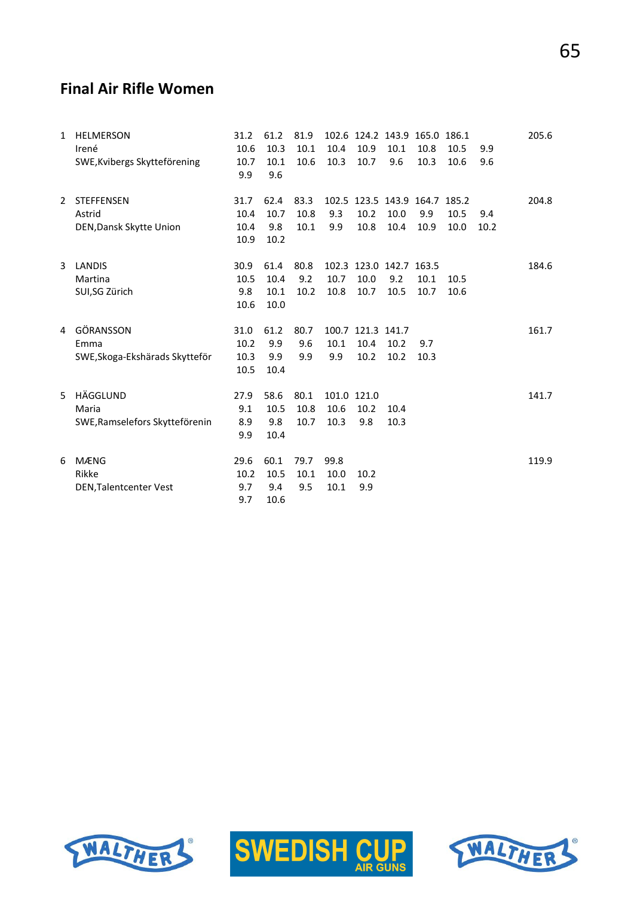## Final Air Rifle Women

| | | | | | | | | | | | |
|---|---|---|---|---|---|---|---|---|---|---|---|
| 1 | HELMERSON | 31.2 | 61.2 | 81.9 | 102.6 | 124.2 | 143.9 | 165.0 | 186.1 | | 205.6 |
| | Irené | 10.6 | 10.3 | 10.1 | 10.4 | 10.9 | 10.1 | 10.8 | 10.5 | 9.9 | |
| | SWE,Kvibergs Skytteförening | 10.7 | 10.1 | 10.6 | 10.3 | 10.7 | 9.6 | 10.3 | 10.6 | 9.6 | |
| | | 9.9 | 9.6 | | | | | | | | |
| 2 | STEFFENSEN | 31.7 | 62.4 | 83.3 | 102.5 | 123.5 | 143.9 | 164.7 | 185.2 | | 204.8 |
| | Astrid | 10.4 | 10.7 | 10.8 | 9.3 | 10.2 | 10.0 | 9.9 | 10.5 | 9.4 | |
| | DEN,Dansk Skytte Union | 10.4 | 9.8 | 10.1 | 9.9 | 10.8 | 10.4 | 10.9 | 10.0 | 10.2 | |
| | | 10.9 | 10.2 | | | | | | | | |
| 3 | LANDIS | 30.9 | 61.4 | 80.8 | 102.3 | 123.0 | 142.7 | 163.5 | | | 184.6 |
| | Martina | 10.5 | 10.4 | 9.2 | 10.7 | 10.0 | 9.2 | 10.1 | 10.5 | | |
| | SUI,SG Zürich | 9.8 | 10.1 | 10.2 | 10.8 | 10.7 | 10.5 | 10.7 | 10.6 | | |
| | | 10.6 | 10.0 | | | | | | | | |
| 4 | GÖRANSSON | 31.0 | 61.2 | 80.7 | 100.7 | 121.3 | 141.7 | | | | 161.7 |
| | Emma | 10.2 | 9.9 | 9.6 | 10.1 | 10.4 | 10.2 | 9.7 | | | |
| | SWE,Skoga-Ekshärads Skytteför | 10.3 | 9.9 | 9.9 | 9.9 | 10.2 | 10.2 | 10.3 | | | |
| | | 10.5 | 10.4 | | | | | | | | |
| 5 | HÄGGLUND | 27.9 | 58.6 | 80.1 | 101.0 | 121.0 | | | | | 141.7 |
| | Maria | 9.1 | 10.5 | 10.8 | 10.6 | 10.2 | 10.4 | | | | |
| | SWE,Ramselefors Skytteförenin | 8.9 | 9.8 | 10.7 | 10.3 | 9.8 | 10.3 | | | | |
| | | 9.9 | 10.4 | | | | | | | | |
| 6 | MÆNG | 29.6 | 60.1 | 79.7 | 99.8 | | | | | | 119.9 |
| | Rikke | 10.2 | 10.5 | 10.1 | 10.0 | 10.2 | | | | | |
| | DEN,Talentcenter Vest | 9.7 | 9.4 | 9.5 | 10.1 | 9.9 | | | | | |
| | | 9.7 | 10.6 | | | | | | | | |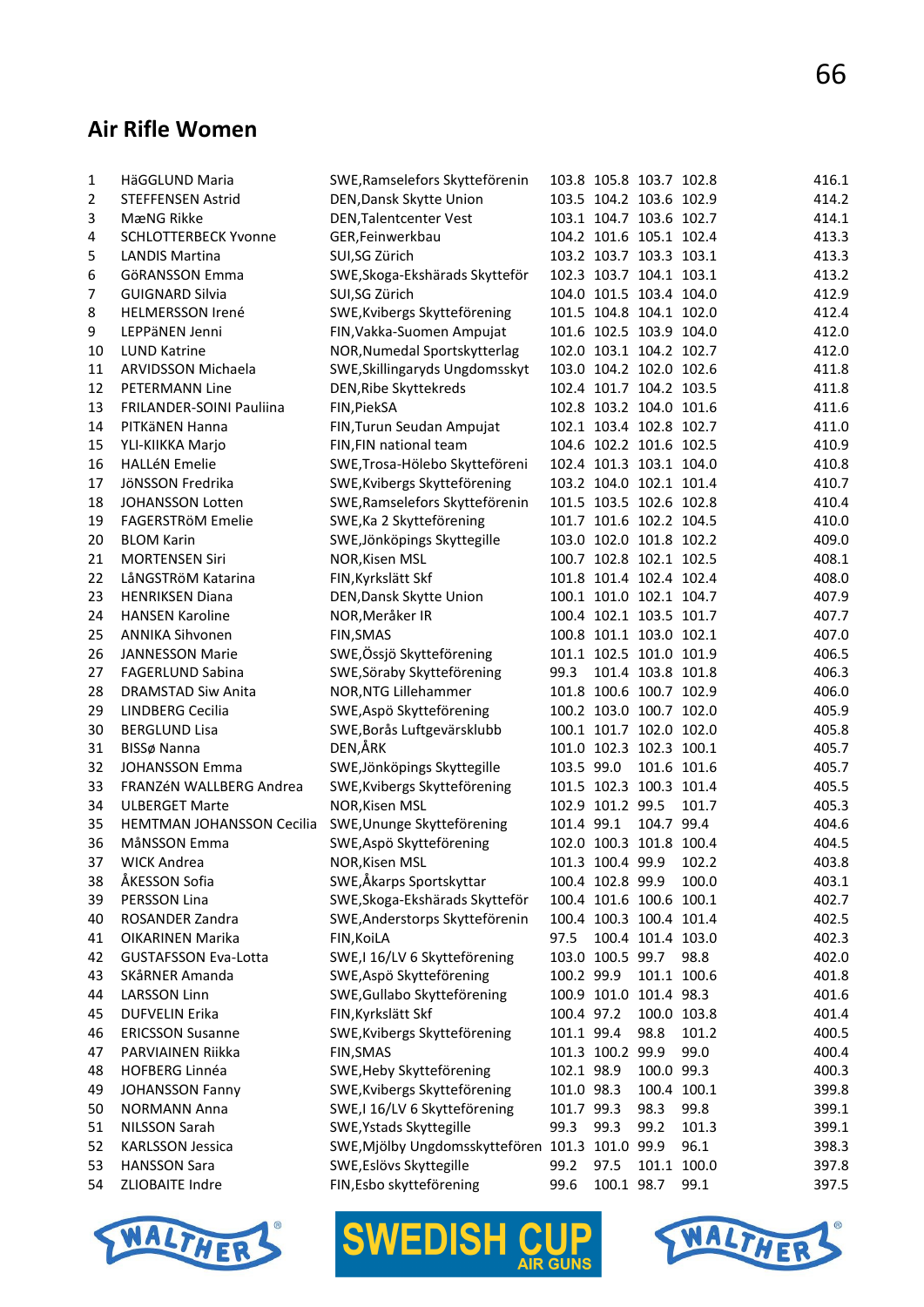## Air Rifle Women

| | | | | | | | |
|---|---|---|---|---|---|---|---|
| 1 | HäGGLUND Maria | SWE,Ramselefors Skytteförenin | 103.8 | 105.8 | 103.7 | 102.8 | 416.1 |
| 2 | STEFFENSEN Astrid | DEN,Dansk Skytte Union | 103.5 | 104.2 | 103.6 | 102.9 | 414.2 |
| 3 | MæNG Rikke | DEN,Talentcenter Vest | 103.1 | 104.7 | 103.6 | 102.7 | 414.1 |
| 4 | SCHLOTTERBECK Yvonne | GER,Feinwerkbau | 104.2 | 101.6 | 105.1 | 102.4 | 413.3 |
| 5 | LANDIS Martina | SUI,SG Zürich | 103.2 | 103.7 | 103.3 | 103.1 | 413.3 |
| 6 | GöRANSSON Emma | SWE,Skoga-Ekshärads Skytteför | 102.3 | 103.7 | 104.1 | 103.1 | 413.2 |
| 7 | GUIGNARD Silvia | SUI,SG Zürich | 104.0 | 101.5 | 103.4 | 104.0 | 412.9 |
| 8 | HELMERSSON Irené | SWE,Kvibergs Skytteförening | 101.5 | 104.8 | 104.1 | 102.0 | 412.4 |
| 9 | LEPPäNEN Jenni | FIN,Vakka-Suomen Ampujat | 101.6 | 102.5 | 103.9 | 104.0 | 412.0 |
| 10 | LUND Katrine | NOR,Numedal Sportskytterlag | 102.0 | 103.1 | 104.2 | 102.7 | 412.0 |
| 11 | ARVIDSSON Michaela | SWE,Skillingaryds Ungdomsskyt | 103.0 | 104.2 | 102.0 | 102.6 | 411.8 |
| 12 | PETERMANN Line | DEN,Ribe Skyttekreds | 102.4 | 101.7 | 104.2 | 103.5 | 411.8 |
| 13 | FRILANDER-SOINI Pauliina | FIN,PiekSA | 102.8 | 103.2 | 104.0 | 101.6 | 411.6 |
| 14 | PITKäNEN Hanna | FIN,Turun Seudan Ampujat | 102.1 | 103.4 | 102.8 | 102.7 | 411.0 |
| 15 | YLI-KIIKKA Marjo | FIN,FIN national team | 104.6 | 102.2 | 101.6 | 102.5 | 410.9 |
| 16 | HALLéN Emelie | SWE,Trosa-Hölebo Skytteföreni | 102.4 | 101.3 | 103.1 | 104.0 | 410.8 |
| 17 | JöNSSON Fredrika | SWE,Kvibergs Skytteförening | 103.2 | 104.0 | 102.1 | 101.4 | 410.7 |
| 18 | JOHANSSON Lotten | SWE,Ramselefors Skytteförenin | 101.5 | 103.5 | 102.6 | 102.8 | 410.4 |
| 19 | FAGERSTRöM Emelie | SWE,Ka 2 Skytteförening | 101.7 | 101.6 | 102.2 | 104.5 | 410.0 |
| 20 | BLOM Karin | SWE,Jönköpings Skyttegille | 103.0 | 102.0 | 101.8 | 102.2 | 409.0 |
| 21 | MORTENSEN Siri | NOR,Kisen MSL | 100.7 | 102.8 | 102.1 | 102.5 | 408.1 |
| 22 | LåNGSTRöM Katarina | FIN,Kyrkslätt Skf | 101.8 | 101.4 | 102.4 | 102.4 | 408.0 |
| 23 | HENRIKSEN Diana | DEN,Dansk Skytte Union | 100.1 | 101.0 | 102.1 | 104.7 | 407.9 |
| 24 | HANSEN Karoline | NOR,Meråker IR | 100.4 | 102.1 | 103.5 | 101.7 | 407.7 |
| 25 | ANNIKA Sihvonen | FIN,SMAS | 100.8 | 101.1 | 103.0 | 102.1 | 407.0 |
| 26 | JANNESSON Marie | SWE,Össjö Skytteförening | 101.1 | 102.5 | 101.0 | 101.9 | 406.5 |
| 27 | FAGERLUND Sabina | SWE,Söraby Skytteförening | 99.3 | 101.4 | 103.8 | 101.8 | 406.3 |
| 28 | DRAMSTAD Siw Anita | NOR,NTG Lillehammer | 101.8 | 100.6 | 100.7 | 102.9 | 406.0 |
| 29 | LINDBERG Cecilia | SWE,Aspö Skytteförening | 100.2 | 103.0 | 100.7 | 102.0 | 405.9 |
| 30 | BERGLUND Lisa | SWE,Borås Luftgevärsklubb | 100.1 | 101.7 | 102.0 | 102.0 | 405.8 |
| 31 | BISSø Nanna | DEN,ÅRK | 101.0 | 102.3 | 102.3 | 100.1 | 405.7 |
| 32 | JOHANSSON Emma | SWE,Jönköpings Skyttegille | 103.5 | 99.0 | 101.6 | 101.6 | 405.7 |
| 33 | FRANZéN WALLBERG Andrea | SWE,Kvibergs Skytteförening | 101.5 | 102.3 | 100.3 | 101.4 | 405.5 |
| 34 | ULBERGET Marte | NOR,Kisen MSL | 102.9 | 101.2 | 99.5 | 101.7 | 405.3 |
| 35 | HEMTMAN JOHANSSON Cecilia | SWE,Ununge Skytteförening | 101.4 | 99.1 | 104.7 | 99.4 | 404.6 |
| 36 | MåNSSON Emma | SWE,Aspö Skytteförening | 102.0 | 100.3 | 101.8 | 100.4 | 404.5 |
| 37 | WICK Andrea | NOR,Kisen MSL | 101.3 | 100.4 | 99.9 | 102.2 | 403.8 |
| 38 | ÅKESSON Sofia | SWE,Åkarps Sportskyttar | 100.4 | 102.8 | 99.9 | 100.0 | 403.1 |
| 39 | PERSSON Lina | SWE,Skoga-Ekshärads Skytteför | 100.4 | 101.6 | 100.6 | 100.1 | 402.7 |
| 40 | ROSANDER Zandra | SWE,Anderstorps Skytteförenin | 100.4 | 100.3 | 100.4 | 101.4 | 402.5 |
| 41 | OIKARINEN Marika | FIN,KoiLA | 97.5 | 100.4 | 101.4 | 103.0 | 402.3 |
| 42 | GUSTAFSSON Eva-Lotta | SWE,I 16/LV 6 Skytteförening | 103.0 | 100.5 | 99.7 | 98.8 | 402.0 |
| 43 | SKåRNER Amanda | SWE,Aspö Skytteförening | 100.2 | 99.9 | 101.1 | 100.6 | 401.8 |
| 44 | LARSSON Linn | SWE,Gullabo Skytteförening | 100.9 | 101.0 | 101.4 | 98.3 | 401.6 |
| 45 | DUFVELIN Erika | FIN,Kyrkslätt Skf | 100.4 | 97.2 | 100.0 | 103.8 | 401.4 |
| 46 | ERICSSON Susanne | SWE,Kvibergs Skytteförening | 101.1 | 99.4 | 98.8 | 101.2 | 400.5 |
| 47 | PARVIAINEN Riikka | FIN,SMAS | 101.3 | 100.2 | 99.9 | 99.0 | 400.4 |
| 48 | HOFBERG Linnéa | SWE,Heby Skytteförening | 102.1 | 98.9 | 100.0 | 99.3 | 400.3 |
| 49 | JOHANSSON Fanny | SWE,Kvibergs Skytteförening | 101.0 | 98.3 | 100.4 | 100.1 | 399.8 |
| 50 | NORMANN Anna | SWE,I 16/LV 6 Skytteförening | 101.7 | 99.3 | 98.3 | 99.8 | 399.1 |
| 51 | NILSSON Sarah | SWE,Ystads Skyttegille | 99.3 | 99.3 | 99.2 | 101.3 | 399.1 |
| 52 | KARLSSON Jessica | SWE,Mjölby Ungdomsskyttefören | 101.3 | 101.0 | 99.9 | 96.1 | 398.3 |
| 53 | HANSSON Sara | SWE,Eslövs Skyttegille | 99.2 | 97.5 | 101.1 | 100.0 | 397.8 |
| 54 | ZLIOBAITE Indre | FIN,Esbo skytteförening | 99.6 | 100.1 | 98.7 | 99.1 | 397.5 |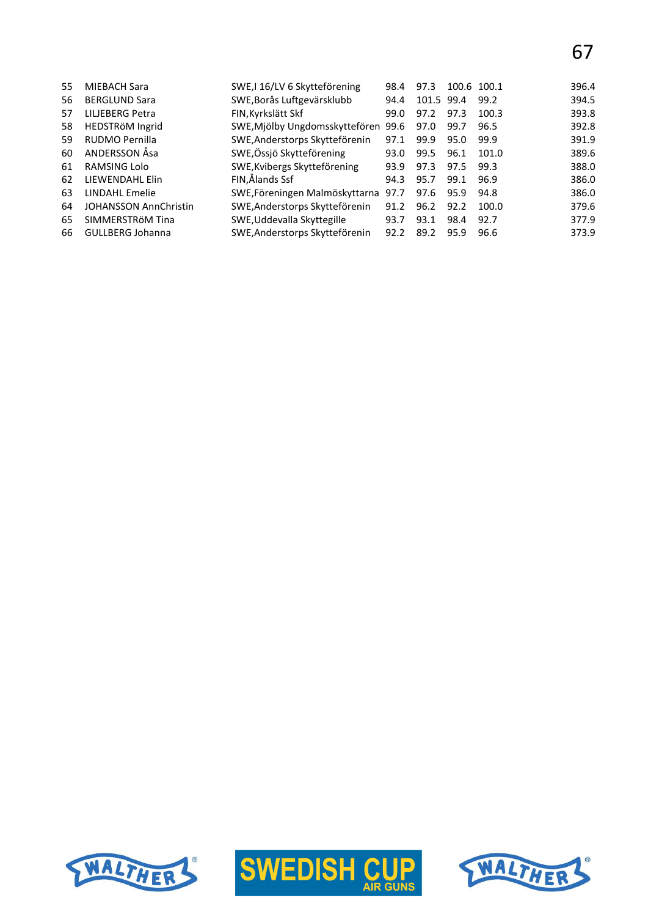| | | | | | | | |
|---|---|---|---|---|---|---|---|
| 55 | MIEBACH Sara | SWE,I 16/LV 6 Skytteförening | 98.4 | 97.3 | 100.6 | 100.1 | 396.4 |
| 56 | BERGLUND Sara | SWE,Borås Luftgevärsklubb | 94.4 | 101.5 | 99.4 | 99.2 | 394.5 |
| 57 | LILJEBERG Petra | FIN,Kyrkslätt Skf | 99.0 | 97.2 | 97.3 | 100.3 | 393.8 |
| 58 | HEDSTRöM Ingrid | SWE,Mjölby Ungdomsskyttefören | 99.6 | 97.0 | 99.7 | 96.5 | 392.8 |
| 59 | RUDMO Pernilla | SWE,Anderstorps Skyttefÿrenin | 97.1 | 99.9 | 95.0 | 99.9 | 391.9 |
| 60 | ANDERSSON Åsa | SWE,Össjö Skytteförening | 93.0 | 99.5 | 96.1 | 101.0 | 389.6 |
| 61 | RAMSING Lolo | SWE,Kvibergs Skytteförening | 93.9 | 97.3 | 97.5 | 99.3 | 388.0 |
| 62 | LIEWENDAHL Elin | FIN,Ålands Ssf | 94.3 | 95.7 | 99.1 | 96.9 | 386.0 |
| 63 | LINDAHL Emelie | SWE,Föreningen Malmöskyttarna | 97.7 | 97.6 | 95.9 | 94.8 | 386.0 |
| 64 | JOHANSSON AnnChristin | SWE,Anderstorps Skyttefÿrenin | 91.2 | 96.2 | 92.2 | 100.0 | 379.6 |
| 65 | SIMMERSTRöM Tina | SWE,Uddevalla Skyttegille | 93.7 | 93.1 | 98.4 | 92.7 | 377.9 |
| 66 | GULLBERG Johanna | SWE,Anderstorps Skyttefÿrenin | 92.2 | 89.2 | 95.9 | 96.6 | 373.9 |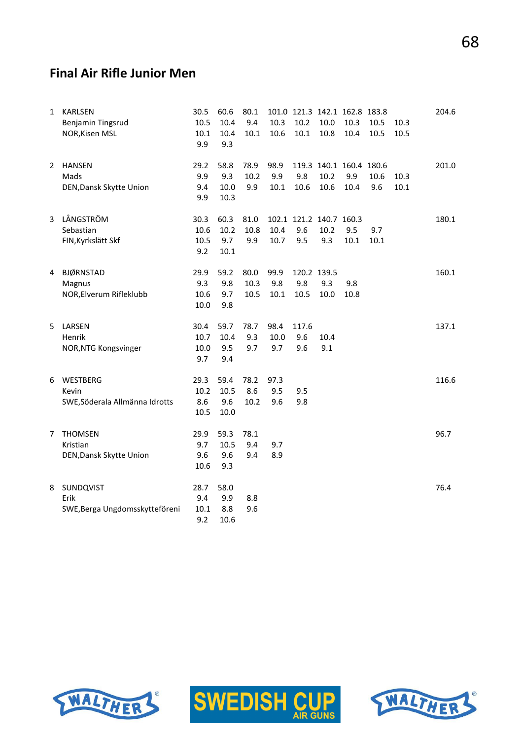## Final Air Rifle Junior Men

| | | | | | | | | | | | |
|---|---|---|---|---|---|---|---|---|---|---|---|
| 1 | KARLSEN | 30.5 | 60.6 | 80.1 | 101.0 | 121.3 | 142.1 | 162.8 | 183.8 | | 204.6 |
| | Benjamin Tingsrud | 10.5 | 10.4 | 9.4 | 10.3 | 10.2 | 10.0 | 10.3 | 10.5 | 10.3 | |
| | NOR,Kisen MSL | 10.1 | 10.4 | 10.1 | 10.6 | 10.1 | 10.8 | 10.4 | 10.5 | 10.5 | |
| | | 9.9 | 9.3 | | | | | | | | |
| 2 | HANSEN | 29.2 | 58.8 | 78.9 | 98.9 | 119.3 | 140.1 | 160.4 | 180.6 | | 201.0 |
| | Mads | 9.9 | 9.3 | 10.2 | 9.9 | 9.8 | 10.2 | 9.9 | 10.6 | 10.3 | |
| | DEN,Dansk Skytte Union | 9.4 | 10.0 | 9.9 | 10.1 | 10.6 | 10.6 | 10.4 | 9.6 | 10.1 | |
| | | 9.9 | 10.3 | | | | | | | | |
| 3 | LÅNGSTRÖM | 30.3 | 60.3 | 81.0 | 102.1 | 121.2 | 140.7 | 160.3 | | | 180.1 |
| | Sebastian | 10.6 | 10.2 | 10.8 | 10.4 | 9.6 | 10.2 | 9.5 | 9.7 | | |
| | FIN,Kyrkslätt Skf | 10.5 | 9.7 | 9.9 | 10.7 | 9.5 | 9.3 | 10.1 | 10.1 | | |
| | | 9.2 | 10.1 | | | | | | | | |
| 4 | BJØRNSTAD | 29.9 | 59.2 | 80.0 | 99.9 | 120.2 | 139.5 | | | | 160.1 |
| | Magnus | 9.3 | 9.8 | 10.3 | 9.8 | 9.8 | 9.3 | 9.8 | | | |
| | NOR,Elverum Rifleklubb | 10.6 | 9.7 | 10.5 | 10.1 | 10.5 | 10.0 | 10.8 | | | |
| | | 10.0 | 9.8 | | | | | | | | |
| 5 | LARSEN | 30.4 | 59.7 | 78.7 | 98.4 | 117.6 | | | | | 137.1 |
| | Henrik | 10.7 | 10.4 | 9.3 | 10.0 | 9.6 | 10.4 | | | | |
| | NOR,NTG Kongsvinger | 10.0 | 9.5 | 9.7 | 9.7 | 9.6 | 9.1 | | | | |
| | | 9.7 | 9.4 | | | | | | | | |
| 6 | WESTBERG | 29.3 | 59.4 | 78.2 | 97.3 | | | | | | 116.6 |
| | Kevin | 10.2 | 10.5 | 8.6 | 9.5 | 9.5 | | | | | |
| | SWE,Söderala Allmänna Idrotts | 8.6 | 9.6 | 10.2 | 9.6 | 9.8 | | | | | |
| | | 10.5 | 10.0 | | | | | | | | |
| 7 | THOMSEN | 29.9 | 59.3 | 78.1 | | | | | | | 96.7 |
| | Kristian | 9.7 | 10.5 | 9.4 | 9.7 | | | | | | |
| | DEN,Dansk Skytte Union | 9.6 | 9.6 | 9.4 | 8.9 | | | | | | |
| | | 10.6 | 9.3 | | | | | | | | |
| 8 | SUNDQVIST | 28.7 | 58.0 | | | | | | | | 76.4 |
| | Erik | 9.4 | 9.9 | 8.8 | | | | | | | |
| | SWE,Berga Ungdomsskyttefören | 10.1 | 8.8 | 9.6 | | | | | | | |
| | | 9.2 | 10.6 | | | | | | | | |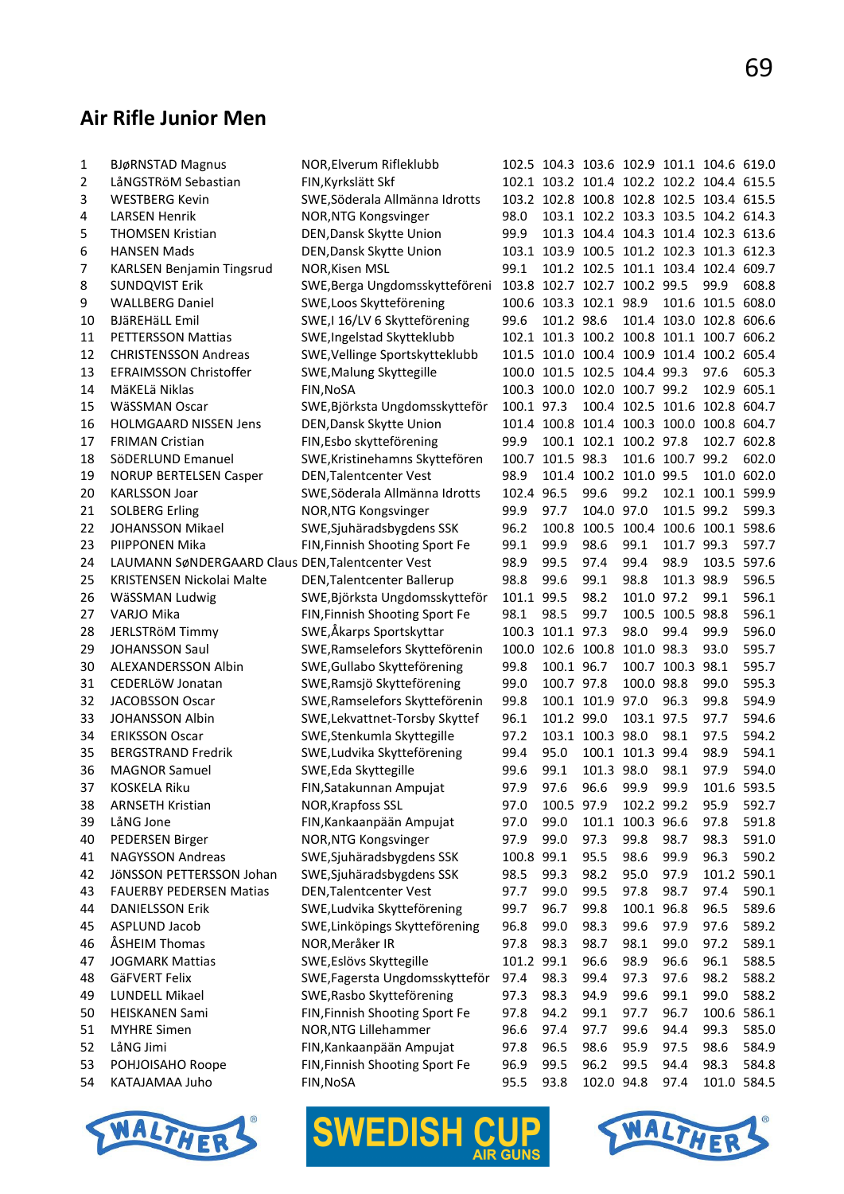## Air Rifle Junior Men

| | | | | | | | | | |
|---|---|---|---|---|---|---|---|---|---|
| 1 | BJøRNSTAD Magnus | NOR,Elverum Rifleklubb | 102.5 | 104.3 | 103.6 | 102.9 | 101.1 | 104.6 | 619.0 |
| 2 | LåNGSTRöM Sebastian | FIN,Kyrkslätt Skf | 102.1 | 103.2 | 101.4 | 102.2 | 102.2 | 104.4 | 615.5 |
| 3 | WESTBERG Kevin | SWE,Söderala Allmänna Idrotts | 103.2 | 102.8 | 100.8 | 102.8 | 102.5 | 103.4 | 615.5 |
| 4 | LARSEN Henrik | NOR,NTG Kongsvinger | 98.0 | 103.1 | 102.2 | 103.3 | 103.5 | 104.2 | 614.3 |
| 5 | THOMSEN Kristian | DEN,Dansk Skytte Union | 99.9 | 101.3 | 104.4 | 104.3 | 101.4 | 102.3 | 613.6 |
| 6 | HANSEN Mads | DEN,Dansk Skytte Union | 103.1 | 103.9 | 100.5 | 101.2 | 102.3 | 101.3 | 612.3 |
| 7 | KARLSEN Benjamin Tingsrud | NOR,Kisen MSL | 99.1 | 101.2 | 102.5 | 101.1 | 103.4 | 102.4 | 609.7 |
| 8 | SUNDQVIST Erik | SWE,Berga Ungdomsskytteföreni | 103.8 | 102.7 | 102.7 | 100.2 | 99.5 | 99.9 | 608.8 |
| 9 | WALLBERG Daniel | SWE,Loos Skytteförening | 100.6 | 103.3 | 102.1 | 98.9 | 101.6 | 101.5 | 608.0 |
| 10 | BJäREHäLL Emil | SWE,I 16/LV 6 Skytteförening | 99.6 | 101.2 | 98.6 | 101.4 | 103.0 | 102.8 | 606.6 |
| 11 | PETTERSSON Mattias | SWE,Ingelstad Skytteklubb | 102.1 | 101.3 | 100.2 | 100.8 | 101.1 | 100.7 | 606.2 |
| 12 | CHRISTENSSON Andreas | SWE,Vellinge Sportskytteklubb | 101.5 | 101.0 | 100.4 | 100.9 | 101.4 | 100.2 | 605.4 |
| 13 | EFRAIMSSON Christoffer | SWE,Malung Skyttegille | 100.0 | 101.5 | 102.5 | 104.4 | 99.3 | 97.6 | 605.3 |
| 14 | MäKELä Niklas | FIN,NoSA | 100.3 | 100.0 | 102.0 | 100.7 | 99.2 | 102.9 | 605.1 |
| 15 | WäSSMAN Oscar | SWE,Björksta Ungdomsskytteför | 100.1 | 97.3 | 100.4 | 102.5 | 101.6 | 102.8 | 604.7 |
| 16 | HOLMGAARD NISSEN Jens | DEN,Dansk Skytte Union | 101.4 | 100.8 | 101.4 | 100.3 | 100.0 | 100.8 | 604.7 |
| 17 | FRIMAN Cristian | FIN,Esbo skytteförening | 99.9 | 100.1 | 102.1 | 100.2 | 97.8 | 102.7 | 602.8 |
| 18 | SöDERLUND Emanuel | SWE,Kristinehamns Skyttefören | 100.7 | 101.5 | 98.3 | 101.6 | 100.7 | 99.2 | 602.0 |
| 19 | NORUP BERTELSEN Casper | DEN,Talentcenter Vest | 98.9 | 101.4 | 100.2 | 101.0 | 99.5 | 101.0 | 602.0 |
| 20 | KARLSSON Joar | SWE,Söderala Allmänna Idrotts | 102.4 | 96.5 | 99.6 | 99.2 | 102.1 | 100.1 | 599.9 |
| 21 | SOLBERG Erling | NOR,NTG Kongsvinger | 99.9 | 97.7 | 104.0 | 97.0 | 101.5 | 99.2 | 599.3 |
| 22 | JOHANSSON Mikael | SWE,Sjuhäradsbygdens SSK | 96.2 | 100.8 | 100.5 | 100.4 | 100.6 | 100.1 | 598.6 |
| 23 | PIIPPONEN Mika | FIN,Finnish Shooting Sport Fe | 99.1 | 99.9 | 98.6 | 99.1 | 101.7 | 99.3 | 597.7 |
| 24 | LAUMANN SøNDERGAARD Claus | DEN,Talentcenter Vest | 98.9 | 99.5 | 97.4 | 99.4 | 98.9 | 103.5 | 597.6 |
| 25 | KRISTENSEN Nickolai Malte | DEN,Talentcenter Ballerup | 98.8 | 99.6 | 99.1 | 98.8 | 101.3 | 98.9 | 596.5 |
| 26 | WäSSMAN Ludwig | SWE,Björksta Ungdomsskytteför | 101.1 | 99.5 | 98.2 | 101.0 | 97.2 | 99.1 | 596.1 |
| 27 | VARJO Mika | FIN,Finnish Shooting Sport Fe | 98.1 | 98.5 | 99.7 | 100.5 | 100.5 | 98.8 | 596.1 |
| 28 | JERLSTRöM Timmy | SWE,Åkarps Sportskyttar | 100.3 | 101.1 | 97.3 | 98.0 | 99.4 | 99.9 | 596.0 |
| 29 | JOHANSSON Saul | SWE,Ramselefors Skytteförenin | 100.0 | 102.6 | 100.8 | 101.0 | 98.3 | 93.0 | 595.7 |
| 30 | ALEXANDERSSON Albin | SWE,Gullabo Skytteförening | 99.8 | 100.1 | 96.7 | 100.7 | 100.3 | 98.1 | 595.7 |
| 31 | CEDERLöW Jonatan | SWE,Ramsjö Skytteförening | 99.0 | 100.7 | 97.8 | 100.0 | 98.8 | 99.0 | 595.3 |
| 32 | JACOBSSON Oscar | SWE,Ramselefors Skytteförenin | 99.8 | 100.1 | 101.9 | 97.0 | 96.3 | 99.8 | 594.9 |
| 33 | JOHANSSON Albin | SWE,Lekvattnet-Torsby Skyttef | 96.1 | 101.2 | 99.0 | 103.1 | 97.5 | 97.7 | 594.6 |
| 34 | ERIKSSON Oscar | SWE,Stenkumla Skyttegille | 97.2 | 103.1 | 100.3 | 98.0 | 98.1 | 97.5 | 594.2 |
| 35 | BERGSTRAND Fredrik | SWE,Ludvika Skytteförening | 99.4 | 95.0 | 100.1 | 101.3 | 99.4 | 98.9 | 594.1 |
| 36 | MAGNOR Samuel | SWE,Eda Skyttegille | 99.6 | 99.1 | 101.3 | 98.0 | 98.1 | 97.9 | 594.0 |
| 37 | KOSKELA Riku | FIN,Satakunnan Ampujat | 97.9 | 97.6 | 96.6 | 99.9 | 99.9 | 101.6 | 593.5 |
| 38 | ARNSETH Kristian | NOR,Krapfoss SSL | 97.0 | 100.5 | 97.9 | 102.2 | 99.2 | 95.9 | 592.7 |
| 39 | LåNG Jone | FIN,Kankaanpään Ampujat | 97.0 | 99.0 | 101.1 | 100.3 | 96.6 | 97.8 | 591.8 |
| 40 | PEDERSEN Birger | NOR,NTG Kongsvinger | 97.9 | 99.0 | 97.3 | 99.8 | 98.7 | 98.3 | 591.0 |
| 41 | NAGYSSON Andreas | SWE,Sjuhäradsbygdens SSK | 100.8 | 99.1 | 95.5 | 98.6 | 99.9 | 96.3 | 590.2 |
| 42 | JöNSSON PETTERSSON Johan | SWE,Sjuhäradsbygdens SSK | 98.5 | 99.3 | 98.2 | 95.0 | 97.9 | 101.2 | 590.1 |
| 43 | FAUERBY PEDERSEN Matias | DEN,Talentcenter Vest | 97.7 | 99.0 | 99.5 | 97.8 | 98.7 | 97.4 | 590.1 |
| 44 | DANIELSSON Erik | SWE,Ludvika Skytteförening | 99.7 | 96.7 | 99.8 | 100.1 | 96.8 | 96.5 | 589.6 |
| 45 | ASPLUND Jacob | SWE,Linköpings Skytteförening | 96.8 | 99.0 | 98.3 | 99.6 | 97.9 | 97.6 | 589.2 |
| 46 | ÅSHEIM Thomas | NOR,Meråker IR | 97.8 | 98.3 | 98.7 | 98.1 | 99.0 | 97.2 | 589.1 |
| 47 | JOGMARK Mattias | SWE,Eslövs Skyttegille | 101.2 | 99.1 | 96.6 | 98.9 | 96.6 | 96.1 | 588.5 |
| 48 | GäFVERT Felix | SWE,Fagersta Ungdomsskytteför | 97.4 | 98.3 | 99.4 | 97.3 | 97.6 | 98.2 | 588.2 |
| 49 | LUNDELL Mikael | SWE,Rasbo Skytteförening | 97.3 | 98.3 | 94.9 | 99.6 | 99.1 | 99.0 | 588.2 |
| 50 | HEISKANEN Sami | FIN,Finnish Shooting Sport Fe | 97.8 | 94.2 | 99.1 | 97.7 | 96.7 | 100.6 | 586.1 |
| 51 | MYHRE Simen | NOR,NTG Lillehammer | 96.6 | 97.4 | 97.7 | 99.6 | 94.4 | 99.3 | 585.0 |
| 52 | LåNG Jimi | FIN,Kankaanpään Ampujat | 97.8 | 96.5 | 98.6 | 95.9 | 97.5 | 98.6 | 584.9 |
| 53 | POHJOISAHO Roope | FIN,Finnish Shooting Sport Fe | 96.9 | 99.5 | 96.2 | 99.5 | 94.4 | 98.3 | 584.8 |
| 54 | KATAJAMAA Juho | FIN,NoSA | 95.5 | 93.8 | 102.0 | 94.8 | 97.4 | 101.0 | 584.5 |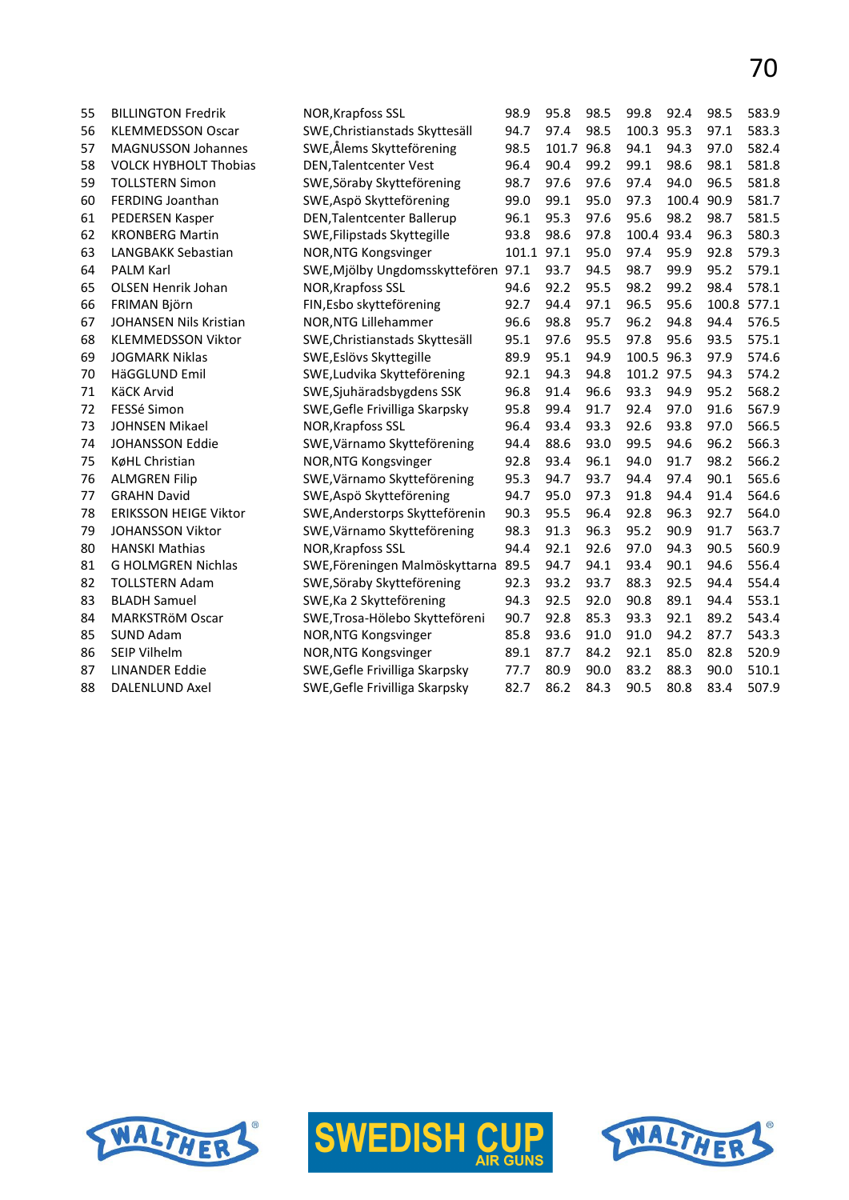| | | | | | | | | | |
|---|---|---|---|---|---|---|---|---|---|
| 55 | BILLINGTON Fredrik | NOR,Krapfoss SSL | 98.9 | 95.8 | 98.5 | 99.8 | 92.4 | 98.5 | 583.9 |
| 56 | KLEMMEDSSON Oscar | SWE,Christianstads Skyttesäll | 94.7 | 97.4 | 98.5 | 100.3 | 95.3 | 97.1 | 583.3 |
| 57 | MAGNUSSON Johannes | SWE,Ålems Skytteförening | 98.5 | 101.7 | 96.8 | 94.1 | 94.3 | 97.0 | 582.4 |
| 58 | VOLCK HYBHOLT Thobias | DEN,Talentcenter Vest | 96.4 | 90.4 | 99.2 | 99.1 | 98.6 | 98.1 | 581.8 |
| 59 | TOLLSTERN Simon | SWE,Söraby Skytteförening | 98.7 | 97.6 | 97.6 | 97.4 | 94.0 | 96.5 | 581.8 |
| 60 | FERDING Joanthan | SWE,Aspö Skytteförening | 99.0 | 99.1 | 95.0 | 97.3 | 100.4 | 90.9 | 581.7 |
| 61 | PEDERSEN Kasper | DEN,Talentcenter Ballerup | 96.1 | 95.3 | 97.6 | 95.6 | 98.2 | 98.7 | 581.5 |
| 62 | KRONBERG Martin | SWE,Filipstads Skyttegille | 93.8 | 98.6 | 97.8 | 100.4 | 93.4 | 96.3 | 580.3 |
| 63 | LANGBAKK Sebastian | NOR,NTG Kongsvinger | 101.1 | 97.1 | 95.0 | 97.4 | 95.9 | 92.8 | 579.3 |
| 64 | PALM Karl | SWE,Mjölby Ungdomsskytte100ren | 97.1 | 93.7 | 94.5 | 98.7 | 99.9 | 95.2 | 579.1 |
| 65 | OLSEN Henrik Johan | NOR,Krapfoss SSL | 94.6 | 92.2 | 95.5 | 98.2 | 99.2 | 98.4 | 578.1 |
| 66 | FRIMAN Björn | FIN,Esbo skytteförening | 92.7 | 94.4 | 97.1 | 96.5 | 95.6 | 100.8 | 577.1 |
| 67 | JOHANSEN Nils Kristian | NOR,NTG Lillehammer | 96.6 | 98.8 | 95.7 | 96.2 | 94.8 | 94.4 | 576.5 |
| 68 | KLEMMEDSSON Viktor | SWE,Christianstads Skyttesäll | 95.1 | 97.6 | 95.5 | 97.8 | 95.6 | 93.5 | 575.1 |
| 69 | JOGMARK Niklas | SWE,Eslövs Skyttegille | 89.9 | 95.1 | 94.9 | 100.5 | 96.3 | 97.9 | 574.6 |
| 70 | HäGGLUND Emil | SWE,Ludvika Skytteförening | 92.1 | 94.3 | 94.8 | 101.2 | 97.5 | 94.3 | 574.2 |
| 71 | KäCK Arvid | SWE,Sjuhäradsbygdens SSK | 96.8 | 91.4 | 96.6 | 93.3 | 94.9 | 95.2 | 568.2 |
| 72 | FESSé Simon | SWE,Gefle Frivilliga Skarpsky | 95.8 | 99.4 | 91.7 | 92.4 | 97.0 | 91.6 | 567.9 |
| 73 | JOHNSEN Mikael | NOR,Krapfoss SSL | 96.4 | 93.4 | 93.3 | 92.6 | 93.8 | 97.0 | 566.5 |
| 74 | JOHANSSON Eddie | SWE,Värnamo Skytteförening | 94.4 | 88.6 | 93.0 | 99.5 | 94.6 | 96.2 | 566.3 |
| 75 | KøHL Christian | NOR,NTG Kongsvinger | 92.8 | 93.4 | 96.1 | 94.0 | 91.7 | 98.2 | 566.2 |
| 76 | ALMGREN Filip | SWE,Värnamo Skytteförening | 95.3 | 94.7 | 93.7 | 94.4 | 97.4 | 90.1 | 565.6 |
| 77 | GRAHN David | SWE,Aspö Skytteförening | 94.7 | 95.0 | 97.3 | 91.8 | 94.4 | 91.4 | 564.6 |
| 78 | ERIKSSON HEIGE Viktor | SWE,Anderstorps Skytteförenin | 90.3 | 95.5 | 96.4 | 92.8 | 96.3 | 92.7 | 564.0 |
| 79 | JOHANSSON Viktor | SWE,Värnamo Skytteförening | 98.3 | 91.3 | 96.3 | 95.2 | 90.9 | 91.7 | 563.7 |
| 80 | HANSKI Mathias | NOR,Krapfoss SSL | 94.4 | 92.1 | 92.6 | 97.0 | 94.3 | 90.5 | 560.9 |
| 81 | G HOLMGREN Nichlas | SWE,Föreningen Malmöskyttarna | 89.5 | 94.7 | 94.1 | 93.4 | 90.1 | 94.6 | 556.4 |
| 82 | TOLLSTERN Adam | SWE,Söraby Skytteförening | 92.3 | 93.2 | 93.7 | 88.3 | 92.5 | 94.4 | 554.4 |
| 83 | BLADH Samuel | SWE,Ka 2 Skytteförening | 94.3 | 92.5 | 92.0 | 90.8 | 89.1 | 94.4 | 553.1 |
| 84 | MARKSTRöM Oscar | SWE,Trosa-Hölebo Skytteföreni | 90.7 | 92.8 | 85.3 | 93.3 | 92.1 | 89.2 | 543.4 |
| 85 | SUND Adam | NOR,NTG Kongsvinger | 85.8 | 93.6 | 91.0 | 91.0 | 94.2 | 87.7 | 543.3 |
| 86 | SEIP Vilhelm | NOR,NTG Kongsvinger | 89.1 | 87.7 | 84.2 | 92.1 | 85.0 | 82.8 | 520.9 |
| 87 | LINANDER Eddie | SWE,Gefle Frivilliga Skarpsky | 77.7 | 80.9 | 90.0 | 83.2 | 88.3 | 90.0 | 510.1 |
| 88 | DALENLUND Axel | SWE,Gefle Frivilliga Skarpsky | 82.7 | 86.2 | 84.3 | 90.5 | 80.8 | 83.4 | 507.9 |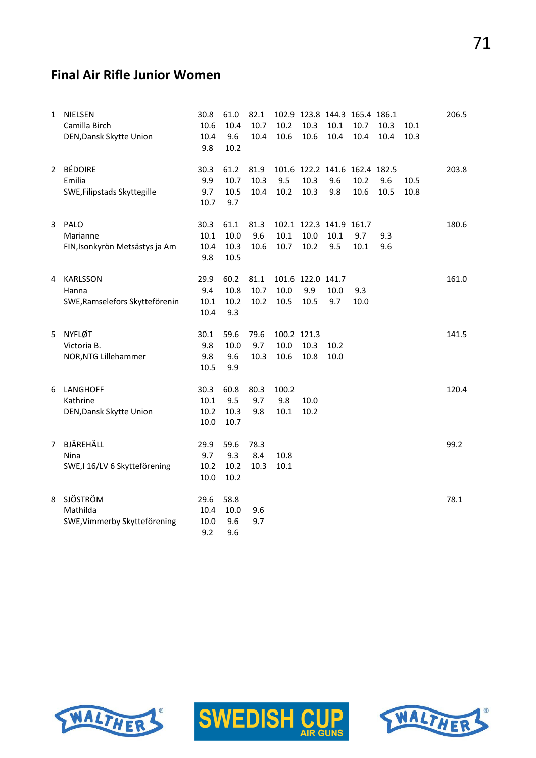## Final Air Rifle Junior Women

| | | | | | | | | | | | |
|---|---|---|---|---|---|---|---|---|---|---|---|
| 1 | NIELSEN | 30.8 | 61.0 | 82.1 | 102.9 | 123.8 | 144.3 | 165.4 | 186.1 | | 206.5 |
| | Camilla Birch | 10.6 | 10.4 | 10.7 | 10.2 | 10.3 | 10.1 | 10.7 | 10.3 | 10.1 | |
| | DEN,Dansk Skytte Union | 10.4 | 9.6 | 10.4 | 10.6 | 10.6 | 10.4 | 10.4 | 10.4 | 10.3 | |
| | | 9.8 | 10.2 | | | | | | | | |
| 2 | BÉDOIRE | 30.3 | 61.2 | 81.9 | 101.6 | 122.2 | 141.6 | 162.4 | 182.5 | | 203.8 |
| | Emilia | 9.9 | 10.7 | 10.3 | 9.5 | 10.3 | 9.6 | 10.2 | 9.6 | 10.5 | |
| | SWE,Filipstads Skyttegille | 9.7 | 10.5 | 10.4 | 10.2 | 10.3 | 9.8 | 10.6 | 10.5 | 10.8 | |
| | | 10.7 | 9.7 | | | | | | | | |
| 3 | PALO | 30.3 | 61.1 | 81.3 | 102.1 | 122.3 | 141.9 | 161.7 | | | 180.6 |
| | Marianne | 10.1 | 10.0 | 9.6 | 10.1 | 10.0 | 10.1 | 9.7 | 9.3 | | |
| | FIN,Isonkyrön Metsästys ja Am | 10.4 | 10.3 | 10.6 | 10.7 | 10.2 | 9.5 | 10.1 | 9.6 | | |
| | | 9.8 | 10.5 | | | | | | | | |
| 4 | KARLSSON | 29.9 | 60.2 | 81.1 | 101.6 | 122.0 | 141.7 | | | | 161.0 |
| | Hanna | 9.4 | 10.8 | 10.7 | 10.0 | 9.9 | 10.0 | 9.3 | | | |
| | SWE,Ramselefors Skytteförenin | 10.1 | 10.2 | 10.2 | 10.5 | 10.5 | 9.7 | 10.0 | | | |
| | | 10.4 | 9.3 | | | | | | | | |
| 5 | NYFLØT | 30.1 | 59.6 | 79.6 | 100.2 | 121.3 | | | | | 141.5 |
| | Victoria B. | 9.8 | 10.0 | 9.7 | 10.0 | 10.3 | 10.2 | | | | |
| | NOR,NTG Lillehammer | 9.8 | 9.6 | 10.3 | 10.6 | 10.8 | 10.0 | | | | |
| | | 10.5 | 9.9 | | | | | | | | |
| 6 | LANGHOFF | 30.3 | 60.8 | 80.3 | 100.2 | | | | | | 120.4 |
| | Kathrine | 10.1 | 9.5 | 9.7 | 9.8 | 10.0 | | | | | |
| | DEN,Dansk Skytte Union | 10.2 | 10.3 | 9.8 | 10.1 | 10.2 | | | | | |
| | | 10.0 | 10.7 | | | | | | | | |
| 7 | BJÄREHÄLL | 29.9 | 59.6 | 78.3 | | | | | | | 99.2 |
| | Nina | 9.7 | 9.3 | 8.4 | 10.8 | | | | | | |
| | SWE,I 16/LV 6 Skytteförening | 10.2 | 10.2 | 10.3 | 10.1 | | | | | | |
| | | 10.0 | 10.2 | | | | | | | | |
| 8 | SJÖSTRÖM | 29.6 | 58.8 | | | | | | | | 78.1 |
| | Mathilda | 10.4 | 10.0 | 9.6 | | | | | | | |
| | SWE,Vimmerby Skytteförening | 10.0 | 9.6 | 9.7 | | | | | | | |
| | | 9.2 | 9.6 | | | | | | | | |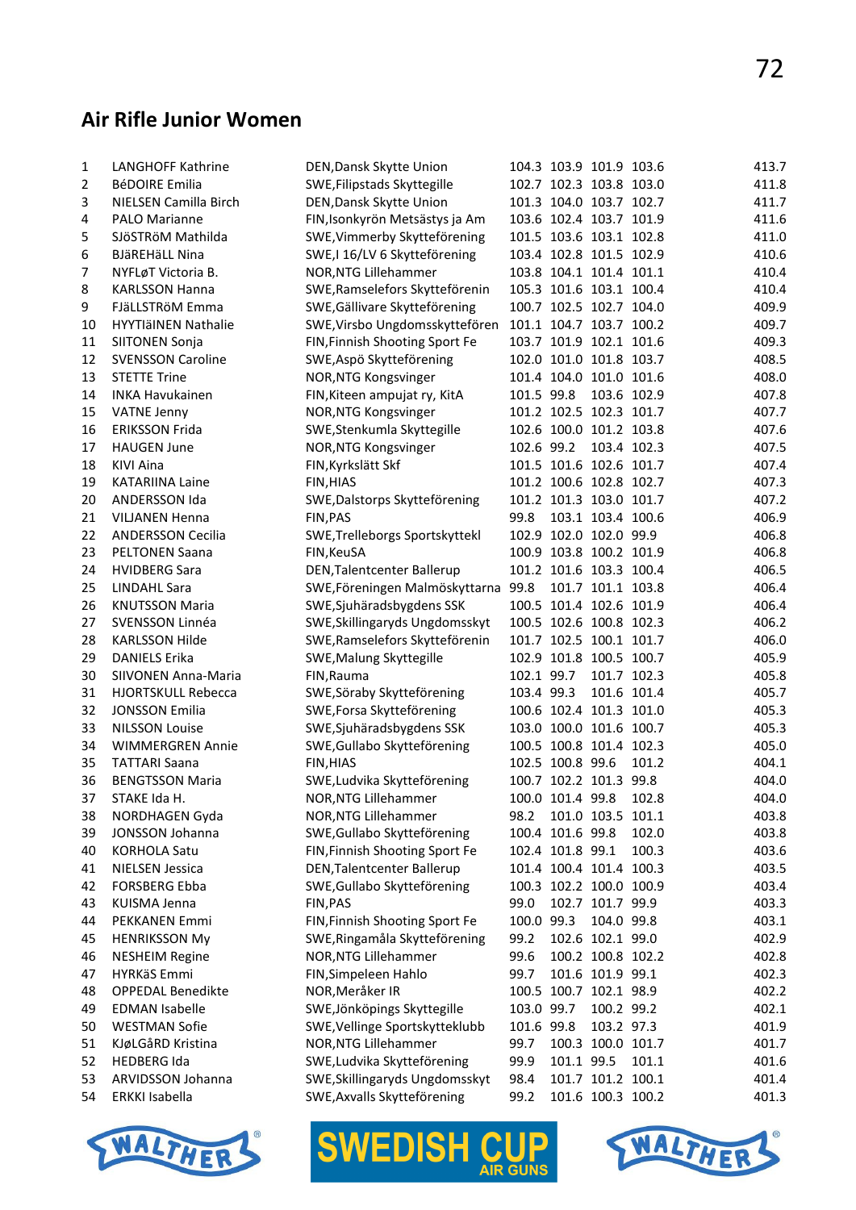## Air Rifle Junior Women

| | | | | | | | |
|---|---|---|---|---|---|---|---|
| 1 | LANGHOFF Kathrine | DEN,Dansk Skytte Union | 104.3 | 103.9 | 101.9 | 103.6 | 413.7 |
| 2 | BéDOIRE Emilia | SWE,Filipstads Skyttegille | 102.7 | 102.3 | 103.8 | 103.0 | 411.8 |
| 3 | NIELSEN Camilla Birch | DEN,Dansk Skytte Union | 101.3 | 104.0 | 103.7 | 102.7 | 411.7 |
| 4 | PALO Marianne | FIN,Isonkyrön Metsästys ja Am | 103.6 | 102.4 | 103.7 | 101.9 | 411.6 |
| 5 | SJöSTRöM Mathilda | SWE,Vimmerby Skytteförening | 101.5 | 103.6 | 103.1 | 102.8 | 411.0 |
| 6 | BJäREHäLL Nina | SWE,I 16/LV 6 Skytteförening | 103.4 | 102.8 | 101.5 | 102.9 | 410.6 |
| 7 | NYFLøT Victoria B. | NOR,NTG Lillehammer | 103.8 | 104.1 | 101.4 | 101.1 | 410.4 |
| 8 | KARLSSON Hanna | SWE,Ramselefors Skyttefőrenin | 105.3 | 101.6 | 103.1 | 100.4 | 410.4 |
| 9 | FJäLLSTRöM Emma | SWE,Gällivare Skytteförening | 100.7 | 102.5 | 102.7 | 104.0 | 409.9 |
| 10 | HYYTIäINEN Nathalie | SWE,Virsbo Ungdomsskyttefören | 101.1 | 104.7 | 103.7 | 100.2 | 409.7 |
| 11 | SIITONEN Sonja | FIN,Finnish Shooting Sport Fe | 103.7 | 101.9 | 102.1 | 101.6 | 409.3 |
| 12 | SVENSSON Caroline | SWE,Aspö Skytteförening | 102.0 | 101.0 | 101.8 | 103.7 | 408.5 |
| 13 | STETTE Trine | NOR,NTG Kongsvinger | 101.4 | 104.0 | 101.0 | 101.6 | 408.0 |
| 14 | INKA Havukainen | FIN,Kiteen ampujat ry, KitA | 101.5 | 99.8 | 103.6 | 102.9 | 407.8 |
| 15 | VATNE Jenny | NOR,NTG Kongsvinger | 101.2 | 102.5 | 102.3 | 101.7 | 407.7 |
| 16 | ERIKSSON Frida | SWE,Stenkumla Skyttegille | 102.6 | 100.0 | 101.2 | 103.8 | 407.6 |
| 17 | HAUGEN June | NOR,NTG Kongsvinger | 102.6 | 99.2 | 103.4 | 102.3 | 407.5 |
| 18 | KIVI Aina | FIN,Kyrkslätt Skf | 101.5 | 101.6 | 102.6 | 101.7 | 407.4 |
| 19 | KATARIINA Laine | FIN,HIAS | 101.2 | 100.6 | 102.8 | 102.7 | 407.3 |
| 20 | ANDERSSON Ida | SWE,Dalstorps Skytteförening | 101.2 | 101.3 | 103.0 | 101.7 | 407.2 |
| 21 | VILJANEN Henna | FIN,PAS | 99.8 | 103.1 | 103.4 | 100.6 | 406.9 |
| 22 | ANDERSSON Cecilia | SWE,Trelleborgs Sportskyttekl | 102.9 | 102.0 | 102.0 | 99.9 | 406.8 |
| 23 | PELTONEN Saana | FIN,KeuSA | 100.9 | 103.8 | 100.2 | 101.9 | 406.8 |
| 24 | HVIDBERG Sara | DEN,Talentcenter Ballerup | 101.2 | 101.6 | 103.3 | 100.4 | 406.5 |
| 25 | LINDAHL Sara | SWE,Föreningen Malmöskyttarna | 99.8 | 101.7 | 101.1 | 103.8 | 406.4 |
| 26 | KNUTSSON Maria | SWE,Sjuhäradsbygdens SSK | 100.5 | 101.4 | 102.6 | 101.9 | 406.4 |
| 27 | SVENSSON Linnéa | SWE,Skillingaryds Ungdomsskyt | 100.5 | 102.6 | 100.8 | 102.3 | 406.2 |
| 28 | KARLSSON Hilde | SWE,Ramselefors Skyttefőrenin | 101.7 | 102.5 | 100.1 | 101.7 | 406.0 |
| 29 | DANIELS Erika | SWE,Malung Skyttegille | 102.9 | 101.8 | 100.5 | 100.7 | 405.9 |
| 30 | SIIVONEN Anna-Maria | FIN,Rauma | 102.1 | 99.7 | 101.7 | 102.3 | 405.8 |
| 31 | HJORTSKULL Rebecca | SWE,Söraby Skytteförening | 103.4 | 99.3 | 101.6 | 101.4 | 405.7 |
| 32 | JONSSON Emilia | SWE,Forsa Skytteförening | 100.6 | 102.4 | 101.3 | 101.0 | 405.3 |
| 33 | NILSSON Louise | SWE,Sjuhäradsbygdens SSK | 103.0 | 100.0 | 101.6 | 100.7 | 405.3 |
| 34 | WIMMERGREN Annie | SWE,Gullabo Skytteförening | 100.5 | 100.8 | 101.4 | 102.3 | 405.0 |
| 35 | TATTARI Saana | FIN,HIAS | 102.5 | 100.8 | 99.6 | 101.2 | 404.1 |
| 36 | BENGTSSON Maria | SWE,Ludvika Skytteförening | 100.7 | 102.2 | 101.3 | 99.8 | 404.0 |
| 37 | STAKE Ida H. | NOR,NTG Lillehammer | 100.0 | 101.4 | 99.8 | 102.8 | 404.0 |
| 38 | NORDHAGEN Gyda | NOR,NTG Lillehammer | 98.2 | 101.0 | 103.5 | 101.1 | 403.8 |
| 39 | JONSSON Johanna | SWE,Gullabo Skytteförening | 100.4 | 101.6 | 99.8 | 102.0 | 403.8 |
| 40 | KORHOLA Satu | FIN,Finnish Shooting Sport Fe | 102.4 | 101.8 | 99.1 | 100.3 | 403.6 |
| 41 | NIELSEN Jessica | DEN,Talentcenter Ballerup | 101.4 | 100.4 | 101.4 | 100.3 | 403.5 |
| 42 | FORSBERG Ebba | SWE,Gullabo Skytteförening | 100.3 | 102.2 | 100.0 | 100.9 | 403.4 |
| 43 | KUISMA Jenna | FIN,PAS | 99.0 | 102.7 | 101.7 | 99.9 | 403.3 |
| 44 | PEKKANEN Emmi | FIN,Finnish Shooting Sport Fe | 100.0 | 99.3 | 104.0 | 99.8 | 403.1 |
| 45 | HENRIKSSON My | SWE,Ringamåla Skytteförening | 99.2 | 102.6 | 102.1 | 99.0 | 402.9 |
| 46 | NESHEIM Regine | NOR,NTG Lillehammer | 99.6 | 100.2 | 100.8 | 102.2 | 402.8 |
| 47 | HYRKäS Emmi | FIN,Simpeleen Hahlo | 99.7 | 101.6 | 101.9 | 99.1 | 402.3 |
| 48 | OPPEDAL Benedikte | NOR,Meråker IR | 100.5 | 100.7 | 102.1 | 98.9 | 402.2 |
| 49 | EDMAN Isabelle | SWE,Jönköpings Skyttegille | 103.0 | 99.7 | 100.2 | 99.2 | 402.1 |
| 50 | WESTMAN Sofie | SWE,Vellinge Sportskytteklubb | 101.6 | 99.8 | 103.2 | 97.3 | 401.9 |
| 51 | KJøLGåRD Kristina | NOR,NTG Lillehammer | 99.7 | 100.3 | 100.0 | 101.7 | 401.7 |
| 52 | HEDBERG Ida | SWE,Ludvika Skytteförening | 99.9 | 101.1 | 99.5 | 101.1 | 401.6 |
| 53 | ARVIDSSON Johanna | SWE,Skillingaryds Ungdomsskyt | 98.4 | 101.7 | 101.2 | 100.1 | 401.4 |
| 54 | ERKKI Isabella | SWE,Axvalls Skytteförening | 99.2 | 101.6 | 100.3 | 100.2 | 401.3 |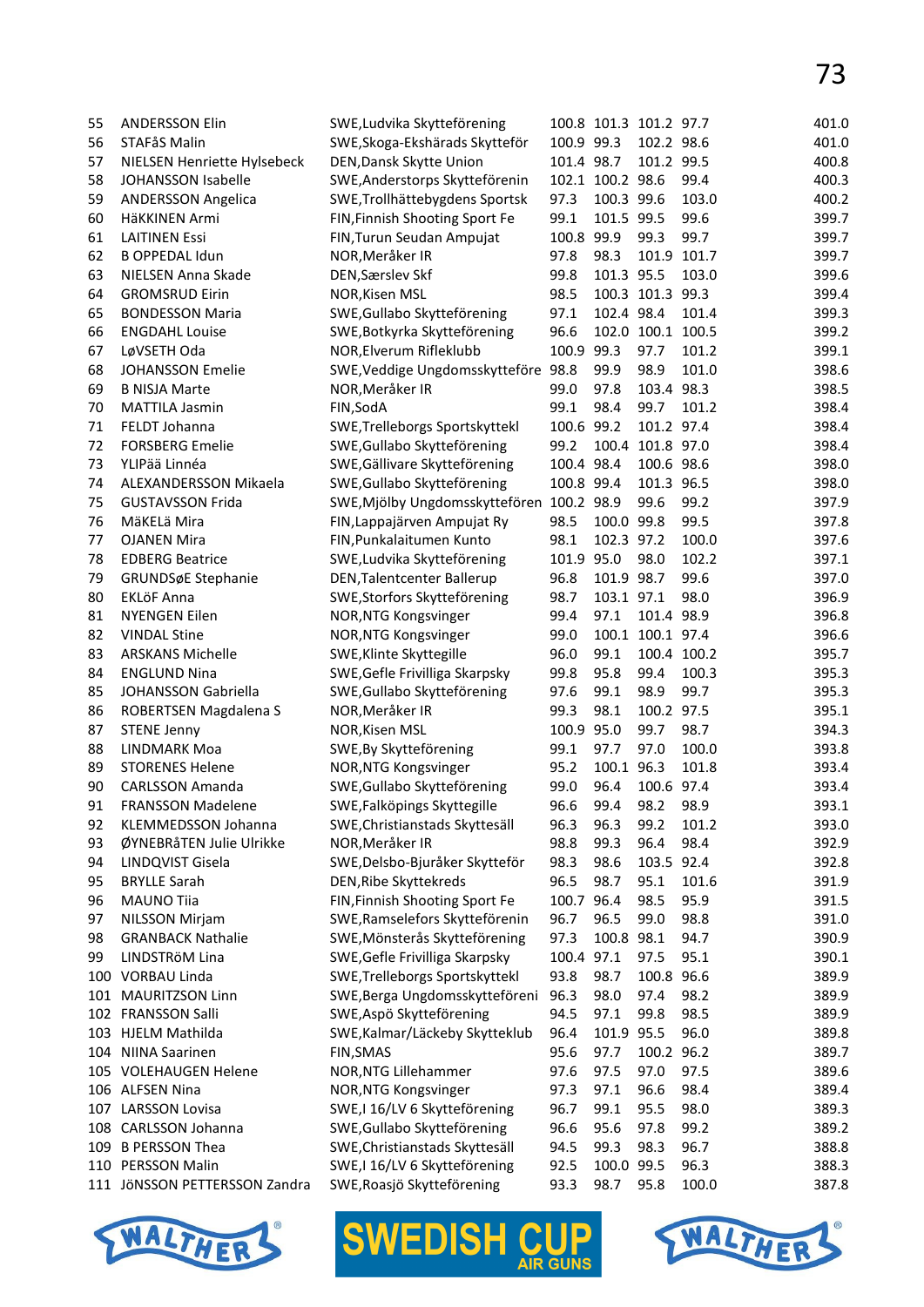| | | | | | | | |
|---|---|---|---|---|---|---|---|
| 55 | ANDERSSON Elin | SWE,Ludvika Skytteförening | 100.8 | 101.3 | 101.2 | 97.7 | 401.0 |
| 56 | STAFåS Malin | SWE,Skoga-Ekshärads Skytteför | 100.9 | 99.3 | 102.2 | 98.6 | 401.0 |
| 57 | NIELSEN Henriette Hylsebeck | DEN,Dansk Skytte Union | 101.4 | 98.7 | 101.2 | 99.5 | 400.8 |
| 58 | JOHANSSON Isabelle | SWE,Anderstorps Skyttefören | 102.1 | 100.2 | 98.6 | 99.4 | 400.3 |
| 59 | ANDERSSON Angelica | SWE,Trollhättebygdens Sportsk | 97.3 | 100.3 | 99.6 | 103.0 | 400.2 |
| 60 | HäKKINEN Armi | FIN,Finnish Shooting Sport Fe | 99.1 | 101.5 | 99.5 | 99.6 | 399.7 |
| 61 | LAITINEN Essi | FIN,Turun Seudan Ampujat | 100.8 | 99.9 | 99.3 | 99.7 | 399.7 |
| 62 | B OPPEDAL Idun | NOR,Meråker IR | 97.8 | 98.3 | 101.9 | 101.7 | 399.7 |
| 63 | NIELSEN Anna Skade | DEN,Særslev Skf | 99.8 | 101.3 | 95.5 | 103.0 | 399.6 |
| 64 | GROMSRUD Eirin | NOR,Kisen MSL | 98.5 | 100.3 | 101.3 | 99.3 | 399.4 |
| 65 | BONDESSON Maria | SWE,Gullabo Skytteförening | 97.1 | 102.4 | 98.4 | 101.4 | 399.3 |
| 66 | ENGDAHL Louise | SWE,Botkyrka Skytteförening | 96.6 | 102.0 | 100.1 | 100.5 | 399.2 |
| 67 | LøVSETH Oda | NOR,Elverum Rifleklubb | 100.9 | 99.3 | 97.7 | 101.2 | 399.1 |
| 68 | JOHANSSON Emelie | SWE,Veddige Ungdomsskytteföre | 98.8 | 99.9 | 98.9 | 101.0 | 398.6 |
| 69 | B NISJA Marte | NOR,Meråker IR | 99.0 | 97.8 | 103.4 | 98.3 | 398.5 |
| 70 | MATTILA Jasmin | FIN,SodA | 99.1 | 98.4 | 99.7 | 101.2 | 398.4 |
| 71 | FELDT Johanna | SWE,Trelleborgs Sportskyttekl | 100.6 | 99.2 | 101.2 | 97.4 | 398.4 |
| 72 | FORSBERG Emelie | SWE,Gullabo Skytteförening | 99.2 | 100.4 | 101.8 | 97.0 | 398.4 |
| 73 | YLIPää Linnéa | SWE,Gällivare Skytteförening | 100.4 | 98.4 | 100.6 | 98.6 | 398.0 |
| 74 | ALEXANDERSSON Mikaela | SWE,Gullabo Skytteförening | 100.8 | 99.4 | 101.3 | 96.5 | 398.0 |
| 75 | GUSTAVSSON Frida | SWE,Mjölby Ungdomsskyttefören | 100.2 | 98.9 | 99.6 | 99.2 | 397.9 |
| 76 | MäKELä Mira | FIN,Lappajärven Ampujat Ry | 98.5 | 100.0 | 99.8 | 99.5 | 397.8 |
| 77 | OJANEN Mira | FIN,Punkalaitumen Kunto | 98.1 | 102.3 | 97.2 | 100.0 | 397.6 |
| 78 | EDBERG Beatrice | SWE,Ludvika Skytteförening | 101.9 | 95.0 | 98.0 | 102.2 | 397.1 |
| 79 | GRUNDSøE Stephanie | DEN,Talentcenter Ballerup | 96.8 | 101.9 | 98.7 | 99.6 | 397.0 |
| 80 | EKLöF Anna | SWE,Storfors Skytteförening | 98.7 | 103.1 | 97.1 | 98.0 | 396.9 |
| 81 | NYENGEN Eilen | NOR,NTG Kongsvinger | 99.4 | 97.1 | 101.4 | 98.9 | 396.8 |
| 82 | VINDAL Stine | NOR,NTG Kongsvinger | 99.0 | 100.1 | 100.1 | 97.4 | 396.6 |
| 83 | ARSKANS Michelle | SWE,Klinte Skyttegille | 96.0 | 99.1 | 100.4 | 100.2 | 395.7 |
| 84 | ENGLUND Nina | SWE,Gefle Frivilliga Skarpsky | 99.8 | 95.8 | 99.4 | 100.3 | 395.3 |
| 85 | JOHANSSON Gabriella | SWE,Gullabo Skytteförening | 97.6 | 99.1 | 98.9 | 99.7 | 395.3 |
| 86 | ROBERTSEN Magdalena S | NOR,Meråker IR | 99.3 | 98.1 | 100.2 | 97.5 | 395.1 |
| 87 | STENE Jenny | NOR,Kisen MSL | 100.9 | 95.0 | 99.7 | 98.7 | 394.3 |
| 88 | LINDMARK Moa | SWE,By Skytteförening | 99.1 | 97.7 | 97.0 | 100.0 | 393.8 |
| 89 | STORENES Helene | NOR,NTG Kongsvinger | 95.2 | 100.1 | 96.3 | 101.8 | 393.4 |
| 90 | CARLSSON Amanda | SWE,Gullabo Skytteförening | 99.0 | 96.4 | 100.6 | 97.4 | 393.4 |
| 91 | FRANSSON Madelene | SWE,Falköpings Skyttegille | 96.6 | 99.4 | 98.2 | 98.9 | 393.1 |
| 92 | KLEMMEDSSON Johanna | SWE,Christianstads Skyttesäll | 96.3 | 96.3 | 99.2 | 101.2 | 393.0 |
| 93 | ØYNEBRåTEN Julie Ulrikke | NOR,Meråker IR | 98.8 | 99.3 | 96.4 | 98.4 | 392.9 |
| 94 | LINDQVIST Gisela | SWE,Delsbo-Bjuråker Skytteför | 98.3 | 98.6 | 103.5 | 92.4 | 392.8 |
| 95 | BRYLLE Sarah | DEN,Ribe Skyttekreds | 96.5 | 98.7 | 95.1 | 101.6 | 391.9 |
| 96 | MAUNO Tiia | FIN,Finnish Shooting Sport Fe | 100.7 | 96.4 | 98.5 | 95.9 | 391.5 |
| 97 | NILSSON Mirjam | SWE,Ramselefors Skyttefören | 96.7 | 96.5 | 99.0 | 98.8 | 391.0 |
| 98 | GRANBACK Nathalie | SWE,Mönsterås Skytteförening | 97.3 | 100.8 | 98.1 | 94.7 | 390.9 |
| 99 | LINDSTRöM Lina | SWE,Gefle Frivilliga Skarpsky | 100.4 | 97.1 | 97.5 | 95.1 | 390.1 |
| 100 | VORBAU Linda | SWE,Trelleborgs Sportskyttekl | 93.8 | 98.7 | 100.8 | 96.6 | 389.9 |
| 101 | MAURITZSON Linn | SWE,Berga Ungdomsskytteföreni | 96.3 | 98.0 | 97.4 | 98.2 | 389.9 |
| 102 | FRANSSON Salli | SWE,Aspö Skytteförening | 94.5 | 97.1 | 99.8 | 98.5 | 389.9 |
| 103 | HJELM Mathilda | SWE,Kalmar/Läckeby Skytteklub | 96.4 | 101.9 | 95.5 | 96.0 | 389.8 |
| 104 | NIINA Saarinen | FIN,SMAS | 95.6 | 97.7 | 100.2 | 96.2 | 389.7 |
| 105 | VOLEHAUGEN Helene | NOR,NTG Lillehammer | 97.6 | 97.5 | 97.0 | 97.5 | 389.6 |
| 106 | ALFSEN Nina | NOR,NTG Kongsvinger | 97.3 | 97.1 | 96.6 | 98.4 | 389.4 |
| 107 | LARSSON Lovisa | SWE,I 16/LV 6 Skytteförening | 96.7 | 99.1 | 95.5 | 98.0 | 389.3 |
| 108 | CARLSSON Johanna | SWE,Gullabo Skytteförening | 96.6 | 95.6 | 97.8 | 99.2 | 389.2 |
| 109 | B PERSSON Thea | SWE,Christianstads Skyttesäll | 94.5 | 99.3 | 98.3 | 96.7 | 388.8 |
| 110 | PERSSON Malin | SWE,I 16/LV 6 Skytteförening | 92.5 | 100.0 | 99.5 | 96.3 | 388.3 |
| 111 | JöNSSON PETTERSSON Zandra | SWE,Roasjö Skytteförening | 93.3 | 98.7 | 95.8 | 100.0 | 387.8 |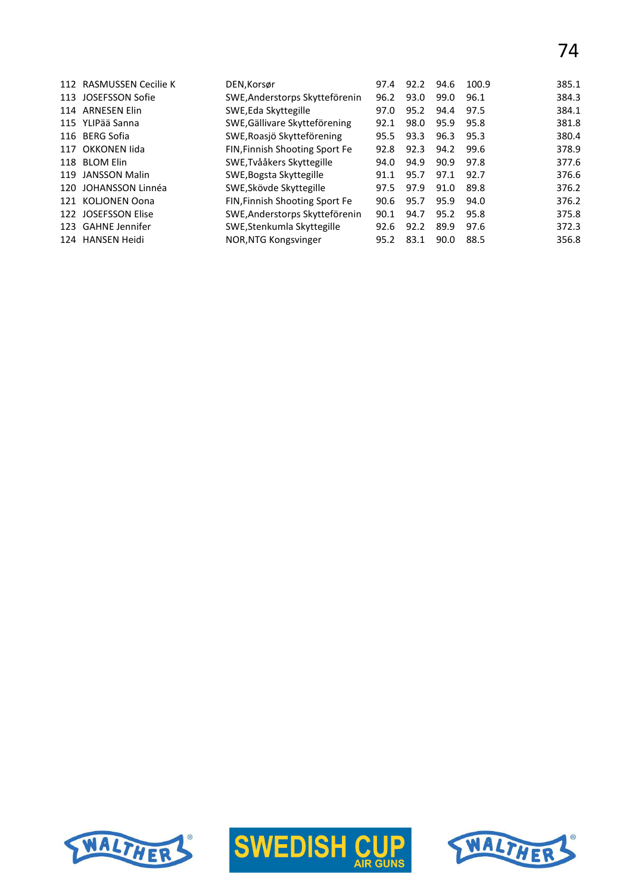| | | | | | | | |
|---|---|---|---|---|---|---|---|
| 112 | RASMUSSEN Cecilie K | DEN,Korsør | 97.4 | 92.2 | 94.6 | 100.9 | 385.1 |
| 113 | JOSEFSSON Sofie | SWE,Anderstorps Skytteförenin | 96.2 | 93.0 | 99.0 | 96.1 | 384.3 |
| 114 | ARNESEN Elin | SWE,Eda Skyttegille | 97.0 | 95.2 | 94.4 | 97.5 | 384.1 |
| 115 | YLIPää Sanna | SWE,Gällivare Skytteförening | 92.1 | 98.0 | 95.9 | 95.8 | 381.8 |
| 116 | BERG Sofia | SWE,Roasjö Skytteförening | 95.5 | 93.3 | 96.3 | 95.3 | 380.4 |
| 117 | OKKONEN Iida | FIN,Finnish Shooting Sport Fe | 92.8 | 92.3 | 94.2 | 99.6 | 378.9 |
| 118 | BLOM Elin | SWE,Tvååkers Skyttegille | 94.0 | 94.9 | 90.9 | 97.8 | 377.6 |
| 119 | JANSSON Malin | SWE,Bogsta Skyttegille | 91.1 | 95.7 | 97.1 | 92.7 | 376.6 |
| 120 | JOHANSSON Linnéa | SWE,Skövde Skyttegille | 97.5 | 97.9 | 91.0 | 89.8 | 376.2 |
| 121 | KOLJONEN Oona | FIN,Finnish Shooting Sport Fe | 90.6 | 95.7 | 95.9 | 94.0 | 376.2 |
| 122 | JOSEFSSON Elise | SWE,Anderstorps Skytteförenin | 90.1 | 94.7 | 95.2 | 95.8 | 375.8 |
| 123 | GAHNE Jennifer | SWE,Stenkumla Skyttegille | 92.6 | 92.2 | 89.9 | 97.6 | 372.3 |
| 124 | HANSEN Heidi | NOR,NTG Kongsvinger | 95.2 | 83.1 | 90.0 | 88.5 | 356.8 |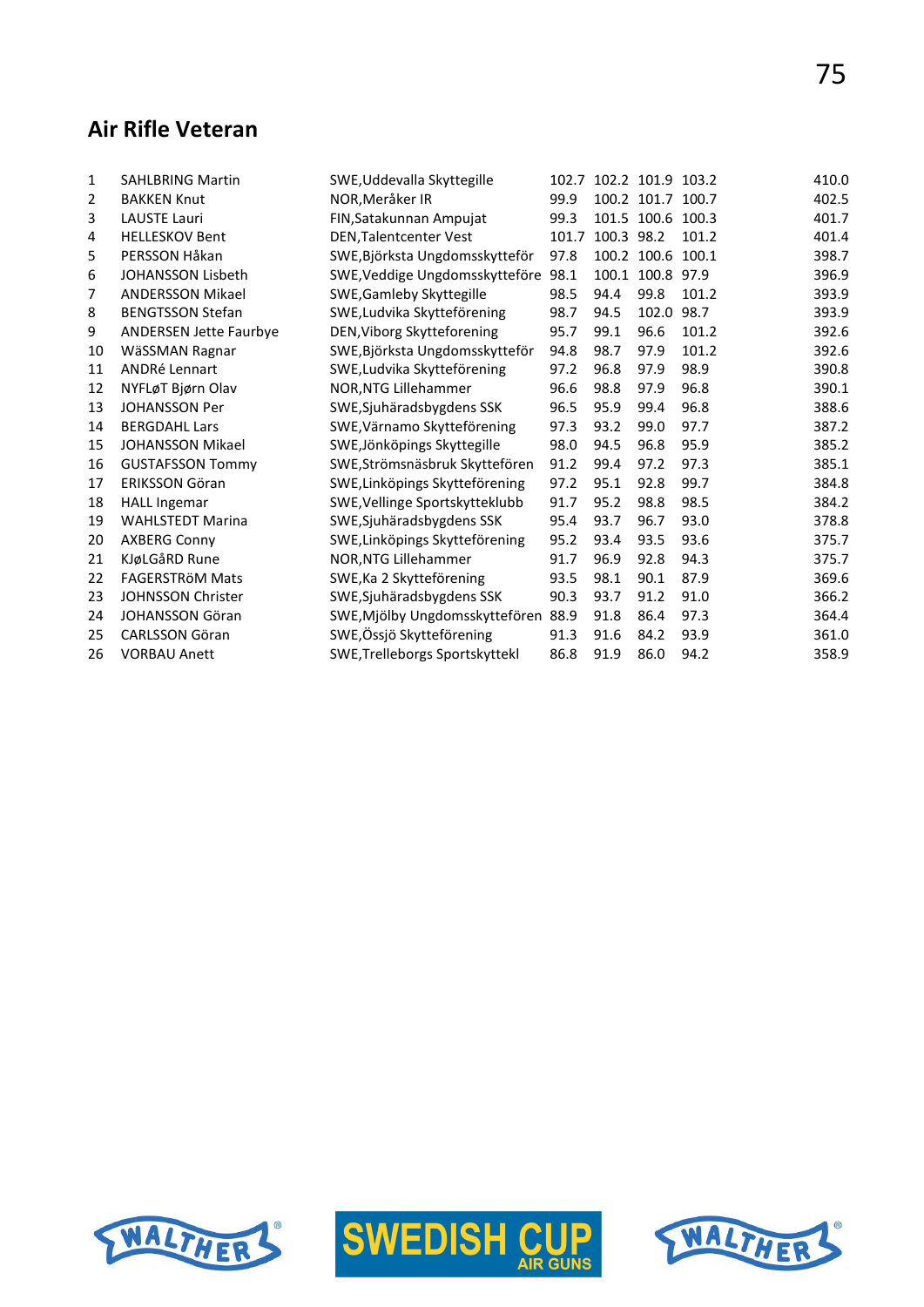## Air Rifle Veteran

| | | | | | | | |
|---|---|---|---|---|---|---|---|
| 1 | SAHLBRING Martin | SWE,Uddevalla Skyttegille | 102.7 | 102.2 | 101.9 | 103.2 | 410.0 |
| 2 | BAKKEN Knut | NOR,Meråker IR | 99.9 | 100.2 | 101.7 | 100.7 | 402.5 |
| 3 | LAUSTE Lauri | FIN,Satakunnan Ampujat | 99.3 | 101.5 | 100.6 | 100.3 | 401.7 |
| 4 | HELLESKOV Bent | DEN,Talentcenter Vest | 101.7 | 100.3 | 98.2 | 101.2 | 401.4 |
| 5 | PERSSON Håkan | SWE,Björksta Ungdomsskytteför | 97.8 | 100.2 | 100.6 | 100.1 | 398.7 |
| 6 | JOHANSSON Lisbeth | SWE,Veddige Ungdomsskytteföre | 98.1 | 100.1 | 100.8 | 97.9 | 396.9 |
| 7 | ANDERSSON Mikael | SWE,Gamleby Skyttegille | 98.5 | 94.4 | 99.8 | 101.2 | 393.9 |
| 8 | BENGTSSON Stefan | SWE,Ludvika Skytteförening | 98.7 | 94.5 | 102.0 | 98.7 | 393.9 |
| 9 | ANDERSEN Jette Faurbye | DEN,Viborg Skytteforening | 95.7 | 99.1 | 96.6 | 101.2 | 392.6 |
| 10 | WäSSMAN Ragnar | SWE,Björksta Ungdomsskytteför | 94.8 | 98.7 | 97.9 | 101.2 | 392.6 |
| 11 | ANDRé Lennart | SWE,Ludvika Skytteförening | 97.2 | 96.8 | 97.9 | 98.9 | 390.8 |
| 12 | NYFLøT Bjørn Olav | NOR,NTG Lillehammer | 96.6 | 98.8 | 97.9 | 96.8 | 390.1 |
| 13 | JOHANSSON Per | SWE,Sjuhäradsbygdens SSK | 96.5 | 95.9 | 99.4 | 96.8 | 388.6 |
| 14 | BERGDAHL Lars | SWE,Värnamo Skytteförening | 97.3 | 93.2 | 99.0 | 97.7 | 387.2 |
| 15 | JOHANSSON Mikael | SWE,Jönköpings Skyttegille | 98.0 | 94.5 | 96.8 | 95.9 | 385.2 |
| 16 | GUSTAFSSON Tommy | SWE,Strömsnäsbruk Skyttefören | 91.2 | 99.4 | 97.2 | 97.3 | 385.1 |
| 17 | ERIKSSON Göran | SWE,Linköpings Skytteförening | 97.2 | 95.1 | 92.8 | 99.7 | 384.8 |
| 18 | HALL Ingemar | SWE,Vellinge Sportskytteklubb | 91.7 | 95.2 | 98.8 | 98.5 | 384.2 |
| 19 | WAHLSTEDT Marina | SWE,Sjuhäradsbygdens SSK | 95.4 | 93.7 | 96.7 | 93.0 | 378.8 |
| 20 | AXBERG Conny | SWE,Linköpings Skytteförening | 95.2 | 93.4 | 93.5 | 93.6 | 375.7 |
| 21 | KJøLGåRD Rune | NOR,NTG Lillehammer | 91.7 | 96.9 | 92.8 | 94.3 | 375.7 |
| 22 | FAGERSTRöM Mats | SWE,Ka 2 Skytteförening | 93.5 | 98.1 | 90.1 | 87.9 | 369.6 |
| 23 | JOHNSSON Christer | SWE,Sjuhäradsbygdens SSK | 90.3 | 93.7 | 91.2 | 91.0 | 366.2 |
| 24 | JOHANSSON Göran | SWE,Mjölby Ungdomsskyttefören | 88.9 | 91.8 | 86.4 | 97.3 | 364.4 |
| 25 | CARLSSON Göran | SWE,Össjö Skytteförening | 91.3 | 91.6 | 84.2 | 93.9 | 361.0 |
| 26 | VORBAU Anett | SWE,Trelleborgs Sportskyttekl | 86.8 | 91.9 | 86.0 | 94.2 | 358.9 |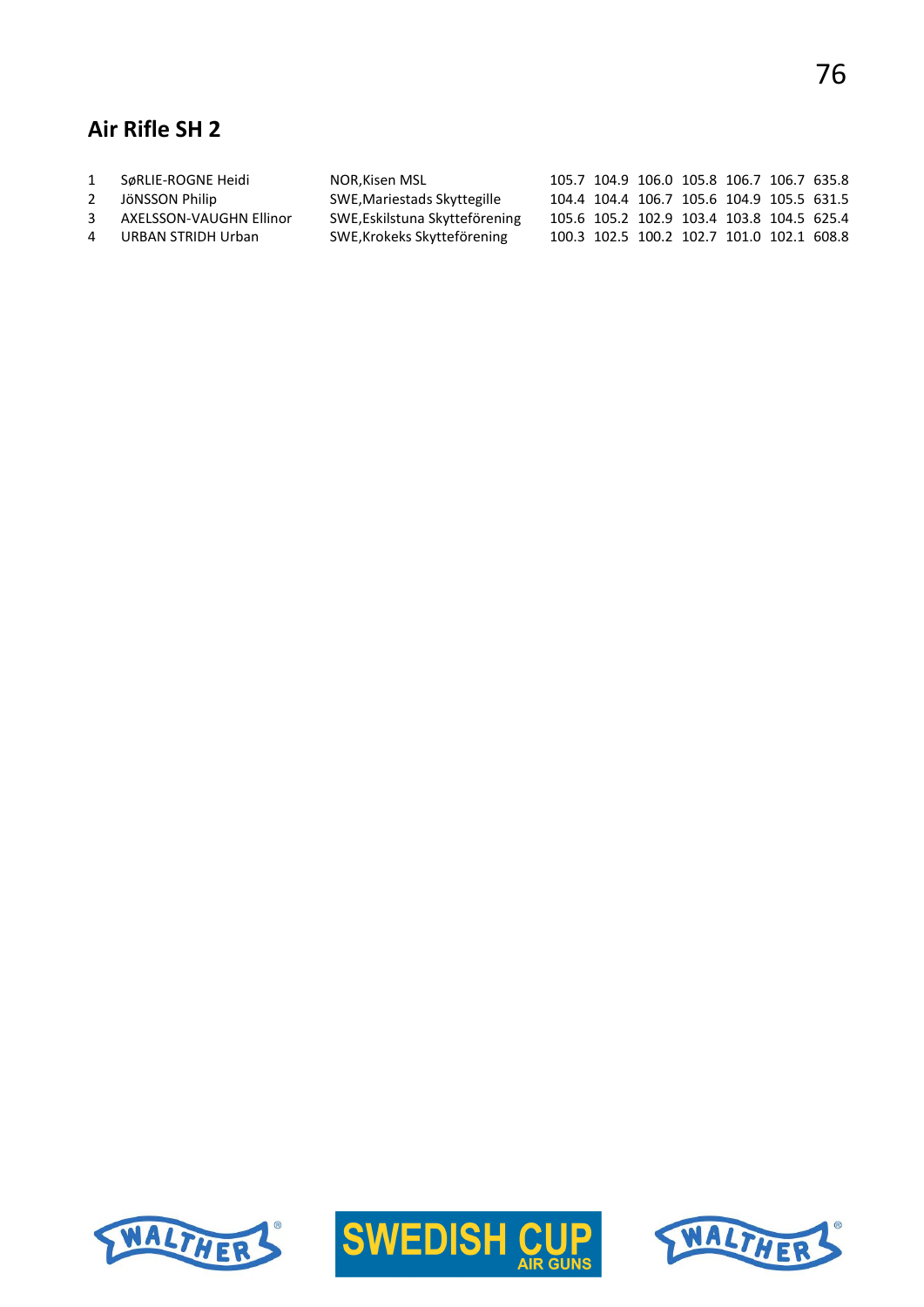## Air Rifle SH 2

| | | | | | | | | | |
|---|---|---|---|---|---|---|---|---|---|
| 1 | SøRLIE-ROGNE Heidi | NOR,Kisen MSL | 105.7 | 104.9 | 106.0 | 105.8 | 106.7 | 106.7 | 635.8 |
| 2 | JöNSSON Philip | SWE,Mariestads Skyttegille | 104.4 | 104.4 | 106.7 | 105.6 | 104.9 | 105.5 | 631.5 |
| 3 | AXELSSON-VAUGHN Ellinor | SWE,Eskilstuna Skytteförening | 105.6 | 105.2 | 102.9 | 103.4 | 103.8 | 104.5 | 625.4 |
| 4 | URBAN STRIDH Urban | SWE,Krokeks Skytteförening | 100.3 | 102.5 | 100.2 | 102.7 | 101.0 | 102.1 | 608.8 |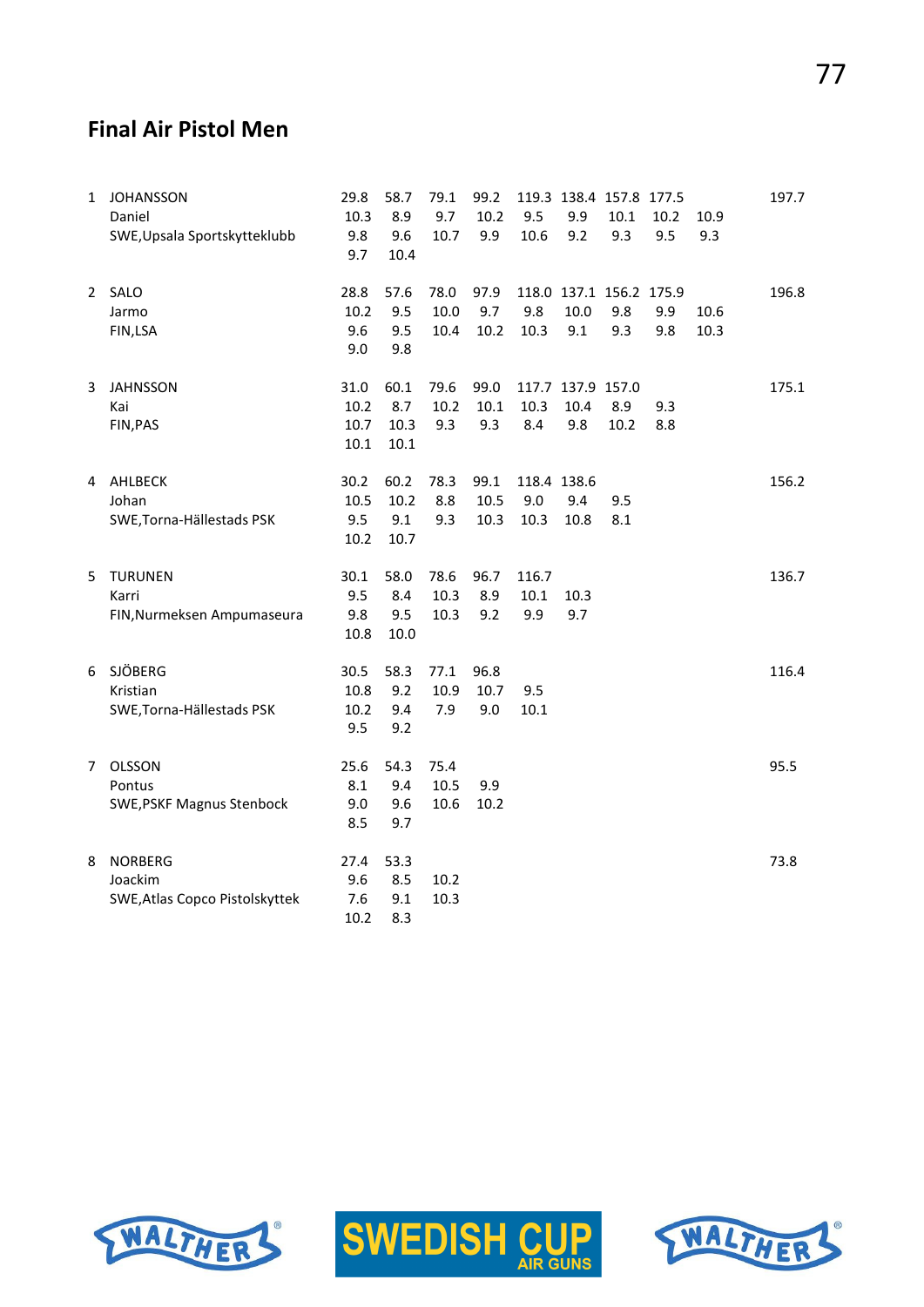## Final Air Pistol Men

| Rank | Name / Club | | | | | | | | | | Total |
|---|---|---|---|---|---|---|---|---|---|---|---|
| 1 | JOHANSSON | 29.8 | 58.7 | 79.1 | 99.2 | 119.3 | 138.4 | 157.8 | 177.5 | | 197.7 |
| | Daniel | 10.3 | 8.9 | 9.7 | 10.2 | 9.5 | 9.9 | 10.1 | 10.2 | 10.9 | |
| | SWE,Upsala Sportskytteklubb | 9.8 | 9.6 | 10.7 | 9.9 | 10.6 | 9.2 | 9.3 | 9.5 | 9.3 | |
| | | 9.7 | 10.4 | | | | | | | | |
| 2 | SALO | 28.8 | 57.6 | 78.0 | 97.9 | 118.0 | 137.1 | 156.2 | 175.9 | | 196.8 |
| | Jarmo | 10.2 | 9.5 | 10.0 | 9.7 | 9.8 | 10.0 | 9.8 | 9.9 | 10.6 | |
| | FIN,LSA | 9.6 | 9.5 | 10.4 | 10.2 | 10.3 | 9.1 | 9.3 | 9.8 | 10.3 | |
| | | 9.0 | 9.8 | | | | | | | | |
| 3 | JAHNSSON | 31.0 | 60.1 | 79.6 | 99.0 | 117.7 | 137.9 | 157.0 | | | 175.1 |
| | Kai | 10.2 | 8.7 | 10.2 | 10.1 | 10.3 | 10.4 | 8.9 | 9.3 | | |
| | FIN,PAS | 10.7 | 10.3 | 9.3 | 9.3 | 8.4 | 9.8 | 10.2 | 8.8 | | |
| | | 10.1 | 10.1 | | | | | | | | |
| 4 | AHLBECK | 30.2 | 60.2 | 78.3 | 99.1 | 118.4 | 138.6 | | | | 156.2 |
| | Johan | 10.5 | 10.2 | 8.8 | 10.5 | 9.0 | 9.4 | 9.5 | | | |
| | SWE,Torna-Hällestads PSK | 9.5 | 9.1 | 9.3 | 10.3 | 10.3 | 10.8 | 8.1 | | | |
| | | 10.2 | 10.7 | | | | | | | | |
| 5 | TURUNEN | 30.1 | 58.0 | 78.6 | 96.7 | 116.7 | | | | | 136.7 |
| | Karri | 9.5 | 8.4 | 10.3 | 8.9 | 10.1 | 10.3 | | | | |
| | FIN,Nurmeksen Ampumaseura | 9.8 | 9.5 | 10.3 | 9.2 | 9.9 | 9.7 | | | | |
| | | 10.8 | 10.0 | | | | | | | | |
| 6 | SJÖBERG | 30.5 | 58.3 | 77.1 | 96.8 | | | | | | 116.4 |
| | Kristian | 10.8 | 9.2 | 10.9 | 10.7 | 9.5 | | | | | |
| | SWE,Torna-Hällestads PSK | 10.2 | 9.4 | 7.9 | 9.0 | 10.1 | | | | | |
| | | 9.5 | 9.2 | | | | | | | | |
| 7 | OLSSON | 25.6 | 54.3 | 75.4 | | | | | | | 95.5 |
| | Pontus | 8.1 | 9.4 | 10.5 | 9.9 | | | | | | |
| | SWE,PSKF Magnus Stenbock | 9.0 | 9.6 | 10.6 | 10.2 | | | | | | |
| | | 8.5 | 9.7 | | | | | | | | |
| 8 | NORBERG | 27.4 | 53.3 | | | | | | | | 73.8 |
| | Joackim | 9.6 | 8.5 | 10.2 | | | | | | | |
| | SWE,Atlas Copco Pistolskyttek | 7.6 | 9.1 | 10.3 | | | | | | | |
| | | 10.2 | 8.3 | | | | | | | | |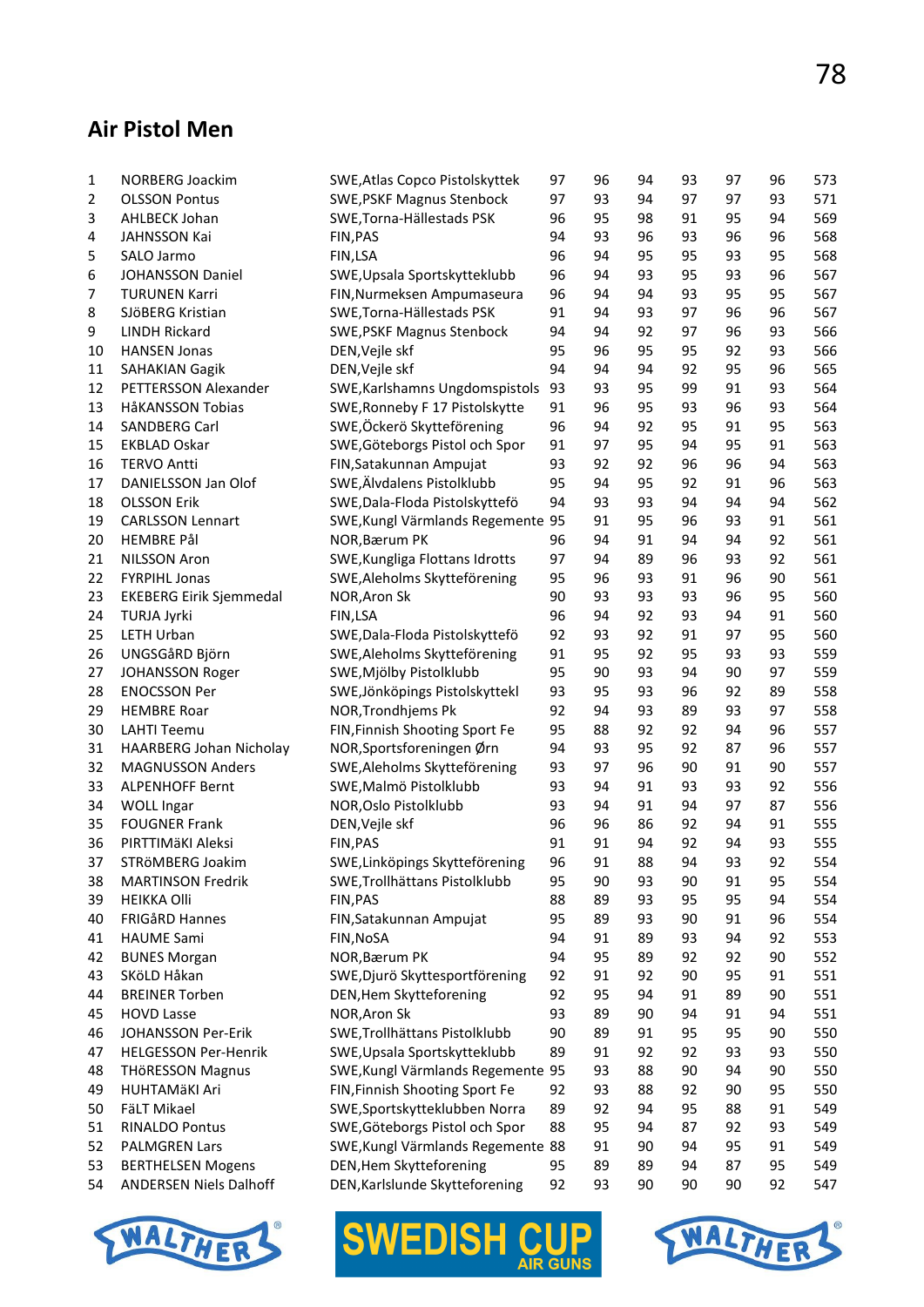## Air Pistol Men

| | | | | | | | | | |
|---|---|---|---|---|---|---|---|---|---|
| 1 | NORBERG Joackim | SWE,Atlas Copco Pistolskyttek | 97 | 96 | 94 | 93 | 97 | 96 | 573 |
| 2 | OLSSON Pontus | SWE,PSKF Magnus Stenbock | 97 | 93 | 94 | 97 | 97 | 93 | 571 |
| 3 | AHLBECK Johan | SWE,Torna-Hällestads PSK | 96 | 95 | 98 | 91 | 95 | 94 | 569 |
| 4 | JAHNSSON Kai | FIN,PAS | 94 | 93 | 96 | 93 | 96 | 96 | 568 |
| 5 | SALO Jarmo | FIN,LSA | 96 | 94 | 95 | 95 | 93 | 95 | 568 |
| 6 | JOHANSSON Daniel | SWE,Upsala Sportskytteklubb | 96 | 94 | 93 | 95 | 93 | 96 | 567 |
| 7 | TURUNEN Karri | FIN,Nurmeksen Ampumaseura | 96 | 94 | 94 | 93 | 95 | 95 | 567 |
| 8 | SJöBERG Kristian | SWE,Torna-Hällestads PSK | 91 | 94 | 93 | 97 | 96 | 96 | 567 |
| 9 | LINDH Rickard | SWE,PSKF Magnus Stenbock | 94 | 94 | 92 | 97 | 96 | 93 | 566 |
| 10 | HANSEN Jonas | DEN,Vejle skf | 95 | 96 | 95 | 95 | 92 | 93 | 566 |
| 11 | SAHAKIAN Gagik | DEN,Vejle skf | 94 | 94 | 94 | 92 | 95 | 96 | 565 |
| 12 | PETTERSSON Alexander | SWE,Karlshamns Ungdomspistols | 93 | 93 | 95 | 99 | 91 | 93 | 564 |
| 13 | HåKANSSON Tobias | SWE,Ronneby F 17 Pistolskytte | 91 | 96 | 95 | 93 | 96 | 93 | 564 |
| 14 | SANDBERG Carl | SWE,Öckerö Skytteförening | 96 | 94 | 92 | 95 | 91 | 95 | 563 |
| 15 | EKBLAD Oskar | SWE,Göteborgs Pistol och Spor | 91 | 97 | 95 | 94 | 95 | 91 | 563 |
| 16 | TERVO Antti | FIN,Satakunnan Ampujat | 93 | 92 | 92 | 96 | 96 | 94 | 563 |
| 17 | DANIELSSON Jan Olof | SWE,Älvdalens Pistolklubb | 95 | 94 | 95 | 92 | 91 | 96 | 563 |
| 18 | OLSSON Erik | SWE,Dala-Floda Pistolskyttefö | 94 | 93 | 93 | 94 | 94 | 94 | 562 |
| 19 | CARLSSON Lennart | SWE,Kungl Värmlands Regemente | 95 | 91 | 95 | 96 | 93 | 91 | 561 |
| 20 | HEMBRE Pål | NOR,Bærum PK | 96 | 94 | 91 | 94 | 94 | 92 | 561 |
| 21 | NILSSON Aron | SWE,Kungliga Flottans Idrotts | 97 | 94 | 89 | 96 | 93 | 92 | 561 |
| 22 | FYRPIHL Jonas | SWE,Aleholms Skytteförening | 95 | 96 | 93 | 91 | 96 | 90 | 561 |
| 23 | EKEBERG Eirik Sjemmedal | NOR,Aron Sk | 90 | 93 | 93 | 93 | 96 | 95 | 560 |
| 24 | TURJA Jyrki | FIN,LSA | 96 | 94 | 92 | 93 | 94 | 91 | 560 |
| 25 | LETH Urban | SWE,Dala-Floda Pistolskyttefö | 92 | 93 | 92 | 91 | 97 | 95 | 560 |
| 26 | UNGSGåRD Björn | SWE,Aleholms Skytteförening | 91 | 95 | 92 | 95 | 93 | 93 | 559 |
| 27 | JOHANSSON Roger | SWE,Mjölby Pistolklubb | 95 | 90 | 93 | 94 | 90 | 97 | 559 |
| 28 | ENOCSSON Per | SWE,Jönköpings Pistolskyttekl | 93 | 95 | 93 | 96 | 92 | 89 | 558 |
| 29 | HEMBRE Roar | NOR,Trondhjems Pk | 92 | 94 | 93 | 89 | 93 | 97 | 558 |
| 30 | LAHTI Teemu | FIN,Finnish Shooting Sport Fe | 95 | 88 | 92 | 92 | 94 | 96 | 557 |
| 31 | HAARBERG Johan Nicholay | NOR,Sportsforeningen Ørn | 94 | 93 | 95 | 92 | 87 | 96 | 557 |
| 32 | MAGNUSSON Anders | SWE,Aleholms Skytteförening | 93 | 97 | 96 | 90 | 91 | 90 | 557 |
| 33 | ALPENHOFF Bernt | SWE,Malmö Pistolklubb | 93 | 94 | 91 | 93 | 93 | 92 | 556 |
| 34 | WOLL Ingar | NOR,Oslo Pistolklubb | 93 | 94 | 91 | 94 | 97 | 87 | 556 |
| 35 | FOUGNER Frank | DEN,Vejle skf | 96 | 96 | 86 | 92 | 94 | 91 | 555 |
| 36 | PIRTTIMäKI Aleksi | FIN,PAS | 91 | 91 | 94 | 92 | 94 | 93 | 555 |
| 37 | STRöMBERG Joakim | SWE,Linköpings Skytteförening | 96 | 91 | 88 | 94 | 93 | 92 | 554 |
| 38 | MARTINSON Fredrik | SWE,Trollhättans Pistolklubb | 95 | 90 | 93 | 90 | 91 | 95 | 554 |
| 39 | HEIKKA Olli | FIN,PAS | 88 | 89 | 93 | 95 | 95 | 94 | 554 |
| 40 | FRIGåRD Hannes | FIN,Satakunnan Ampujat | 95 | 89 | 93 | 90 | 91 | 96 | 554 |
| 41 | HAUME Sami | FIN,NoSA | 94 | 91 | 89 | 93 | 94 | 92 | 553 |
| 42 | BUNES Morgan | NOR,Bærum PK | 94 | 95 | 89 | 92 | 92 | 90 | 552 |
| 43 | SKöLD Håkan | SWE,Djurö Skyttesportförening | 92 | 91 | 92 | 90 | 95 | 91 | 551 |
| 44 | BREINER Torben | DEN,Hem Skytteforening | 92 | 95 | 94 | 91 | 89 | 90 | 551 |
| 45 | HOVD Lasse | NOR,Aron Sk | 93 | 89 | 90 | 94 | 91 | 94 | 551 |
| 46 | JOHANSSON Per-Erik | SWE,Trollhättans Pistolklubb | 90 | 89 | 91 | 95 | 95 | 90 | 550 |
| 47 | HELGESSON Per-Henrik | SWE,Upsala Sportskytteklubb | 89 | 91 | 92 | 92 | 93 | 93 | 550 |
| 48 | THöRESSON Magnus | SWE,Kungl Värmlands Regemente | 95 | 93 | 88 | 90 | 94 | 90 | 550 |
| 49 | HUHTAMäKI Ari | FIN,Finnish Shooting Sport Fe | 92 | 93 | 88 | 92 | 90 | 95 | 550 |
| 50 | FäLT Mikael | SWE,Sportskytteklubben Norra | 89 | 92 | 94 | 95 | 88 | 91 | 549 |
| 51 | RINALDO Pontus | SWE,Göteborgs Pistol och Spor | 88 | 95 | 94 | 87 | 92 | 93 | 549 |
| 52 | PALMGREN Lars | SWE,Kungl Värmlands Regemente | 88 | 91 | 90 | 94 | 95 | 91 | 549 |
| 53 | BERTHELSEN Mogens | DEN,Hem Skytteforening | 95 | 89 | 89 | 94 | 87 | 95 | 549 |
| 54 | ANDERSEN Niels Dalhoff | DEN,Karlslunde Skytteforening | 92 | 93 | 90 | 90 | 90 | 92 | 547 |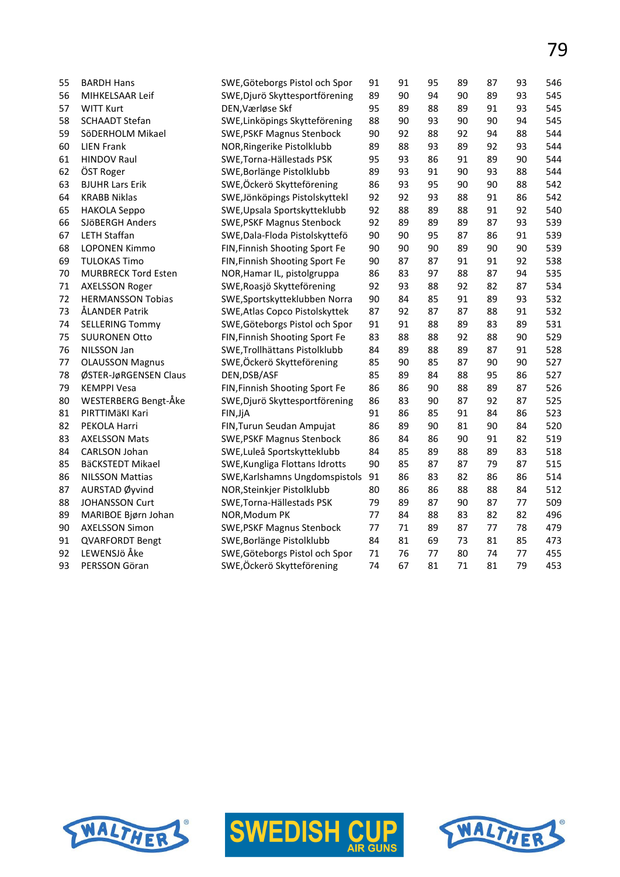| | | | | | | | | | |
|---|---|---|---|---|---|---|---|---|---|
| 55 | BARDH Hans | SWE,Göteborgs Pistol och Spor | 91 | 91 | 95 | 89 | 87 | 93 | 546 |
| 56 | MIHKELSAAR Leif | SWE,Djurö Skyttesportförening | 89 | 90 | 94 | 90 | 89 | 93 | 545 |
| 57 | WITT Kurt | DEN,Værløse Skf | 95 | 89 | 88 | 89 | 91 | 93 | 545 |
| 58 | SCHAADT Stefan | SWE,Linköpings Skytteförening | 88 | 90 | 93 | 90 | 90 | 94 | 545 |
| 59 | SöDERHOLM Mikael | SWE,PSKF Magnus Stenbock | 90 | 92 | 88 | 92 | 94 | 88 | 544 |
| 60 | LIEN Frank | NOR,Ringerike Pistolklubb | 89 | 88 | 93 | 89 | 92 | 93 | 544 |
| 61 | HINDOV Raul | SWE,Torna-Hällestads PSK | 95 | 93 | 86 | 91 | 89 | 90 | 544 |
| 62 | ÖST Roger | SWE,Borlänge Pistolklubb | 89 | 93 | 91 | 90 | 93 | 88 | 544 |
| 63 | BJUHR Lars Erik | SWE,Öckerö Skytteförening | 86 | 93 | 95 | 90 | 90 | 88 | 542 |
| 64 | KRABB Niklas | SWE,Jönköpings Pistolskyttekl | 92 | 92 | 93 | 88 | 91 | 86 | 542 |
| 65 | HAKOLA Seppo | SWE,Upsala Sportskytteklubb | 92 | 88 | 89 | 88 | 91 | 92 | 540 |
| 66 | SJöBERGH Anders | SWE,PSKF Magnus Stenbock | 92 | 89 | 89 | 89 | 87 | 93 | 539 |
| 67 | LETH Staffan | SWE,Dala-Floda Pistolskyttefö | 90 | 90 | 95 | 87 | 86 | 91 | 539 |
| 68 | LOPONEN Kimmo | FIN,Finnish Shooting Sport Fe | 90 | 90 | 90 | 89 | 90 | 90 | 539 |
| 69 | TULOKAS Timo | FIN,Finnish Shooting Sport Fe | 90 | 87 | 87 | 91 | 91 | 92 | 538 |
| 70 | MURBRECK Tord Esten | NOR,Hamar IL, pistolgruppa | 86 | 83 | 97 | 88 | 87 | 94 | 535 |
| 71 | AXELSSON Roger | SWE,Roasjö Skytteförening | 92 | 93 | 88 | 92 | 82 | 87 | 534 |
| 72 | HERMANSSON Tobias | SWE,Sportskytteklubben Norra | 90 | 84 | 85 | 91 | 89 | 93 | 532 |
| 73 | ÅLANDER Patrik | SWE,Atlas Copco Pistolskyttek | 87 | 92 | 87 | 87 | 88 | 91 | 532 |
| 74 | SELLERING Tommy | SWE,Göteborgs Pistol och Spor | 91 | 91 | 88 | 89 | 83 | 89 | 531 |
| 75 | SUURONEN Otto | FIN,Finnish Shooting Sport Fe | 83 | 88 | 88 | 92 | 88 | 90 | 529 |
| 76 | NILSSON Jan | SWE,Trollhättans Pistolklubb | 84 | 89 | 88 | 89 | 87 | 91 | 528 |
| 77 | OLAUSSON Magnus | SWE,Öckerö Skytteförening | 85 | 90 | 85 | 87 | 90 | 90 | 527 |
| 78 | ØSTER-JøRGENSEN Claus | DEN,DSB/ASF | 85 | 89 | 84 | 88 | 95 | 86 | 527 |
| 79 | KEMPPI Vesa | FIN,Finnish Shooting Sport Fe | 86 | 86 | 90 | 88 | 89 | 87 | 526 |
| 80 | WESTERBERG Bengt-Åke | SWE,Djurö Skyttesportförening | 86 | 83 | 90 | 87 | 92 | 87 | 525 |
| 81 | PIRTTIMäKI Kari | FIN,JjA | 91 | 86 | 85 | 91 | 84 | 86 | 523 |
| 82 | PEKOLA Harri | FIN,Turun Seudan Ampujat | 86 | 89 | 90 | 81 | 90 | 84 | 520 |
| 83 | AXELSSON Mats | SWE,PSKF Magnus Stenbock | 86 | 84 | 86 | 90 | 91 | 82 | 519 |
| 84 | CARLSON Johan | SWE,Luleå Sportskytteklubb | 84 | 85 | 89 | 88 | 89 | 83 | 518 |
| 85 | BäCKSTEDT Mikael | SWE,Kungliga Flottans Idrotts | 90 | 85 | 87 | 87 | 79 | 87 | 515 |
| 86 | NILSSON Mattias | SWE,Karlshamns Ungdomspistols | 91 | 86 | 83 | 82 | 86 | 86 | 514 |
| 87 | AURSTAD Øyvind | NOR,Steinkjer Pistolklubb | 80 | 86 | 86 | 88 | 88 | 84 | 512 |
| 88 | JOHANSSON Curt | SWE,Torna-Hällestads PSK | 79 | 89 | 87 | 90 | 87 | 77 | 509 |
| 89 | MARIBOE Bjørn Johan | NOR,Modum PK | 77 | 84 | 88 | 83 | 82 | 82 | 496 |
| 90 | AXELSSON Simon | SWE,PSKF Magnus Stenbock | 77 | 71 | 89 | 87 | 77 | 78 | 479 |
| 91 | QVARFORDT Bengt | SWE,Borlänge Pistolklubb | 84 | 81 | 69 | 73 | 81 | 85 | 473 |
| 92 | LEWENSJö Åke | SWE,Göteborgs Pistol och Spor | 71 | 76 | 77 | 80 | 74 | 77 | 455 |
| 93 | PERSSON Göran | SWE,Öckerö Skytteförening | 74 | 67 | 81 | 71 | 81 | 79 | 453 |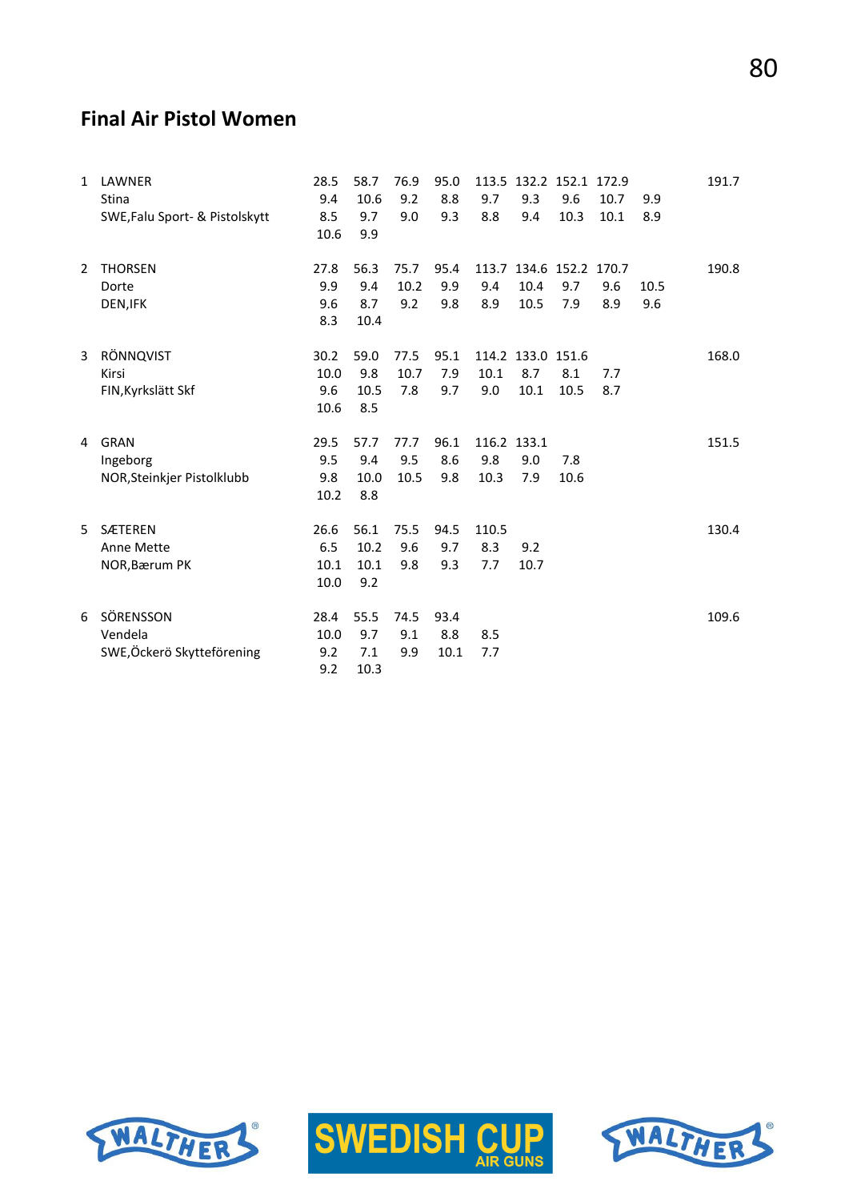## Final Air Pistol Women

| Rank | Name / Club | | | | | | | | | | Total |
|---|---|---|---|---|---|---|---|---|---|---|---|
| 1 | LAWNER | 28.5 | 58.7 | 76.9 | 95.0 | 113.5 | 132.2 | 152.1 | 172.9 | | 191.7 |
| | Stina | 9.4 | 10.6 | 9.2 | 8.8 | 9.7 | 9.3 | 9.6 | 10.7 | 9.9 | |
| | SWE,Falu Sport- & Pistolskytt | 8.5 | 9.7 | 9.0 | 9.3 | 8.8 | 9.4 | 10.3 | 10.1 | 8.9 | |
| | | 10.6 | 9.9 | | | | | | | | |
| 2 | THORSEN | 27.8 | 56.3 | 75.7 | 95.4 | 113.7 | 134.6 | 152.2 | 170.7 | | 190.8 |
| | Dorte | 9.9 | 9.4 | 10.2 | 9.9 | 9.4 | 10.4 | 9.7 | 9.6 | 10.5 | |
| | DEN,IFK | 9.6 | 8.7 | 9.2 | 9.8 | 8.9 | 10.5 | 7.9 | 8.9 | 9.6 | |
| | | 8.3 | 10.4 | | | | | | | | |
| 3 | RÖNNQVIST | 30.2 | 59.0 | 77.5 | 95.1 | 114.2 | 133.0 | 151.6 | | | 168.0 |
| | Kirsi | 10.0 | 9.8 | 10.7 | 7.9 | 10.1 | 8.7 | 8.1 | 7.7 | | |
| | FIN,Kyrkslätt Skf | 9.6 | 10.5 | 7.8 | 9.7 | 9.0 | 10.1 | 10.5 | 8.7 | | |
| | | 10.6 | 8.5 | | | | | | | | |
| 4 | GRAN | 29.5 | 57.7 | 77.7 | 96.1 | 116.2 | 133.1 | | | | 151.5 |
| | Ingeborg | 9.5 | 9.4 | 9.5 | 8.6 | 9.8 | 9.0 | 7.8 | | | |
| | NOR,Steinkjer Pistolklubb | 9.8 | 10.0 | 10.5 | 9.8 | 10.3 | 7.9 | 10.6 | | | |
| | | 10.2 | 8.8 | | | | | | | | |
| 5 | SÆTEREN | 26.6 | 56.1 | 75.5 | 94.5 | 110.5 | | | | | 130.4 |
| | Anne Mette | 6.5 | 10.2 | 9.6 | 9.7 | 8.3 | 9.2 | | | | |
| | NOR,Bærum PK | 10.1 | 10.1 | 9.8 | 9.3 | 7.7 | 10.7 | | | | |
| | | 10.0 | 9.2 | | | | | | | | |
| 6 | SÖRENSSON | 28.4 | 55.5 | 74.5 | 93.4 | | | | | | 109.6 |
| | Vendela | 10.0 | 9.7 | 9.1 | 8.8 | 8.5 | | | | | |
| | SWE,Öckerö Skytteförening | 9.2 | 7.1 | 9.9 | 10.1 | 7.7 | | | | | |
| | | 9.2 | 10.3 | | | | | | | | |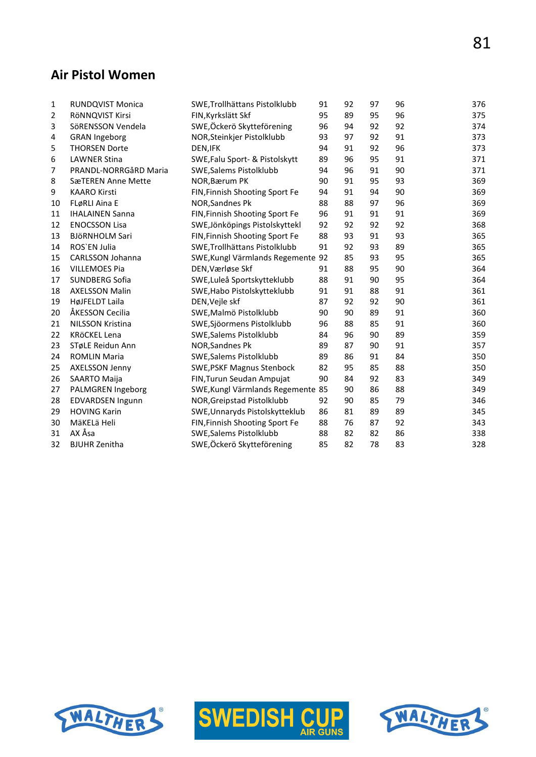## Air Pistol Women

| | | | | | | | |
|---|---|---|---|---|---|---|---|
| 1 | RUNDQVIST Monica | SWE,Trollhättans Pistolklubb | 91 | 92 | 97 | 96 | 376 |
| 2 | RöNNQVIST Kirsi | FIN,Kyrkslätt Skf | 95 | 89 | 95 | 96 | 375 |
| 3 | SöRENSSON Vendela | SWE,Öckerö Skytteförening | 96 | 94 | 92 | 92 | 374 |
| 4 | GRAN Ingeborg | NOR,Steinkjer Pistolklubb | 93 | 97 | 92 | 91 | 373 |
| 5 | THORSEN Dorte | DEN,IFK | 94 | 91 | 92 | 96 | 373 |
| 6 | LAWNER Stina | SWE,Falu Sport- & Pistolskytt | 89 | 96 | 95 | 91 | 371 |
| 7 | PRANDL-NORRGåRD Maria | SWE,Salems Pistolklubb | 94 | 96 | 91 | 90 | 371 |
| 8 | SæTEREN Anne Mette | NOR,Bærum PK | 90 | 91 | 95 | 93 | 369 |
| 9 | KAARO Kirsti | FIN,Finnish Shooting Sport Fe | 94 | 91 | 94 | 90 | 369 |
| 10 | FLøRLI Aina E | NOR,Sandnes Pk | 88 | 88 | 97 | 96 | 369 |
| 11 | IHALAINEN Sanna | FIN,Finnish Shooting Sport Fe | 96 | 91 | 91 | 91 | 369 |
| 12 | ENOCSSON Lisa | SWE,Jönköpings Pistolskyttekl | 92 | 92 | 92 | 92 | 368 |
| 13 | BJöRNHOLM Sari | FIN,Finnish Shooting Sport Fe | 88 | 93 | 91 | 93 | 365 |
| 14 | ROS`EN Julia | SWE,Trollhättans Pistolklubb | 91 | 92 | 93 | 89 | 365 |
| 15 | CARLSSON Johanna | SWE,Kungl Värmlands Regemente | 92 | 85 | 93 | 95 | 365 |
| 16 | VILLEMOES Pia | DEN,Værløse Skf | 91 | 88 | 95 | 90 | 364 |
| 17 | SUNDBERG Sofia | SWE,Luleå Sportskytteklubb | 88 | 91 | 90 | 95 | 364 |
| 18 | AXELSSON Malin | SWE,Habo Pistolskytteklubb | 91 | 91 | 88 | 91 | 361 |
| 19 | HøJFELDT Laila | DEN,Vejle skf | 87 | 92 | 92 | 90 | 361 |
| 20 | ÅKESSON Cecilia | SWE,Malmö Pistolklubb | 90 | 90 | 89 | 91 | 360 |
| 21 | NILSSON Kristina | SWE,Sjöormens Pistolklubb | 96 | 88 | 85 | 91 | 360 |
| 22 | KRöCKEL Lena | SWE,Salems Pistolklubb | 84 | 96 | 90 | 89 | 359 |
| 23 | STøLE Reidun Ann | NOR,Sandnes Pk | 89 | 87 | 90 | 91 | 357 |
| 24 | ROMLIN Maria | SWE,Salems Pistolklubb | 89 | 86 | 91 | 84 | 350 |
| 25 | AXELSSON Jenny | SWE,PSKF Magnus Stenbock | 82 | 95 | 85 | 88 | 350 |
| 26 | SAARTO Maija | FIN,Turun Seudan Ampujat | 90 | 84 | 92 | 83 | 349 |
| 27 | PALMGREN Ingeborg | SWE,Kungl Värmlands Regemente | 85 | 90 | 86 | 88 | 349 |
| 28 | EDVARDSEN Ingunn | NOR,Greipstad Pistolklubb | 92 | 90 | 85 | 79 | 346 |
| 29 | HOVING Karin | SWE,Unnaryds Pistolskytteklub | 86 | 81 | 89 | 89 | 345 |
| 30 | MäKELä Heli | FIN,Finnish Shooting Sport Fe | 88 | 76 | 87 | 92 | 343 |
| 31 | AX Åsa | SWE,Salems Pistolklubb | 88 | 82 | 82 | 86 | 338 |
| 32 | BJUHR Zenitha | SWE,Öckerö Skytteförening | 85 | 82 | 78 | 83 | 328 |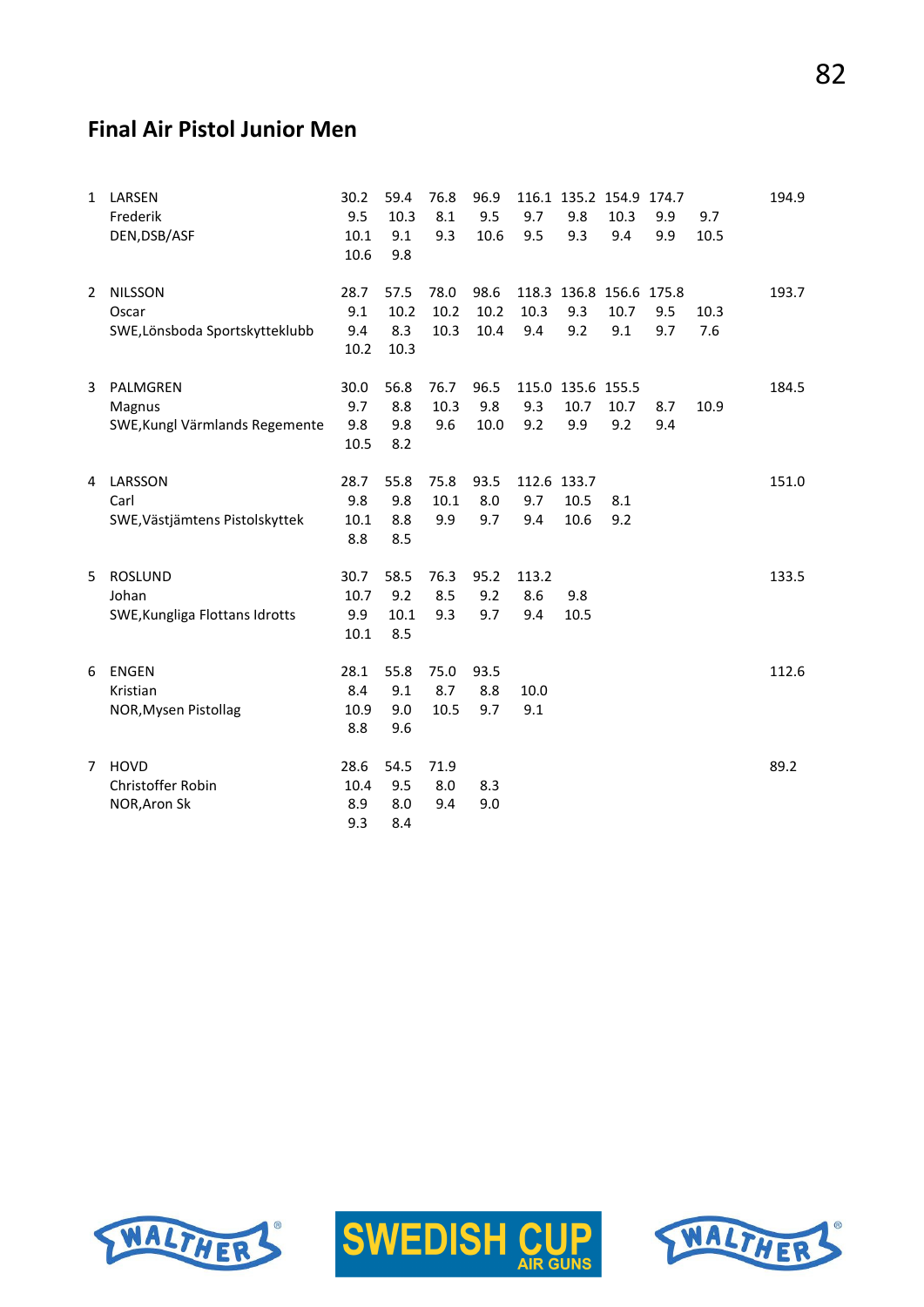## Final Air Pistol Junior Men

| Rank | Name / Club | | | | | | | | | | Total |
|---|---|---|---|---|---|---|---|---|---|---|---|
| 1 | LARSEN | 30.2 | 59.4 | 76.8 | 96.9 | 116.1 | 135.2 | 154.9 | 174.7 | | 194.9 |
| | Frederik | 9.5 | 10.3 | 8.1 | 9.5 | 9.7 | 9.8 | 10.3 | 9.9 | 9.7 | |
| | DEN,DSB/ASF | 10.1 | 9.1 | 9.3 | 10.6 | 9.5 | 9.3 | 9.4 | 9.9 | 10.5 | |
| | | 10.6 | 9.8 | | | | | | | | |
| 2 | NILSSON | 28.7 | 57.5 | 78.0 | 98.6 | 118.3 | 136.8 | 156.6 | 175.8 | | 193.7 |
| | Oscar | 9.1 | 10.2 | 10.2 | 10.2 | 10.3 | 9.3 | 10.7 | 9.5 | 10.3 | |
| | SWE,Lönsboda Sportskytteklubb | 9.4 | 8.3 | 10.3 | 10.4 | 9.4 | 9.2 | 9.1 | 9.7 | 7.6 | |
| | | 10.2 | 10.3 | | | | | | | | |
| 3 | PALMGREN | 30.0 | 56.8 | 76.7 | 96.5 | 115.0 | 135.6 | 155.5 | | | 184.5 |
| | Magnus | 9.7 | 8.8 | 10.3 | 9.8 | 9.3 | 10.7 | 10.7 | 8.7 | 10.9 | |
| | SWE,Kungl Värmlands Regemente | 9.8 | 9.8 | 9.6 | 10.0 | 9.2 | 9.9 | 9.2 | 9.4 | | |
| | | 10.5 | 8.2 | | | | | | | | |
| 4 | LARSSON | 28.7 | 55.8 | 75.8 | 93.5 | 112.6 | 133.7 | | | | 151.0 |
| | Carl | 9.8 | 9.8 | 10.1 | 8.0 | 9.7 | 10.5 | 8.1 | | | |
| | SWE,Västjämtens Pistolskyttek | 10.1 | 8.8 | 9.9 | 9.7 | 9.4 | 10.6 | 9.2 | | | |
| | | 8.8 | 8.5 | | | | | | | | |
| 5 | ROSLUND | 30.7 | 58.5 | 76.3 | 95.2 | 113.2 | | | | | 133.5 |
| | Johan | 10.7 | 9.2 | 8.5 | 9.2 | 8.6 | 9.8 | | | | |
| | SWE,Kungliga Flottans Idrotts | 9.9 | 10.1 | 9.3 | 9.7 | 9.4 | 10.5 | | | | |
| | | 10.1 | 8.5 | | | | | | | | |
| 6 | ENGEN | 28.1 | 55.8 | 75.0 | 93.5 | | | | | | 112.6 |
| | Kristian | 8.4 | 9.1 | 8.7 | 8.8 | 10.0 | | | | | |
| | NOR,Mysen Pistollag | 10.9 | 9.0 | 10.5 | 9.7 | 9.1 | | | | | |
| | | 8.8 | 9.6 | | | | | | | | |
| 7 | HOVD | 28.6 | 54.5 | 71.9 | | | | | | | 89.2 |
| | Christoffer Robin | 10.4 | 9.5 | 8.0 | 8.3 | | | | | | |
| | NOR,Aron Sk | 8.9 | 8.0 | 9.4 | 9.0 | | | | | | |
| | | 9.3 | 8.4 | | | | | | | | |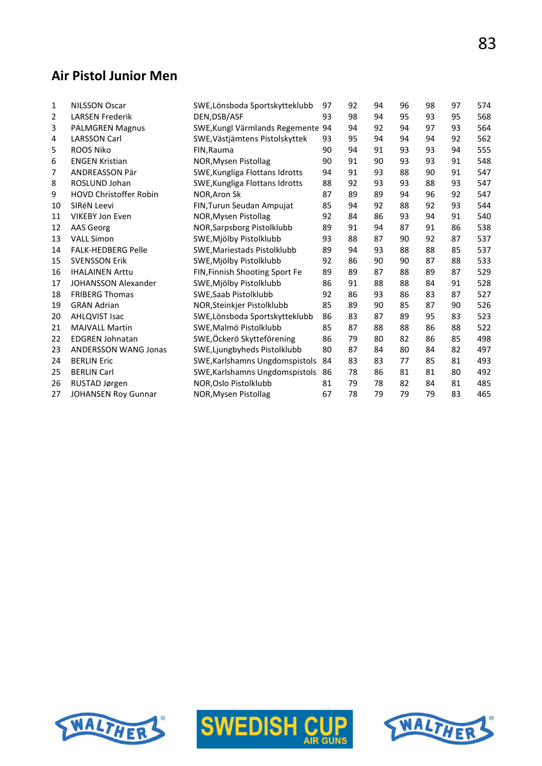## Air Pistol Junior Men

| | | | | | | | | | |
|---|---|---|---|---|---|---|---|---|---|
| 1 | NILSSON Oscar | SWE,Lönsboda Sportskytteklubb | 97 | 92 | 94 | 96 | 98 | 97 | 574 |
| 2 | LARSEN Frederik | DEN,DSB/ASF | 93 | 98 | 94 | 95 | 93 | 95 | 568 |
| 3 | PALMGREN Magnus | SWE,Kungl Värmlands Regemente | 94 | 94 | 92 | 94 | 97 | 93 | 564 |
| 4 | LARSSON Carl | SWE,Västjämtens Pistolskyttek | 93 | 95 | 94 | 94 | 94 | 92 | 562 |
| 5 | ROOS Niko | FIN,Rauma | 90 | 94 | 91 | 93 | 93 | 94 | 555 |
| 6 | ENGEN Kristian | NOR,Mysen Pistollag | 90 | 91 | 90 | 93 | 93 | 91 | 548 |
| 7 | ANDREASSON Pär | SWE,Kungliga Flottans Idrotts | 94 | 91 | 93 | 88 | 90 | 91 | 547 |
| 8 | ROSLUND Johan | SWE,Kungliga Flottans Idrotts | 88 | 92 | 93 | 93 | 88 | 93 | 547 |
| 9 | HOVD Christoffer Robin | NOR,Aron Sk | 87 | 89 | 89 | 94 | 96 | 92 | 547 |
| 10 | SIRéN Leevi | FIN,Turun Seudan Ampujat | 85 | 94 | 92 | 88 | 92 | 93 | 544 |
| 11 | VIKEBY Jon Even | NOR,Mysen Pistollag | 92 | 84 | 86 | 93 | 94 | 91 | 540 |
| 12 | AAS Georg | NOR,Sarpsborg Pistolklubb | 89 | 91 | 94 | 87 | 91 | 86 | 538 |
| 13 | VALL Simon | SWE,Mjölby Pistolklubb | 93 | 88 | 87 | 90 | 92 | 87 | 537 |
| 14 | FALK-HEDBERG Pelle | SWE,Mariestads Pistolklubb | 89 | 94 | 93 | 88 | 88 | 85 | 537 |
| 15 | SVENSSON Erik | SWE,Mjölby Pistolklubb | 92 | 86 | 90 | 90 | 87 | 88 | 533 |
| 16 | IHALAINEN Arttu | FIN,Finnish Shooting Sport Fe | 89 | 89 | 87 | 88 | 89 | 87 | 529 |
| 17 | JOHANSSON Alexander | SWE,Mjölby Pistolklubb | 86 | 91 | 88 | 88 | 84 | 91 | 528 |
| 18 | FRIBERG Thomas | SWE,Saab Pistolklubb | 92 | 86 | 93 | 86 | 83 | 87 | 527 |
| 19 | GRAN Adrian | NOR,Steinkjer Pistolklubb | 85 | 89 | 90 | 85 | 87 | 90 | 526 |
| 20 | AHLQVIST Isac | SWE,Lönsboda Sportskytteklubb | 86 | 83 | 87 | 89 | 95 | 83 | 523 |
| 21 | MAJVALL Martin | SWE,Malmö Pistolklubb | 85 | 87 | 88 | 88 | 86 | 88 | 522 |
| 22 | EDGREN Johnatan | SWE,Öckerö Skytteförening | 86 | 79 | 80 | 82 | 86 | 85 | 498 |
| 23 | ANDERSSON WANG Jonas | SWE,Ljungbyheds Pistolklubb | 80 | 87 | 84 | 80 | 84 | 82 | 497 |
| 24 | BERLIN Eric | SWE,Karlshamns Ungdomspistols | 84 | 83 | 83 | 77 | 85 | 81 | 493 |
| 25 | BERLIN Carl | SWE,Karlshamns Ungdomspistols | 86 | 78 | 86 | 81 | 81 | 80 | 492 |
| 26 | RUSTAD Jørgen | NOR,Oslo Pistolklubb | 81 | 79 | 78 | 82 | 84 | 81 | 485 |
| 27 | JOHANSEN Roy Gunnar | NOR,Mysen Pistollag | 67 | 78 | 79 | 79 | 79 | 83 | 465 |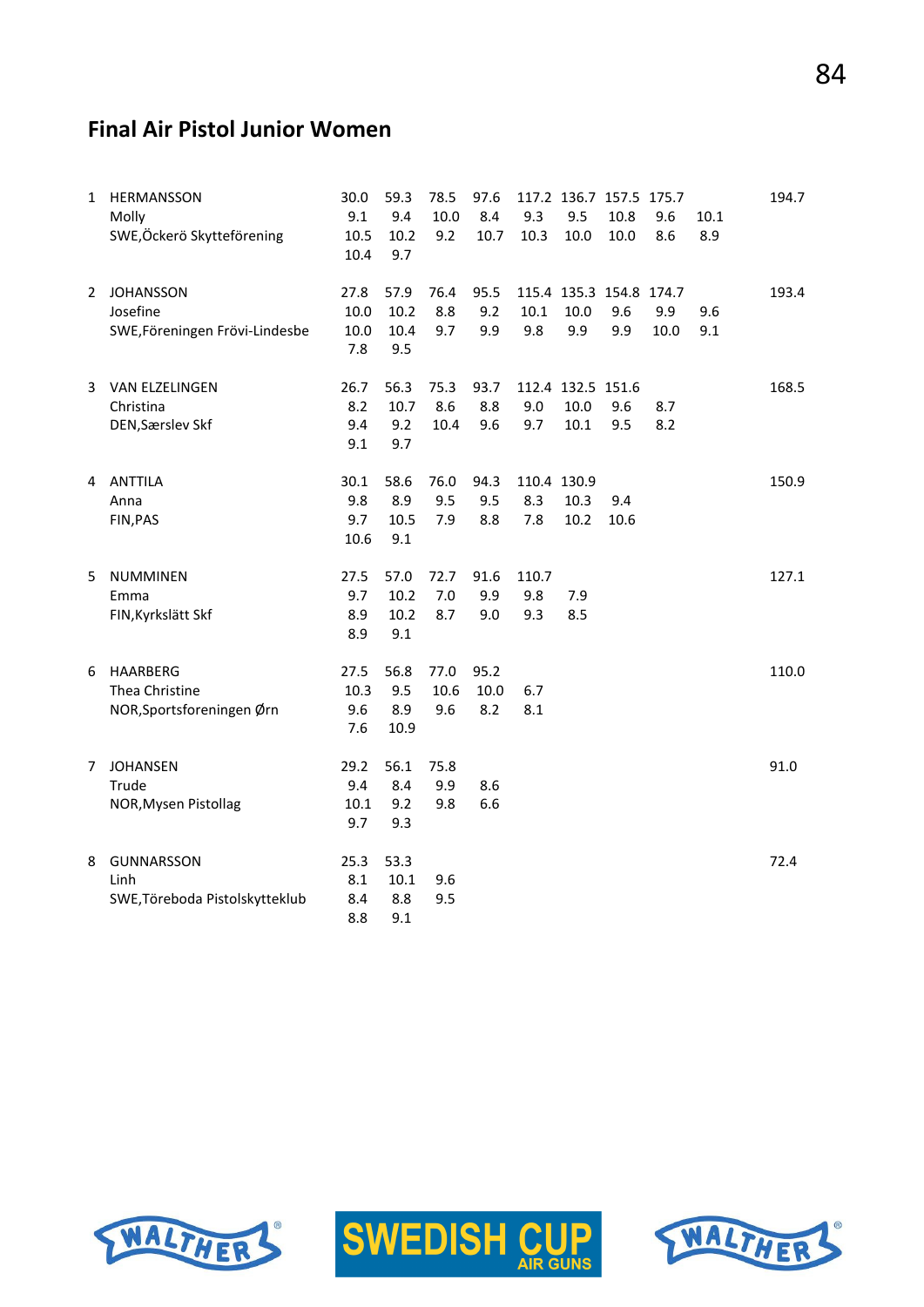## Final Air Pistol Junior Women

| Rank | Name / Club | | | | | | | | | | Total |
|---|---|---|---|---|---|---|---|---|---|---|---|
| 1 | HERMANSSON | 30.0 | 59.3 | 78.5 | 97.6 | 117.2 | 136.7 | 157.5 | 175.7 | | 194.7 |
| | Molly | 9.1 | 9.4 | 10.0 | 8.4 | 9.3 | 9.5 | 10.8 | 9.6 | 10.1 | |
| | SWE,Öckerö Skytteförening | 10.5 | 10.2 | 9.2 | 10.7 | 10.3 | 10.0 | 10.0 | 8.6 | 8.9 | |
| | | 10.4 | 9.7 | | | | | | | | |
| 2 | JOHANSSON | 27.8 | 57.9 | 76.4 | 95.5 | 115.4 | 135.3 | 154.8 | 174.7 | | 193.4 |
| | Josefine | 10.0 | 10.2 | 8.8 | 9.2 | 10.1 | 10.0 | 9.6 | 9.9 | 9.6 | |
| | SWE,Föreningen Frövi-Lindesbe | 10.0 | 10.4 | 9.7 | 9.9 | 9.8 | 9.9 | 9.9 | 10.0 | 9.1 | |
| | | 7.8 | 9.5 | | | | | | | | |
| 3 | VAN ELZELINGEN | 26.7 | 56.3 | 75.3 | 93.7 | 112.4 | 132.5 | 151.6 | | | 168.5 |
| | Christina | 8.2 | 10.7 | 8.6 | 8.8 | 9.0 | 10.0 | 9.6 | 8.7 | | |
| | DEN,Særslev Skf | 9.4 | 9.2 | 10.4 | 9.6 | 9.7 | 10.1 | 9.5 | 8.2 | | |
| | | 9.1 | 9.7 | | | | | | | | |
| 4 | ANTTILA | 30.1 | 58.6 | 76.0 | 94.3 | 110.4 | 130.9 | | | | 150.9 |
| | Anna | 9.8 | 8.9 | 9.5 | 9.5 | 8.3 | 10.3 | 9.4 | | | |
| | FIN,PAS | 9.7 | 10.5 | 7.9 | 8.8 | 7.8 | 10.2 | 10.6 | | | |
| | | 10.6 | 9.1 | | | | | | | | |
| 5 | NUMMINEN | 27.5 | 57.0 | 72.7 | 91.6 | 110.7 | | | | | 127.1 |
| | Emma | 9.7 | 10.2 | 7.0 | 9.9 | 9.8 | 7.9 | | | | |
| | FIN,Kyrkslätt Skf | 8.9 | 10.2 | 8.7 | 9.0 | 9.3 | 8.5 | | | | |
| | | 8.9 | 9.1 | | | | | | | | |
| 6 | HAARBERG | 27.5 | 56.8 | 77.0 | 95.2 | | | | | | 110.0 |
| | Thea Christine | 10.3 | 9.5 | 10.6 | 10.0 | 6.7 | | | | | |
| | NOR,Sportsforeningen Ørn | 9.6 | 8.9 | 9.6 | 8.2 | 8.1 | | | | | |
| | | 7.6 | 10.9 | | | | | | | | |
| 7 | JOHANSEN | 29.2 | 56.1 | 75.8 | | | | | | | 91.0 |
| | Trude | 9.4 | 8.4 | 9.9 | 8.6 | | | | | | |
| | NOR,Mysen Pistollag | 10.1 | 9.2 | 9.8 | 6.6 | | | | | | |
| | | 9.7 | 9.3 | | | | | | | | |
| 8 | GUNNARSSON | 25.3 | 53.3 | | | | | | | | 72.4 |
| | Linh | 8.1 | 10.1 | 9.6 | | | | | | | |
| | SWE,Töreboda Pistolskytteklub | 8.4 | 8.8 | 9.5 | | | | | | | |
| | | 8.8 | 9.1 | | | | | | | | |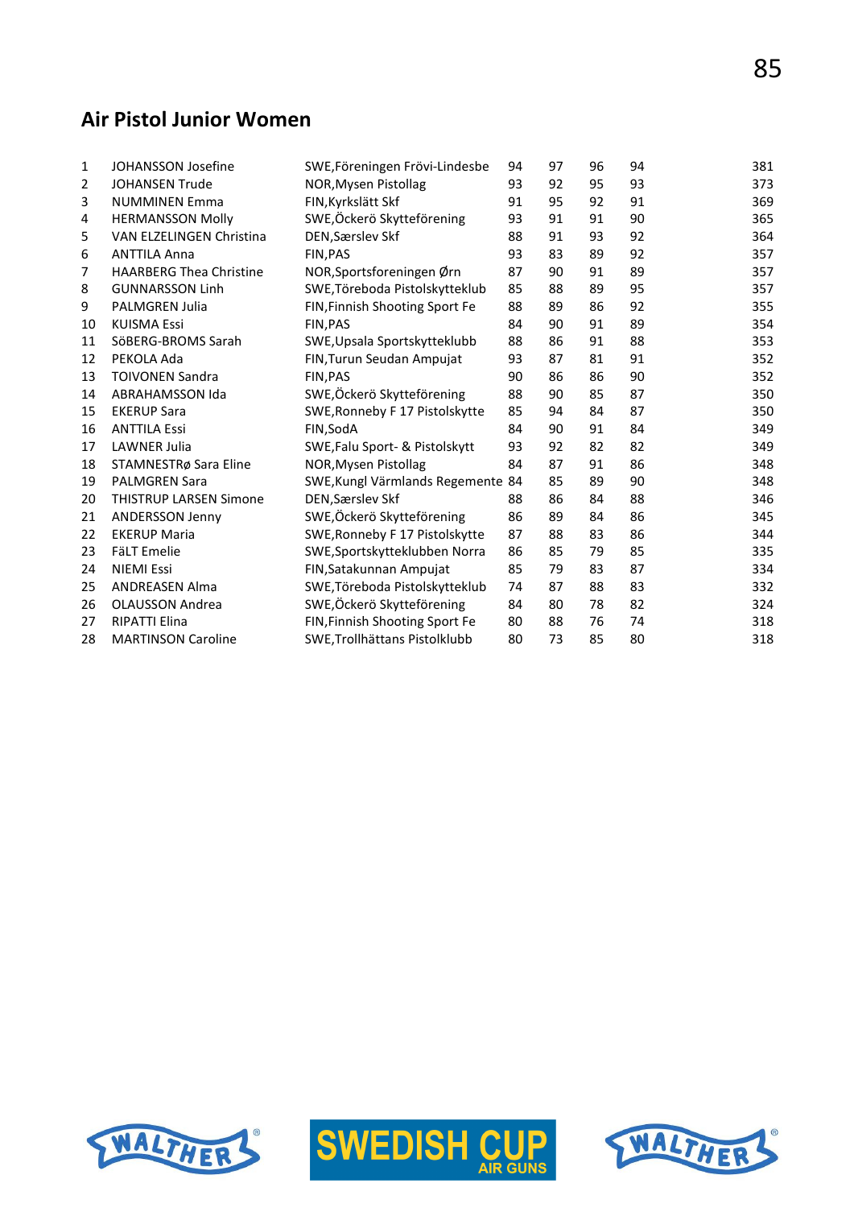## Air Pistol Junior Women

| | | | | | | | |
|---|---|---|---|---|---|---|---|
| 1 | JOHANSSON Josefine | SWE,Föreningen Frövi-Lindesbe | 94 | 97 | 96 | 94 | 381 |
| 2 | JOHANSEN Trude | NOR,Mysen Pistollag | 93 | 92 | 95 | 93 | 373 |
| 3 | NUMMINEN Emma | FIN,Kyrkslätt Skf | 91 | 95 | 92 | 91 | 369 |
| 4 | HERMANSSON Molly | SWE,Öckerö Skytteförening | 93 | 91 | 91 | 90 | 365 |
| 5 | VAN ELZELINGEN Christina | DEN,Særslev Skf | 88 | 91 | 93 | 92 | 364 |
| 6 | ANTTILA Anna | FIN,PAS | 93 | 83 | 89 | 92 | 357 |
| 7 | HAARBERG Thea Christine | NOR,Sportsforeningen Ørn | 87 | 90 | 91 | 89 | 357 |
| 8 | GUNNARSSON Linh | SWE,Töreboda Pistolskytteklub | 85 | 88 | 89 | 95 | 357 |
| 9 | PALMGREN Julia | FIN,Finnish Shooting Sport Fe | 88 | 89 | 86 | 92 | 355 |
| 10 | KUISMA Essi | FIN,PAS | 84 | 90 | 91 | 89 | 354 |
| 11 | SöBERG-BROMS Sarah | SWE,Upsala Sportskytteklubb | 88 | 86 | 91 | 88 | 353 |
| 12 | PEKOLA Ada | FIN,Turun Seudan Ampujat | 93 | 87 | 81 | 91 | 352 |
| 13 | TOIVONEN Sandra | FIN,PAS | 90 | 86 | 86 | 90 | 352 |
| 14 | ABRAHAMSSON Ida | SWE,Öckerö Skytteförening | 88 | 90 | 85 | 87 | 350 |
| 15 | EKERUP Sara | SWE,Ronneby F 17 Pistolskytte | 85 | 94 | 84 | 87 | 350 |
| 16 | ANTTILA Essi | FIN,SodA | 84 | 90 | 91 | 84 | 349 |
| 17 | LAWNER Julia | SWE,Falu Sport- & Pistolskytt | 93 | 92 | 82 | 82 | 349 |
| 18 | STAMNESTRø Sara Eline | NOR,Mysen Pistollag | 84 | 87 | 91 | 86 | 348 |
| 19 | PALMGREN Sara | SWE,Kungl Värmlands Regemente | 84 | 85 | 89 | 90 | 348 |
| 20 | THISTRUP LARSEN Simone | DEN,Særslev Skf | 88 | 86 | 84 | 88 | 346 |
| 21 | ANDERSSON Jenny | SWE,Öckerö Skytteförening | 86 | 89 | 84 | 86 | 345 |
| 22 | EKERUP Maria | SWE,Ronneby F 17 Pistolskytte | 87 | 88 | 83 | 86 | 344 |
| 23 | FäLT Emelie | SWE,Sportskytteklubben Norra | 86 | 85 | 79 | 85 | 335 |
| 24 | NIEMI Essi | FIN,Satakunnan Ampujat | 85 | 79 | 83 | 87 | 334 |
| 25 | ANDREASEN Alma | SWE,Töreboda Pistolskytteklub | 74 | 87 | 88 | 83 | 332 |
| 26 | OLAUSSON Andrea | SWE,Öckerö Skytteförening | 84 | 80 | 78 | 82 | 324 |
| 27 | RIPATTI Elina | FIN,Finnish Shooting Sport Fe | 80 | 88 | 76 | 74 | 318 |
| 28 | MARTINSON Caroline | SWE,Trollhättans Pistolklubb | 80 | 73 | 85 | 80 | 318 |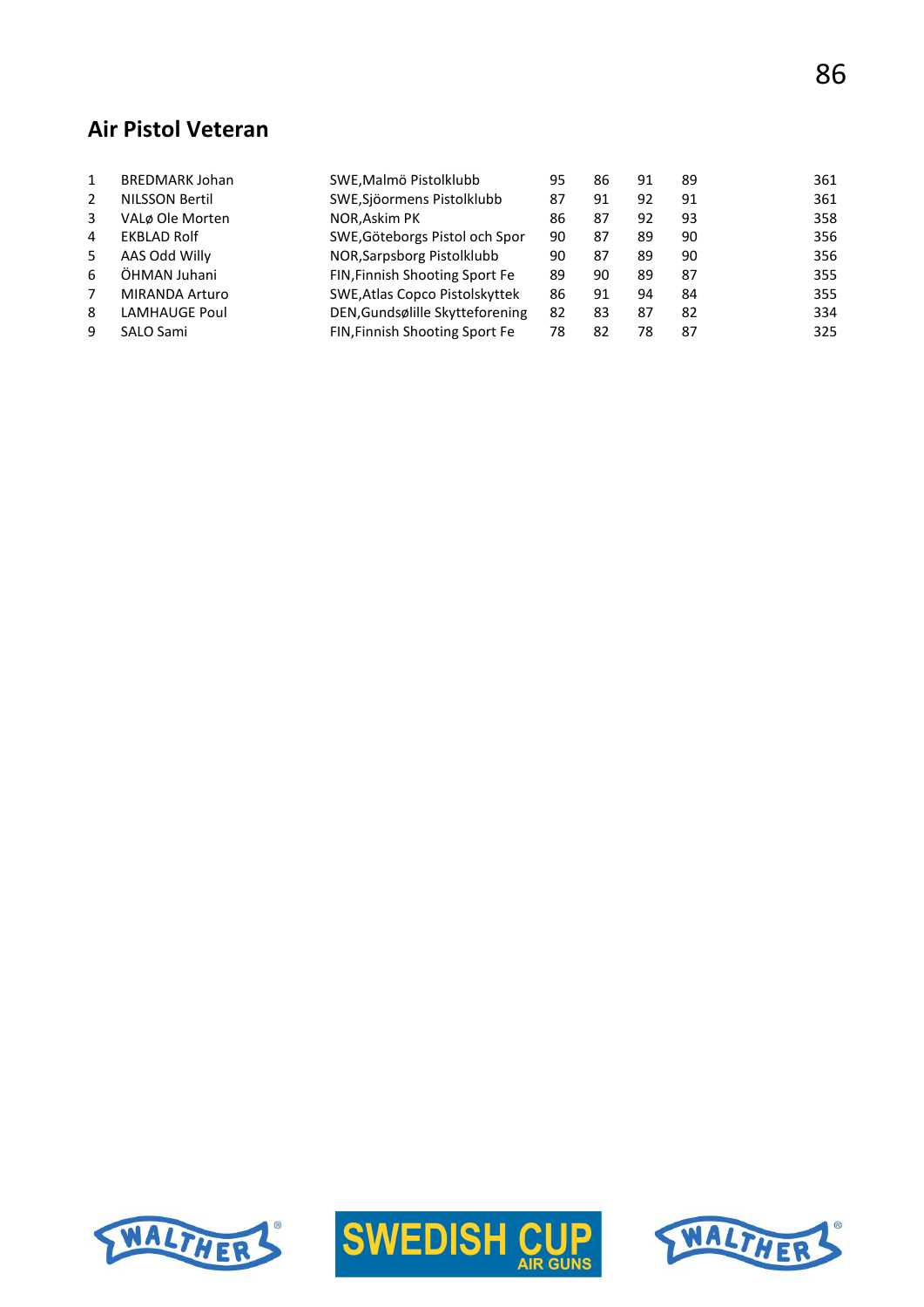## Air Pistol Veteran

| | | | | | | | |
|---|---|---|---|---|---|---|---|
| 1 | BREDMARK Johan | SWE,Malmö Pistolklubb | 95 | 86 | 91 | 89 | 361 |
| 2 | NILSSON Bertil | SWE,Sjöormens Pistolklubb | 87 | 91 | 92 | 91 | 361 |
| 3 | VALø Ole Morten | NOR,Askim PK | 86 | 87 | 92 | 93 | 358 |
| 4 | EKBLAD Rolf | SWE,Göteborgs Pistol och Spor | 90 | 87 | 89 | 90 | 356 |
| 5 | AAS Odd Willy | NOR,Sarpsborg Pistolklubb | 90 | 87 | 89 | 90 | 356 |
| 6 | ÖHMAN Juhani | FIN,Finnish Shooting Sport Fe | 89 | 90 | 89 | 87 | 355 |
| 7 | MIRANDA Arturo | SWE,Atlas Copco Pistolskyttek | 86 | 91 | 94 | 84 | 355 |
| 8 | LAMHAUGE Poul | DEN,Gundsølille Skytteforening | 82 | 83 | 87 | 82 | 334 |
| 9 | SALO Sami | FIN,Finnish Shooting Sport Fe | 78 | 82 | 78 | 87 | 325 |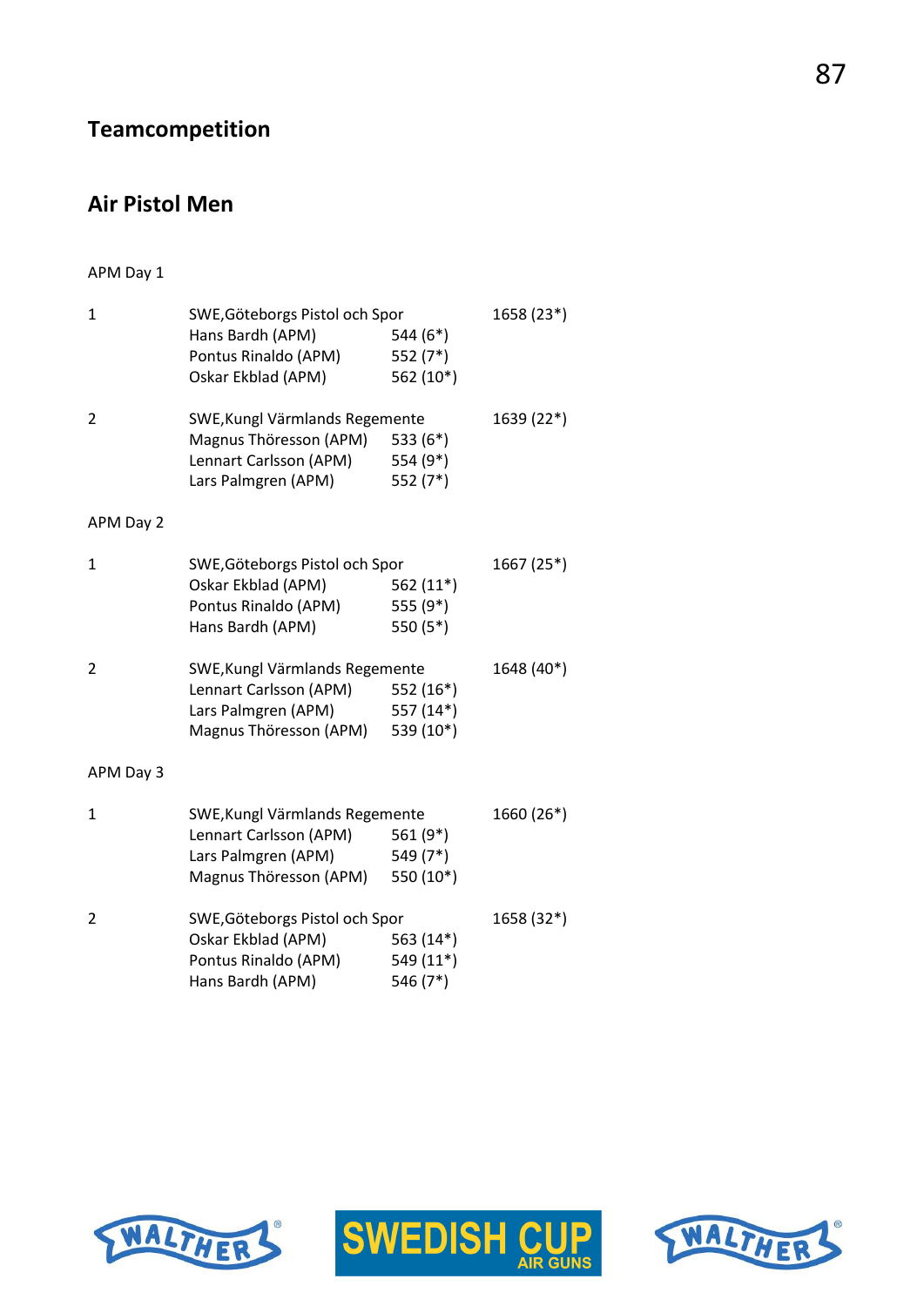## Teamcompetition

## Air Pistol Men

APM Day 1

| | | | |
|---|---|---|---|
| 1 | SWE,Göteborgs Pistol och Spor | | 1658 (23*) |
| | Hans Bardh (APM) | 544 (6*) | |
| | Pontus Rinaldo (APM) | 552 (7*) | |
| | Oskar Ekblad (APM) | 562 (10*) | |
| 2 | SWE,Kungl Värmlands Regemente | | 1639 (22*) |
| | Magnus Thöresson (APM) | 533 (6*) | |
| | Lennart Carlsson (APM) | 554 (9*) | |
| | Lars Palmgren (APM) | 552 (7*) | |

APM Day 2

| | | | |
|---|---|---|---|
| 1 | SWE,Göteborgs Pistol och Spor | | 1667 (25*) |
| | Oskar Ekblad (APM) | 562 (11*) | |
| | Pontus Rinaldo (APM) | 555 (9*) | |
| | Hans Bardh (APM) | 550 (5*) | |
| 2 | SWE,Kungl Värmlands Regemente | | 1648 (40*) |
| | Lennart Carlsson (APM) | 552 (16*) | |
| | Lars Palmgren (APM) | 557 (14*) | |
| | Magnus Thöresson (APM) | 539 (10*) | |

APM Day 3

| | | | |
|---|---|---|---|
| 1 | SWE,Kungl Värmlands Regemente | | 1660 (26*) |
| | Lennart Carlsson (APM) | 561 (9*) | |
| | Lars Palmgren (APM) | 549 (7*) | |
| | Magnus Thöresson (APM) | 550 (10*) | |
| 2 | SWE,Göteborgs Pistol och Spor | | 1658 (32*) |
| | Oskar Ekblad (APM) | 563 (14*) | |
| | Pontus Rinaldo (APM) | 549 (11*) | |
| | Hans Bardh (APM) | 546 (7*) | |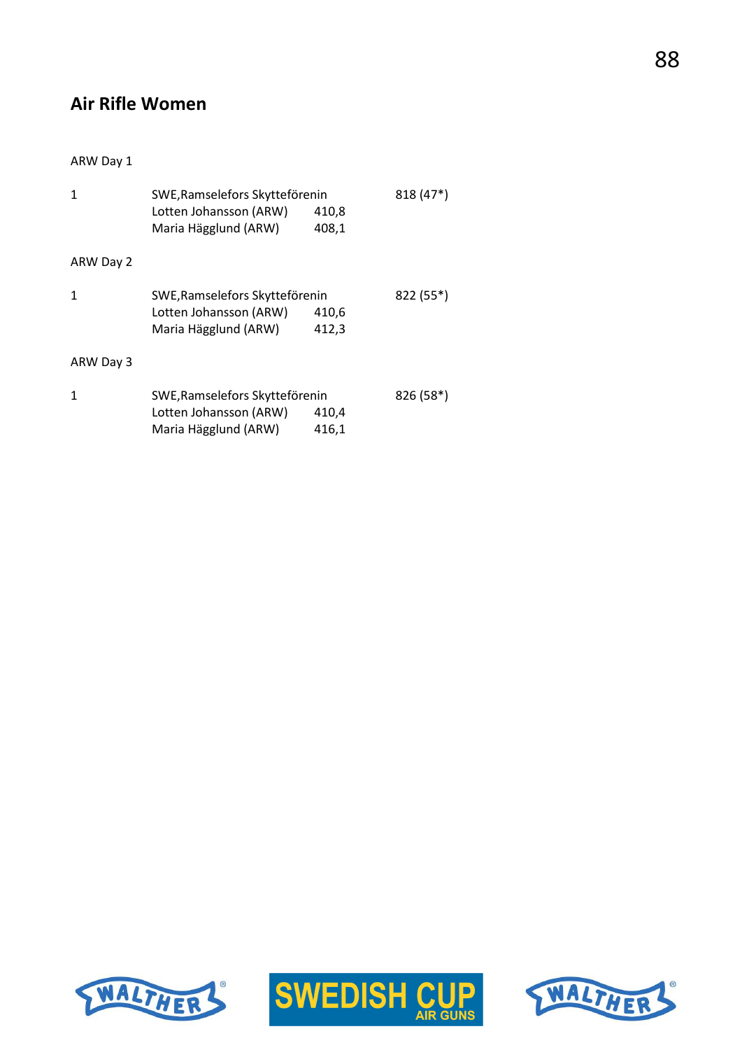## Air Rifle Women

ARW Day 1

| | | | |
|---|---|---|---|
| 1 | SWE,Ramselefors Skytteförenin | | 818 (47*) |
| | Lotten Johansson (ARW) | 410,8 | |
| | Maria Hägglund (ARW) | 408,1 | |

ARW Day 2

| | | | |
|---|---|---|---|
| 1 | SWE,Ramselefors Skytteförenin | | 822 (55*) |
| | Lotten Johansson (ARW) | 410,6 | |
| | Maria Hägglund (ARW) | 412,3 | |

ARW Day 3

| | | | |
|---|---|---|---|
| 1 | SWE,Ramselefors Skytteförenin | | 826 (58*) |
| | Lotten Johansson (ARW) | 410,4 | |
| | Maria Hägglund (ARW) | 416,1 | |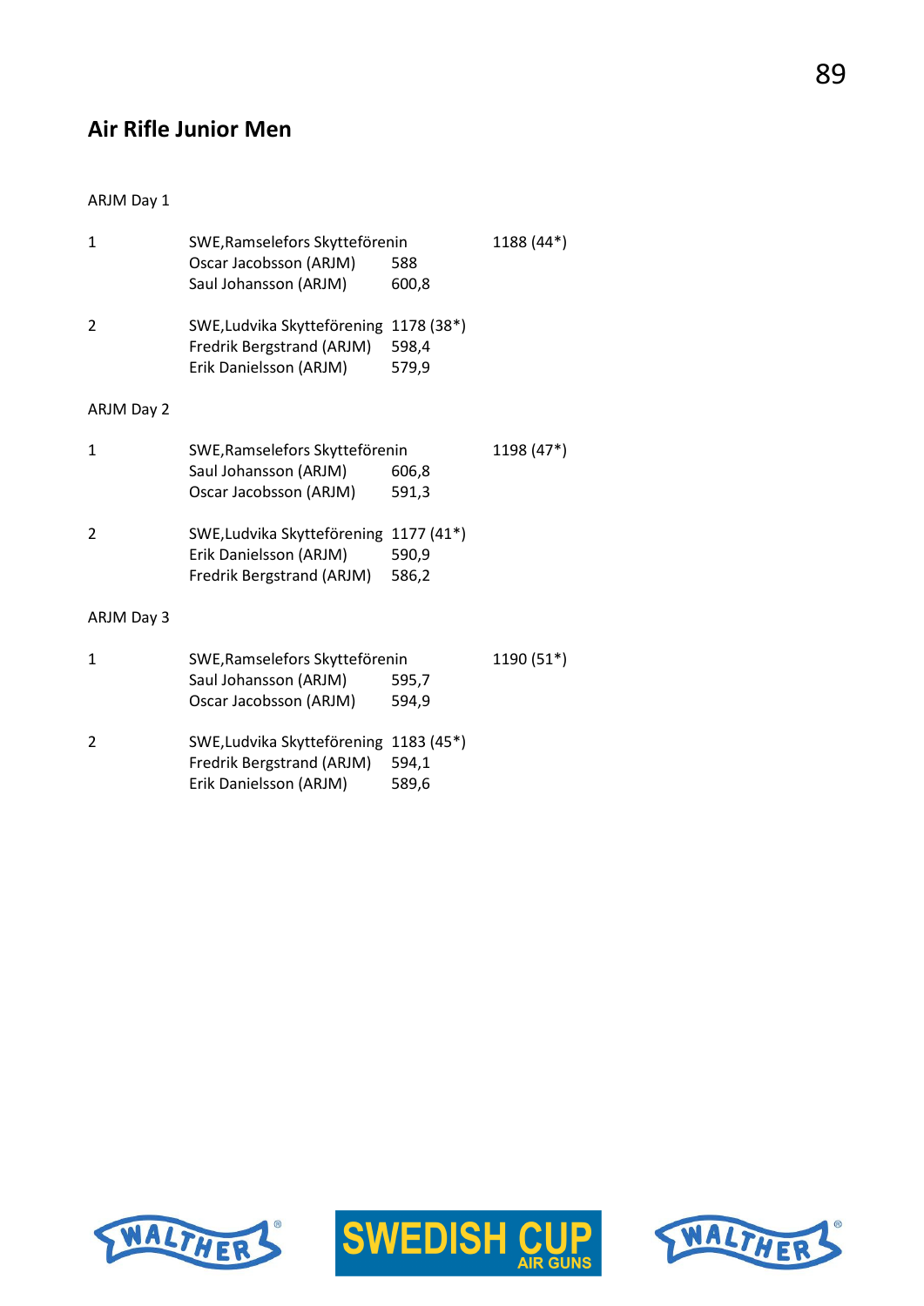## Air Rifle Junior Men

ARJM Day 1

| | | | |
|---|---|---|---|
| 1 | SWE,Ramselefors Skytteförenin | | 1188 (44*) |
| | Oscar Jacobsson (ARJM) | 588 | |
| | Saul Johansson (ARJM) | 600,8 | |
| 2 | SWE,Ludvika Skytteförening | 1178 (38*) | |
| | Fredrik Bergstrand (ARJM) | 598,4 | |
| | Erik Danielsson (ARJM) | 579,9 | |

ARJM Day 2

| | | | |
|---|---|---|---|
| 1 | SWE,Ramselefors Skytteförenin | | 1198 (47*) |
| | Saul Johansson (ARJM) | 606,8 | |
| | Oscar Jacobsson (ARJM) | 591,3 | |
| 2 | SWE,Ludvika Skytteförening | 1177 (41*) | |
| | Erik Danielsson (ARJM) | 590,9 | |
| | Fredrik Bergstrand (ARJM) | 586,2 | |

ARJM Day 3

| | | | |
|---|---|---|---|
| 1 | SWE,Ramselefors Skytteförenin | | 1190 (51*) |
| | Saul Johansson (ARJM) | 595,7 | |
| | Oscar Jacobsson (ARJM) | 594,9 | |
| 2 | SWE,Ludvika Skytteförening | 1183 (45*) | |
| | Fredrik Bergstrand (ARJM) | 594,1 | |
| | Erik Danielsson (ARJM) | 589,6 | |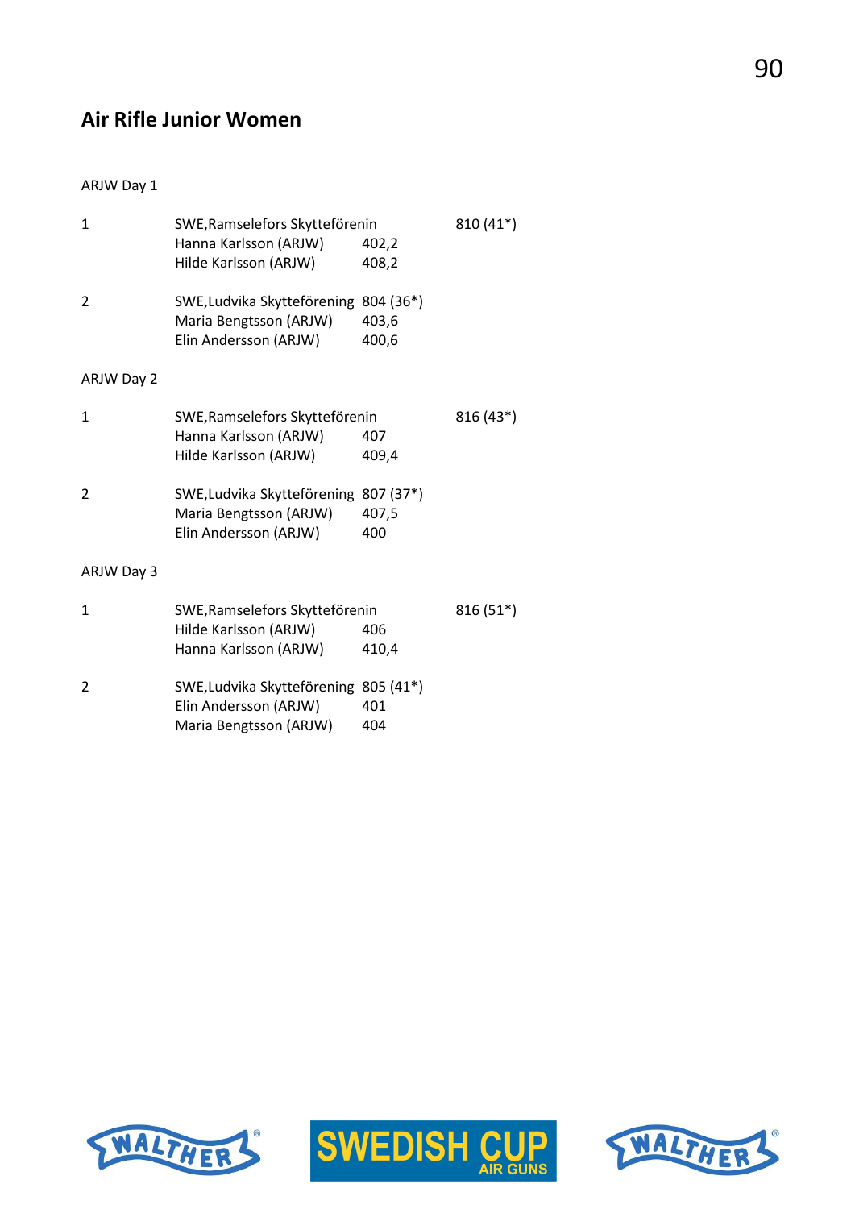## Air Rifle Junior Women

ARJW Day 1

| | | | |
|---|---|---|---|
| 1 | SWE,Ramselefors Skytteförenin | | 810 (41*) |
| | Hanna Karlsson (ARJW) | 402,2 | |
| | Hilde Karlsson (ARJW) | 408,2 | |
| 2 | SWE,Ludvika Skytteförening | 804 (36*) | |
| | Maria Bengtsson (ARJW) | 403,6 | |
| | Elin Andersson (ARJW) | 400,6 | |

ARJW Day 2

| | | | |
|---|---|---|---|
| 1 | SWE,Ramselefors Skytteförenin | | 816 (43*) |
| | Hanna Karlsson (ARJW) | 407 | |
| | Hilde Karlsson (ARJW) | 409,4 | |
| 2 | SWE,Ludvika Skytteförening | 807 (37*) | |
| | Maria Bengtsson (ARJW) | 407,5 | |
| | Elin Andersson (ARJW) | 400 | |

ARJW Day 3

| | | | |
|---|---|---|---|
| 1 | SWE,Ramselefors Skytteförenin | | 816 (51*) |
| | Hilde Karlsson (ARJW) | 406 | |
| | Hanna Karlsson (ARJW) | 410,4 | |
| 2 | SWE,Ludvika Skytteförening | 805 (41*) | |
| | Elin Andersson (ARJW) | 401 | |
| | Maria Bengtsson (ARJW) | 404 | |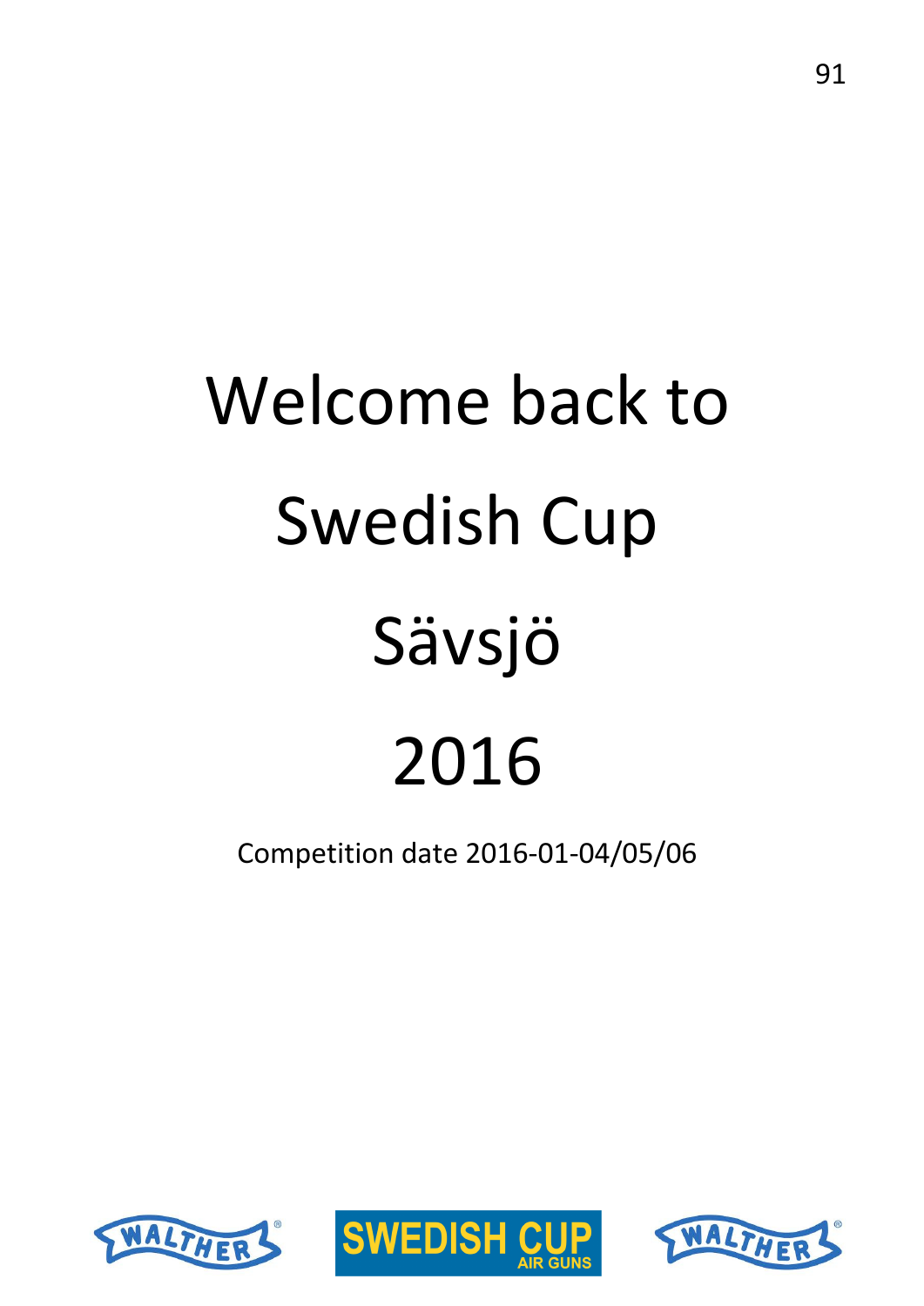# Welcome back to

# Swedish Cup

# Sävsjö

# 2016

Competition date 2016-01-04/05/06